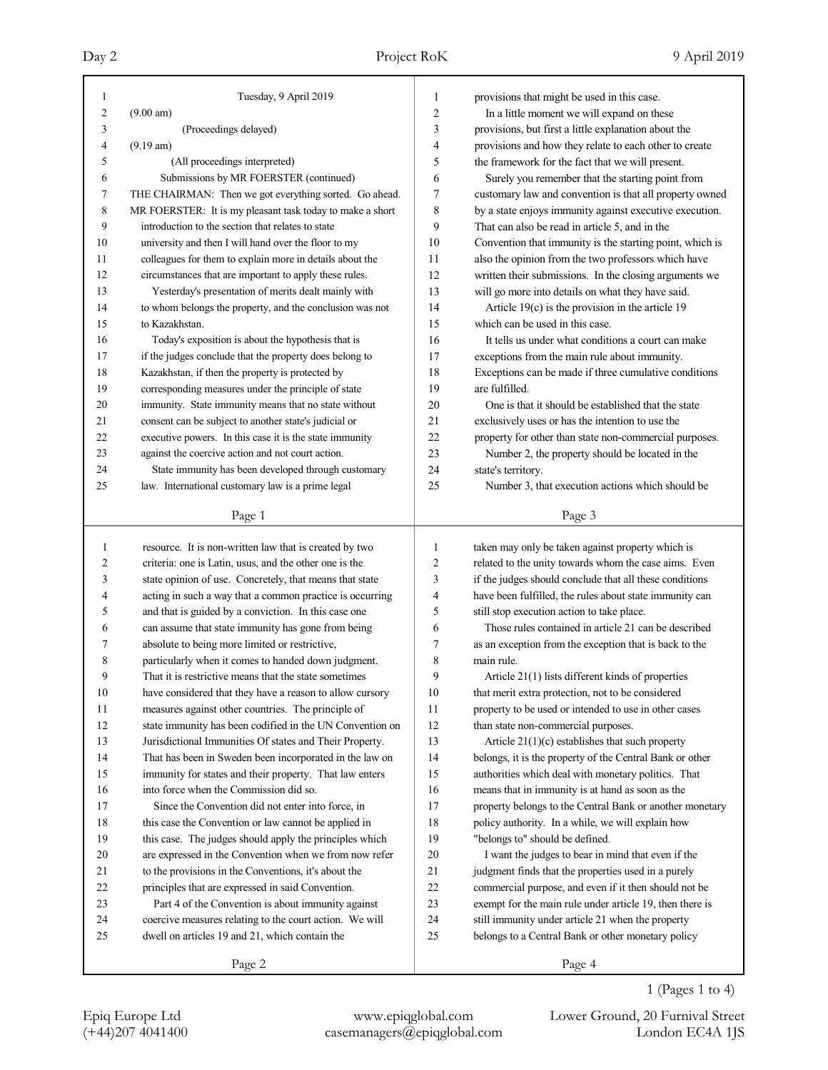Tuesday, 9 April 2019

(9.00 am)

(Proceedings delayed)

(9.19 am)

(All proceedings interpreted)

Submissions by MR FOERSTER (continued)

THE CHAIRMAN: Then we got everything sorted. Go ahead.

MR FOERSTER: It is my pleasant task today to make a short introduction to the section that relates to state university and then I will hand over the floor to my colleagues for them to explain more in details about the circumstances that are important to apply these rules.

Yesterday's presentation of merits dealt mainly with to whom belongs the property, and the conclusion was not to Kazakhstan.

Today's exposition is about the hypothesis that is if the judges conclude that the property does belong to Kazakhstan, if then the property is protected by corresponding measures under the principle of state immunity. State immunity means that no state without consent can be subject to another state's judicial or executive powers. In this case it is the state immunity against the coercive action and not court action.

State immunity has been developed through customary law. International customary law is a prime legal resource. It is non-written law that is created by two criteria: one is Latin, usus, and the other one is the state opinion of use. Concretely, that means that state acting in such a way that a common practice is occurring and that is guided by a conviction. In this case one can assume that state immunity has gone from being absolute to being more limited or restrictive, particularly when it comes to handed down judgment. That it is restrictive means that the state sometimes have considered that they have a reason to allow cursory measures against other countries. The principle of state immunity has been codified in the UN Convention on Jurisdictional Immunities Of states and Their Property. That has been in Sweden been incorporated in the law on immunity for states and their property. That law enters into force when the Commission did so.

Since the Convention did not enter into force, in this case the Convention or law cannot be applied in this case. The judges should apply the principles which are expressed in the Convention when we from now refer to the provisions in the Conventions, it's about the principles that are expressed in said Convention.

Part 4 of the Convention is about immunity against coercive measures relating to the court action. We will dwell on articles 19 and 21, which contain the provisions that might be used in this case.

In a little moment we will expand on these provisions, but first a little explanation about the provisions and how they relate to each other to create the framework for the fact that we will present.

Surely you remember that the starting point from customary law and convention is that all property owned by a state enjoys immunity against executive execution. That can also be read in article 5, and in the Convention that immunity is the starting point, which is also the opinion from the two professors which have written their submissions. In the closing arguments we will go more into details on what they have said.

Article 19(c) is the provision in the article 19 which can be used in this case.

It tells us under what conditions a court can make exceptions from the main rule about immunity. Exceptions can be made if three cumulative conditions are fulfilled.

One is that it should be established that the state exclusively uses or has the intention to use the property for other than state non-commercial purposes.

Number 2, the property should be located in the state's territory.

Number 3, that execution actions which should be taken may only be taken against property which is related to the unity towards whom the case aims. Even if the judges should conclude that all these conditions have been fulfilled, the rules about state immunity can still stop execution action to take place.

Those rules contained in article 21 can be described as an exception from the exception that is back to the main rule.

Article 21(1) lists different kinds of properties that merit extra protection, not to be considered property to be used or intended to use in other cases than state non-commercial purposes.

Article 21(1)(c) establishes that such property belongs, it is the property of the Central Bank or other authorities which deal with monetary politics. That means that in immunity is at hand as soon as the property belongs to the Central Bank or another monetary policy authority. In a while, we will explain how "belongs to" should be defined.

I want the judges to bear in mind that even if the judgment finds that the properties used in a purely commercial purpose, and even if it then should not be exempt for the main rule under article 19, then there is still immunity under article 21 when the property belongs to a Central Bank or other monetary policy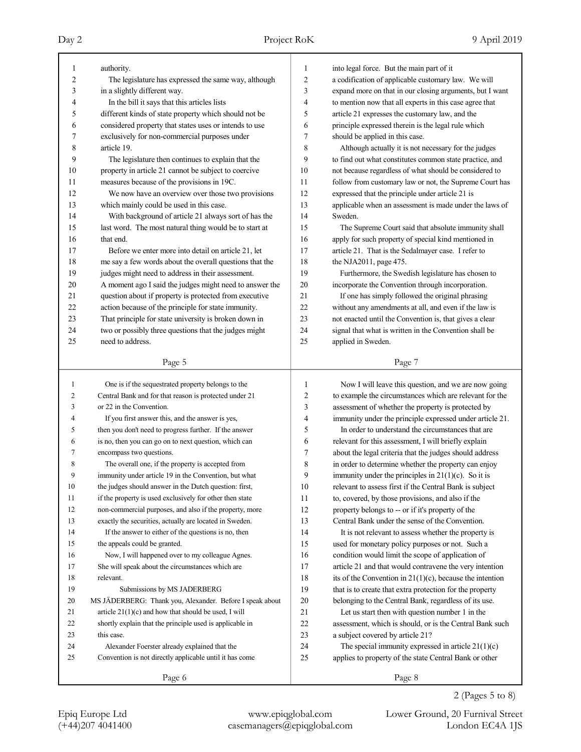authority.

The legislature has expressed the same way, although in a slightly different way.

In the bill it says that this articles lists different kinds of state property which should not be considered property that states uses or intends to use exclusively for non-commercial purposes under article 19.

The legislature then continues to explain that the property in article 21 cannot be subject to coercive measures because of the provisions in 19C.

We now have an overview over those two provisions which mainly could be used in this case.

With background of article 21 always sort of has the last word. The most natural thing would be to start at that end.

Before we enter more into detail on article 21, let me say a few words about the overall questions that the judges might need to address in their assessment. A moment ago I said the judges might need to answer the question about if property is protected from executive action because of the principle for state immunity. That principle for state university is broken down in two or possibly three questions that the judges might need to address.

One is if the sequestrated property belongs to the Central Bank and for that reason is protected under 21 or 22 in the Convention.

If you first answer this, and the answer is yes, then you don't need to progress further. If the answer is no, then you can go on to next question, which can encompass two questions.

The overall one, if the property is accepted from immunity under article 19 in the Convention, but what the judges should answer in the Dutch question: first, if the property is used exclusively for other then state non-commercial purposes, and also if the property, more exactly the securities, actually are located in Sweden.

If the answer to either of the questions is no, then the appeals could be granted.

Now, I will happened over to my colleague Agnes. She will speak about the circumstances which are relevant.

## Submissions by MS JADERBERG

MS JÄDERBERG: Thank you, Alexander. Before I speak about article 21(1)(c) and how that should be used, I will shortly explain that the principle used is applicable in this case.

Alexander Foerster already explained that the Convention is not directly applicable until it has come into legal force. But the main part of it a codification of applicable customary law. We will expand more on that in our closing arguments, but I want to mention now that all experts in this case agree that article 21 expresses the customary law, and the principle expressed therein is the legal rule which should be applied in this case.

Although actually it is not necessary for the judges to find out what constitutes common state practice, and not because regardless of what should be considered to follow from customary law or not, the Supreme Court has expressed that the principle under article 21 is applicable when an assessment is made under the laws of Sweden.

The Supreme Court said that absolute immunity shall apply for such property of special kind mentioned in article 21. That is the Sedalmayer case. I refer to the NJA2011, page 475.

Furthermore, the Swedish legislature has chosen to incorporate the Convention through incorporation.

If one has simply followed the original phrasing without any amendments at all, and even if the law is not enacted until the Convention is, that gives a clear signal that what is written in the Convention shall be applied in Sweden.

Now I will leave this question, and we are now going to example the circumstances which are relevant for the assessment of whether the property is protected by immunity under the principle expressed under article 21.

In order to understand the circumstances that are relevant for this assessment, I will briefly explain about the legal criteria that the judges should address in order to determine whether the property can enjoy immunity under the principles in 21(1)(c). So it is relevant to assess first if the Central Bank is subject to, covered, by those provisions, and also if the property belongs to -- or if it's property of the Central Bank under the sense of the Convention.

It is not relevant to assess whether the property is used for monetary policy purposes or not. Such a condition would limit the scope of application of article 21 and that would contravene the very intention its of the Convention in 21(1)(c), because the intention that is to create that extra protection for the property belonging to the Central Bank, regardless of its use.

Let us start then with question number 1 in the assessment, which is should, or is the Central Bank such a subject covered by article 21?

The special immunity expressed in article 21(1)(c) applies to property of the state Central Bank or other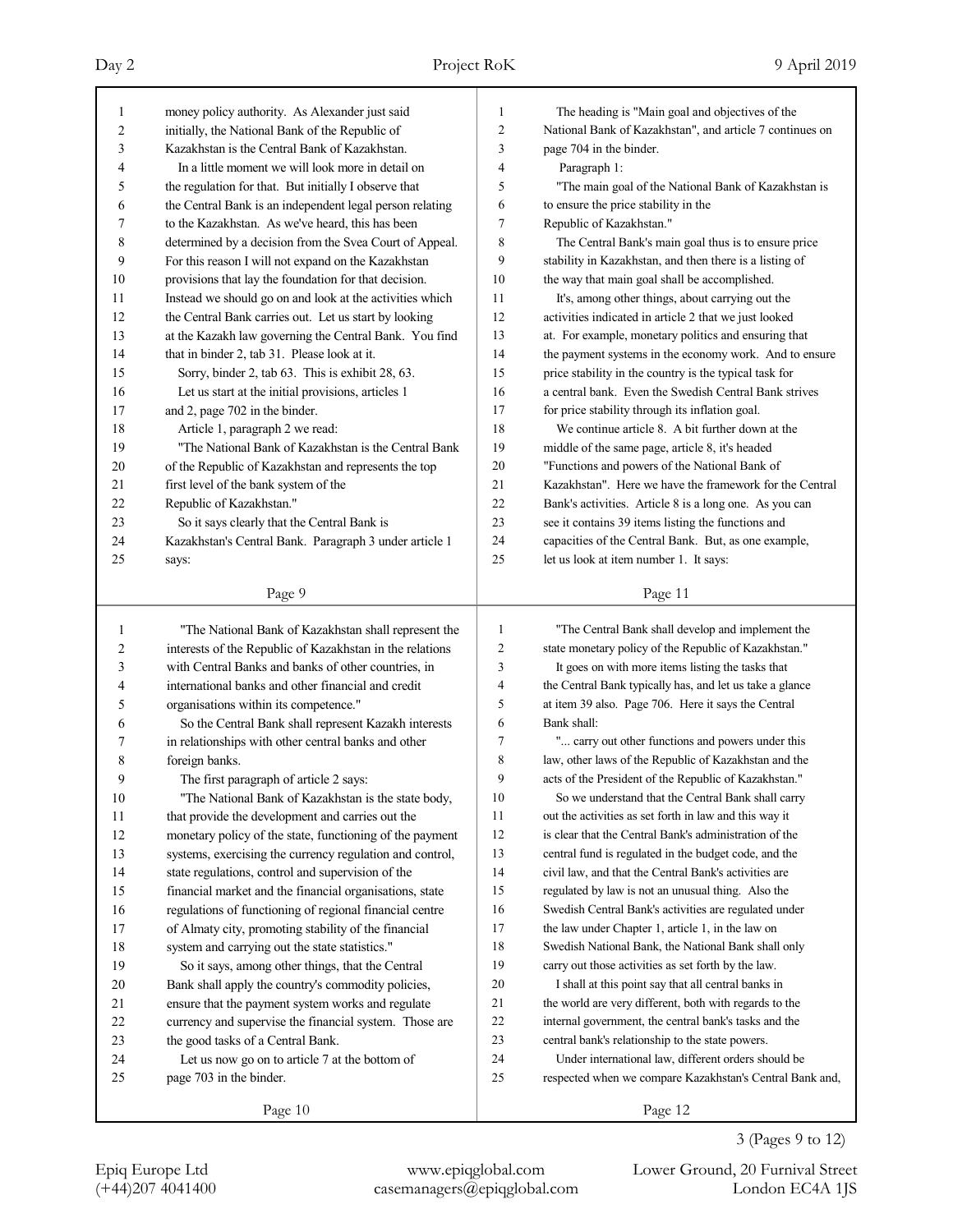money policy authority. As Alexander just said initially, the National Bank of the Republic of Kazakhstan is the Central Bank of Kazakhstan.

In a little moment we will look more in detail on the regulation for that. But initially I observe that the Central Bank is an independent legal person relating to the Kazakhstan. As we've heard, this has been determined by a decision from the Svea Court of Appeal. For this reason I will not expand on the Kazakhstan provisions that lay the foundation for that decision. Instead we should go on and look at the activities which the Central Bank carries out. Let us start by looking at the Kazakh law governing the Central Bank. You find that in binder 2, tab 31. Please look at it.

Sorry, binder 2, tab 63. This is exhibit 28, 63.

Let us start at the initial provisions, articles 1 and 2, page 702 in the binder.

Article 1, paragraph 2 we read:

"The National Bank of Kazakhstan is the Central Bank of the Republic of Kazakhstan and represents the top first level of the bank system of the Republic of Kazakhstan."

So it says clearly that the Central Bank is Kazakhstan's Central Bank. Paragraph 3 under article 1 says:

"The National Bank of Kazakhstan shall represent the interests of the Republic of Kazakhstan in the relations with Central Banks and banks of other countries, in international banks and other financial and credit organisations within its competence."

So the Central Bank shall represent Kazakh interests in relationships with other central banks and other foreign banks.

The first paragraph of article 2 says:

"The National Bank of Kazakhstan is the state body, that provide the development and carries out the monetary policy of the state, functioning of the payment systems, exercising the currency regulation and control, state regulations, control and supervision of the financial market and the financial organisations, state regulations of functioning of regional financial centre of Almaty city, promoting stability of the financial system and carrying out the state statistics."

So it says, among other things, that the Central Bank shall apply the country's commodity policies, ensure that the payment system works and regulate currency and supervise the financial system. Those are the good tasks of a Central Bank.

Let us now go on to article 7 at the bottom of page 703 in the binder.

The heading is "Main goal and objectives of the National Bank of Kazakhstan", and article 7 continues on page 704 in the binder.

Paragraph 1:

"The main goal of the National Bank of Kazakhstan is to ensure the price stability in the Republic of Kazakhstan."

The Central Bank's main goal thus is to ensure price stability in Kazakhstan, and then there is a listing of the way that main goal shall be accomplished.

It's, among other things, about carrying out the activities indicated in article 2 that we just looked at. For example, monetary politics and ensuring that the payment systems in the economy work. And to ensure price stability in the country is the typical task for a central bank. Even the Swedish Central Bank strives for price stability through its inflation goal.

We continue article 8. A bit further down at the middle of the same page, article 8, it's headed "Functions and powers of the National Bank of Kazakhstan". Here we have the framework for the Central Bank's activities. Article 8 is a long one. As you can see it contains 39 items listing the functions and capacities of the Central Bank. But, as one example, let us look at item number 1. It says:

"The Central Bank shall develop and implement the state monetary policy of the Republic of Kazakhstan."

It goes on with more items listing the tasks that the Central Bank typically has, and let us take a glance at item 39 also. Page 706. Here it says the Central Bank shall:

"... carry out other functions and powers under this law, other laws of the Republic of Kazakhstan and the acts of the President of the Republic of Kazakhstan."

So we understand that the Central Bank shall carry out the activities as set forth in law and this way it is clear that the Central Bank's administration of the central fund is regulated in the budget code, and the civil law, and that the Central Bank's activities are regulated by law is not an unusual thing. Also the Swedish Central Bank's activities are regulated under the law under Chapter 1, article 1, in the law on Swedish National Bank, the National Bank shall only carry out those activities as set forth by the law.

I shall at this point say that all central banks in the world are very different, both with regards to the internal government, the central bank's tasks and the central bank's relationship to the state powers.

Under international law, different orders should be respected when we compare Kazakhstan's Central Bank and,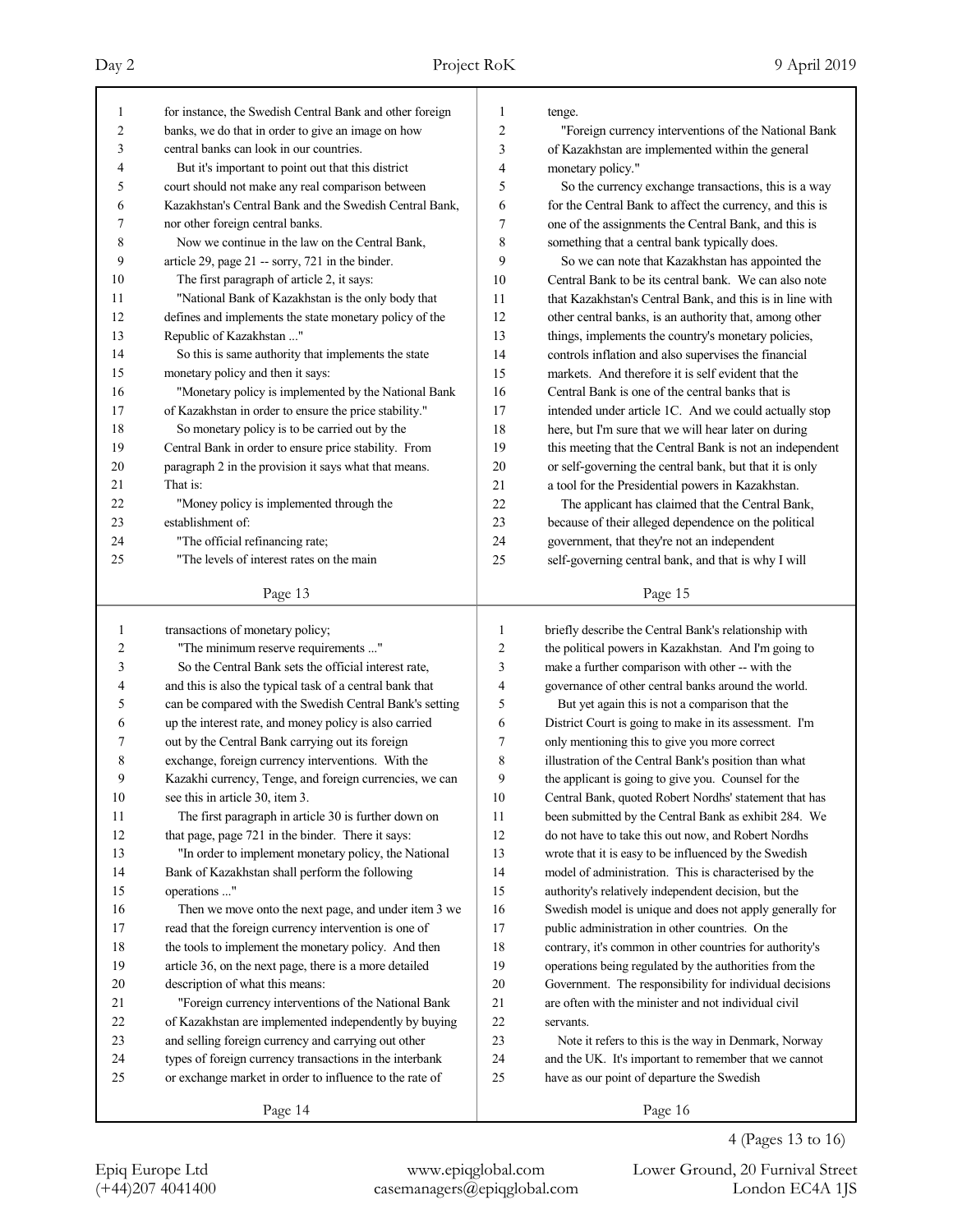for instance, the Swedish Central Bank and other foreign banks, we do that in order to give an image on how central banks can look in our countries.

But it's important to point out that this district court should not make any real comparison between Kazakhstan's Central Bank and the Swedish Central Bank, nor other foreign central banks.

Now we continue in the law on the Central Bank, article 29, page 21 -- sorry, 721 in the binder.

The first paragraph of article 2, it says:

"National Bank of Kazakhstan is the only body that defines and implements the state monetary policy of the Republic of Kazakhstan ..."

So this is same authority that implements the state monetary policy and then it says:

"Monetary policy is implemented by the National Bank of Kazakhstan in order to ensure the price stability."

So monetary policy is to be carried out by the Central Bank in order to ensure price stability. From paragraph 2 in the provision it says what that means. That is:

"Money policy is implemented through the establishment of:

"The official refinancing rate;

"The levels of interest rates on the main transactions of monetary policy;

"The minimum reserve requirements ..."

So the Central Bank sets the official interest rate, and this is also the typical task of a central bank that can be compared with the Swedish Central Bank's setting up the interest rate, and money policy is also carried out by the Central Bank carrying out its foreign exchange, foreign currency interventions. With the Kazakhi currency, Tenge, and foreign currencies, we can see this in article 30, item 3.

The first paragraph in article 30 is further down on that page, page 721 in the binder. There it says:

"In order to implement monetary policy, the National Bank of Kazakhstan shall perform the following operations ..."

Then we move onto the next page, and under item 3 we read that the foreign currency intervention is one of the tools to implement the monetary policy. And then article 36, on the next page, there is a more detailed description of what this means:

"Foreign currency interventions of the National Bank of Kazakhstan are implemented independently by buying and selling foreign currency and carrying out other types of foreign currency transactions in the interbank or exchange market in order to influence to the rate of tenge.

"Foreign currency interventions of the National Bank of Kazakhstan are implemented within the general monetary policy."

So the currency exchange transactions, this is a way for the Central Bank to affect the currency, and this is one of the assignments the Central Bank, and this is something that a central bank typically does.

So we can note that Kazakhstan has appointed the Central Bank to be its central bank. We can also note that Kazakhstan's Central Bank, and this is in line with other central banks, is an authority that, among other things, implements the country's monetary policies, controls inflation and also supervises the financial markets. And therefore it is self evident that the Central Bank is one of the central banks that is intended under article 1C. And we could actually stop here, but I'm sure that we will hear later on during this meeting that the Central Bank is not an independent or self-governing the central bank, but that it is only a tool for the Presidential powers in Kazakhstan.

The applicant has claimed that the Central Bank, because of their alleged dependence on the political government, that they're not an independent self-governing central bank, and that is why I will briefly describe the Central Bank's relationship with the political powers in Kazakhstan. And I'm going to make a further comparison with other -- with the governance of other central banks around the world.

But yet again this is not a comparison that the District Court is going to make in its assessment. I'm only mentioning this to give you more correct illustration of the Central Bank's position than what the applicant is going to give you. Counsel for the Central Bank, quoted Robert Nordhs' statement that has been submitted by the Central Bank as exhibit 284. We do not have to take this out now, and Robert Nordhs wrote that it is easy to be influenced by the Swedish model of administration. This is characterised by the authority's relatively independent decision, but the Swedish model is unique and does not apply generally for public administration in other countries. On the contrary, it's common in other countries for authority's operations being regulated by the authorities from the Government. The responsibility for individual decisions are often with the minister and not individual civil servants.

Note it refers to this is the way in Denmark, Norway and the UK. It's important to remember that we cannot have as our point of departure the Swedish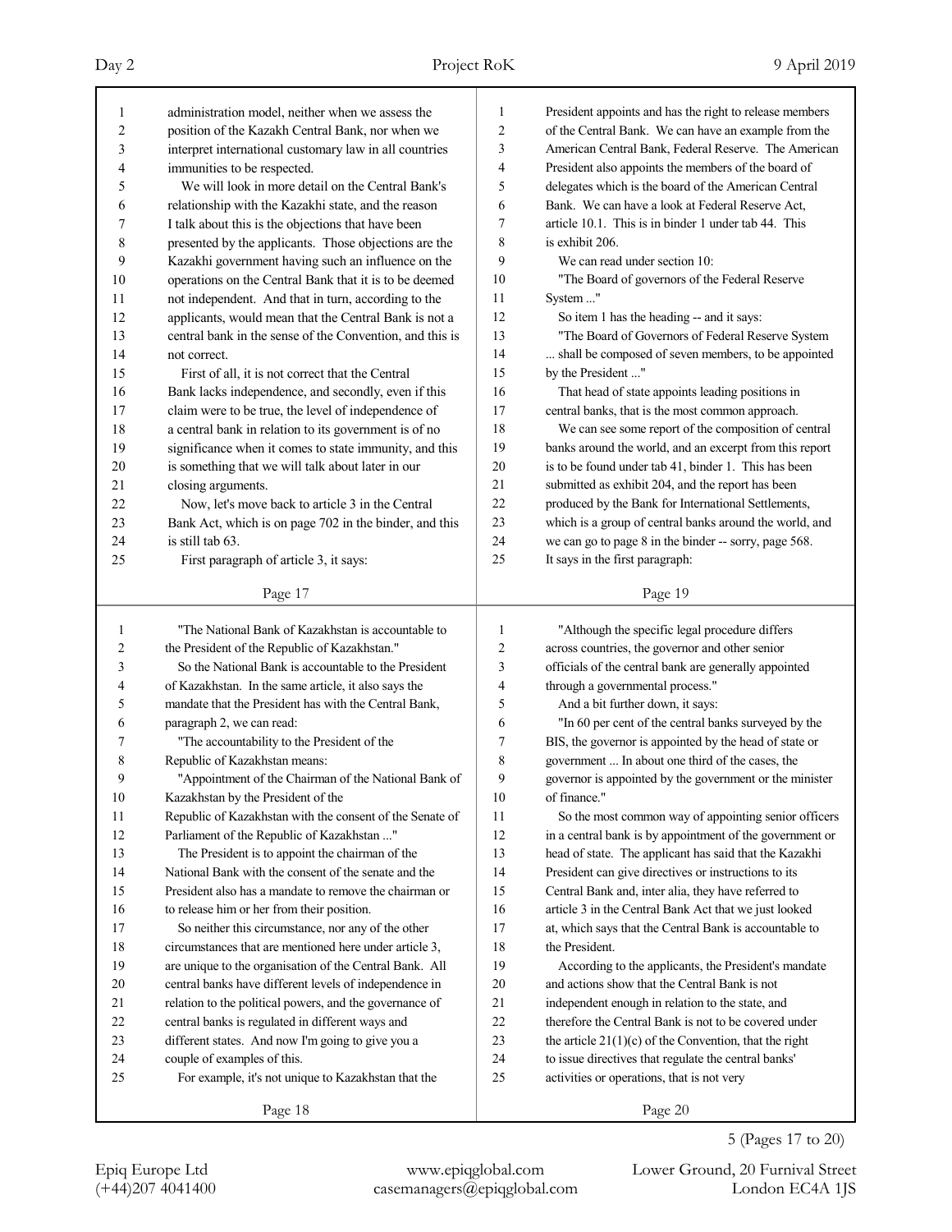administration model, neither when we assess the position of the Kazakh Central Bank, nor when we interpret international customary law in all countries immunities to be respected.

We will look in more detail on the Central Bank's relationship with the Kazakhi state, and the reason I talk about this is the objections that have been presented by the applicants. Those objections are the Kazakhi government having such an influence on the operations on the Central Bank that it is to be deemed not independent. And that in turn, according to the applicants, would mean that the Central Bank is not a central bank in the sense of the Convention, and this is not correct.

First of all, it is not correct that the Central Bank lacks independence, and secondly, even if this claim were to be true, the level of independence of a central bank in relation to its government is of no significance when it comes to state immunity, and this is something that we will talk about later in our closing arguments.

Now, let's move back to article 3 in the Central Bank Act, which is on page 702 in the binder, and this is still tab 63.

First paragraph of article 3, it says:

"The National Bank of Kazakhstan is accountable to the President of the Republic of Kazakhstan."

So the National Bank is accountable to the President of Kazakhstan. In the same article, it also says the mandate that the President has with the Central Bank, paragraph 2, we can read:

"The accountability to the President of the Republic of Kazakhstan means:

"Appointment of the Chairman of the National Bank of Kazakhstan by the President of the Republic of Kazakhstan with the consent of the Senate of Parliament of the Republic of Kazakhstan ..."

The President is to appoint the chairman of the National Bank with the consent of the senate and the President also has a mandate to remove the chairman or to release him or her from their position.

So neither this circumstance, nor any of the other circumstances that are mentioned here under article 3, are unique to the organisation of the Central Bank. All central banks have different levels of independence in relation to the political powers, and the governance of central banks is regulated in different ways and different states. And now I'm going to give you a couple of examples of this.

For example, it's not unique to Kazakhstan that the President appoints and has the right to release members of the Central Bank. We can have an example from the American Central Bank, Federal Reserve. The American President also appoints the members of the board of delegates which is the board of the American Central Bank. We can have a look at Federal Reserve Act, article 10.1. This is in binder 1 under tab 44. This is exhibit 206.

We can read under section 10:

"The Board of governors of the Federal Reserve System ..."

So item 1 has the heading -- and it says:

"The Board of Governors of Federal Reserve System ... shall be composed of seven members, to be appointed by the President ..."

That head of state appoints leading positions in central banks, that is the most common approach.

We can see some report of the composition of central banks around the world, and an excerpt from this report is to be found under tab 41, binder 1. This has been submitted as exhibit 204, and the report has been produced by the Bank for International Settlements, which is a group of central banks around the world, and we can go to page 8 in the binder -- sorry, page 568. It says in the first paragraph:

"Although the specific legal procedure differs across countries, the governor and other senior officials of the central bank are generally appointed through a governmental process."

And a bit further down, it says:

"In 60 per cent of the central banks surveyed by the BIS, the governor is appointed by the head of state or government ... In about one third of the cases, the governor is appointed by the government or the minister of finance."

So the most common way of appointing senior officers in a central bank is by appointment of the government or head of state. The applicant has said that the Kazakhi President can give directives or instructions to its Central Bank and, inter alia, they have referred to article 3 in the Central Bank Act that we just looked at, which says that the Central Bank is accountable to the President.

According to the applicants, the President's mandate and actions show that the Central Bank is not independent enough in relation to the state, and therefore the Central Bank is not to be covered under the article 21(1)(c) of the Convention, that the right to issue directives that regulate the central banks' activities or operations, that is not very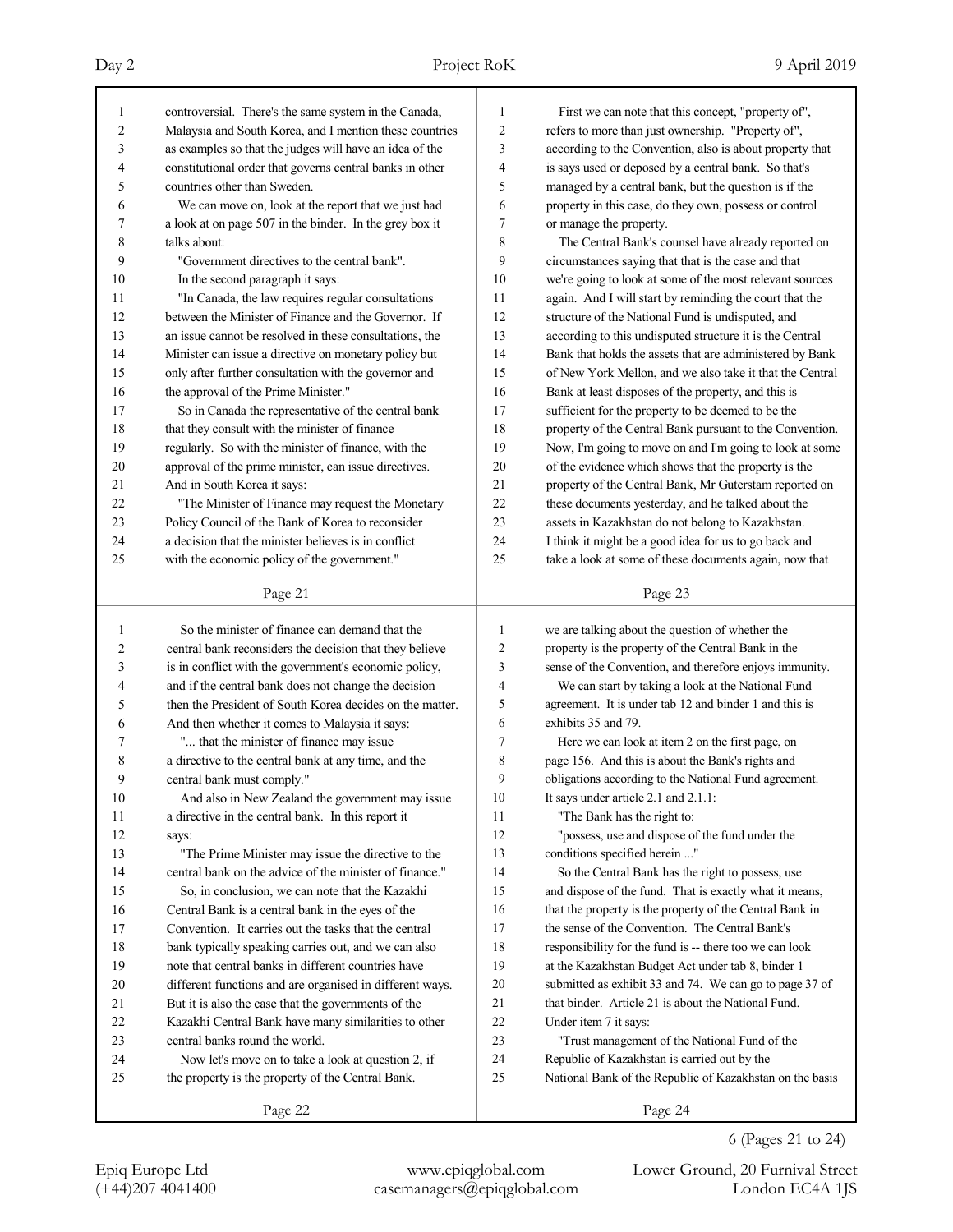controversial. There's the same system in the Canada, Malaysia and South Korea, and I mention these countries as examples so that the judges will have an idea of the constitutional order that governs central banks in other countries other than Sweden.

We can move on, look at the report that we just had a look at on page 507 in the binder. In the grey box it talks about:

"Government directives to the central bank".

In the second paragraph it says:

"In Canada, the law requires regular consultations between the Minister of Finance and the Governor. If an issue cannot be resolved in these consultations, the Minister can issue a directive on monetary policy but only after further consultation with the governor and the approval of the Prime Minister."

So in Canada the representative of the central bank that they consult with the minister of finance regularly. So with the minister of finance, with the approval of the prime minister, can issue directives. And in South Korea it says:

"The Minister of Finance may request the Monetary Policy Council of the Bank of Korea to reconsider a decision that the minister believes is in conflict with the economic policy of the government."

So the minister of finance can demand that the central bank reconsiders the decision that they believe is in conflict with the government's economic policy, and if the central bank does not change the decision then the President of South Korea decides on the matter. And then whether it comes to Malaysia it says:

"... that the minister of finance may issue a directive to the central bank at any time, and the central bank must comply."

And also in New Zealand the government may issue a directive in the central bank. In this report it says:

"The Prime Minister may issue the directive to the central bank on the advice of the minister of finance."

So, in conclusion, we can note that the Kazakhi Central Bank is a central bank in the eyes of the Convention. It carries out the tasks that the central bank typically speaking carries out, and we can also note that central banks in different countries have different functions and are organised in different ways. But it is also the case that the governments of the Kazakhi Central Bank have many similarities to other central banks round the world.

Now let's move on to take a look at question 2, if the property is the property of the Central Bank.

First we can note that this concept, "property of", refers to more than just ownership. "Property of", according to the Convention, also is about property that is says used or deposed by a central bank. So that's managed by a central bank, but the question is if the property in this case, do they own, possess or control or manage the property.

The Central Bank's counsel have already reported on circumstances saying that that is the case and that we're going to look at some of the most relevant sources again. And I will start by reminding the court that the structure of the National Fund is undisputed, and according to this undisputed structure it is the Central Bank that holds the assets that are administered by Bank of New York Mellon, and we also take it that the Central Bank at least disposes of the property, and this is sufficient for the property to be deemed to be the property of the Central Bank pursuant to the Convention. Now, I'm going to move on and I'm going to look at some of the evidence which shows that the property is the property of the Central Bank, Mr Guterstam reported on these documents yesterday, and he talked about the assets in Kazakhstan do not belong to Kazakhstan. I think it might be a good idea for us to go back and take a look at some of these documents again, now that we are talking about the question of whether the property is the property of the Central Bank in the sense of the Convention, and therefore enjoys immunity.

We can start by taking a look at the National Fund agreement. It is under tab 12 and binder 1 and this is exhibits 35 and 79.

Here we can look at item 2 on the first page, on page 156. And this is about the Bank's rights and obligations according to the National Fund agreement. It says under article 2.1 and 2.1.1:

"The Bank has the right to:

"possess, use and dispose of the fund under the conditions specified herein ..."

So the Central Bank has the right to possess, use and dispose of the fund. That is exactly what it means, that the property is the property of the Central Bank in the sense of the Convention. The Central Bank's responsibility for the fund is -- there too we can look at the Kazakhstan Budget Act under tab 8, binder 1 submitted as exhibit 33 and 74. We can go to page 37 of that binder. Article 21 is about the National Fund. Under item 7 it says:

"Trust management of the National Fund of the Republic of Kazakhstan is carried out by the National Bank of the Republic of Kazakhstan on the basis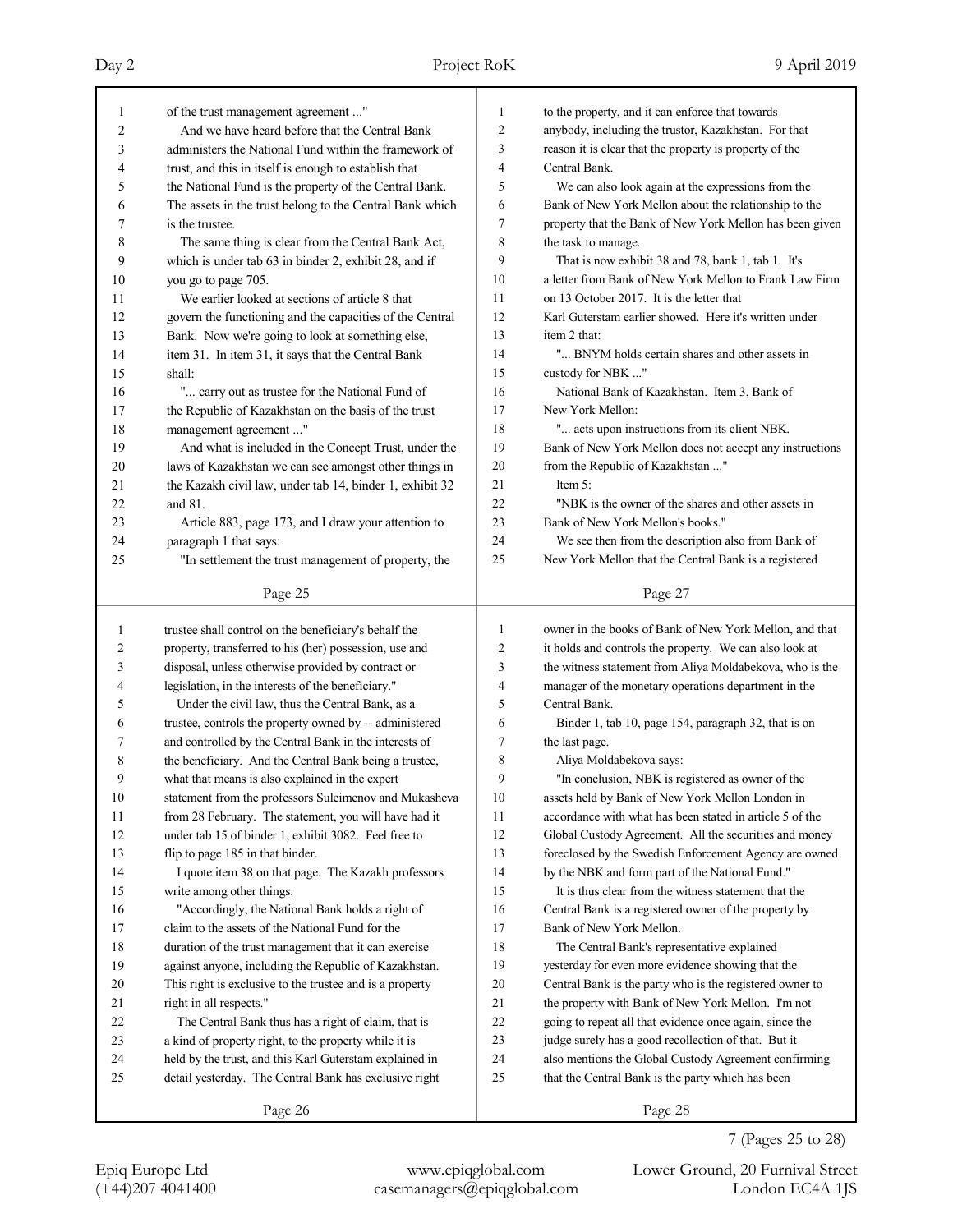of the trust management agreement ..."

And we have heard before that the Central Bank administers the National Fund within the framework of trust, and this in itself is enough to establish that the National Fund is the property of the Central Bank. The assets in the trust belong to the Central Bank which is the trustee.

The same thing is clear from the Central Bank Act, which is under tab 63 in binder 2, exhibit 28, and if you go to page 705.

We earlier looked at sections of article 8 that govern the functioning and the capacities of the Central Bank. Now we're going to look at something else, item 31. In item 31, it says that the Central Bank shall:

"... carry out as trustee for the National Fund of the Republic of Kazakhstan on the basis of the trust management agreement ..."

And what is included in the Concept Trust, under the laws of Kazakhstan we can see amongst other things in the Kazakh civil law, under tab 14, binder 1, exhibit 32 and 81.

Article 883, page 173, and I draw your attention to paragraph 1 that says:

"In settlement the trust management of property, the trustee shall control on the beneficiary's behalf the property, transferred to his (her) possession, use and disposal, unless otherwise provided by contract or legislation, in the interests of the beneficiary."

Under the civil law, thus the Central Bank, as a trustee, controls the property owned by -- administered and controlled by the Central Bank in the interests of the beneficiary. And the Central Bank being a trustee, what that means is also explained in the expert statement from the professors Suleimenov and Mukasheva from 28 February. The statement, you will have had it under tab 15 of binder 1, exhibit 3082. Feel free to flip to page 185 in that binder.

I quote item 38 on that page. The Kazakh professors write among other things:

"Accordingly, the National Bank holds a right of claim to the assets of the National Fund for the duration of the trust management that it can exercise against anyone, including the Republic of Kazakhstan. This right is exclusive to the trustee and is a property right in all respects."

The Central Bank thus has a right of claim, that is a kind of property right, to the property while it is held by the trust, and this Karl Guterstam explained in detail yesterday. The Central Bank has exclusive right to the property, and it can enforce that towards anybody, including the trustor, Kazakhstan. For that reason it is clear that the property is property of the Central Bank.

We can also look again at the expressions from the Bank of New York Mellon about the relationship to the property that the Bank of New York Mellon has been given the task to manage.

That is now exhibit 38 and 78, bank 1, tab 1. It's a letter from Bank of New York Mellon to Frank Law Firm on 13 October 2017. It is the letter that Karl Guterstam earlier showed. Here it's written under item 2 that:

"... BNYM holds certain shares and other assets in custody for NBK ..."

National Bank of Kazakhstan. Item 3, Bank of New York Mellon:

"... acts upon instructions from its client NBK. Bank of New York Mellon does not accept any instructions from the Republic of Kazakhstan ..."

Item 5:

"NBK is the owner of the shares and other assets in Bank of New York Mellon's books."

We see then from the description also from Bank of New York Mellon that the Central Bank is a registered owner in the books of Bank of New York Mellon, and that it holds and controls the property. We can also look at the witness statement from Aliya Moldabekova, who is the manager of the monetary operations department in the Central Bank.

Binder 1, tab 10, page 154, paragraph 32, that is on the last page.

Aliya Moldabekova says:

"In conclusion, NBK is registered as owner of the assets held by Bank of New York Mellon London in accordance with what has been stated in article 5 of the Global Custody Agreement. All the securities and money foreclosed by the Swedish Enforcement Agency are owned by the NBK and form part of the National Fund."

It is thus clear from the witness statement that the Central Bank is a registered owner of the property by Bank of New York Mellon.

The Central Bank's representative explained yesterday for even more evidence showing that the Central Bank is the party who is the registered owner to the property with Bank of New York Mellon. I'm not going to repeat all that evidence once again, since the judge surely has a good recollection of that. But it also mentions the Global Custody Agreement confirming that the Central Bank is the party which has been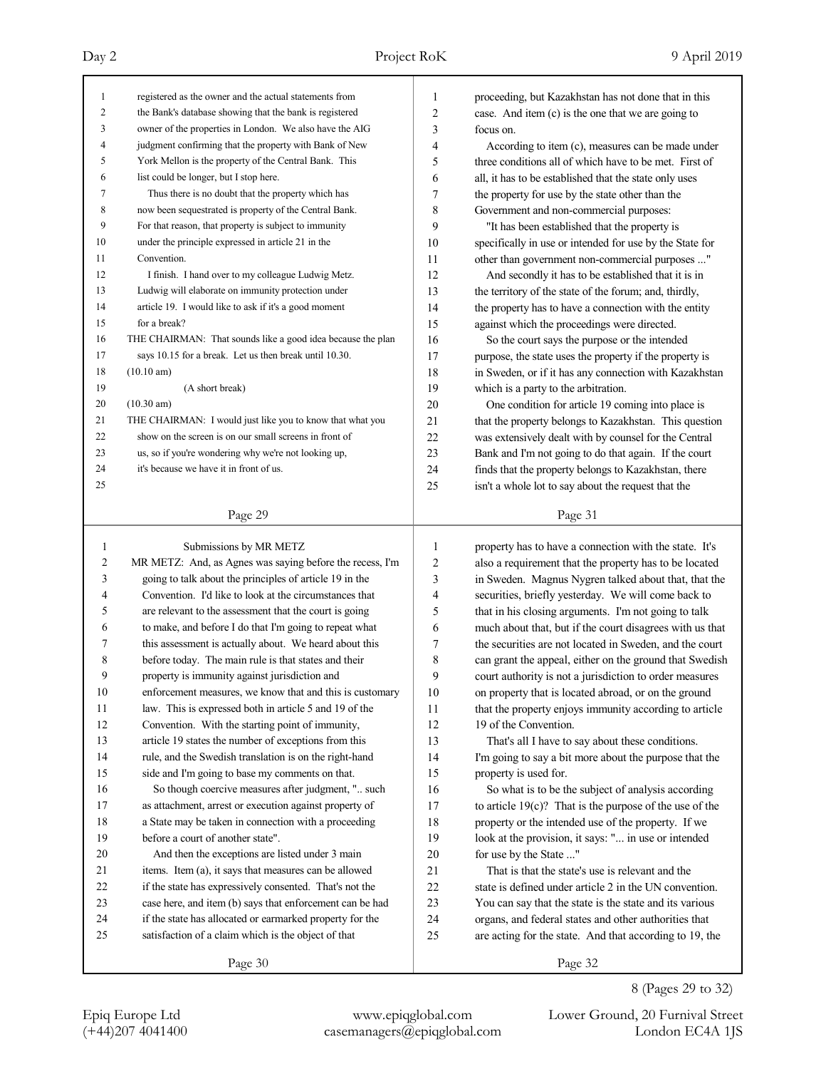registered as the owner and the actual statements from the Bank's database showing that the bank is registered owner of the properties in London. We also have the AIG judgment confirming that the property with Bank of New York Mellon is the property of the Central Bank. This list could be longer, but I stop here.

Thus there is no doubt that the property which has now been sequestrated is property of the Central Bank. For that reason, that property is subject to immunity under the principle expressed in article 21 in the Convention.

I finish. I hand over to my colleague Ludwig Metz. Ludwig will elaborate on immunity protection under article 19. I would like to ask if it's a good moment for a break?

THE CHAIRMAN: That sounds like a good idea because the plan says 10.15 for a break. Let us then break until 10.30.

(10.10 am)

(A short break)

(10.30 am)

THE CHAIRMAN: I would just like you to know that what you show on the screen is on our small screens in front of us, so if you're wondering why we're not looking up, it's because we have it in front of us.

Submissions by MR METZ

MR METZ: And, as Agnes was saying before the recess, I'm going to talk about the principles of article 19 in the Convention. I'd like to look at the circumstances that are relevant to the assessment that the court is going to make, and before I do that I'm going to repeat what this assessment is actually about. We heard about this before today. The main rule is that states and their property is immunity against jurisdiction and enforcement measures, we know that and this is customary law. This is expressed both in article 5 and 19 of the Convention. With the starting point of immunity, article 19 states the number of exceptions from this rule, and the Swedish translation is on the right-hand side and I'm going to base my comments on that.

So though coercive measures after judgment, ".. such as attachment, arrest or execution against property of a State may be taken in connection with a proceeding before a court of another state".

And then the exceptions are listed under 3 main items. Item (a), it says that measures can be allowed if the state has expressively consented. That's not the case here, and item (b) says that enforcement can be had if the state has allocated or earmarked property for the satisfaction of a claim which is the object of that proceeding, but Kazakhstan has not done that in this case. And item (c) is the one that we are going to focus on.

According to item (c), measures can be made under three conditions all of which have to be met. First of all, it has to be established that the state only uses the property for use by the state other than the Government and non-commercial purposes:

"It has been established that the property is specifically in use or intended for use by the State for other than government non-commercial purposes ..."

And secondly it has to be established that it is in the territory of the state of the forum; and, thirdly, the property has to have a connection with the entity against which the proceedings were directed.

So the court says the purpose or the intended purpose, the state uses the property if the property is in Sweden, or if it has any connection with Kazakhstan which is a party to the arbitration.

One condition for article 19 coming into place is that the property belongs to Kazakhstan. This question was extensively dealt with by counsel for the Central Bank and I'm not going to do that again. If the court finds that the property belongs to Kazakhstan, there isn't a whole lot to say about the request that the property has to have a connection with the state. It's also a requirement that the property has to be located in Sweden. Magnus Nygren talked about that, that the securities, briefly yesterday. We will come back to that in his closing arguments. I'm not going to talk much about that, but if the court disagrees with us that the securities are not located in Sweden, and the court can grant the appeal, either on the ground that Swedish court authority is not a jurisdiction to order measures on property that is located abroad, or on the ground that the property enjoys immunity according to article 19 of the Convention.

That's all I have to say about these conditions. I'm going to say a bit more about the purpose that the property is used for.

So what is to be the subject of analysis according to article 19(c)? That is the purpose of the use of the property or the intended use of the property. If we look at the provision, it says: "... in use or intended for use by the State ..."

That is that the state's use is relevant and the state is defined under article 2 in the UN convention. You can say that the state is the state and its various organs, and federal states and other authorities that are acting for the state. And that according to 19, the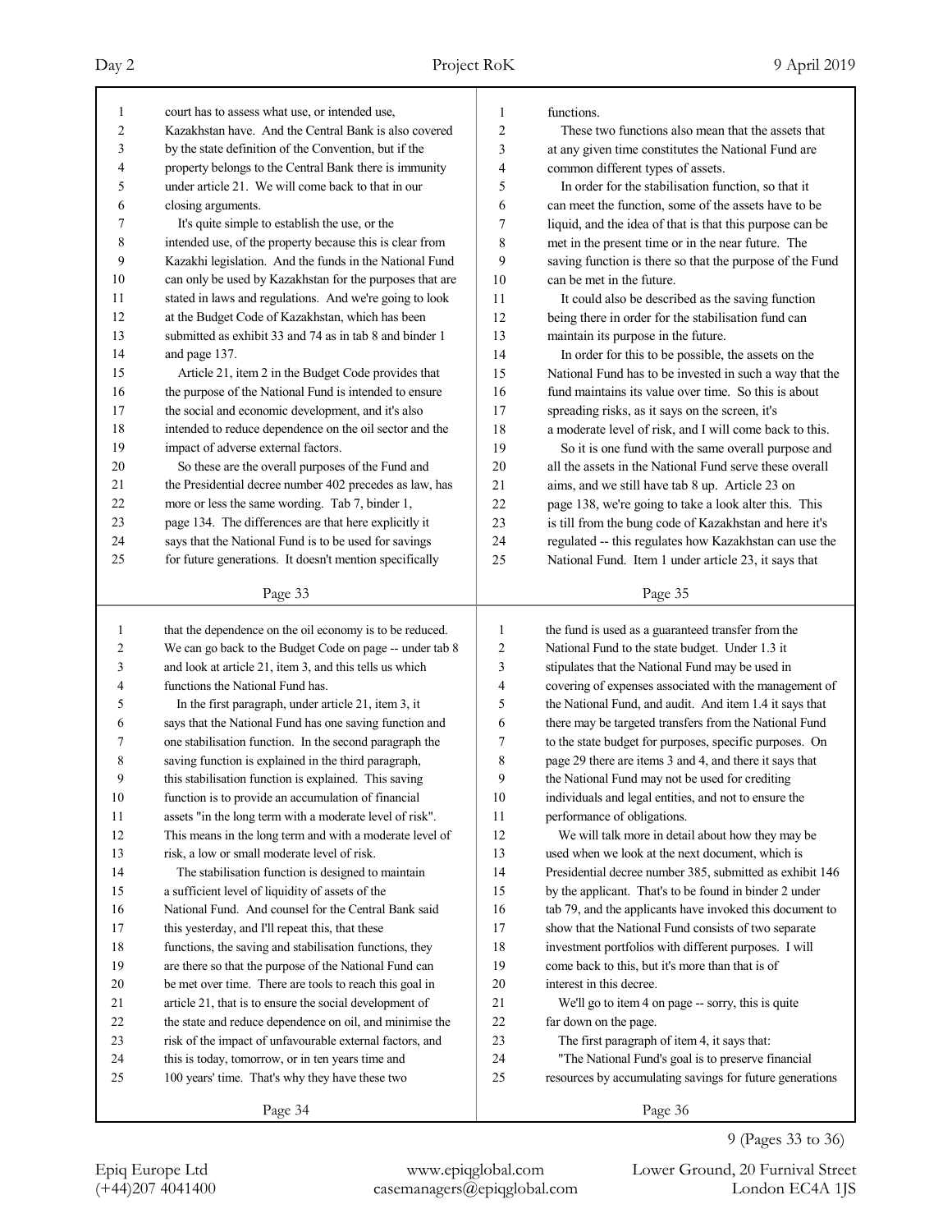court has to assess what use, or intended use, Kazakhstan have. And the Central Bank is also covered by the state definition of the Convention, but if the property belongs to the Central Bank there is immunity under article 21. We will come back to that in our closing arguments.

It's quite simple to establish the use, or the intended use, of the property because this is clear from Kazakhi legislation. And the funds in the National Fund can only be used by Kazakhstan for the purposes that are stated in laws and regulations. And we're going to look at the Budget Code of Kazakhstan, which has been submitted as exhibit 33 and 74 as in tab 8 and binder 1 and page 137.

Article 21, item 2 in the Budget Code provides that the purpose of the National Fund is intended to ensure the social and economic development, and it's also intended to reduce dependence on the oil sector and the impact of adverse external factors.

So these are the overall purposes of the Fund and the Presidential decree number 402 precedes as law, has more or less the same wording. Tab 7, binder 1, page 134. The differences are that here explicitly it says that the National Fund is to be used for savings for future generations. It doesn't mention specifically that the dependence on the oil economy is to be reduced. We can go back to the Budget Code on page -- under tab 8 and look at article 21, item 3, and this tells us which functions the National Fund has.

In the first paragraph, under article 21, item 3, it says that the National Fund has one saving function and one stabilisation function. In the second paragraph the saving function is explained in the third paragraph, this stabilisation function is explained. This saving function is to provide an accumulation of financial assets "in the long term with a moderate level of risk". This means in the long term and with a moderate level of risk, a low or small moderate level of risk.

The stabilisation function is designed to maintain a sufficient level of liquidity of assets of the National Fund. And counsel for the Central Bank said this yesterday, and I'll repeat this, that these functions, the saving and stabilisation functions, they are there so that the purpose of the National Fund can be met over time. There are tools to reach this goal in article 21, that is to ensure the social development of the state and reduce dependence on oil, and minimise the risk of the impact of unfavourable external factors, and this is today, tomorrow, or in ten years time and 100 years' time. That's why they have these two functions.

These two functions also mean that the assets that at any given time constitutes the National Fund are common different types of assets.

In order for the stabilisation function, so that it can meet the function, some of the assets have to be liquid, and the idea of that is that this purpose can be met in the present time or in the near future. The saving function is there so that the purpose of the Fund can be met in the future.

It could also be described as the saving function being there in order for the stabilisation fund can maintain its purpose in the future.

In order for this to be possible, the assets on the National Fund has to be invested in such a way that the fund maintains its value over time. So this is about spreading risks, as it says on the screen, it's a moderate level of risk, and I will come back to this.

So it is one fund with the same overall purpose and all the assets in the National Fund serve these overall aims, and we still have tab 8 up. Article 23 on page 138, we're going to take a look alter this. This is till from the bung code of Kazakhstan and here it's regulated -- this regulates how Kazakhstan can use the National Fund. Item 1 under article 23, it says that the fund is used as a guaranteed transfer from the National Fund to the state budget. Under 1.3 it stipulates that the National Fund may be used in covering of expenses associated with the management of the National Fund, and audit. And item 1.4 it says that there may be targeted transfers from the National Fund to the state budget for purposes, specific purposes. On page 29 there are items 3 and 4, and there it says that the National Fund may not be used for crediting individuals and legal entities, and not to ensure the performance of obligations.

We will talk more in detail about how they may be used when we look at the next document, which is Presidential decree number 385, submitted as exhibit 146 by the applicant. That's to be found in binder 2 under tab 79, and the applicants have invoked this document to show that the National Fund consists of two separate investment portfolios with different purposes. I will come back to this, but it's more than that is of interest in this decree.

We'll go to item 4 on page -- sorry, this is quite far down on the page.

The first paragraph of item 4, it says that:

"The National Fund's goal is to preserve financial resources by accumulating savings for future generations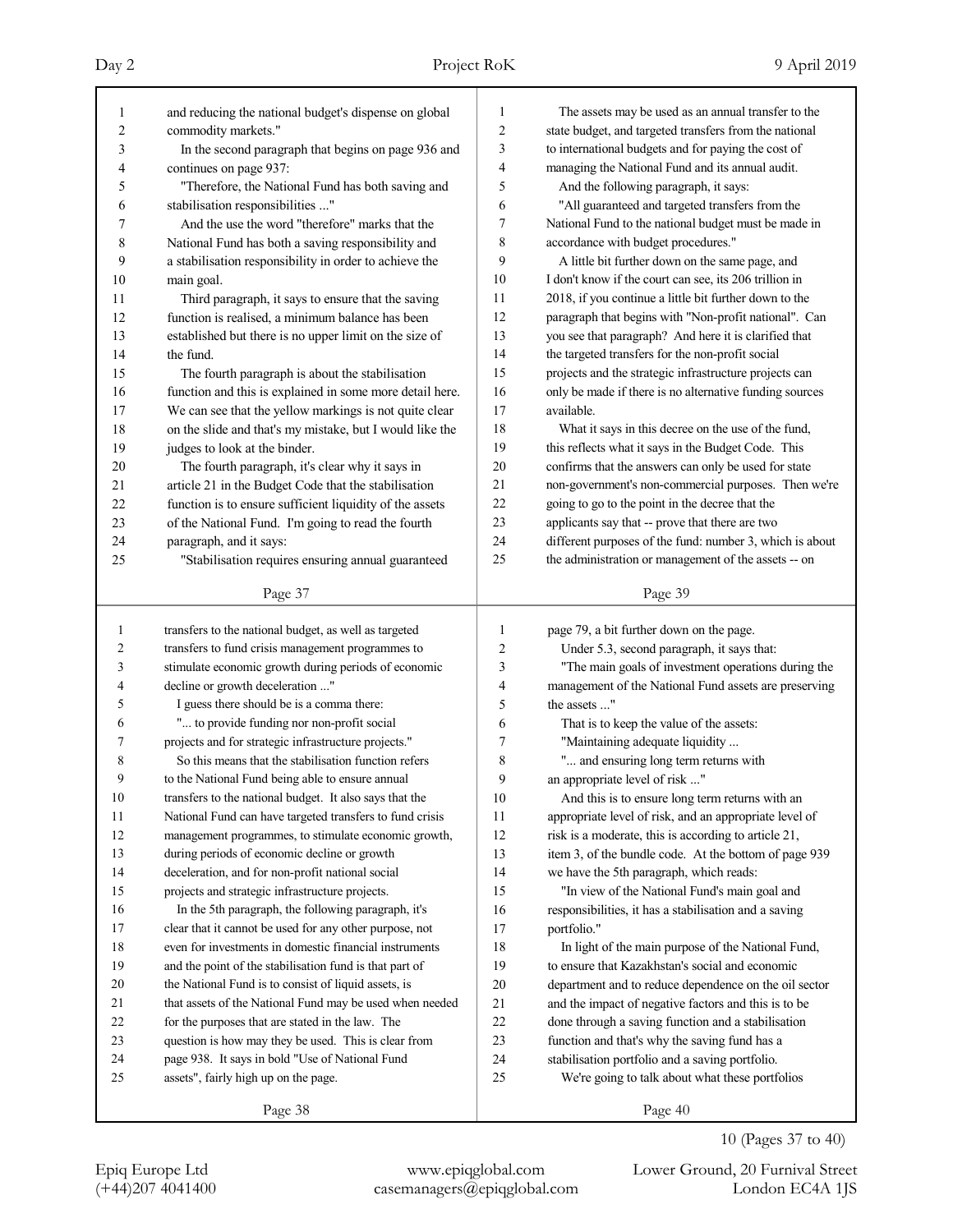and reducing the national budget's dispense on global commodity markets."

In the second paragraph that begins on page 936 and continues on page 937:

"Therefore, the National Fund has both saving and stabilisation responsibilities ..."

And the use the word "therefore" marks that the National Fund has both a saving responsibility and a stabilisation responsibility in order to achieve the main goal.

Third paragraph, it says to ensure that the saving function is realised, a minimum balance has been established but there is no upper limit on the size of the fund.

The fourth paragraph is about the stabilisation function and this is explained in some more detail here. We can see that the yellow markings is not quite clear on the slide and that's my mistake, but I would like the judges to look at the binder.

The fourth paragraph, it's clear why it says in article 21 in the Budget Code that the stabilisation function is to ensure sufficient liquidity of the assets of the National Fund. I'm going to read the fourth paragraph, and it says:

"Stabilisation requires ensuring annual guaranteed transfers to the national budget, as well as targeted transfers to fund crisis management programmes to stimulate economic growth during periods of economic decline or growth deceleration ..."

I guess there should be a comma there:

"... to provide funding nor non-profit social projects and for strategic infrastructure projects."

So this means that the stabilisation function refers to the National Fund being able to ensure annual transfers to the national budget. It also says that the National Fund can have targeted transfers to fund crisis management programmes, to stimulate economic growth, during periods of economic decline or growth deceleration, and for non-profit national social projects and strategic infrastructure projects.

In the 5th paragraph, the following paragraph, it's clear that it cannot be used for any other purpose, not even for investments in domestic financial instruments and the point of the stabilisation fund is that part of the National Fund is to consist of liquid assets, is that assets of the National Fund may be used when needed for the purposes that are stated in the law. The question is how may they be used. This is clear from page 938. It says in bold "Use of National Fund assets", fairly high up on the page.

The assets may be used as an annual transfer to the state budget, and targeted transfers from the national to international budgets and for paying the cost of managing the National Fund and its annual audit.

And the following paragraph, it says:

"All guaranteed and targeted transfers from the National Fund to the national budget must be made in accordance with budget procedures."

A little bit further down on the same page, and I don't know if the court can see, its 206 trillion in 2018, if you continue a little bit further down to the paragraph that begins with "Non-profit national". Can you see that paragraph? And here it is clarified that the targeted transfers for the non-profit social projects and the strategic infrastructure projects can only be made if there is no alternative funding sources available.

What it says in this decree on the use of the fund, this reflects what it says in the Budget Code. This confirms that the answers can only be used for state non-government's non-commercial purposes. Then we're going to go to the point in the decree that the applicants say that -- prove that there are two different purposes of the fund: number 3, which is about the administration or management of the assets -- on page 79, a bit further down on the page.

Under 5.3, second paragraph, it says that:

"The main goals of investment operations during the management of the National Fund assets are preserving the assets ..."

That is to keep the value of the assets:

"Maintaining adequate liquidity ...

"... and ensuring long term returns with an appropriate level of risk ..."

And this is to ensure long term returns with an appropriate level of risk, and an appropriate level of risk is a moderate, this is according to article 21, item 3, of the bundle code. At the bottom of page 939 we have the 5th paragraph, which reads:

"In view of the National Fund's main goal and responsibilities, it has a stabilisation and a saving portfolio."

In light of the main purpose of the National Fund, to ensure that Kazakhstan's social and economic department and to reduce dependence on the oil sector and the impact of negative factors and this is to be done through a saving function and a stabilisation function and that's why the saving fund has a stabilisation portfolio and a saving portfolio.

We're going to talk about what these portfolios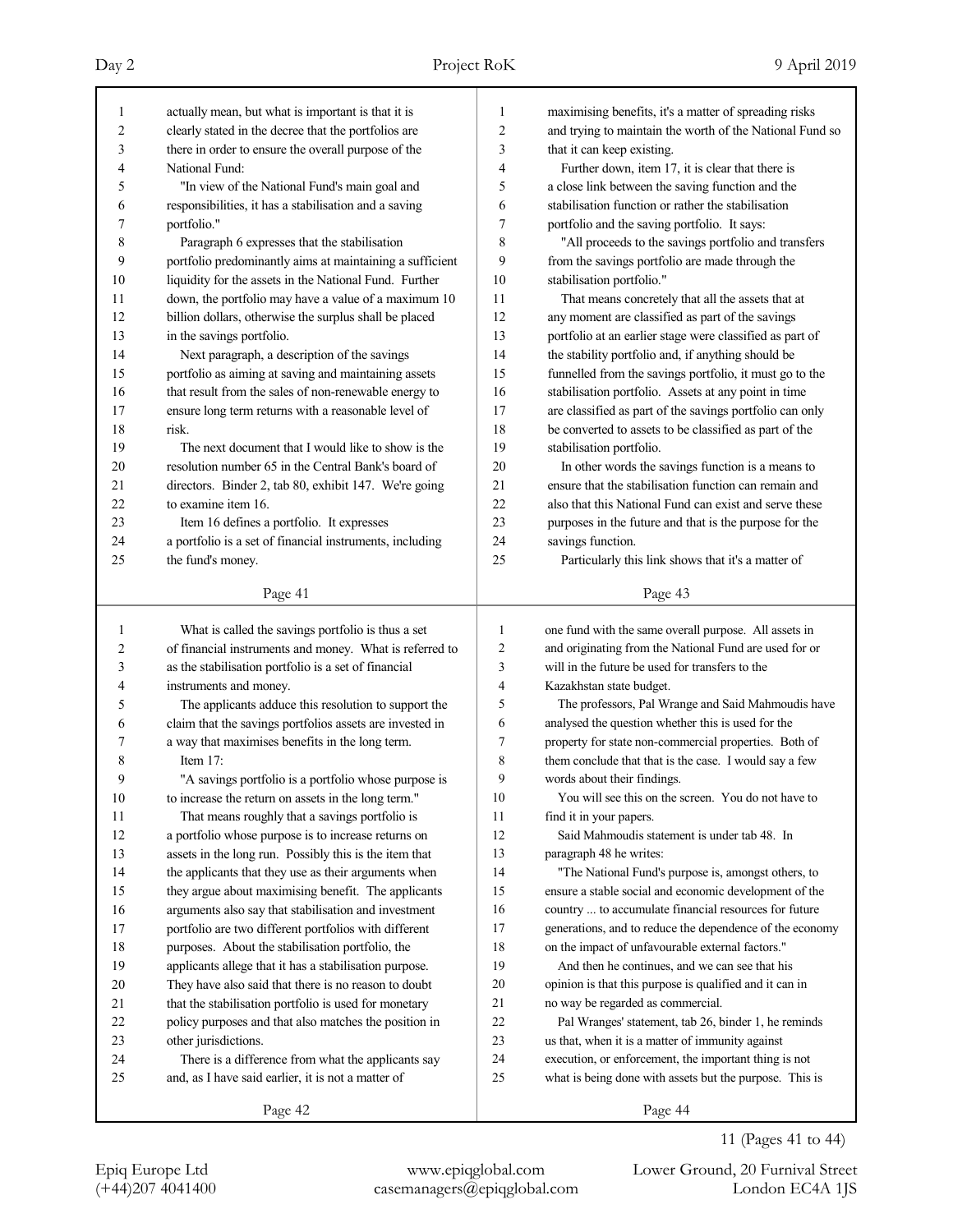actually mean, but what is important is that it is clearly stated in the decree that the portfolios are there in order to ensure the overall purpose of the National Fund:

"In view of the National Fund's main goal and responsibilities, it has a stabilisation and a saving portfolio."

Paragraph 6 expresses that the stabilisation portfolio predominantly aims at maintaining a sufficient liquidity for the assets in the National Fund. Further down, the portfolio may have a value of a maximum 10 billion dollars, otherwise the surplus shall be placed in the savings portfolio.

Next paragraph, a description of the savings portfolio as aiming at saving and maintaining assets that result from the sales of non-renewable energy to ensure long term returns with a reasonable level of risk.

The next document that I would like to show is the resolution number 65 in the Central Bank's board of directors. Binder 2, tab 80, exhibit 147. We're going to examine item 16.

Item 16 defines a portfolio. It expresses a portfolio is a set of financial instruments, including the fund's money.

What is called the savings portfolio is thus a set of financial instruments and money. What is referred to as the stabilisation portfolio is a set of financial instruments and money.

The applicants adduce this resolution to support the claim that the savings portfolios assets are invested in a way that maximises benefits in the long term.

Item 17:

"A savings portfolio is a portfolio whose purpose is to increase the return on assets in the long term."

That means roughly that a savings portfolio is a portfolio whose purpose is to increase returns on assets in the long run. Possibly this is the item that the applicants that they use as their arguments when they argue about maximising benefit. The applicants arguments also say that stabilisation and investment portfolio are two different portfolios with different purposes. About the stabilisation portfolio, the applicants allege that it has a stabilisation purpose. They have also said that there is no reason to doubt that the stabilisation portfolio is used for monetary policy purposes and that also matches the position in other jurisdictions.

There is a difference from what the applicants say and, as I have said earlier, it is not a matter of maximising benefits, it's a matter of spreading risks and trying to maintain the worth of the National Fund so that it can keep existing.

Further down, item 17, it is clear that there is a close link between the saving function and the stabilisation function or rather the stabilisation portfolio and the saving portfolio. It says:

"All proceeds to the savings portfolio and transfers from the savings portfolio are made through the stabilisation portfolio."

That means concretely that all the assets that at any moment are classified as part of the savings portfolio at an earlier stage were classified as part of the stability portfolio and, if anything should be funnelled from the savings portfolio, it must go to the stabilisation portfolio. Assets at any point in time are classified as part of the savings portfolio can only be converted to assets to be classified as part of the stabilisation portfolio.

In other words the savings function is a means to ensure that the stabilisation function can remain and also that this National Fund can exist and serve these purposes in the future and that is the purpose for the savings function.

Particularly this link shows that it's a matter of one fund with the same overall purpose. All assets in and originating from the National Fund are used for or will in the future be used for transfers to the Kazakhstan state budget.

The professors, Pal Wrange and Said Mahmoudis have analysed the question whether this is used for the property for state non-commercial properties. Both of them conclude that that is the case. I would say a few words about their findings.

You will see this on the screen. You do not have to find it in your papers.

Said Mahmoudis statement is under tab 48. In paragraph 48 he writes:

"The National Fund's purpose is, amongst others, to ensure a stable social and economic development of the country ... to accumulate financial resources for future generations, and to reduce the dependence of the economy on the impact of unfavourable external factors."

And then he continues, and we can see that his opinion is that this purpose is qualified and it can in no way be regarded as commercial.

Pal Wranges' statement, tab 26, binder 1, he reminds us that, when it is a matter of immunity against execution, or enforcement, the important thing is not what is being done with assets but the purpose. This is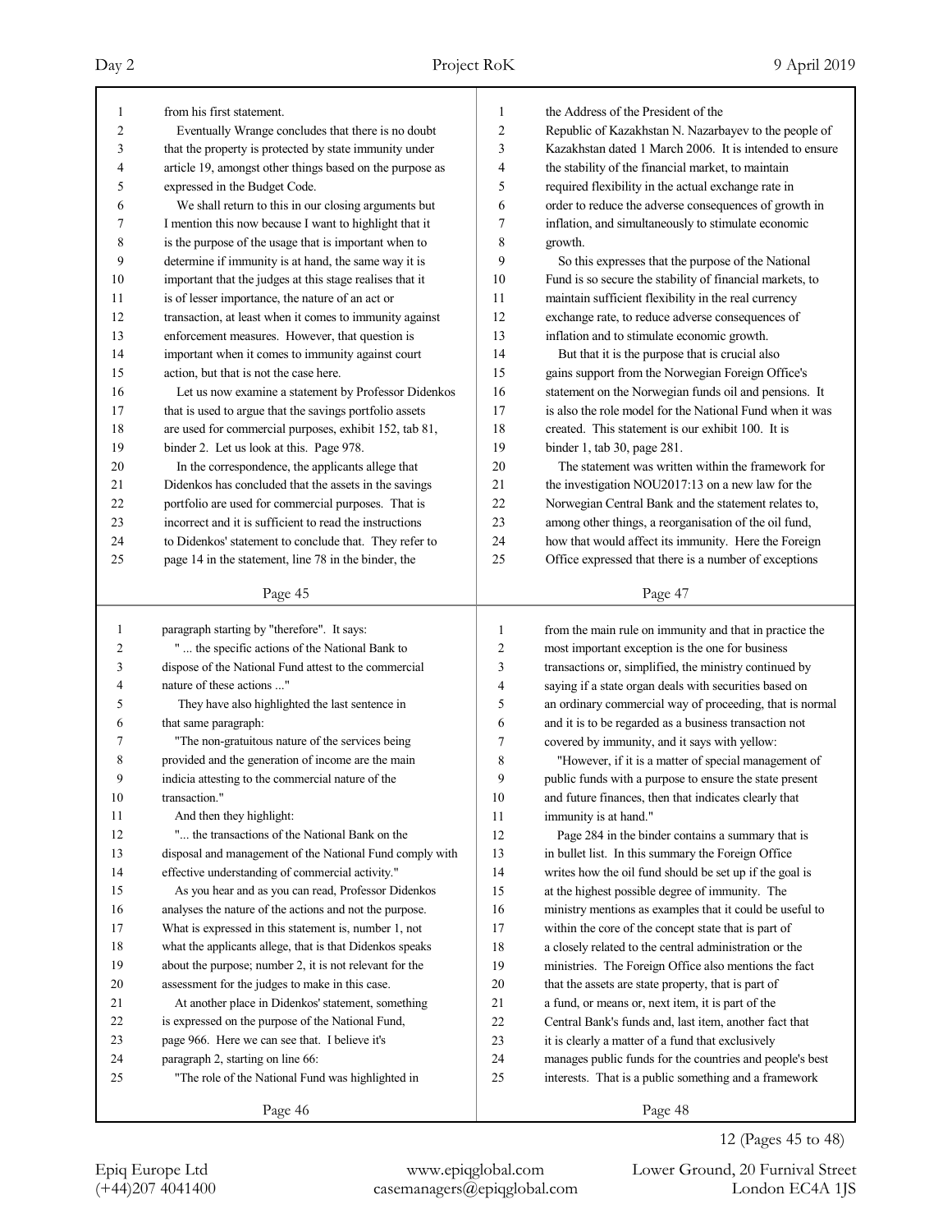from his first statement.

Eventually Wrange concludes that there is no doubt that the property is protected by state immunity under article 19, amongst other things based on the purpose as expressed in the Budget Code.

We shall return to this in our closing arguments but I mention this now because I want to highlight that it is the purpose of the usage that is important when to determine if immunity is at hand, the same way it is important that the judges at this stage realises that it is of lesser importance, the nature of an act or transaction, at least when it comes to immunity against enforcement measures. However, that question is important when it comes to immunity against court action, but that is not the case here.

Let us now examine a statement by Professor Didenkos that is used to argue that the savings portfolio assets are used for commercial purposes, exhibit 152, tab 81, binder 2. Let us look at this. Page 978.

In the correspondence, the applicants allege that Didenkos has concluded that the assets in the savings portfolio are used for commercial purposes. That is incorrect and it is sufficient to read the instructions to Didenkos' statement to conclude that. They refer to page 14 in the statement, line 78 in the binder, the paragraph starting by "therefore". It says:

" ... the specific actions of the National Bank to dispose of the National Fund attest to the commercial nature of these actions ..."

They have also highlighted the last sentence in that same paragraph:

"The non-gratuitous nature of the services being provided and the generation of income are the main indicia attesting to the commercial nature of the transaction."

And then they highlight:

"... the transactions of the National Bank on the disposal and management of the National Fund comply with effective understanding of commercial activity."

As you hear and as you can read, Professor Didenkos analyses the nature of the actions and not the purpose. What is expressed in this statement is, number 1, not what the applicants allege, that is that Didenkos speaks about the purpose; number 2, it is not relevant for the assessment for the judges to make in this case.

At another place in Didenkos' statement, something is expressed on the purpose of the National Fund, page 966. Here we can see that. I believe it's paragraph 2, starting on line 66:

"The role of the National Fund was highlighted in the Address of the President of the Republic of Kazakhstan N. Nazarbayev to the people of Kazakhstan dated 1 March 2006. It is intended to ensure the stability of the financial market, to maintain required flexibility in the actual exchange rate in order to reduce the adverse consequences of growth in inflation, and simultaneously to stimulate economic growth.

So this expresses that the purpose of the National Fund is so secure the stability of financial markets, to maintain sufficient flexibility in the real currency exchange rate, to reduce adverse consequences of inflation and to stimulate economic growth.

But that it is the purpose that is crucial also gains support from the Norwegian Foreign Office's statement on the Norwegian funds oil and pensions. It is also the role model for the National Fund when it was created. This statement is our exhibit 100. It is binder 1, tab 30, page 281.

The statement was written within the framework for the investigation NOU2017:13 on a new law for the Norwegian Central Bank and the statement relates to, among other things, a reorganisation of the oil fund, how that would affect its immunity. Here the Foreign Office expressed that there is a number of exceptions from the main rule on immunity and that in practice the most important exception is the one for business transactions or, simplified, the ministry continued by saying if a state organ deals with securities based on an ordinary commercial way of proceeding, that is normal and it is to be regarded as a business transaction not covered by immunity, and it says with yellow:

"However, if it is a matter of special management of public funds with a purpose to ensure the state present and future finances, then that indicates clearly that immunity is at hand."

Page 284 in the binder contains a summary that is in bullet list. In this summary the Foreign Office writes how the oil fund should be set up if the goal is at the highest possible degree of immunity. The ministry mentions as examples that it could be useful to within the core of the concept state that is part of a closely related to the central administration or the ministries. The Foreign Office also mentions the fact that the assets are state property, that is part of a fund, or means or, next item, it is part of the Central Bank's funds and, last item, another fact that it is clearly a matter of a fund that exclusively manages public funds for the countries and people's best interests. That is a public something and a framework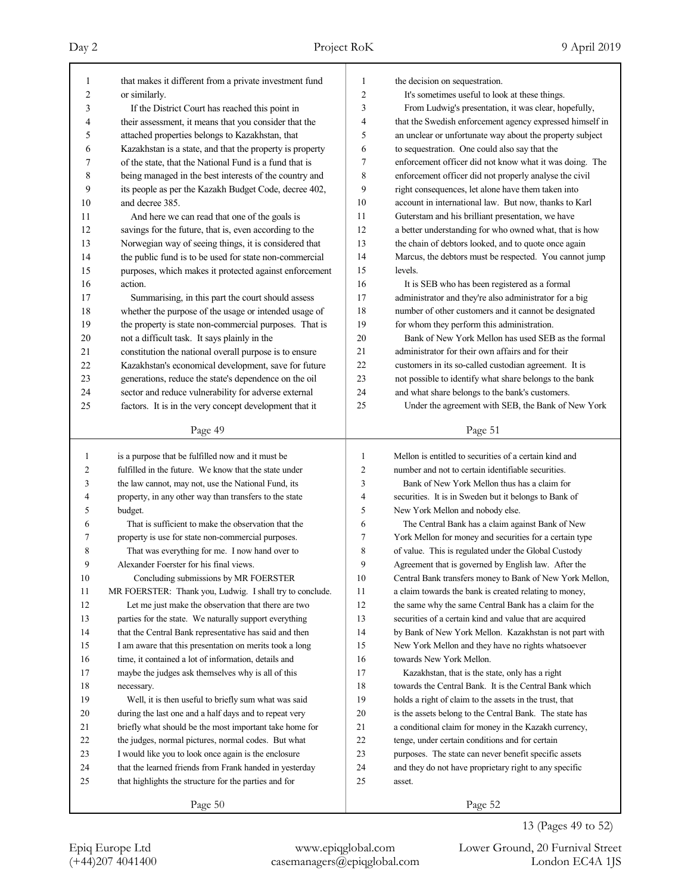that makes it different from a private investment fund or similarly.

If the District Court has reached this point in their assessment, it means that you consider that the attached properties belongs to Kazakhstan, that Kazakhstan is a state, and that the property is property of the state, that the National Fund is a fund that is being managed in the best interests of the country and its people as per the Kazakh Budget Code, decree 402, and decree 385.

And here we can read that one of the goals is savings for the future, that is, even according to the Norwegian way of seeing things, it is considered that the public fund is to be used for state non-commercial purposes, which makes it protected against enforcement action.

Summarising, in this part the court should assess whether the purpose of the usage or intended usage of the property is state non-commercial purposes. That is not a difficult task. It says plainly in the constitution the national overall purpose is to ensure Kazakhstan's economical development, save for future generations, reduce the state's dependence on the oil sector and reduce vulnerability for adverse external factors. It is in the very concept development that it is a purpose that be fulfilled now and it must be fulfilled in the future. We know that the state under the law cannot, may not, use the National Fund, its property, in any other way than transfers to the state budget.

That is sufficient to make the observation that the property is use for state non-commercial purposes.

That was everything for me. I now hand over to Alexander Foerster for his final views.

## Concluding submissions by MR FOERSTER

MR FOERSTER: Thank you, Ludwig. I shall try to conclude.

Let me just make the observation that there are two parties for the state. We naturally support everything that the Central Bank representative has said and then I am aware that this presentation on merits took a long time, it contained a lot of information, details and maybe the judges ask themselves why is all of this necessary.

Well, it is then useful to briefly sum what was said during the last one and a half days and to repeat very briefly what should be the most important take home for the judges, normal pictures, normal codes. But what I would like you to look once again is the enclosure that the learned friends from Frank handed in yesterday that highlights the structure for the parties and for the decision on sequestration.

It's sometimes useful to look at these things.

From Ludwig's presentation, it was clear, hopefully, that the Swedish enforcement agency expressed himself in an unclear or unfortunate way about the property subject to sequestration. One could also say that the enforcement officer did not know what it was doing. The enforcement officer did not properly analyse the civil right consequences, let alone have them taken into account in international law. But now, thanks to Karl Guterstam and his brilliant presentation, we have a better understanding for who owned what, that is how the chain of debtors looked, and to quote once again Marcus, the debtors must be respected. You cannot jump levels.

It is SEB who has been registered as a formal administrator and they're also administrator for a big number of other customers and it cannot be designated for whom they perform this administration.

Bank of New York Mellon has used SEB as the formal administrator for their own affairs and for their customers in its so-called custodian agreement. It is not possible to identify what share belongs to the bank and what share belongs to the bank's customers.

Under the agreement with SEB, the Bank of New York Mellon is entitled to securities of a certain kind and number and not to certain identifiable securities.

Bank of New York Mellon thus has a claim for securities. It is in Sweden but it belongs to Bank of New York Mellon and nobody else.

The Central Bank has a claim against Bank of New York Mellon for money and securities for a certain type of value. This is regulated under the Global Custody Agreement that is governed by English law. After the Central Bank transfers money to Bank of New York Mellon, a claim towards the bank is created relating to money, the same why the same Central Bank has a claim for the securities of a certain kind and value that are acquired by Bank of New York Mellon. Kazakhstan is not part with New York Mellon and they have no rights whatsoever towards New York Mellon.

Kazakhstan, that is the state, only has a right towards the Central Bank. It is the Central Bank which holds a right of claim to the assets in the trust, that is the assets belong to the Central Bank. The state has a conditional claim for money in the Kazakh currency, tenge, under certain conditions and for certain purposes. The state can never benefit specific assets and they do not have proprietary right to any specific asset.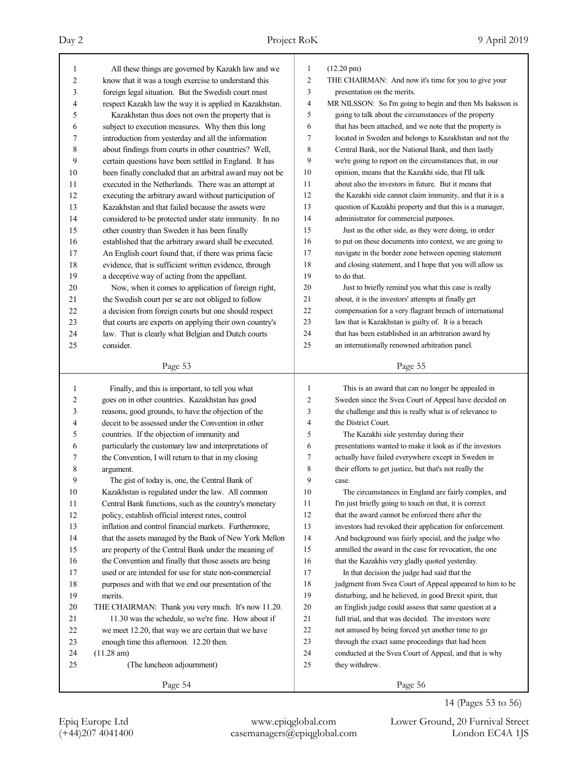All these things are governed by Kazakh law and we know that it was a tough exercise to understand this foreign legal situation. But the Swedish court must respect Kazakh law the way it is applied in Kazakhstan.

Kazakhstan thus does not own the property that is subject to execution measures. Why then this long introduction from yesterday and all the information about findings from courts in other countries? Well, certain questions have been settled in England. It has been finally concluded that an arbitral award may not be executed in the Netherlands. There was an attempt at executing the arbitrary award without participation of Kazakhstan and that failed because the assets were considered to be protected under state immunity. In no other country than Sweden it has been finally established that the arbitrary award shall be executed. An English court found that, if there was prima facie evidence, that is sufficient written evidence, through a deceptive way of acting from the appellant.

Now, when it comes to application of foreign right, the Swedish court per se are not obliged to follow a decision from foreign courts but one should respect that courts are experts on applying their own country's law. That is clearly what Belgian and Dutch courts consider.

Finally, and this is important, to tell you what goes on in other countries. Kazakhstan has good reasons, good grounds, to have the objection of the deceit to be assessed under the Convention in other countries. If the objection of immunity and particularly the customary law and interpretations of the Convention, I will return to that in my closing argument.

The gist of today is, one, the Central Bank of Kazakhstan is regulated under the law. All common Central Bank functions, such as the country's monetary policy, establish official interest rates, control inflation and control financial markets. Furthermore, that the assets managed by the Bank of New York Mellon are property of the Central Bank under the meaning of the Convention and finally that those assets are being used or are intended for use for state non-commercial purposes and with that we end our presentation of the merits.

THE CHAIRMAN: Thank you very much. It's now 11.20. 11.30 was the schedule, so we're fine. How about if we meet 12.20, that way we are certain that we have enough time this afternoon. 12.20 then.

(11.28 am)

(The luncheon adjournment)

(12.20 pm)

THE CHAIRMAN: And now it's time for you to give your presentation on the merits.

MR NILSSON: So I'm going to begin and then Ms Isaksson is going to talk about the circumstances of the property that has been attached, and we note that the property is located in Sweden and belongs to Kazakhstan and not the Central Bank, nor the National Bank, and then lastly we're going to report on the circumstances that, in our opinion, means that the Kazakhi side, that I'll talk about also the investors in future. But it means that the Kazakhi side cannot claim immunity, and that it is a question of Kazakhi property and that this is a manager, administrator for commercial purposes.

Just as the other side, as they were doing, in order to put on these documents into context, we are going to navigate in the border zone between opening statement and closing statement, and I hope that you will allow us to do that.

Just to briefly remind you what this case is really about, it is the investors' attempts at finally get compensation for a very flagrant breach of international law that is Kazakhstan is guilty of. It is a breach that has been established in an arbitration award by an internationally renowned arbitration panel.

This is an award that can no longer be appealed in Sweden since the Svea Court of Appeal have decided on the challenge and this is really what is of relevance to the District Court.

The Kazakhi side yesterday during their presentations wanted to make it look as if the investors actually have failed everywhere except in Sweden in their efforts to get justice, but that's not really the case.

The circumstances in England are fairly complex, and I'm just briefly going to touch on that, it is correct that the award cannot be enforced there after the investors had revoked their application for enforcement. And background was fairly special, and the judge who annulled the award in the case for revocation, the one that the Kazakhis very gladly quoted yesterday.

In that decision the judge had said that the judgment from Svea Court of Appeal appeared to him to be disturbing, and he believed, in good Brexit spirit, that an English judge could assess that same question at a full trial, and that was decided. The investors were not amused by being forced yet another time to go through the exact same proceedings that had been conducted at the Svea Court of Appeal, and that is why they withdrew.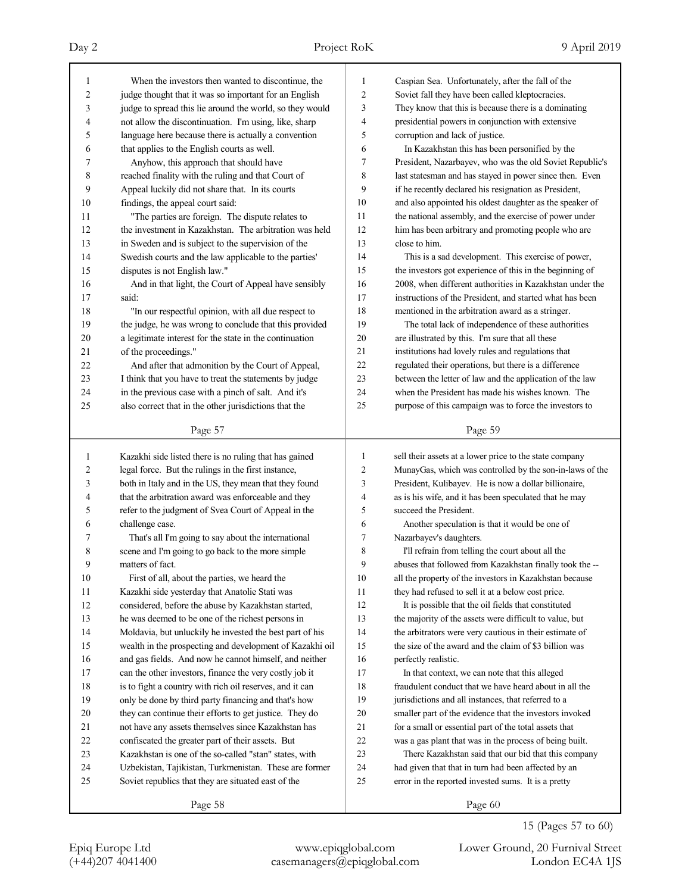When the investors then wanted to discontinue, the judge thought that it was so important for an English judge to spread this lie around the world, so they would not allow the discontinuation. I'm using, like, sharp language here because there is actually a convention that applies to the English courts as well.

Anyhow, this approach that should have reached finality with the ruling and that Court of Appeal luckily did not share that. In its courts findings, the appeal court said:

"The parties are foreign. The dispute relates to the investment in Kazakhstan. The arbitration was held in Sweden and is subject to the supervision of the Swedish courts and the law applicable to the parties' disputes is not English law."

And in that light, the Court of Appeal have sensibly said:

"In our respectful opinion, with all due respect to the judge, he was wrong to conclude that this provided a legitimate interest for the state in the continuation of the proceedings."

And after that admonition by the Court of Appeal, I think that you have to treat the statements by judge in the previous case with a pinch of salt. And it's also correct that in the other jurisdictions that the Kazakhi side listed there is no ruling that has gained legal force. But the rulings in the first instance, both in Italy and in the US, they mean that they found that the arbitration award was enforceable and they refer to the judgment of Svea Court of Appeal in the challenge case.

That's all I'm going to say about the international scene and I'm going to go back to the more simple matters of fact.

First of all, about the parties, we heard the Kazakhi side yesterday that Anatolie Stati was considered, before the abuse by Kazakhstan started, he was deemed to be one of the richest persons in Moldavia, but unluckily he invested the best part of his wealth in the prospecting and development of Kazakhi oil and gas fields. And now he cannot himself, and neither can the other investors, finance the very costly job it is to fight a country with rich oil reserves, and it can only be done by third party financing and that's how they can continue their efforts to get justice. They do not have any assets themselves since Kazakhstan has confiscated the greater part of their assets. But Kazakhstan is one of the so-called "stan" states, with Uzbekistan, Tajikistan, Turkmenistan. These are former Soviet republics that they are situated east of the Caspian Sea. Unfortunately, after the fall of the Soviet fall they have been called kleptocracies. They know that this is because there is a dominating presidential powers in conjunction with extensive corruption and lack of justice.

In Kazakhstan this has been personified by the President, Nazarbayev, who was the old Soviet Republic's last statesman and has stayed in power since then. Even if he recently declared his resignation as President, and also appointed his oldest daughter as the speaker of the national assembly, and the exercise of power under him has been arbitrary and promoting people who are close to him.

This is a sad development. This exercise of power, the investors got experience of this in the beginning of 2008, when different authorities in Kazakhstan under the instructions of the President, and started what has been mentioned in the arbitration award as a stringer.

The total lack of independence of these authorities are illustrated by this. I'm sure that all these institutions had lovely rules and regulations that regulated their operations, but there is a difference between the letter of law and the application of the law when the President has made his wishes known. The purpose of this campaign was to force the investors to sell their assets at a lower price to the state company MunayGas, which was controlled by the son-in-laws of the President, Kulibayev. He is now a dollar billionaire, as is his wife, and it has been speculated that he may succeed the President.

Another speculation is that it would be one of Nazarbayev's daughters.

I'll refrain from telling the court about all the abuses that followed from Kazakhstan finally took the -- all the property of the investors in Kazakhstan because they had refused to sell it at a below cost price.

It is possible that the oil fields that constituted the majority of the assets were difficult to value, but the arbitrators were very cautious in their estimate of the size of the award and the claim of $3 billion was perfectly realistic.

In that context, we can note that this alleged fraudulent conduct that we have heard about in all the jurisdictions and all instances, that referred to a smaller part of the evidence that the investors invoked for a small or essential part of the total assets that was a gas plant that was in the process of being built.

There Kazakhstan said that our bid that this company had given that that in turn had been affected by an error in the reported invested sums. It is a pretty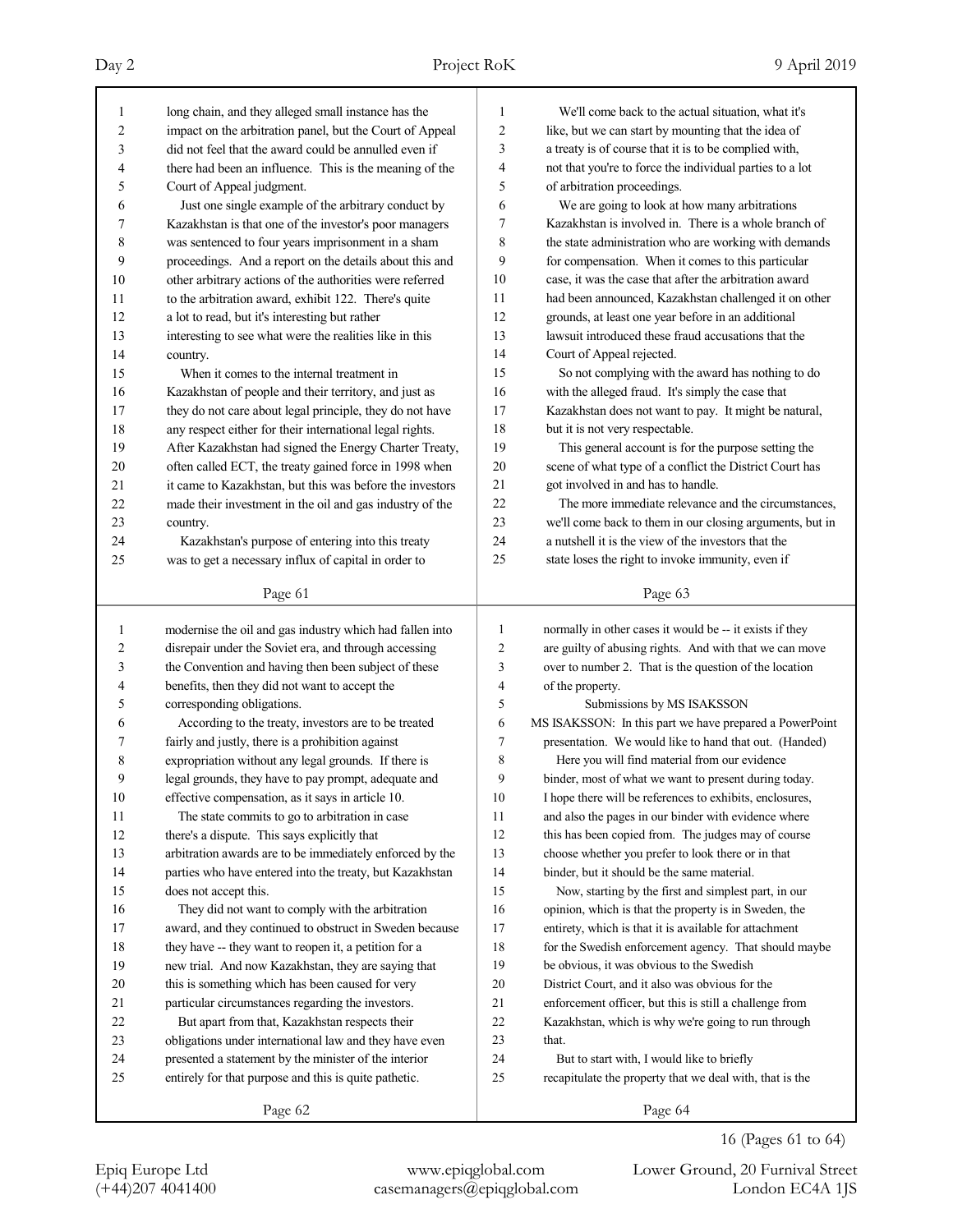long chain, and they alleged small instance has the impact on the arbitration panel, but the Court of Appeal did not feel that the award could be annulled even if there had been an influence. This is the meaning of the Court of Appeal judgment.

Just one single example of the arbitrary conduct by Kazakhstan is that one of the investor's poor managers was sentenced to four years imprisonment in a sham proceedings. And a report on the details about this and other arbitrary actions of the authorities were referred to the arbitration award, exhibit 122. There's quite a lot to read, but it's interesting but rather interesting to see what were the realities like in this country.

When it comes to the internal treatment in Kazakhstan of people and their territory, and just as they do not care about legal principle, they do not have any respect either for their international legal rights. After Kazakhstan had signed the Energy Charter Treaty, often called ECT, the treaty gained force in 1998 when it came to Kazakhstan, but this was before the investors made their investment in the oil and gas industry of the country.

Kazakhstan's purpose of entering into this treaty was to get a necessary influx of capital in order to modernise the oil and gas industry which had fallen into disrepair under the Soviet era, and through accessing the Convention and having then been subject of these benefits, then they did not want to accept the corresponding obligations.

According to the treaty, investors are to be treated fairly and justly, there is a prohibition against expropriation without any legal grounds. If there is legal grounds, they have to pay prompt, adequate and effective compensation, as it says in article 10.

The state commits to go to arbitration in case there's a dispute. This says explicitly that arbitration awards are to be immediately enforced by the parties who have entered into the treaty, but Kazakhstan does not accept this.

They did not want to comply with the arbitration award, and they continued to obstruct in Sweden because they have -- they want to reopen it, a petition for a new trial. And now Kazakhstan, they are saying that this is something which has been caused for very particular circumstances regarding the investors.

But apart from that, Kazakhstan respects their obligations under international law and they have even presented a statement by the minister of the interior entirely for that purpose and this is quite pathetic.

We'll come back to the actual situation, what it's like, but we can start by mounting that the idea of a treaty is of course that it is to be complied with, not that you're to force the individual parties to a lot of arbitration proceedings.

We are going to look at how many arbitrations Kazakhstan is involved in. There is a whole branch of the state administration who are working with demands for compensation. When it comes to this particular case, it was the case that after the arbitration award had been announced, Kazakhstan challenged it on other grounds, at least one year before in an additional lawsuit introduced these fraud accusations that the Court of Appeal rejected.

So not complying with the award has nothing to do with the alleged fraud. It's simply the case that Kazakhstan does not want to pay. It might be natural, but it is not very respectable.

This general account is for the purpose setting the scene of what type of a conflict the District Court has got involved in and has to handle.

The more immediate relevance and the circumstances, we'll come back to them in our closing arguments, but in a nutshell it is the view of the investors that the state loses the right to invoke immunity, even if normally in other cases it would be -- it exists if they are guilty of abusing rights. And with that we can move over to number 2. That is the question of the location of the property.

Submissions by MS ISAKSSON

MS ISAKSSON: In this part we have prepared a PowerPoint presentation. We would like to hand that out. (Handed)

Here you will find material from our evidence binder, most of what we want to present during today. I hope there will be references to exhibits, enclosures, and also the pages in our binder with evidence where this has been copied from. The judges may of course choose whether you prefer to look there or in that binder, but it should be the same material.

Now, starting by the first and simplest part, in our opinion, which is that the property is in Sweden, the entirety, which is that it is available for attachment for the Swedish enforcement agency. That should maybe be obvious, it was obvious to the Swedish District Court, and it also was obvious for the enforcement officer, but this is still a challenge from Kazakhstan, which is why we're going to run through that.

But to start with, I would like to briefly recapitulate the property that we deal with, that is the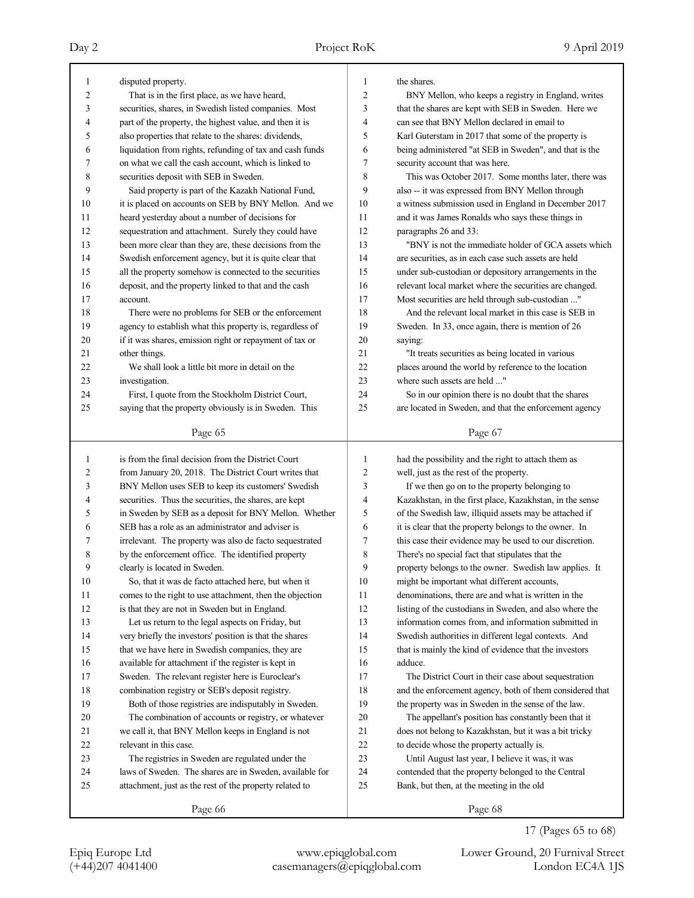disputed property.

That is in the first place, as we have heard, securities, shares, in Swedish listed companies. Most part of the property, the highest value, and then it is also properties that relate to the shares: dividends, liquidation from rights, refunding of tax and cash funds on what we call the cash account, which is linked to securities deposit with SEB in Sweden.

Said property is part of the Kazakh National Fund, it is placed on accounts on SEB by BNY Mellon. And we heard yesterday about a number of decisions for sequestration and attachment. Surely they could have been more clear than they are, these decisions from the Swedish enforcement agency, but it is quite clear that all the property somehow is connected to the securities deposit, and the property linked to that and the cash account.

There were no problems for SEB or the enforcement agency to establish what this property is, regardless of if it was shares, emission right or repayment of tax or other things.

We shall look a little bit more in detail on the investigation.

First, I quote from the Stockholm District Court, saying that the property obviously is in Sweden. This is from the final decision from the District Court from January 20, 2018. The District Court writes that BNY Mellon uses SEB to keep its customers' Swedish securities. Thus the securities, the shares, are kept in Sweden by SEB as a deposit for BNY Mellon. Whether SEB has a role as an administrator and adviser is irrelevant. The property was also de facto sequestrated by the enforcement office. The identified property clearly is located in Sweden.

So, that it was de facto attached here, but when it comes to the right to use attachment, then the objection is that they are not in Sweden but in England.

Let us return to the legal aspects on Friday, but very briefly the investors' position is that the shares that we have here in Swedish companies, they are available for attachment if the register is kept in Sweden. The relevant register here is Euroclear's combination registry or SEB's deposit registry.

Both of those registries are indisputably in Sweden.

The combination of accounts or registry, or whatever we call it, that BNY Mellon keeps in England is not relevant in this case.

The registries in Sweden are regulated under the laws of Sweden. The shares are in Sweden, available for attachment, just as the rest of the property related to the shares.

BNY Mellon, who keeps a registry in England, writes that the shares are kept with SEB in Sweden. Here we can see that BNY Mellon declared in email to Karl Guterstam in 2017 that some of the property is being administered "at SEB in Sweden", and that is the security account that was here.

This was October 2017. Some months later, there was also -- it was expressed from BNY Mellon through a witness submission used in England in December 2017 and it was James Ronalds who says these things in paragraphs 26 and 33:

"BNY is not the immediate holder of GCA assets which are securities, as in each case such assets are held under sub-custodian or depository arrangements in the relevant local market where the securities are changed. Most securities are held through sub-custodian ..."

And the relevant local market in this case is SEB in Sweden. In 33, once again, there is mention of 26 saying:

"It treats securities as being located in various places around the world by reference to the location where such assets are held ..."

So in our opinion there is no doubt that the shares are located in Sweden, and that the enforcement agency had the possibility and the right to attach them as well, just as the rest of the property.

If we then go on to the property belonging to Kazakhstan, in the first place, Kazakhstan, in the sense of the Swedish law, illiquid assets may be attached if it is clear that the property belongs to the owner. In this case their evidence may be used to our discretion. There's no special fact that stipulates that the property belongs to the owner. Swedish law applies. It might be important what different accounts, denominations, there are and what is written in the listing of the custodians in Sweden, and also where the information comes from, and information submitted in Swedish authorities in different legal contexts. And that is mainly the kind of evidence that the investors adduce.

The District Court in their case about sequestration and the enforcement agency, both of them considered that the property was in Sweden in the sense of the law.

The appellant's position has constantly been that it does not belong to Kazakhstan, but it was a bit tricky to decide whose the property actually is.

Until August last year, I believe it was, it was contended that the property belonged to the Central Bank, but then, at the meeting in the old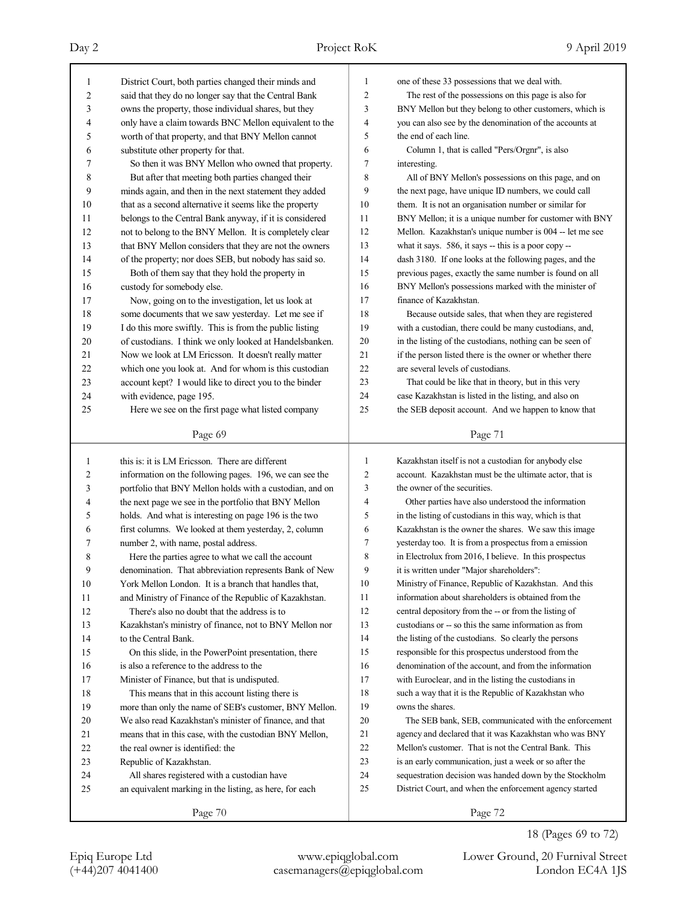District Court, both parties changed their minds and said that they do no longer say that the Central Bank owns the property, those individual shares, but they only have a claim towards BNC Mellon equivalent to the worth of that property, and that BNY Mellon cannot substitute other property for that.

So then it was BNY Mellon who owned that property.

But after that meeting both parties changed their minds again, and then in the next statement they added that as a second alternative it seems like the property belongs to the Central Bank anyway, if it is considered not to belong to the BNY Mellon. It is completely clear that BNY Mellon considers that they are not the owners of the property; nor does SEB, but nobody has said so.

Both of them say that they hold the property in custody for somebody else.

Now, going on to the investigation, let us look at some documents that we saw yesterday. Let me see if I do this more swiftly. This is from the public listing of custodians. I think we only looked at Handelsbanken. Now we look at LM Ericsson. It doesn't really matter which one you look at. And for whom is this custodian account kept? I would like to direct you to the binder with evidence, page 195.

Here we see on the first page what listed company this is: it is LM Ericsson. There are different information on the following pages. 196, we can see the portfolio that BNY Mellon holds with a custodian, and on the next page we see in the portfolio that BNY Mellon holds. And what is interesting on page 196 is the two first columns. We looked at them yesterday, 2, column number 2, with name, postal address.

Here the parties agree to what we call the account denomination. That abbreviation represents Bank of New York Mellon London. It is a branch that handles that, and Ministry of Finance of the Republic of Kazakhstan.

There's also no doubt that the address is to Kazakhstan's ministry of finance, not to BNY Mellon nor to the Central Bank.

On this slide, in the PowerPoint presentation, there is also a reference to the address to the Minister of Finance, but that is undisputed.

This means that in this account listing there is more than only the name of SEB's customer, BNY Mellon. We also read Kazakhstan's minister of finance, and that means that in this case, with the custodian BNY Mellon, the real owner is identified: the Republic of Kazakhstan.

All shares registered with a custodian have an equivalent marking in the listing, as here, for each one of these 33 possessions that we deal with.

The rest of the possessions on this page is also for BNY Mellon but they belong to other customers, which is you can also see by the denomination of the accounts at the end of each line.

Column 1, that is called "Pers/Orgnr", is also interesting.

All of BNY Mellon's possessions on this page, and on the next page, have unique ID numbers, we could call them. It is not an organisation number or similar for BNY Mellon; it is a unique number for customer with BNY Mellon. Kazakhstan's unique number is 004 -- let me see what it says. 586, it says -- this is a poor copy -- dash 3180. If one looks at the following pages, and the previous pages, exactly the same number is found on all BNY Mellon's possessions marked with the minister of finance of Kazakhstan.

Because outside sales, that when they are registered with a custodian, there could be many custodians, and, in the listing of the custodians, nothing can be seen of if the person listed there is the owner or whether there are several levels of custodians.

That could be like that in theory, but in this very case Kazakhstan is listed in the listing, and also on the SEB deposit account. And we happen to know that Kazakhstan itself is not a custodian for anybody else account. Kazakhstan must be the ultimate actor, that is the owner of the securities.

Other parties have also understood the information in the listing of custodians in this way, which is that Kazakhstan is the owner the shares. We saw this image yesterday too. It is from a prospectus from a emission in Electrolux from 2016, I believe. In this prospectus it is written under "Major shareholders": Ministry of Finance, Republic of Kazakhstan. And this information about shareholders is obtained from the central depository from the -- or from the listing of custodians or -- so this the same information as from the listing of the custodians. So clearly the persons responsible for this prospectus understood from the denomination of the account, and from the information with Euroclear, and in the listing the custodians in such a way that it is the Republic of Kazakhstan who owns the shares.

The SEB bank, SEB, communicated with the enforcement agency and declared that it was Kazakhstan who was BNY Mellon's customer. That is not the Central Bank. This is an early communication, just a week or so after the sequestration decision was handed down by the Stockholm District Court, and when the enforcement agency started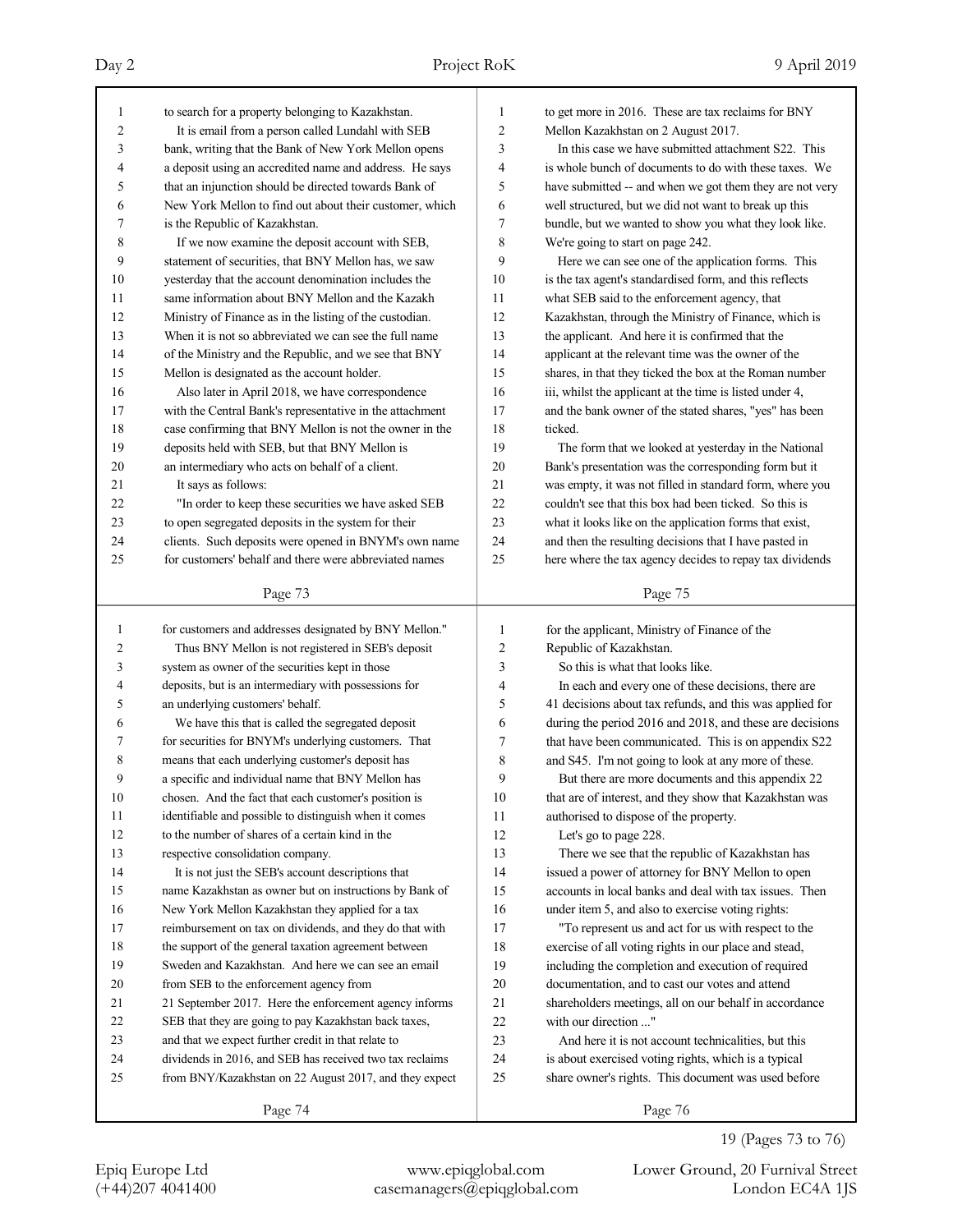to search for a property belonging to Kazakhstan.

It is email from a person called Lundahl with SEB bank, writing that the Bank of New York Mellon opens a deposit using an accredited name and address. He says that an injunction should be directed towards Bank of New York Mellon to find out about their customer, which is the Republic of Kazakhstan.

If we now examine the deposit account with SEB, statement of securities, that BNY Mellon has, we saw yesterday that the account denomination includes the same information about BNY Mellon and the Kazakh Ministry of Finance as in the listing of the custodian. When it is not so abbreviated we can see the full name of the Ministry and the Republic, and we see that BNY Mellon is designated as the account holder.

Also later in April 2018, we have correspondence with the Central Bank's representative in the attachment case confirming that BNY Mellon is not the owner in the deposits held with SEB, but that BNY Mellon is an intermediary who acts on behalf of a client.

It says as follows:

"In order to keep these securities we have asked SEB to open segregated deposits in the system for their clients. Such deposits were opened in BNYM's own name for customers' behalf and there were abbreviated names for customers and addresses designated by BNY Mellon."

Thus BNY Mellon is not registered in SEB's deposit system as owner of the securities kept in those deposits, but is an intermediary with possessions for an underlying customers' behalf.

We have this that is called the segregated deposit for securities for BNYM's underlying customers. That means that each underlying customer's deposit has a specific and individual name that BNY Mellon has chosen. And the fact that each customer's position is identifiable and possible to distinguish when it comes to the number of shares of a certain kind in the respective consolidation company.

It is not just the SEB's account descriptions that name Kazakhstan as owner but on instructions by Bank of New York Mellon Kazakhstan they applied for a tax reimbursement on tax on dividends, and they do that with the support of the general taxation agreement between Sweden and Kazakhstan. And here we can see an email from SEB to the enforcement agency from 21 September 2017. Here the enforcement agency informs SEB that they are going to pay Kazakhstan back taxes, and that we expect further credit in that relate to dividends in 2016, and SEB has received two tax reclaims from BNY/Kazakhstan on 22 August 2017, and they expect to get more in 2016. These are tax reclaims for BNY Mellon Kazakhstan on 2 August 2017.

In this case we have submitted attachment S22. This is whole bunch of documents to do with these taxes. We have submitted -- and when we got them they are not very well structured, but we did not want to break up this bundle, but we wanted to show you what they look like. We're going to start on page 242.

Here we can see one of the application forms. This is the tax agent's standardised form, and this reflects what SEB said to the enforcement agency, that Kazakhstan, through the Ministry of Finance, which is the applicant. And here it is confirmed that the applicant at the relevant time was the owner of the shares, in that they ticked the box at the Roman number iii, whilst the applicant at the time is listed under 4, and the bank owner of the stated shares, "yes" has been ticked.

The form that we looked at yesterday in the National Bank's presentation was the corresponding form but it was empty, it was not filled in standard form, where you couldn't see that this box had been ticked. So this is what it looks like on the application forms that exist, and then the resulting decisions that I have pasted in here where the tax agency decides to repay tax dividends for the applicant, Ministry of Finance of the Republic of Kazakhstan.

So this is what that looks like.

In each and every one of these decisions, there are 41 decisions about tax refunds, and this was applied for during the period 2016 and 2018, and these are decisions that have been communicated. This is on appendix S22 and S45. I'm not going to look at any more of these.

But there are more documents and this appendix 22 that are of interest, and they show that Kazakhstan was authorised to dispose of the property.

Let's go to page 228.

There we see that the republic of Kazakhstan has issued a power of attorney for BNY Mellon to open accounts in local banks and deal with tax issues. Then under item 5, and also to exercise voting rights:

"To represent us and act for us with respect to the exercise of all voting rights in our place and stead, including the completion and execution of required documentation, and to cast our votes and attend shareholders meetings, all on our behalf in accordance with our direction ..."

And here it is not account technicalities, but this is about exercised voting rights, which is a typical share owner's rights. This document was used before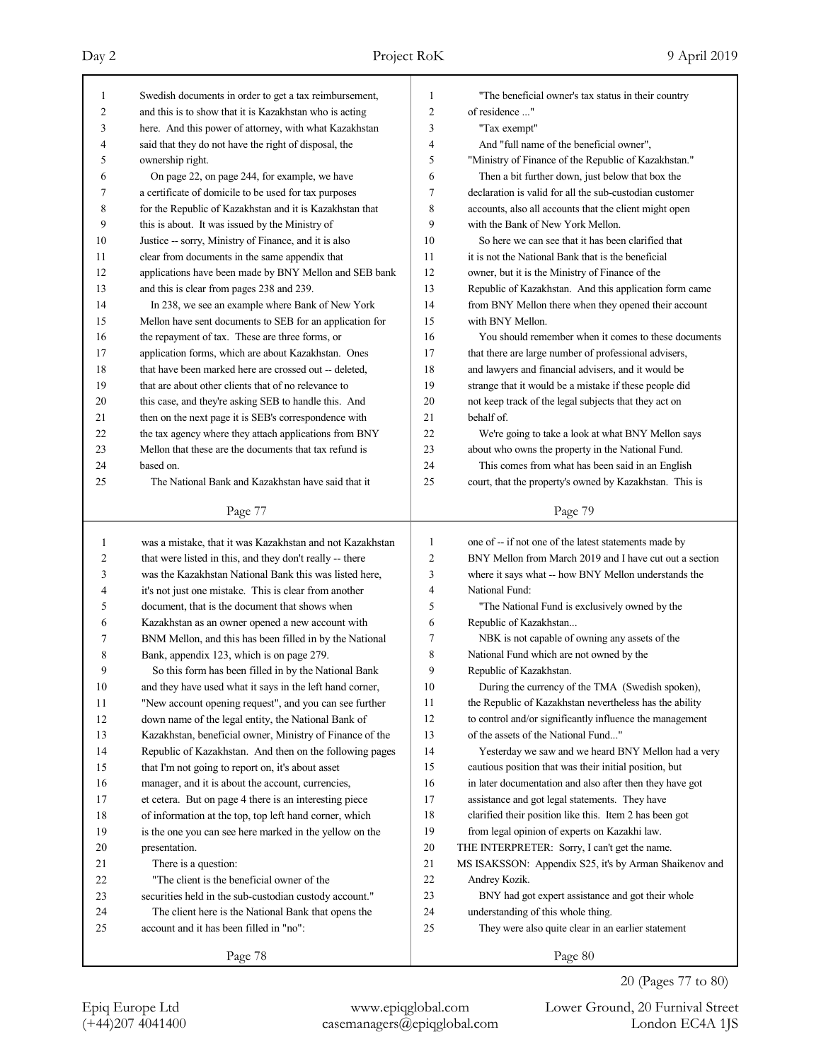Swedish documents in order to get a tax reimbursement, and this is to show that it is Kazakhstan who is acting here. And this power of attorney, with what Kazakhstan said that they do not have the right of disposal, the ownership right.

On page 22, on page 244, for example, we have a certificate of domicile to be used for tax purposes for the Republic of Kazakhstan and it is Kazakhstan that this is about. It was issued by the Ministry of Justice -- sorry, Ministry of Finance, and it is also clear from documents in the same appendix that applications have been made by BNY Mellon and SEB bank and this is clear from pages 238 and 239.

In 238, we see an example where Bank of New York Mellon have sent documents to SEB for an application for the repayment of tax. These are three forms, or application forms, which are about Kazakhstan. Ones that have been marked here are crossed out -- deleted, that are about other clients that of no relevance to this case, and they're asking SEB to handle this. And then on the next page it is SEB's correspondence with the tax agency where they attach applications from BNY Mellon that these are the documents that tax refund is based on.

The National Bank and Kazakhstan have said that it was a mistake, that it was Kazakhstan and not Kazakhstan that were listed in this, and they don't really -- there was the Kazakhstan National Bank this was listed here, it's not just one mistake. This is clear from another document, that is the document that shows when Kazakhstan as an owner opened a new account with BNM Mellon, and this has been filled in by the National Bank, appendix 123, which is on page 279.

So this form has been filled in by the National Bank and they have used what it says in the left hand corner, "New account opening request", and you can see further down name of the legal entity, the National Bank of Kazakhstan, beneficial owner, Ministry of Finance of the Republic of Kazakhstan. And then on the following pages that I'm not going to report on, it's about asset manager, and it is about the account, currencies, et cetera. But on page 4 there is an interesting piece of information at the top, top left hand corner, which is the one you can see here marked in the yellow on the presentation.

There is a question:

"The client is the beneficial owner of the securities held in the sub-custodian custody account."

The client here is the National Bank that opens the account and it has been filled in "no":

"The beneficial owner's tax status in their country of residence ..."

"Tax exempt"

And "full name of the beneficial owner", "Ministry of Finance of the Republic of Kazakhstan."

Then a bit further down, just below that box the declaration is valid for all the sub-custodian customer accounts, also all accounts that the client might open with the Bank of New York Mellon.

So here we can see that it has been clarified that it is not the National Bank that is the beneficial owner, but it is the Ministry of Finance of the Republic of Kazakhstan. And this application form came from BNY Mellon there when they opened their account with BNY Mellon.

You should remember when it comes to these documents that there are large number of professional advisers, and lawyers and financial advisers, and it would be strange that it would be a mistake if these people did not keep track of the legal subjects that they act on behalf of.

We're going to take a look at what BNY Mellon says about who owns the property in the National Fund.

This comes from what has been said in an English court, that the property's owned by Kazakhstan. This is one of -- if not one of the latest statements made by BNY Mellon from March 2019 and I have cut out a section where it says what -- how BNY Mellon understands the National Fund:

"The National Fund is exclusively owned by the Republic of Kazakhstan...

NBK is not capable of owning any assets of the National Fund which are not owned by the Republic of Kazakhstan.

During the currency of the TMA (Swedish spoken), the Republic of Kazakhstan nevertheless has the ability to control and/or significantly influence the management of the assets of the National Fund..."

Yesterday we saw and we heard BNY Mellon had a very cautious position that was their initial position, but in later documentation and also after then they have got assistance and got legal statements. They have clarified their position like this. Item 2 has been got from legal opinion of experts on Kazakhi law.

THE INTERPRETER: Sorry, I can't get the name.

MS ISAKSSON: Appendix S25, it's by Arman Shaikenov and Andrey Kozik.

BNY had got expert assistance and got their whole understanding of this whole thing.

They were also quite clear in an earlier statement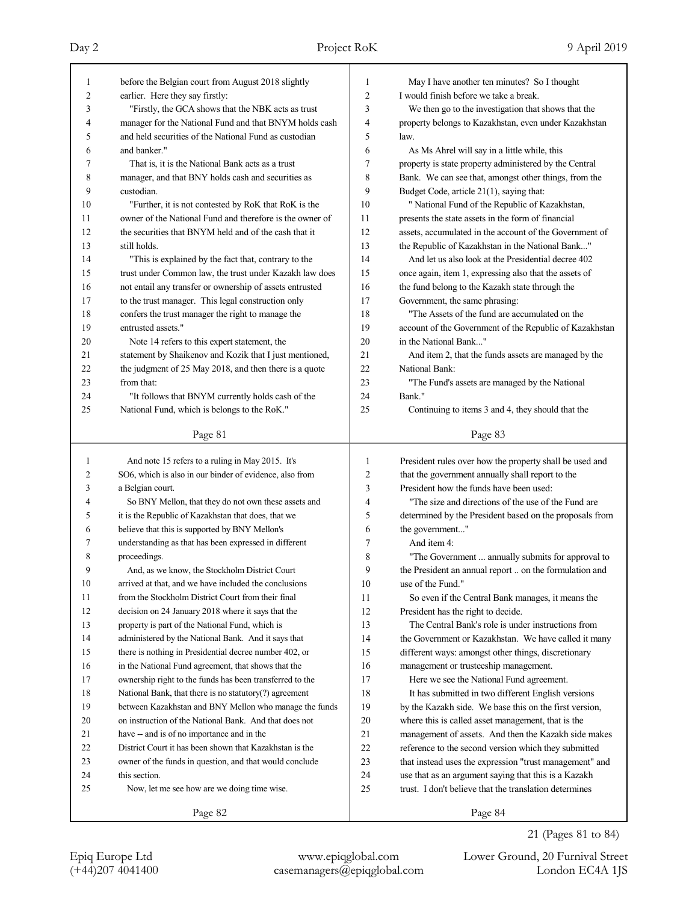before the Belgian court from August 2018 slightly earlier. Here they say firstly:

"Firstly, the GCA shows that the NBK acts as trust manager for the National Fund and that BNYM holds cash and held securities of the National Fund as custodian and banker."

That is, it is the National Bank acts as a trust manager, and that BNY holds cash and securities as custodian.

"Further, it is not contested by RoK that RoK is the owner of the National Fund and therefore is the owner of the securities that BNYM held and of the cash that it still holds.

"This is explained by the fact that, contrary to the trust under Common law, the trust under Kazakh law does not entail any transfer or ownership of assets entrusted to the trust manager. This legal construction only confers the trust manager the right to manage the entrusted assets."

Note 14 refers to this expert statement, the statement by Shaikenov and Kozik that I just mentioned, the judgment of 25 May 2018, and then there is a quote from that:

"It follows that BNYM currently holds cash of the National Fund, which is belongs to the RoK."

And note 15 refers to a ruling in May 2015. It's SO6, which is also in our binder of evidence, also from a Belgian court.

So BNY Mellon, that they do not own these assets and it is the Republic of Kazakhstan that does, that we believe that this is supported by BNY Mellon's understanding as that has been expressed in different proceedings.

And, as we know, the Stockholm District Court arrived at that, and we have included the conclusions from the Stockholm District Court from their final decision on 24 January 2018 where it says that the property is part of the National Fund, which is administered by the National Bank. And it says that there is nothing in Presidential decree number 402, or in the National Fund agreement, that shows that the ownership right to the funds has been transferred to the National Bank, that there is no statutory(?) agreement between Kazakhstan and BNY Mellon who manage the funds on instruction of the National Bank. And that does not have -- and is of no importance and in the District Court it has been shown that Kazakhstan is the owner of the funds in question, and that would conclude this section.

Now, let me see how are we doing time wise.

May I have another ten minutes? So I thought I would finish before we take a break.

We then go to the investigation that shows that the property belongs to Kazakhstan, even under Kazakhstan law.

As Ms Ahrel will say in a little while, this property is state property administered by the Central Bank. We can see that, amongst other things, from the Budget Code, article 21(1), saying that:

" National Fund of the Republic of Kazakhstan, presents the state assets in the form of financial assets, accumulated in the account of the Government of the Republic of Kazakhstan in the National Bank..."

And let us also look at the Presidential decree 402 once again, item 1, expressing also that the assets of the fund belong to the Kazakh state through the Government, the same phrasing:

"The Assets of the fund are accumulated on the account of the Government of the Republic of Kazakhstan in the National Bank..."

And item 2, that the funds assets are managed by the National Bank:

"The Fund's assets are managed by the National Bank."

Continuing to items 3 and 4, they should that the President rules over how the property shall be used and that the government annually shall report to the President how the funds have been used:

"The size and directions of the use of the Fund are determined by the President based on the proposals from the government..."

And item 4:

"The Government ... annually submits for approval to the President an annual report .. on the formulation and use of the Fund."

So even if the Central Bank manages, it means the President has the right to decide.

The Central Bank's role is under instructions from the Government or Kazakhstan. We have called it many different ways: amongst other things, discretionary management or trusteeship management.

Here we see the National Fund agreement.

It has submitted in two different English versions by the Kazakh side. We base this on the first version, where this is called asset management, that is the management of assets. And then the Kazakh side makes reference to the second version which they submitted that instead uses the expression "trust management" and use that as an argument saying that this is a Kazakh trust. I don't believe that the translation determines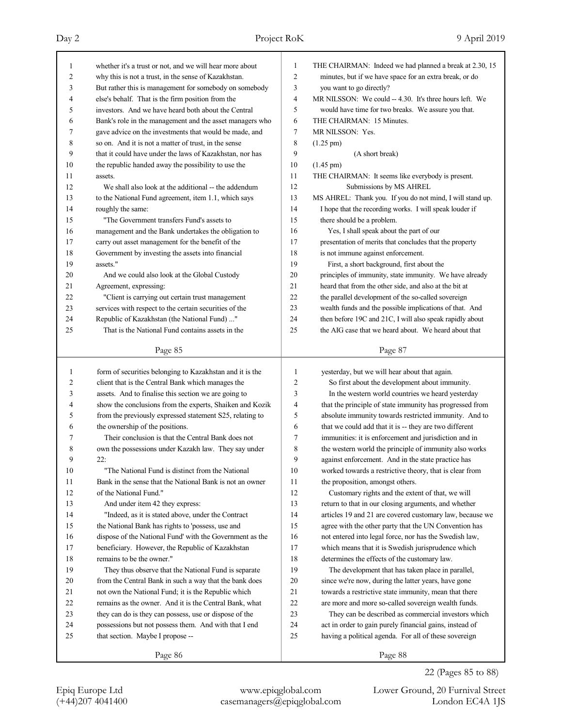whether it's a trust or not, and we will hear more about why this is not a trust, in the sense of Kazakhstan. But rather this is management for somebody on somebody else's behalf. That is the firm position from the investors. And we have heard both about the Central Bank's role in the management and the asset managers who gave advice on the investments that would be made, and so on. And it is not a matter of trust, in the sense that it could have under the laws of Kazakhstan, nor has the republic handed away the possibility to use the assets.

We shall also look at the additional -- the addendum to the National Fund agreement, item 1.1, which says roughly the same:

"The Government transfers Fund's assets to management and the Bank undertakes the obligation to carry out asset management for the benefit of the Government by investing the assets into financial assets."

And we could also look at the Global Custody Agreement, expressing:

"Client is carrying out certain trust management services with respect to the certain securities of the Republic of Kazakhstan (the National Fund) ..."

That is the National Fund contains assets in the form of securities belonging to Kazakhstan and it is the client that is the Central Bank which manages the assets. And to finalise this section we are going to show the conclusions from the experts, Shaiken and Kozik from the previously expressed statement S25, relating to the ownership of the positions.

Their conclusion is that the Central Bank does not own the possessions under Kazakh law. They say under 22:

"The National Fund is distinct from the National Bank in the sense that the National Bank is not an owner of the National Fund."

And under item 42 they express:

"Indeed, as it is stated above, under the Contract the National Bank has rights to 'possess, use and dispose of the National Fund' with the Government as the beneficiary. However, the Republic of Kazakhstan remains to be the owner."

They thus observe that the National Fund is separate from the Central Bank in such a way that the bank does not own the National Fund; it is the Republic which remains as the owner. And it is the Central Bank, what they can do is they can possess, use or dispose of the possessions but not possess them. And with that I end that section. Maybe I propose --

THE CHAIRMAN: Indeed we had planned a break at 2.30, 15 minutes, but if we have space for an extra break, or do you want to go directly?

MR NILSSON: We could -- 4.30. It's three hours left. We would have time for two breaks. We assure you that.

THE CHAIRMAN: 15 Minutes.

MR NILSSON: Yes.

(1.25 pm)

(A short break)

(1.45 pm)

THE CHAIRMAN: It seems like everybody is present.

Submissions by MS AHREL

MS AHREL: Thank you. If you do not mind, I will stand up. I hope that the recording works. I will speak louder if there should be a problem.

Yes, I shall speak about the part of our presentation of merits that concludes that the property is not immune against enforcement.

First, a short background, first about the principles of immunity, state immunity. We have already heard that from the other side, and also at the bit at the parallel development of the so-called sovereign wealth funds and the possible implications of that. And then before 19C and 21C, I will also speak rapidly about the AIG case that we heard about. We heard about that yesterday, but we will hear about that again.

So first about the development about immunity.

In the western world countries we heard yesterday that the principle of state immunity has progressed from absolute immunity towards restricted immunity. And to that we could add that it is -- they are two different immunities: it is enforcement and jurisdiction and in the western world the principle of immunity also works against enforcement. And in the state practice has worked towards a restrictive theory, that is clear from the proposition, amongst others.

Customary rights and the extent of that, we will return to that in our closing arguments, and whether articles 19 and 21 are covered customary law, because we agree with the other party that the UN Convention has not entered into legal force, nor has the Swedish law, which means that it is Swedish jurisprudence which determines the effects of the customary law.

The development that has taken place in parallel, since we're now, during the latter years, have gone towards a restrictive state immunity, mean that there are more and more so-called sovereign wealth funds.

They can be described as commercial investors which act in order to gain purely financial gains, instead of having a political agenda. For all of these sovereign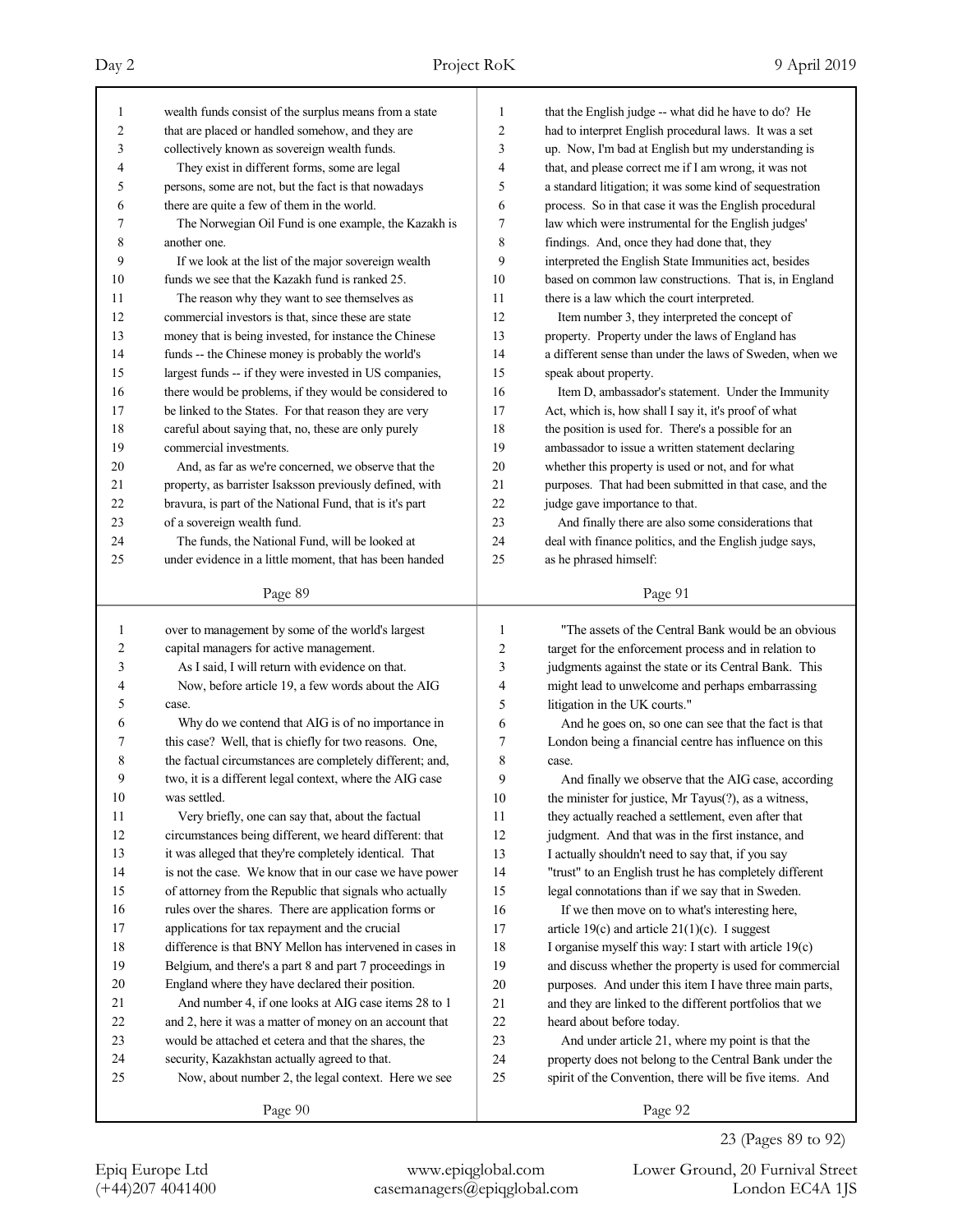wealth funds consist of the surplus means from a state that are placed or handled somehow, and they are collectively known as sovereign wealth funds.

They exist in different forms, some are legal persons, some are not, but the fact is that nowadays there are quite a few of them in the world.

The Norwegian Oil Fund is one example, the Kazakh is another one.

If we look at the list of the major sovereign wealth funds we see that the Kazakh fund is ranked 25.

The reason why they want to see themselves as commercial investors is that, since these are state money that is being invested, for instance the Chinese funds -- the Chinese money is probably the world's largest funds -- if they were invested in US companies, there would be problems, if they would be considered to be linked to the States. For that reason they are very careful about saying that, no, these are only purely commercial investments.

And, as far as we're concerned, we observe that the property, as barrister Isaksson previously defined, with bravura, is part of the National Fund, that is it's part of a sovereign wealth fund.

The funds, the National Fund, will be looked at under evidence in a little moment, that has been handed over to management by some of the world's largest capital managers for active management.

As I said, I will return with evidence on that.

Now, before article 19, a few words about the AIG case.

Why do we contend that AIG is of no importance in this case? Well, that is chiefly for two reasons. One, the factual circumstances are completely different; and, two, it is a different legal context, where the AIG case was settled.

Very briefly, one can say that, about the factual circumstances being different, we heard different: that it was alleged that they're completely identical. That is not the case. We know that in our case we have power of attorney from the Republic that signals who actually rules over the shares. There are application forms or applications for tax repayment and the crucial difference is that BNY Mellon has intervened in cases in Belgium, and there's a part 8 and part 7 proceedings in England where they have declared their position.

And number 4, if one looks at AIG case items 28 to 1 and 2, here it was a matter of money on an account that would be attached et cetera and that the shares, the security, Kazakhstan actually agreed to that.

Now, about number 2, the legal context. Here we see that the English judge -- what did he have to do? He had to interpret English procedural laws. It was a set up. Now, I'm bad at English but my understanding is that, and please correct me if I am wrong, it was not a standard litigation; it was some kind of sequestration process. So in that case it was the English procedural law which were instrumental for the English judges' findings. And, once they had done that, they interpreted the English State Immunities act, besides based on common law constructions. That is, in England there is a law which the court interpreted.

Item number 3, they interpreted the concept of property. Property under the laws of England has a different sense than under the laws of Sweden, when we speak about property.

Item D, ambassador's statement. Under the Immunity Act, which is, how shall I say it, it's proof of what the position is used for. There's a possible for an ambassador to issue a written statement declaring whether this property is used or not, and for what purposes. That had been submitted in that case, and the judge gave importance to that.

And finally there are also some considerations that deal with finance politics, and the English judge says, as he phrased himself:

"The assets of the Central Bank would be an obvious target for the enforcement process and in relation to judgments against the state or its Central Bank. This might lead to unwelcome and perhaps embarrassing litigation in the UK courts."

And he goes on, so one can see that the fact is that London being a financial centre has influence on this case.

And finally we observe that the AIG case, according the minister for justice, Mr Tayus(?), as a witness, they actually reached a settlement, even after that judgment. And that was in the first instance, and I actually shouldn't need to say that, if you say "trust" to an English trust he has completely different legal connotations than if we say that in Sweden.

If we then move on to what's interesting here, article 19(c) and article 21(1)(c). I suggest I organise myself this way: I start with article 19(c) and discuss whether the property is used for commercial purposes. And under this item I have three main parts, and they are linked to the different portfolios that we heard about before today.

And under article 21, where my point is that the property does not belong to the Central Bank under the spirit of the Convention, there will be five items. And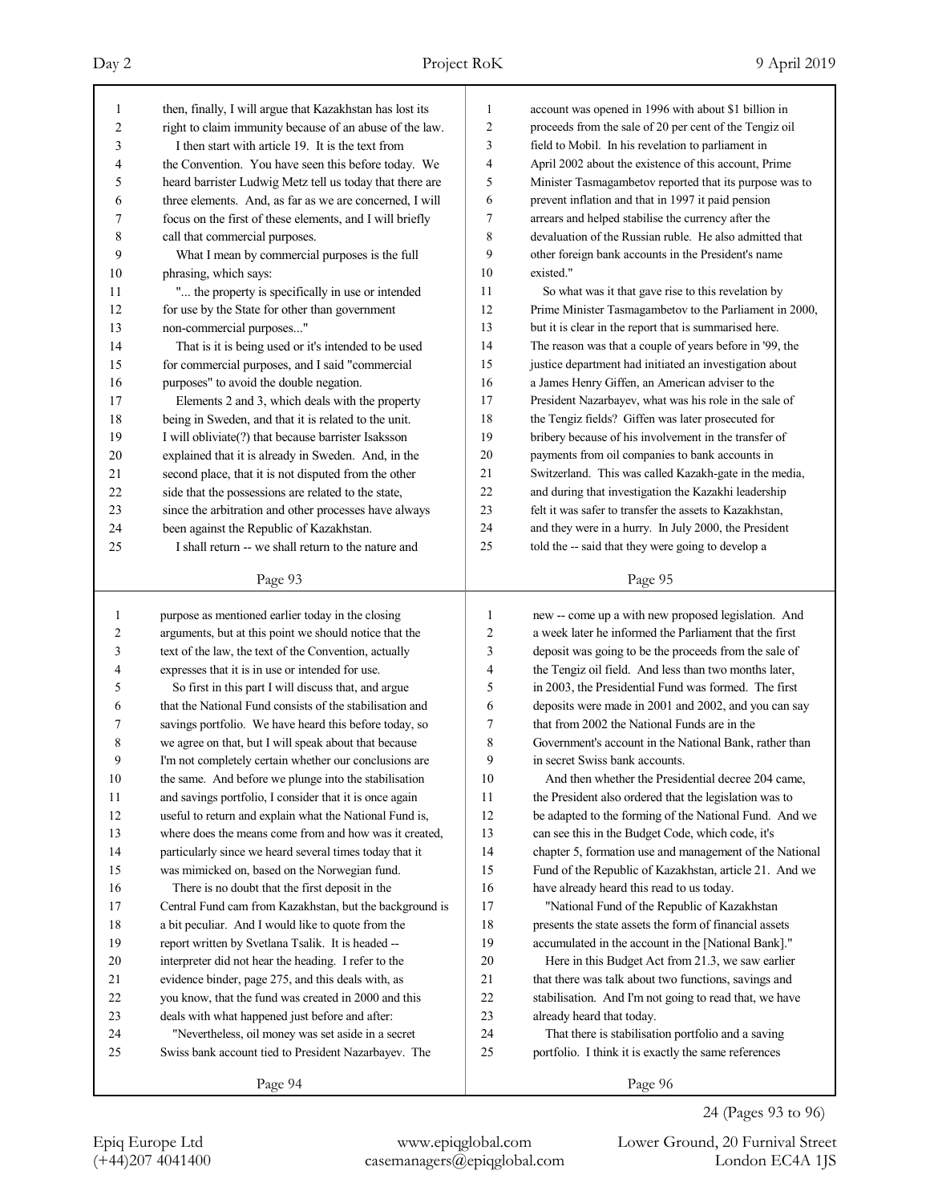then, finally, I will argue that Kazakhstan has lost its right to claim immunity because of an abuse of the law.

I then start with article 19. It is the text from the Convention. You have seen this before today. We heard barrister Ludwig Metz tell us today that there are three elements. And, as far as we are concerned, I will focus on the first of these elements, and I will briefly call that commercial purposes.

What I mean by commercial purposes is the full phrasing, which says:

"... the property is specifically in use or intended for use by the State for other than government non-commercial purposes..."

That is it is being used or it's intended to be used for commercial purposes, and I said "commercial purposes" to avoid the double negation.

Elements 2 and 3, which deals with the property being in Sweden, and that it is related to the unit. I will obliviate(?) that because barrister Isaksson explained that it is already in Sweden. And, in the second place, that it is not disputed from the other side that the possessions are related to the state, since the arbitration and other processes have always been against the Republic of Kazakhstan.

I shall return -- we shall return to the nature and purpose as mentioned earlier today in the closing arguments, but at this point we should notice that the text of the law, the text of the Convention, actually expresses that it is in use or intended for use.

So first in this part I will discuss that, and argue that the National Fund consists of the stabilisation and savings portfolio. We have heard this before today, so we agree on that, but I will speak about that because I'm not completely certain whether our conclusions are the same. And before we plunge into the stabilisation and savings portfolio, I consider that it is once again useful to return and explain what the National Fund is, where does the means come from and how was it created, particularly since we heard several times today that it was mimicked on, based on the Norwegian fund.

There is no doubt that the first deposit in the Central Fund cam from Kazakhstan, but the background is a bit peculiar. And I would like to quote from the report written by Svetlana Tsalik. It is headed -- interpreter did not hear the heading. I refer to the evidence binder, page 275, and this deals with, as you know, that the fund was created in 2000 and this deals with what happened just before and after:

"Nevertheless, oil money was set aside in a secret Swiss bank account tied to President Nazarbayev. The account was opened in 1996 with about $1 billion in proceeds from the sale of 20 per cent of the Tengiz oil field to Mobil. In his revelation to parliament in April 2002 about the existence of this account, Prime Minister Tasmagambetov reported that its purpose was to prevent inflation and that in 1997 it paid pension arrears and helped stabilise the currency after the devaluation of the Russian ruble. He also admitted that other foreign bank accounts in the President's name existed."

So what was it that gave rise to this revelation by Prime Minister Tasmagambetov to the Parliament in 2000, but it is clear in the report that is summarised here. The reason was that a couple of years before in '99, the justice department had initiated an investigation about a James Henry Giffen, an American adviser to the President Nazarbayev, what was his role in the sale of the Tengiz fields? Giffen was later prosecuted for bribery because of his involvement in the transfer of payments from oil companies to bank accounts in Switzerland. This was called Kazakh-gate in the media, and during that investigation the Kazakhi leadership felt it was safer to transfer the assets to Kazakhstan, and they were in a hurry. In July 2000, the President told the -- said that they were going to develop a new -- come up a with new proposed legislation. And a week later he informed the Parliament that the first deposit was going to be the proceeds from the sale of the Tengiz oil field. And less than two months later, in 2003, the Presidential Fund was formed. The first deposits were made in 2001 and 2002, and you can say that from 2002 the National Funds are in the Government's account in the National Bank, rather than in secret Swiss bank accounts.

And then whether the Presidential decree 204 came, the President also ordered that the legislation was to be adapted to the forming of the National Fund. And we can see this in the Budget Code, which code, it's chapter 5, formation use and management of the National Fund of the Republic of Kazakhstan, article 21. And we have already heard this read to us today.

"National Fund of the Republic of Kazakhstan presents the state assets the form of financial assets accumulated in the account in the [National Bank]."

Here in this Budget Act from 21.3, we saw earlier that there was talk about two functions, savings and stabilisation. And I'm not going to read that, we have already heard that today.

That there is stabilisation portfolio and a saving portfolio. I think it is exactly the same references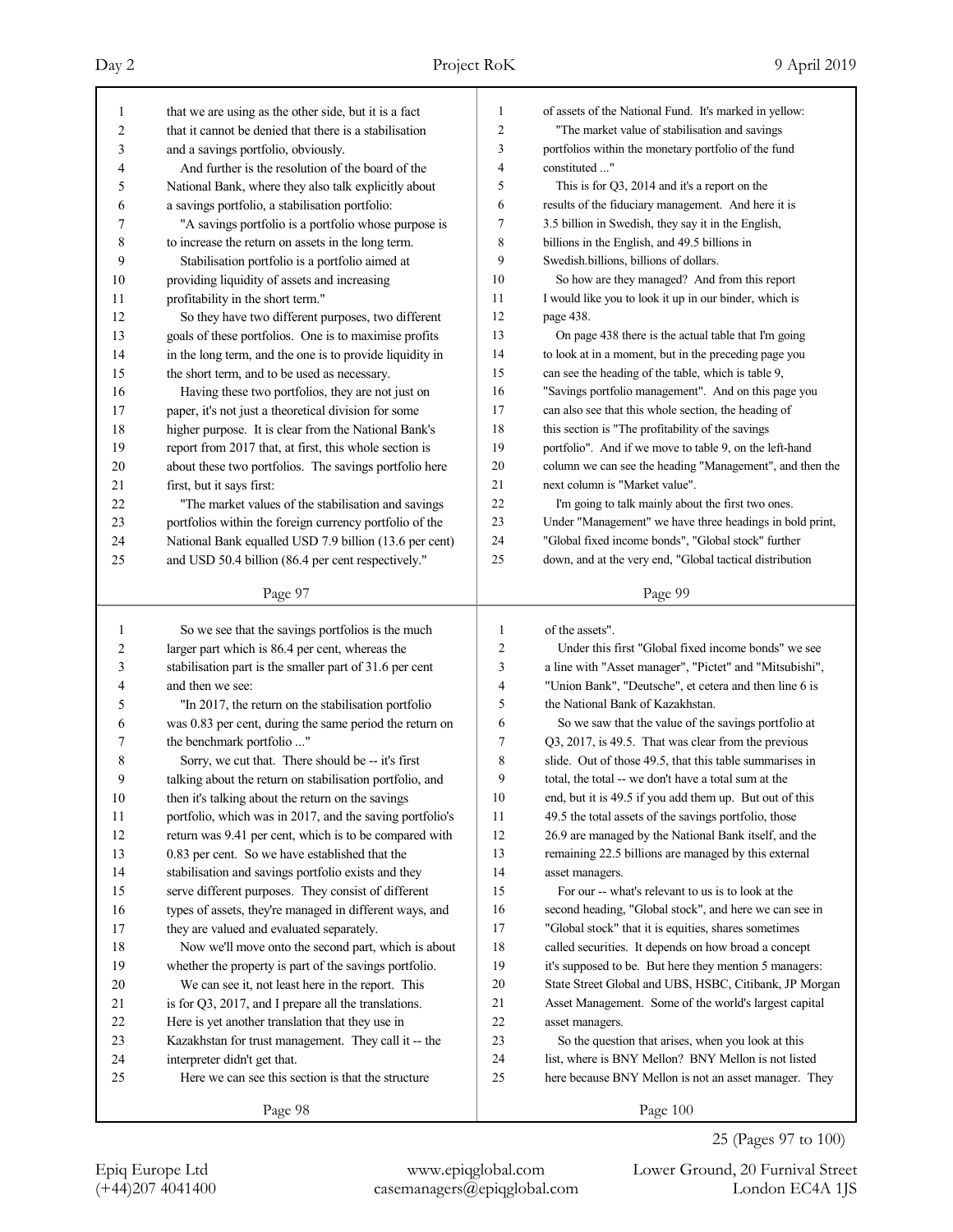Page 97

1 that we are using as the other side, but it is a fact
2 that it cannot be denied that there is a stabilisation
3 and a savings portfolio, obviously.
4 And further is the resolution of the board of the
5 National Bank, where they also talk explicitly about
6 a savings portfolio, a stabilisation portfolio:
7 "A savings portfolio is a portfolio whose purpose is
8 to increase the return on assets in the long term.
9 Stabilisation portfolio is a portfolio aimed at
10 providing liquidity of assets and increasing
11 profitability in the short term."
12 So they have two different purposes, two different
13 goals of these portfolios. One is to maximise profits
14 in the long term, and the one is to provide liquidity in
15 the short term, and to be used as necessary.
16 Having these two portfolios, they are not just on
17 paper, it's not just a theoretical division for some
18 higher purpose. It is clear from the National Bank's
19 report from 2017 that, at first, this whole section is
20 about these two portfolios. The savings portfolio here
21 first, but it says first:
22 "The market values of the stabilisation and savings
23 portfolios within the foreign currency portfolio of the
24 National Bank equalled USD 7.9 billion (13.6 per cent)
25 and USD 50.4 billion (86.4 per cent respectively."

Page 98

1 So we see that the savings portfolios is the much
2 larger part which is 86.4 per cent, whereas the
3 stabilisation part is the smaller part of 31.6 per cent
4 and then we see:
5 "In 2017, the return on the stabilisation portfolio
6 was 0.83 per cent, during the same period the return on
7 the benchmark portfolio ..."
8 Sorry, we cut that. There should be -- it's first
9 talking about the return on stabilisation portfolio, and
10 then it's talking about the return on the savings
11 portfolio, which was in 2017, and the saving portfolio's
12 return was 9.41 per cent, which is to be compared with
13 0.83 per cent. So we have established that the
14 stabilisation and savings portfolio exists and they
15 serve different purposes. They consist of different
16 types of assets, they're managed in different ways, and
17 they are valued and evaluated separately.
18 Now we'll move onto the second part, which is about
19 whether the property is part of the savings portfolio.
20 We can see it, not least here in the report. This
21 is for Q3, 2017, and I prepare all the translations.
22 Here is yet another translation that they use in
23 Kazakhstan for trust management. They call it -- the
24 interpreter didn't get that.
25 Here we can see this section is that the structure

Page 99

1 of assets of the National Fund. It's marked in yellow:
2 "The market value of stabilisation and savings
3 portfolios within the monetary portfolio of the fund
4 constituted ..."
5 This is for Q3, 2014 and it's a report on the
6 results of the fiduciary management. And here it is
7 3.5 billion in Swedish, they say it in the English,
8 billions in the English, and 49.5 billions in
9 Swedish.billions, billions of dollars.
10 So how are they managed? And from this report
11 I would like you to look it up in our binder, which is
12 page 438.
13 On page 438 there is the actual table that I'm going
14 to look at in a moment, but in the preceding page you
15 can see the heading of the table, which is table 9,
16 "Savings portfolio management". And on this page you
17 can also see that this whole section, the heading of
18 this section is "The profitability of the savings
19 portfolio". And if we move to table 9, on the left-hand
20 column we can see the heading "Management", and then the
21 next column is "Market value".
22 I'm going to talk mainly about the first two ones.
23 Under "Management" we have three headings in bold print,
24 "Global fixed income bonds", "Global stock" further
25 down, and at the very end, "Global tactical distribution

Page 100

1 of the assets".
2 Under this first "Global fixed income bonds" we see
3 a line with "Asset manager", "Pictet" and "Mitsubishi",
4 "Union Bank", "Deutsche", et cetera and then line 6 is
5 the National Bank of Kazakhstan.
6 So we saw that the value of the savings portfolio at
7 Q3, 2017, is 49.5. That was clear from the previous
8 slide. Out of those 49.5, that this table summarises in
9 total, the total -- we don't have a total sum at the
10 end, but it is 49.5 if you add them up. But out of this
11 49.5 the total assets of the savings portfolio, those
12 26.9 are managed by the National Bank itself, and the
13 remaining 22.5 billions are managed by this external
14 asset managers.
15 For our -- what's relevant to us is to look at the
16 second heading, "Global stock", and here we can see in
17 "Global stock" that it is equities, shares sometimes
18 called securities. It depends on how broad a concept
19 it's supposed to be. But here they mention 5 managers:
20 State Street Global and UBS, HSBC, Citibank, JP Morgan
21 Asset Management. Some of the world's largest capital
22 asset managers.
23 So the question that arises, when you look at this
24 list, where is BNY Mellon? BNY Mellon is not listed
25 here because BNY Mellon is not an asset manager. They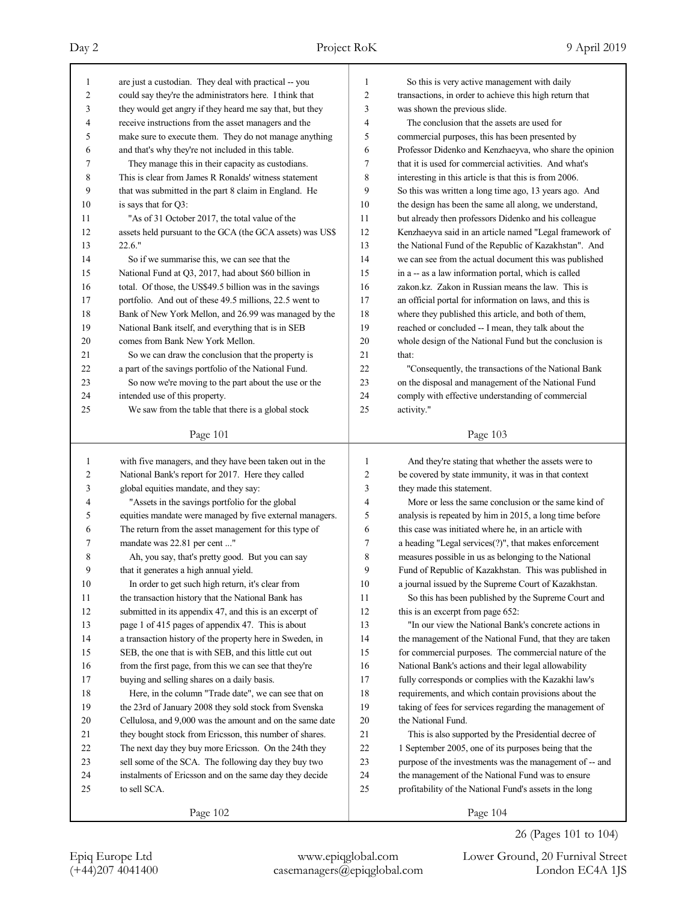are just a custodian. They deal with practical -- you could say they're the administrators here. I think that they would get angry if they heard me say that, but they receive instructions from the asset managers and the make sure to execute them. They do not manage anything and that's why they're not included in this table.

They manage this in their capacity as custodians. This is clear from James R Ronalds' witness statement that was submitted in the part 8 claim in England. He is says that for Q3:

"As of 31 October 2017, the total value of the assets held pursuant to the GCA (the GCA assets) was US$ 22.6."

So if we summarise this, we can see that the National Fund at Q3, 2017, had about $60 billion in total. Of those, the US$49.5 billion was in the savings portfolio. And out of these 49.5 millions, 22.5 went to Bank of New York Mellon, and 26.99 was managed by the National Bank itself, and everything that is in SEB comes from Bank New York Mellon.

So we can draw the conclusion that the property is a part of the savings portfolio of the National Fund.

So now we're moving to the part about the use or the intended use of this property.

We saw from the table that there is a global stock with five managers, and they have been taken out in the National Bank's report for 2017. Here they called global equities mandate, and they say:

"Assets in the savings portfolio for the global equities mandate were managed by five external managers. The return from the asset management for this type of mandate was 22.81 per cent ..."

Ah, you say, that's pretty good. But you can say that it generates a high annual yield.

In order to get such high return, it's clear from the transaction history that the National Bank has submitted in its appendix 47, and this is an excerpt of page 1 of 415 pages of appendix 47. This is about a transaction history of the property here in Sweden, in SEB, the one that is with SEB, and this little cut out from the first page, from this we can see that they're buying and selling shares on a daily basis.

Here, in the column "Trade date", we can see that on the 23rd of January 2008 they sold stock from Svenska Cellulosa, and 9,000 was the amount and on the same date they bought stock from Ericsson, this number of shares. The next day they buy more Ericsson. On the 24th they sell some of the SCA. The following day they buy two instalments of Ericsson and on the same day they decide to sell SCA.

So this is very active management with daily transactions, in order to achieve this high return that was shown the previous slide.

The conclusion that the assets are used for commercial purposes, this has been presented by Professor Didenko and Kenzhaeyva, who share the opinion that it is used for commercial activities. And what's interesting in this article is that this is from 2006. So this was written a long time ago, 13 years ago. And the design has been the same all along, we understand, but already then professors Didenko and his colleague Kenzhaeyva said in an article named "Legal framework of the National Fund of the Republic of Kazakhstan". And we can see from the actual document this was published in a -- as a law information portal, which is called zakon.kz. Zakon in Russian means the law. This is an official portal for information on laws, and this is where they published this article, and both of them, reached or concluded -- I mean, they talk about the whole design of the National Fund but the conclusion is that:

"Consequently, the transactions of the National Bank on the disposal and management of the National Fund comply with effective understanding of commercial activity."

And they're stating that whether the assets were to be covered by state immunity, it was in that context they made this statement.

More or less the same conclusion or the same kind of analysis is repeated by him in 2015, a long time before this case was initiated where he, in an article with a heading "Legal services(?)", that makes enforcement measures possible in us as belonging to the National Fund of Republic of Kazakhstan. This was published in a journal issued by the Supreme Court of Kazakhstan.

So this has been published by the Supreme Court and this is an excerpt from page 652:

"In our view the National Bank's concrete actions in the management of the National Fund, that they are taken for commercial purposes. The commercial nature of the National Bank's actions and their legal allowability fully corresponds or complies with the Kazakhi law's requirements, and which contain provisions about the taking of fees for services regarding the management of the National Fund.

This is also supported by the Presidential decree of 1 September 2005, one of its purposes being that the purpose of the investments was the management of -- and the management of the National Fund was to ensure profitability of the National Fund's assets in the long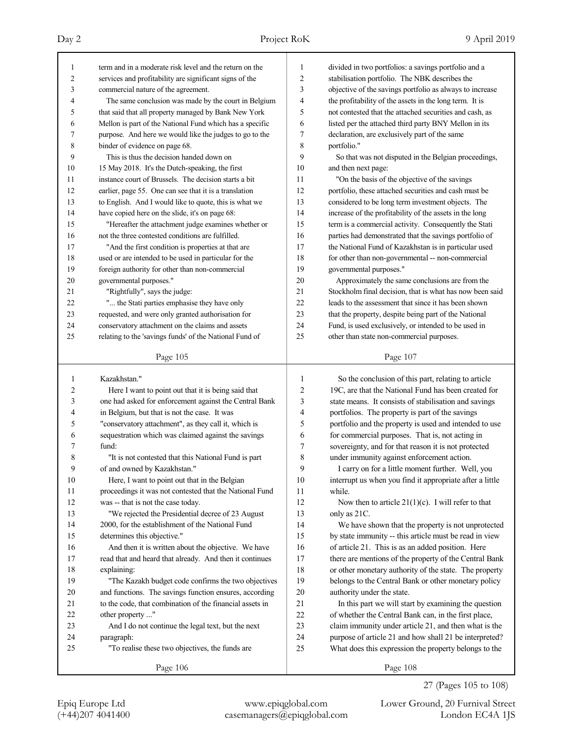term and in a moderate risk level and the return on the services and profitability are significant signs of the commercial nature of the agreement.

The same conclusion was made by the court in Belgium that said that all property managed by Bank New York Mellon is part of the National Fund which has a specific purpose. And here we would like the judges to go to the binder of evidence on page 68.

This is thus the decision handed down on 15 May 2018. It's the Dutch-speaking, the first instance court of Brussels. The decision starts a bit earlier, page 55. One can see that it is a translation to English. And I would like to quote, this is what we have copied here on the slide, it's on page 68:

"Hereafter the attachment judge examines whether or not the three contested conditions are fulfilled.

"And the first condition is properties at that are used or are intended to be used in particular for the foreign authority for other than non-commercial governmental purposes."

"Rightfully", says the judge:

"... the Stati parties emphasise they have only requested, and were only granted authorisation for conservatory attachment on the claims and assets relating to the 'savings funds' of the National Fund of Kazakhstan."

Here I want to point out that it is being said that one had asked for enforcement against the Central Bank in Belgium, but that is not the case. It was "conservatory attachment", as they call it, which is sequestration which was claimed against the savings fund:

"It is not contested that this National Fund is part of and owned by Kazakhstan."

Here, I want to point out that in the Belgian proceedings it was not contested that the National Fund was -- that is not the case today.

"We rejected the Presidential decree of 23 August 2000, for the establishment of the National Fund determines this objective."

And then it is written about the objective. We have read that and heard that already. And then it continues explaining:

"The Kazakh budget code confirms the two objectives and functions. The savings function ensures, according to the code, that combination of the financial assets in other property ..."

And I do not continue the legal text, but the next paragraph:

"To realise these two objectives, the funds are divided in two portfolios: a savings portfolio and a stabilisation portfolio. The NBK describes the objective of the savings portfolio as always to increase the profitability of the assets in the long term. It is not contested that the attached securities and cash, as listed per the attached third party BNY Mellon in its declaration, are exclusively part of the same portfolio."

So that was not disputed in the Belgian proceedings, and then next page:

"On the basis of the objective of the savings portfolio, these attached securities and cash must be considered to be long term investment objects. The increase of the profitability of the assets in the long term is a commercial activity. Consequently the Stati parties had demonstrated that the savings portfolio of the National Fund of Kazakhstan is in particular used for other than non-governmental -- non-commercial governmental purposes."

Approximately the same conclusions are from the Stockholm final decision, that is what has now been said leads to the assessment that since it has been shown that the property, despite being part of the National Fund, is used exclusively, or intended to be used in other than state non-commercial purposes.

So the conclusion of this part, relating to article 19C, are that the National Fund has been created for state means. It consists of stabilisation and savings portfolios. The property is part of the savings portfolio and the property is used and intended to use for commercial purposes. That is, not acting in sovereignty, and for that reason it is not protected under immunity against enforcement action.

I carry on for a little moment further. Well, you interrupt us when you find it appropriate after a little while.

Now then to article 21(1)(c). I will refer to that only as 21C.

We have shown that the property is not unprotected by state immunity -- this article must be read in view of article 21. This is as an added position. Here there are mentions of the property of the Central Bank or other monetary authority of the state. The property belongs to the Central Bank or other monetary policy authority under the state.

In this part we will start by examining the question of whether the Central Bank can, in the first place, claim immunity under article 21, and then what is the purpose of article 21 and how shall 21 be interpreted? What does this expression the property belongs to the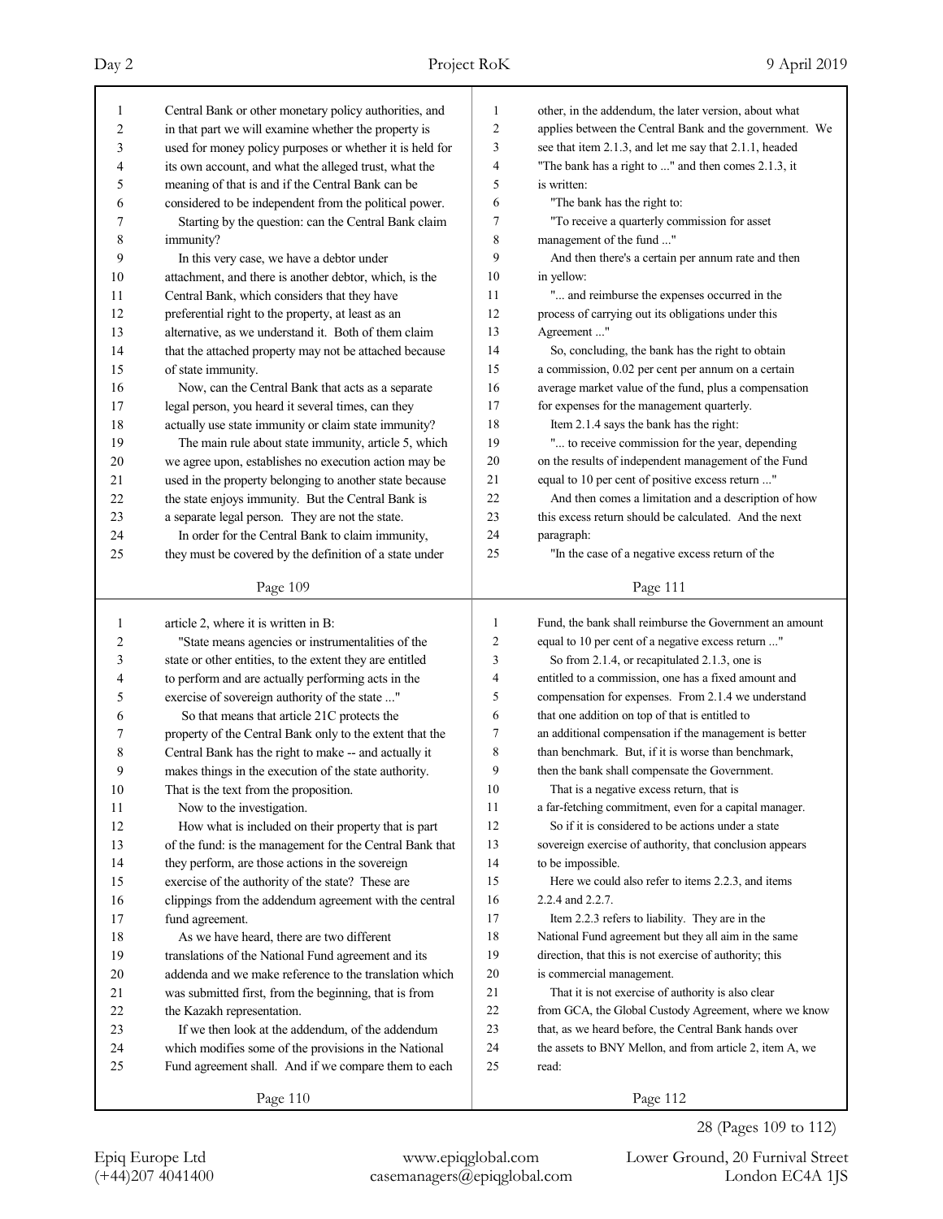Central Bank or other monetary policy authorities, and in that part we will examine whether the property is used for money policy purposes or whether it is held for its own account, and what the alleged trust, what the meaning of that is and if the Central Bank can be considered to be independent from the political power.

Starting by the question: can the Central Bank claim immunity?

In this very case, we have a debtor under attachment, and there is another debtor, which, is the Central Bank, which considers that they have preferential right to the property, at least as an alternative, as we understand it. Both of them claim that the attached property may not be attached because of state immunity.

Now, can the Central Bank that acts as a separate legal person, you heard it several times, can they actually use state immunity or claim state immunity?

The main rule about state immunity, article 5, which we agree upon, establishes no execution action may be used in the property belonging to another state because the state enjoys immunity. But the Central Bank is a separate legal person. They are not the state.

In order for the Central Bank to claim immunity, they must be covered by the definition of a state under article 2, where it is written in B:

"State means agencies or instrumentalities of the state or other entities, to the extent they are entitled to perform and are actually performing acts in the exercise of sovereign authority of the state ..."

So that means that article 21C protects the property of the Central Bank only to the extent that the Central Bank has the right to make -- and actually it makes things in the execution of the state authority. That is the text from the proposition.

Now to the investigation.

How what is included on their property that is part of the fund: is the management for the Central Bank that they perform, are those actions in the sovereign exercise of the authority of the state? These are clippings from the addendum agreement with the central fund agreement.

As we have heard, there are two different translations of the National Fund agreement and its addenda and we make reference to the translation which was submitted first, from the beginning, that is from the Kazakh representation.

If we then look at the addendum, of the addendum which modifies some of the provisions in the National Fund agreement shall. And if we compare them to each other, in the addendum, the later version, about what applies between the Central Bank and the government. We see that item 2.1.3, and let me say that 2.1.1, headed "The bank has a right to ..." and then comes 2.1.3, it is written:

"The bank has the right to:

"To receive a quarterly commission for asset management of the fund ..."

And then there's a certain per annum rate and then in yellow:

"... and reimburse the expenses occurred in the process of carrying out its obligations under this Agreement ..."

So, concluding, the bank has the right to obtain a commission, 0.02 per cent per annum on a certain average market value of the fund, plus a compensation for expenses for the management quarterly.

Item 2.1.4 says the bank has the right:

"... to receive commission for the year, depending on the results of independent management of the Fund equal to 10 per cent of positive excess return ..."

And then comes a limitation and a description of how this excess return should be calculated. And the next paragraph:

"In the case of a negative excess return of the Fund, the bank shall reimburse the Government an amount equal to 10 per cent of a negative excess return ..."

So from 2.1.4, or recapitulated 2.1.3, one is entitled to a commission, one has a fixed amount and compensation for expenses. From 2.1.4 we understand that one addition on top of that is entitled to an additional compensation if the management is better than benchmark. But, if it is worse than benchmark, then the bank shall compensate the Government.

That is a negative excess return, that is a far-fetching commitment, even for a capital manager.

So if it is considered to be actions under a state sovereign exercise of authority, that conclusion appears to be impossible.

Here we could also refer to items 2.2.3, and items 2.2.4 and 2.2.7.

Item 2.2.3 refers to liability. They are in the National Fund agreement but they all aim in the same direction, that this is not exercise of authority; this is commercial management.

That it is not exercise of authority is also clear from GCA, the Global Custody Agreement, where we know that, as we heard before, the Central Bank hands over the assets to BNY Mellon, and from article 2, item A, we read: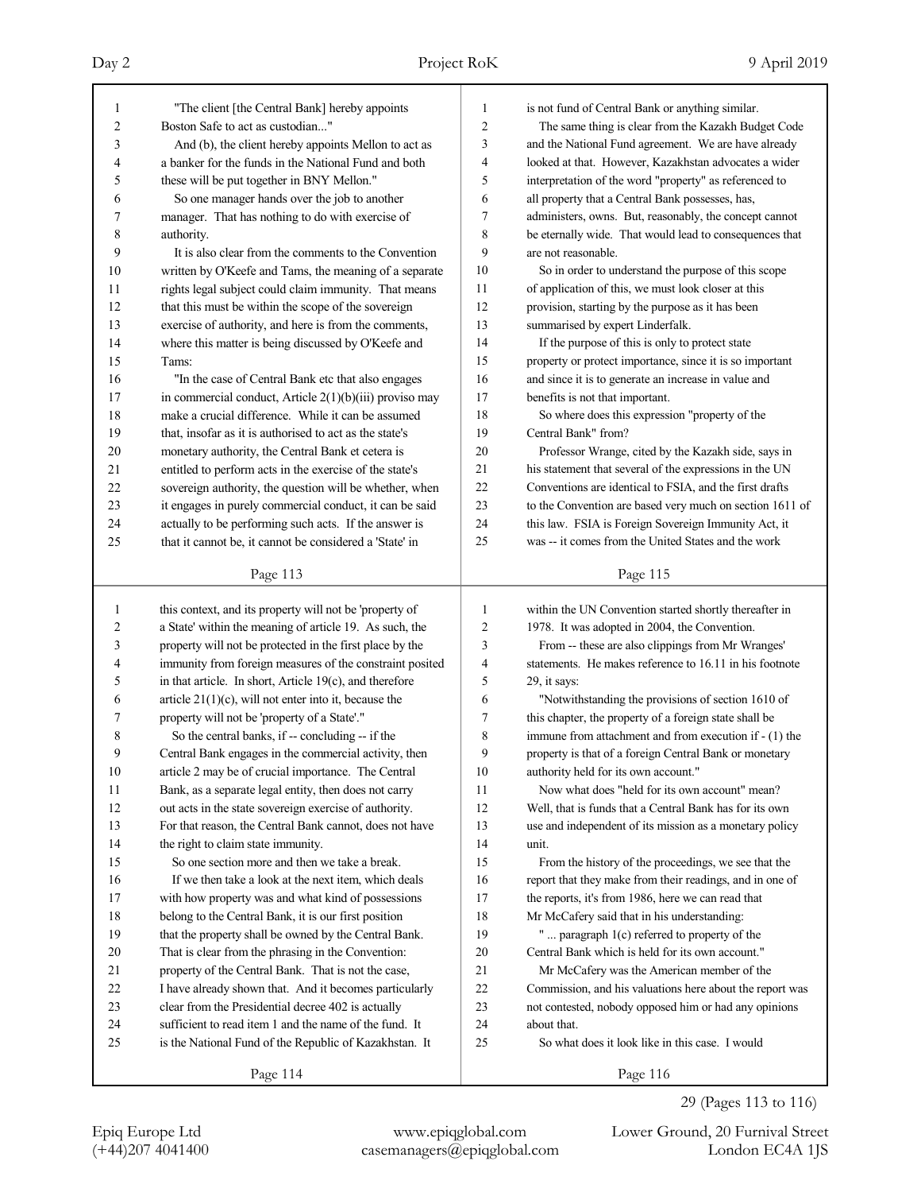"The client [the Central Bank] hereby appoints Boston Safe to act as custodian..."

And (b), the client hereby appoints Mellon to act as a banker for the funds in the National Fund and both these will be put together in BNY Mellon."

So one manager hands over the job to another manager. That has nothing to do with exercise of authority.

It is also clear from the comments to the Convention written by O'Keefe and Tams, the meaning of a separate rights legal subject could claim immunity. That means that this must be within the scope of the sovereign exercise of authority, and here is from the comments, where this matter is being discussed by O'Keefe and Tams:

"In the case of Central Bank etc that also engages in commercial conduct, Article 2(1)(b)(iii) proviso may make a crucial difference. While it can be assumed that, insofar as it is authorised to act as the state's monetary authority, the Central Bank et cetera is entitled to perform acts in the exercise of the state's sovereign authority, the question will be whether, when it engages in purely commercial conduct, it can be said actually to be performing such acts. If the answer is that it cannot be, it cannot be considered a 'State' in this context, and its property will not be 'property of a State' within the meaning of article 19. As such, the property will not be protected in the first place by the immunity from foreign measures of the constraint posited in that article. In short, Article 19(c), and therefore article 21(1)(c), will not enter into it, because the property will not be 'property of a State'."

So the central banks, if -- concluding -- if the Central Bank engages in the commercial activity, then article 2 may be of crucial importance. The Central Bank, as a separate legal entity, then does not carry out acts in the state sovereign exercise of authority. For that reason, the Central Bank cannot, does not have the right to claim state immunity.

So one section more and then we take a break.

If we then take a look at the next item, which deals with how property was and what kind of possessions belong to the Central Bank, it is our first position that the property shall be owned by the Central Bank. That is clear from the phrasing in the Convention: property of the Central Bank. That is not the case, I have already shown that. And it becomes particularly clear from the Presidential decree 402 is actually sufficient to read item 1 and the name of the fund. It is the National Fund of the Republic of Kazakhstan. It is not fund of Central Bank or anything similar.

The same thing is clear from the Kazakh Budget Code and the National Fund agreement. We are have already looked at that. However, Kazakhstan advocates a wider interpretation of the word "property" as referenced to all property that a Central Bank possesses, has, administers, owns. But, reasonably, the concept cannot be eternally wide. That would lead to consequences that are not reasonable.

So in order to understand the purpose of this scope of application of this, we must look closer at this provision, starting by the purpose as it has been summarised by expert Linderfalk.

If the purpose of this is only to protect state property or protect importance, since it is so important and since it is to generate an increase in value and benefits is not that important.

So where does this expression "property of the Central Bank" from?

Professor Wrange, cited by the Kazakh side, says in his statement that several of the expressions in the UN Conventions are identical to FSIA, and the first drafts to the Convention are based very much on section 1611 of this law. FSIA is Foreign Sovereign Immunity Act, it was -- it comes from the United States and the work within the UN Convention started shortly thereafter in 1978. It was adopted in 2004, the Convention.

From -- these are also clippings from Mr Wranges' statements. He makes reference to 16.11 in his footnote 29, it says:

"Notwithstanding the provisions of section 1610 of this chapter, the property of a foreign state shall be immune from attachment and from execution if - (1) the property is that of a foreign Central Bank or monetary authority held for its own account."

Now what does "held for its own account" mean? Well, that is funds that a Central Bank has for its own use and independent of its mission as a monetary policy unit.

From the history of the proceedings, we see that the report that they make from their readings, and in one of the reports, it's from 1986, here we can read that Mr McCafery said that in his understanding:

" ... paragraph 1(c) referred to property of the Central Bank which is held for its own account."

Mr McCafery was the American member of the Commission, and his valuations here about the report was not contested, nobody opposed him or had any opinions about that.

So what does it look like in this case. I would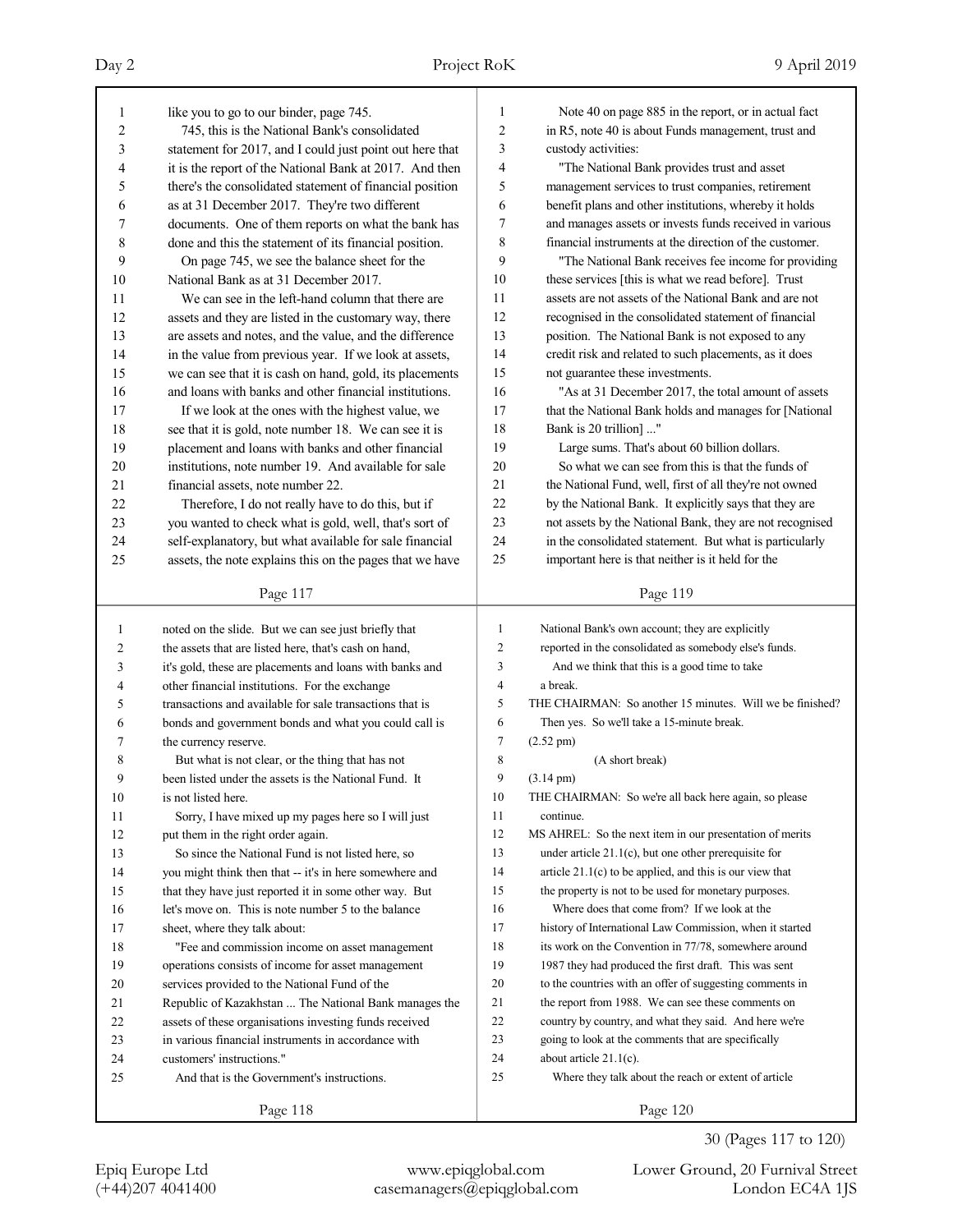like you to go to our binder, page 745.

745, this is the National Bank's consolidated statement for 2017, and I could just point out here that it is the report of the National Bank at 2017. And then there's the consolidated statement of financial position as at 31 December 2017. They're two different documents. One of them reports on what the bank has done and this the statement of its financial position.

On page 745, we see the balance sheet for the National Bank as at 31 December 2017.

We can see in the left-hand column that there are assets and they are listed in the customary way, there are assets and notes, and the value, and the difference in the value from previous year. If we look at assets, we can see that it is cash on hand, gold, its placements and loans with banks and other financial institutions.

If we look at the ones with the highest value, we see that it is gold, note number 18. We can see it is placement and loans with banks and other financial institutions, note number 19. And available for sale financial assets, note number 22.

Therefore, I do not really have to do this, but if you wanted to check what is gold, well, that's sort of self-explanatory, but what available for sale financial assets, the note explains this on the pages that we have noted on the slide. But we can see just briefly that the assets that are listed here, that's cash on hand, it's gold, these are placements and loans with banks and other financial institutions. For the exchange transactions and available for sale transactions that is bonds and government bonds and what you could call is the currency reserve.

But what is not clear, or the thing that has not been listed under the assets is the National Fund. It is not listed here.

Sorry, I have mixed up my pages here so I will just put them in the right order again.

So since the National Fund is not listed here, so you might think then that -- it's in here somewhere and that they have just reported it in some other way. But let's move on. This is note number 5 to the balance sheet, where they talk about:

"Fee and commission income on asset management operations consists of income for asset management services provided to the National Fund of the Republic of Kazakhstan ... The National Bank manages the assets of these organisations investing funds received in various financial instruments in accordance with customers' instructions."

And that is the Government's instructions.

Note 40 on page 885 in the report, or in actual fact in R5, note 40 is about Funds management, trust and custody activities:

"The National Bank provides trust and asset management services to trust companies, retirement benefit plans and other institutions, whereby it holds and manages assets or invests funds received in various financial instruments at the direction of the customer.

"The National Bank receives fee income for providing these services [this is what we read before]. Trust assets are not assets of the National Bank and are not recognised in the consolidated statement of financial position. The National Bank is not exposed to any credit risk and related to such placements, as it does not guarantee these investments.

"As at 31 December 2017, the total amount of assets that the National Bank holds and manages for [National Bank is 20 trillion] ..."

Large sums. That's about 60 billion dollars.

So what we can see from this is that the funds of the National Fund, well, first of all they're not owned by the National Bank. It explicitly says that they are not assets by the National Bank, they are not recognised in the consolidated statement. But what is particularly important here is that neither is it held for the National Bank's own account; they are explicitly reported in the consolidated as somebody else's funds.

And we think that this is a good time to take a break.

THE CHAIRMAN: So another 15 minutes. Will we be finished? Then yes. So we'll take a 15-minute break.

(2.52 pm)

(A short break)

(3.14 pm)

THE CHAIRMAN: So we're all back here again, so please continue.

MS AHREL: So the next item in our presentation of merits under article 21.1(c), but one other prerequisite for article 21.1(c) to be applied, and this is our view that the property is not to be used for monetary purposes.

Where does that come from? If we look at the history of International Law Commission, when it started its work on the Convention in 77/78, somewhere around 1987 they had produced the first draft. This was sent to the countries with an offer of suggesting comments in the report from 1988. We can see these comments on country by country, and what they said. And here we're going to look at the comments that are specifically about article 21.1(c).

Where they talk about the reach or extent of article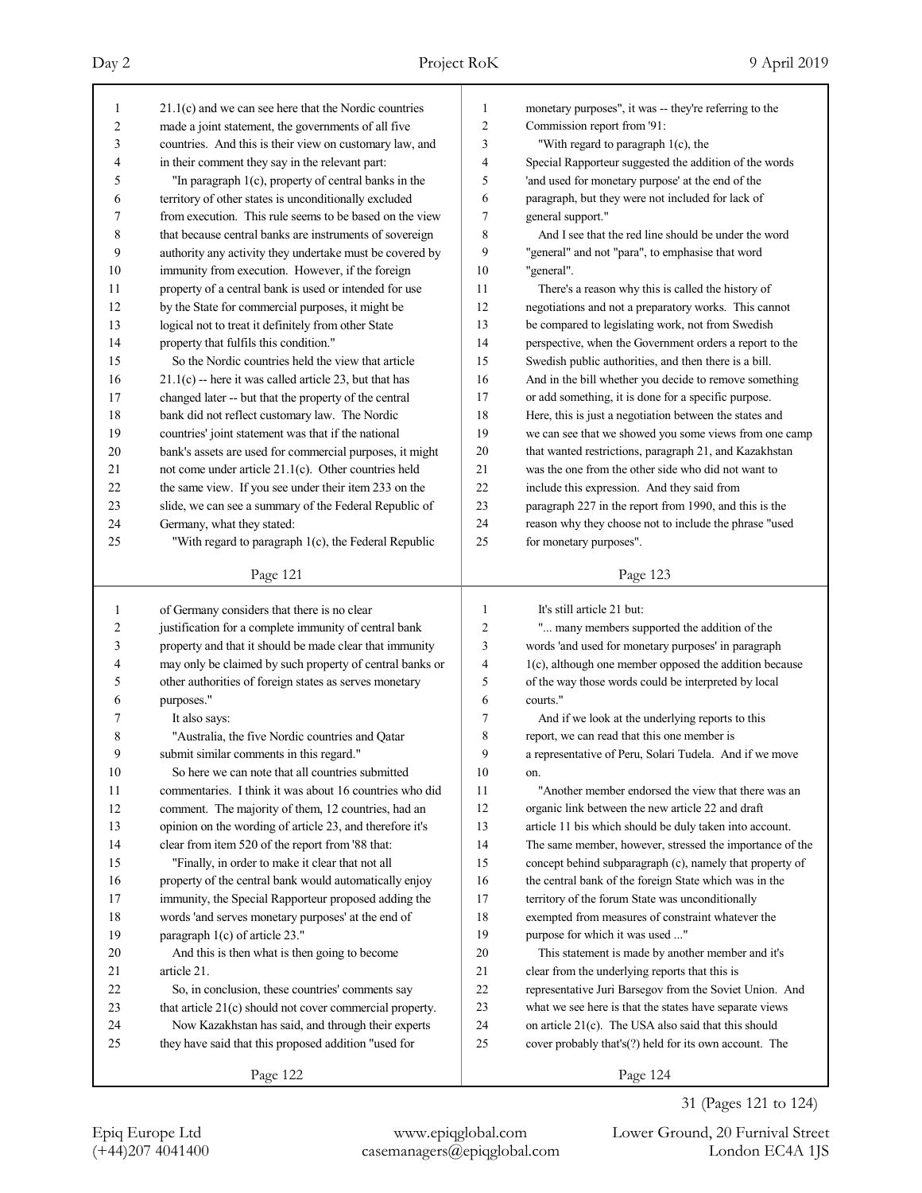21.1(c) and we can see here that the Nordic countries made a joint statement, the governments of all five countries. And this is their view on customary law, and in their comment they say in the relevant part:

"In paragraph 1(c), property of central banks in the territory of other states is unconditionally excluded from execution. This rule seems to be based on the view that because central banks are instruments of sovereign authority any activity they undertake must be covered by immunity from execution. However, if the foreign property of a central bank is used or intended for use by the State for commercial purposes, it might be logical not to treat it definitely from other State property that fulfils this condition."

So the Nordic countries held the view that article 21.1(c) -- here it was called article 23, but that has changed later -- but that the property of the central bank did not reflect customary law. The Nordic countries' joint statement was that if the national bank's assets are used for commercial purposes, it might not come under article 21.1(c). Other countries held the same view. If you see under their item 233 on the slide, we can see a summary of the Federal Republic of Germany, what they stated:

"With regard to paragraph 1(c), the Federal Republic of Germany considers that there is no clear justification for a complete immunity of central bank property and that it should be made clear that immunity may only be claimed by such property of central banks or other authorities of foreign states as serves monetary purposes."

It also says:

"Australia, the five Nordic countries and Qatar submit similar comments in this regard."

So here we can note that all countries submitted commentaries. I think it was about 16 countries who did comment. The majority of them, 12 countries, had an opinion on the wording of article 23, and therefore it's clear from item 520 of the report from '88 that:

"Finally, in order to make it clear that not all property of the central bank would automatically enjoy immunity, the Special Rapporteur proposed adding the words 'and serves monetary purposes' at the end of paragraph 1(c) of article 23."

And this is then what is then going to become article 21.

So, in conclusion, these countries' comments say that article 21(c) should not cover commercial property.

Now Kazakhstan has said, and through their experts they have said that this proposed addition "used for monetary purposes", it was -- they're referring to the Commission report from '91:

"With regard to paragraph 1(c), the Special Rapporteur suggested the addition of the words 'and used for monetary purpose' at the end of the paragraph, but they were not included for lack of general support."

And I see that the red line should be under the word "general" and not "para", to emphasise that word "general".

There's a reason why this is called the history of negotiations and not a preparatory works. This cannot be compared to legislating work, not from Swedish perspective, when the Government orders a report to the Swedish public authorities, and then there is a bill. And in the bill whether you decide to remove something or add something, it is done for a specific purpose. Here, this is just a negotiation between the states and we can see that we showed you some views from one camp that wanted restrictions, paragraph 21, and Kazakhstan was the one from the other side who did not want to include this expression. And they said from paragraph 227 in the report from 1990, and this is the reason why they choose not to include the phrase "used for monetary purposes".

It's still article 21 but:

"... many members supported the addition of the words 'and used for monetary purposes' in paragraph 1(c), although one member opposed the addition because of the way those words could be interpreted by local courts."

And if we look at the underlying reports to this report, we can read that this one member is a representative of Peru, Solari Tudela. And if we move on.

"Another member endorsed the view that there was an organic link between the new article 22 and draft article 11 bis which should be duly taken into account. The same member, however, stressed the importance of the concept behind subparagraph (c), namely that property of the central bank of the foreign State which was in the territory of the forum State was unconditionally exempted from measures of constraint whatever the purpose for which it was used ..."

This statement is made by another member and it's clear from the underlying reports that this is representative Juri Barsegov from the Soviet Union. And what we see here is that the states have separate views on article 21(c). The USA also said that this should cover probably that's(?) held for its own account. The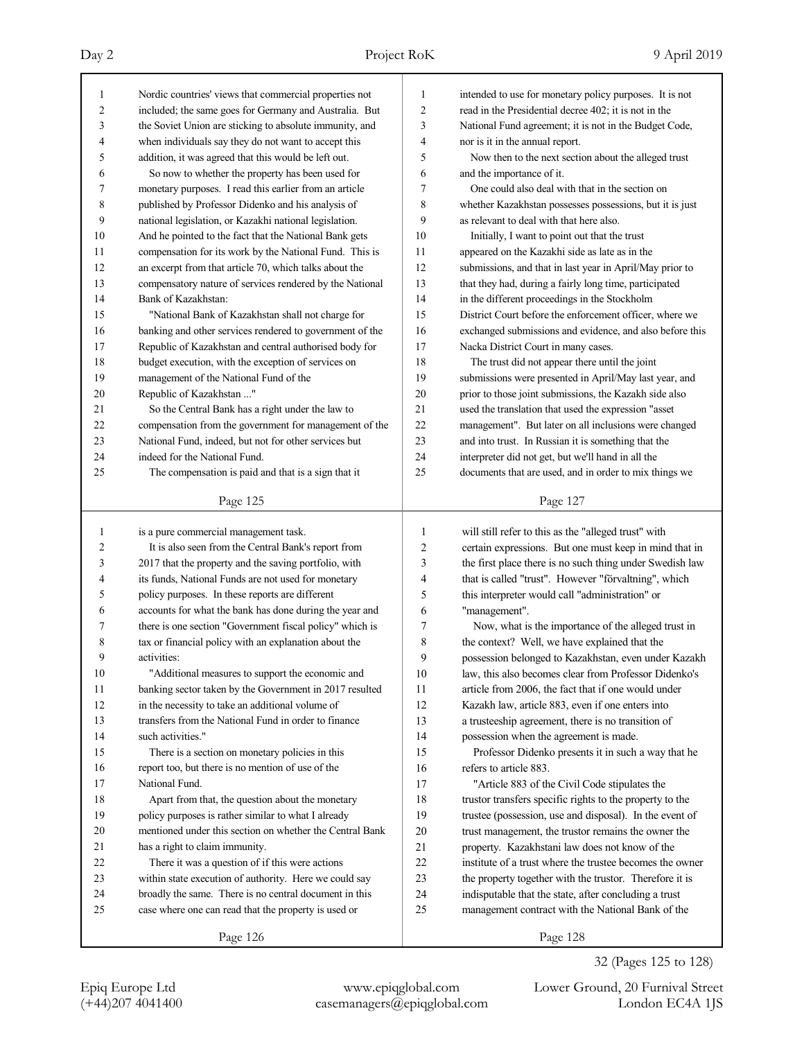Nordic countries' views that commercial properties not included; the same goes for Germany and Australia. But the Soviet Union are sticking to absolute immunity, and when individuals say they do not want to accept this addition, it was agreed that this would be left out.

So now to whether the property has been used for monetary purposes. I read this earlier from an article published by Professor Didenko and his analysis of national legislation, or Kazakhi national legislation. And he pointed to the fact that the National Bank gets compensation for its work by the National Fund. This is an excerpt from that article 70, which talks about the compensatory nature of services rendered by the National Bank of Kazakhstan:

"National Bank of Kazakhstan shall not charge for banking and other services rendered to government of the Republic of Kazakhstan and central authorised body for budget execution, with the exception of services on management of the National Fund of the Republic of Kazakhstan ..."

So the Central Bank has a right under the law to compensation from the government for management of the National Fund, indeed, but not for other services but indeed for the National Fund.

The compensation is paid and that is a sign that it is a pure commercial management task.

It is also seen from the Central Bank's report from 2017 that the property and the saving portfolio, with its funds, National Funds are not used for monetary policy purposes. In these reports are different accounts for what the bank has done during the year and there is one section "Government fiscal policy" which is tax or financial policy with an explanation about the activities:

"Additional measures to support the economic and banking sector taken by the Government in 2017 resulted in the necessity to take an additional volume of transfers from the National Fund in order to finance such activities."

There is a section on monetary policies in this report too, but there is no mention of use of the National Fund.

Apart from that, the question about the monetary policy purposes is rather similar to what I already mentioned under this section on whether the Central Bank has a right to claim immunity.

There it was a question of if this were actions within state execution of authority. Here we could say broadly the same. There is no central document in this case where one can read that the property is used or intended to use for monetary policy purposes. It is not read in the Presidential decree 402; it is not in the National Fund agreement; it is not in the Budget Code, nor is it in the annual report.

Now then to the next section about the alleged trust and the importance of it.

One could also deal with that in the section on whether Kazakhstan possesses possessions, but it is just as relevant to deal with that here also.

Initially, I want to point out that the trust appeared on the Kazakhi side as late as in the submissions, and that in last year in April/May prior to that they had, during a fairly long time, participated in the different proceedings in the Stockholm District Court before the enforcement officer, where we exchanged submissions and evidence, and also before this Nacka District Court in many cases.

The trust did not appear there until the joint submissions were presented in April/May last year, and prior to those joint submissions, the Kazakh side also used the translation that used the expression "asset management". But later on all inclusions were changed and into trust. In Russian it is something that the interpreter did not get, but we'll hand in all the documents that are used, and in order to mix things we will still refer to this as the "alleged trust" with certain expressions. But one must keep in mind that in the first place there is no such thing under Swedish law that is called "trust". However "förvaltning", which this interpreter would call "administration" or "management".

Now, what is the importance of the alleged trust in the context? Well, we have explained that the possession belonged to Kazakhstan, even under Kazakh law, this also becomes clear from Professor Didenko's article from 2006, the fact that if one would under Kazakh law, article 883, even if one enters into a trusteeship agreement, there is no transition of possession when the agreement is made.

Professor Didenko presents it in such a way that he refers to article 883.

"Article 883 of the Civil Code stipulates the trustor transfers specific rights to the property to the trustee (possession, use and disposal). In the event of trust management, the trustor remains the owner the property. Kazakhstani law does not know of the institute of a trust where the trustee becomes the owner the property together with the trustor. Therefore it is indisputable that the state, after concluding a trust management contract with the National Bank of the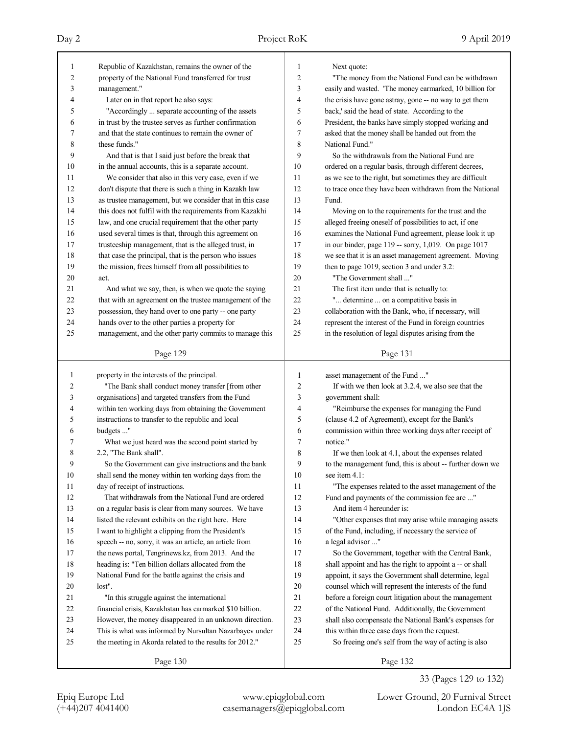Republic of Kazakhstan, remains the owner of the property of the National Fund transferred for trust management."

Later on in that report he also says:

"Accordingly ... separate accounting of the assets in trust by the trustee serves as further confirmation and that the state continues to remain the owner of these funds."

And that is that I said just before the break that in the annual accounts, this is a separate account.

We consider that also in this very case, even if we don't dispute that there is such a thing in Kazakh law as trustee management, but we consider that in this case this does not fulfil with the requirements from Kazakhi law, and one crucial requirement that the other party used several times is that, through this agreement on trusteeship management, that is the alleged trust, in that case the principal, that is the person who issues the mission, frees himself from all possibilities to act.

And what we say, then, is when we quote the saying that with an agreement on the trustee management of the possession, they hand over to one party -- one party hands over to the other parties a property for management, and the other party commits to manage this property in the interests of the principal.

"The Bank shall conduct money transfer [from other organisations] and targeted transfers from the Fund within ten working days from obtaining the Government instructions to transfer to the republic and local budgets ..."

What we just heard was the second point started by 2.2, "The Bank shall".

So the Government can give instructions and the bank shall send the money within ten working days from the day of receipt of instructions.

That withdrawals from the National Fund are ordered on a regular basis is clear from many sources. We have listed the relevant exhibits on the right here. Here I want to highlight a clipping from the President's speech -- no, sorry, it was an article, an article from the news portal, Tengrinews.kz, from 2013. And the heading is: "Ten billion dollars allocated from the National Fund for the battle against the crisis and lost".

"In this struggle against the international financial crisis, Kazakhstan has earmarked $10 billion. However, the money disappeared in an unknown direction. This is what was informed by Nursultan Nazarbayev under the meeting in Akorda related to the results for 2012."

Next quote:

"The money from the National Fund can be withdrawn easily and wasted. 'The money earmarked, 10 billion for the crisis have gone astray, gone -- no way to get them back,' said the head of state. According to the President, the banks have simply stopped working and asked that the money shall be handed out from the National Fund."

So the withdrawals from the National Fund are ordered on a regular basis, through different decrees, as we see to the right, but sometimes they are difficult to trace once they have been withdrawn from the National Fund.

Moving on to the requirements for the trust and the alleged freeing oneself of possibilities to act, if one examines the National Fund agreement, please look it up in our binder, page 119 -- sorry, 1,019. On page 1017 we see that it is an asset management agreement. Moving then to page 1019, section 3 and under 3.2:

"The Government shall ..."

The first item under that is actually to:

"... determine ... on a competitive basis in collaboration with the Bank, who, if necessary, will represent the interest of the Fund in foreign countries in the resolution of legal disputes arising from the asset management of the Fund ..."

If with we then look at 3.2.4, we also see that the government shall:

"Reimburse the expenses for managing the Fund (clause 4.2 of Agreement), except for the Bank's commission within three working days after receipt of notice."

If we then look at 4.1, about the expenses related to the management fund, this is about -- further down we see item 4.1:

"The expenses related to the asset management of the Fund and payments of the commission fee are ..."

And item 4 hereunder is:

"Other expenses that may arise while managing assets of the Fund, including, if necessary the service of a legal advisor ..."

So the Government, together with the Central Bank, shall appoint and has the right to appoint a -- or shall appoint, it says the Government shall determine, legal counsel which will represent the interests of the fund before a foreign court litigation about the management of the National Fund. Additionally, the Government shall also compensate the National Bank's expenses for this within three case days from the request.

So freeing one's self from the way of acting is also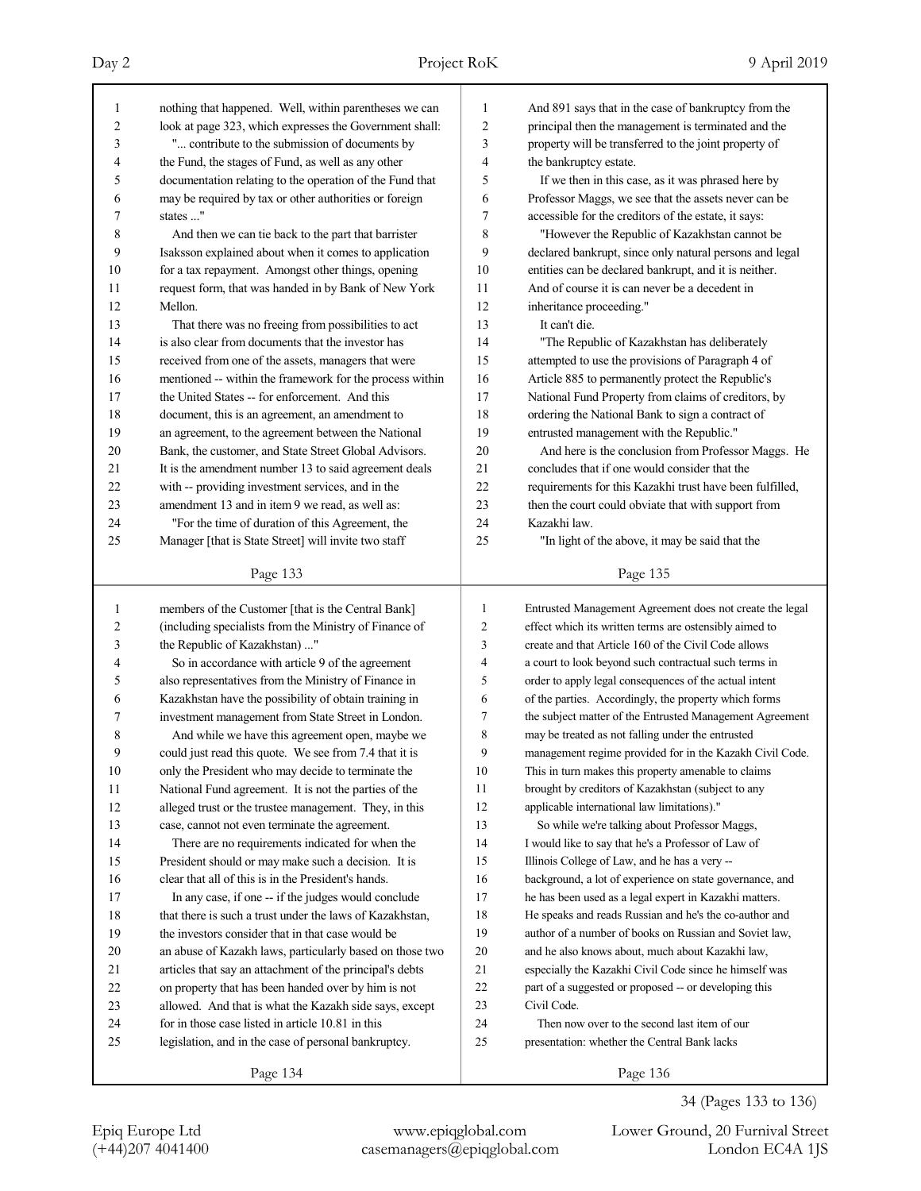nothing that happened. Well, within parentheses we can look at page 323, which expresses the Government shall:

"... contribute to the submission of documents by the Fund, the stages of Fund, as well as any other documentation relating to the operation of the Fund that may be required by tax or other authorities or foreign states ..."

And then we can tie back to the part that barrister Isaksson explained about when it comes to application for a tax repayment. Amongst other things, opening request form, that was handed in by Bank of New York Mellon.

That there was no freeing from possibilities to act is also clear from documents that the investor has received from one of the assets, managers that were mentioned -- within the framework for the process within the United States -- for enforcement. And this document, this is an agreement, an amendment to an agreement, to the agreement between the National Bank, the customer, and State Street Global Advisors. It is the amendment number 13 to said agreement deals with -- providing investment services, and in the amendment 13 and in item 9 we read, as well as:

"For the time of duration of this Agreement, the Manager [that is State Street] will invite two staff members of the Customer [that is the Central Bank] (including specialists from the Ministry of Finance of the Republic of Kazakhstan) ..."

So in accordance with article 9 of the agreement also representatives from the Ministry of Finance in Kazakhstan have the possibility of obtain training in investment management from State Street in London.

And while we have this agreement open, maybe we could just read this quote. We see from 7.4 that it is only the President who may decide to terminate the National Fund agreement. It is not the parties of the alleged trust or the trustee management. They, in this case, cannot not even terminate the agreement.

There are no requirements indicated for when the President should or may make such a decision. It is clear that all of this is in the President's hands.

In any case, if one -- if the judges would conclude that there is such a trust under the laws of Kazakhstan, the investors consider that in that case would be an abuse of Kazakh laws, particularly based on those two articles that say an attachment of the principal's debts on property that has been handed over by him is not allowed. And that is what the Kazakh side says, except for in those case listed in article 10.81 in this legislation, and in the case of personal bankruptcy.

And 891 says that in the case of bankruptcy from the principal then the management is terminated and the property will be transferred to the joint property of the bankruptcy estate.

If we then in this case, as it was phrased here by Professor Maggs, we see that the assets never can be accessible for the creditors of the estate, it says:

"However the Republic of Kazakhstan cannot be declared bankrupt, since only natural persons and legal entities can be declared bankrupt, and it is neither. And of course it is can never be a decedent in inheritance proceeding."

It can't die.

"The Republic of Kazakhstan has deliberately attempted to use the provisions of Paragraph 4 of Article 885 to permanently protect the Republic's National Fund Property from claims of creditors, by ordering the National Bank to sign a contract of entrusted management with the Republic."

And here is the conclusion from Professor Maggs. He concludes that if one would consider that the requirements for this Kazakhi trust have been fulfilled, then the court could obviate that with support from Kazakhi law.

"In light of the above, it may be said that the Entrusted Management Agreement does not create the legal effect which its written terms are ostensibly aimed to create and that Article 160 of the Civil Code allows a court to look beyond such contractual such terms in order to apply legal consequences of the actual intent of the parties. Accordingly, the property which forms the subject matter of the Entrusted Management Agreement may be treated as not falling under the entrusted management regime provided for in the Kazakh Civil Code. This in turn makes this property amenable to claims brought by creditors of Kazakhstan (subject to any applicable international law limitations)."

So while we're talking about Professor Maggs, I would like to say that he's a Professor of Law of Illinois College of Law, and he has a very -- background, a lot of experience on state governance, and he has been used as a legal expert in Kazakhi matters. He speaks and reads Russian and he's the co-author and author of a number of books on Russian and Soviet law, and he also knows about, much about Kazakhi law, especially the Kazakhi Civil Code since he himself was part of a suggested or proposed -- or developing this Civil Code.

Then now over to the second last item of our presentation: whether the Central Bank lacks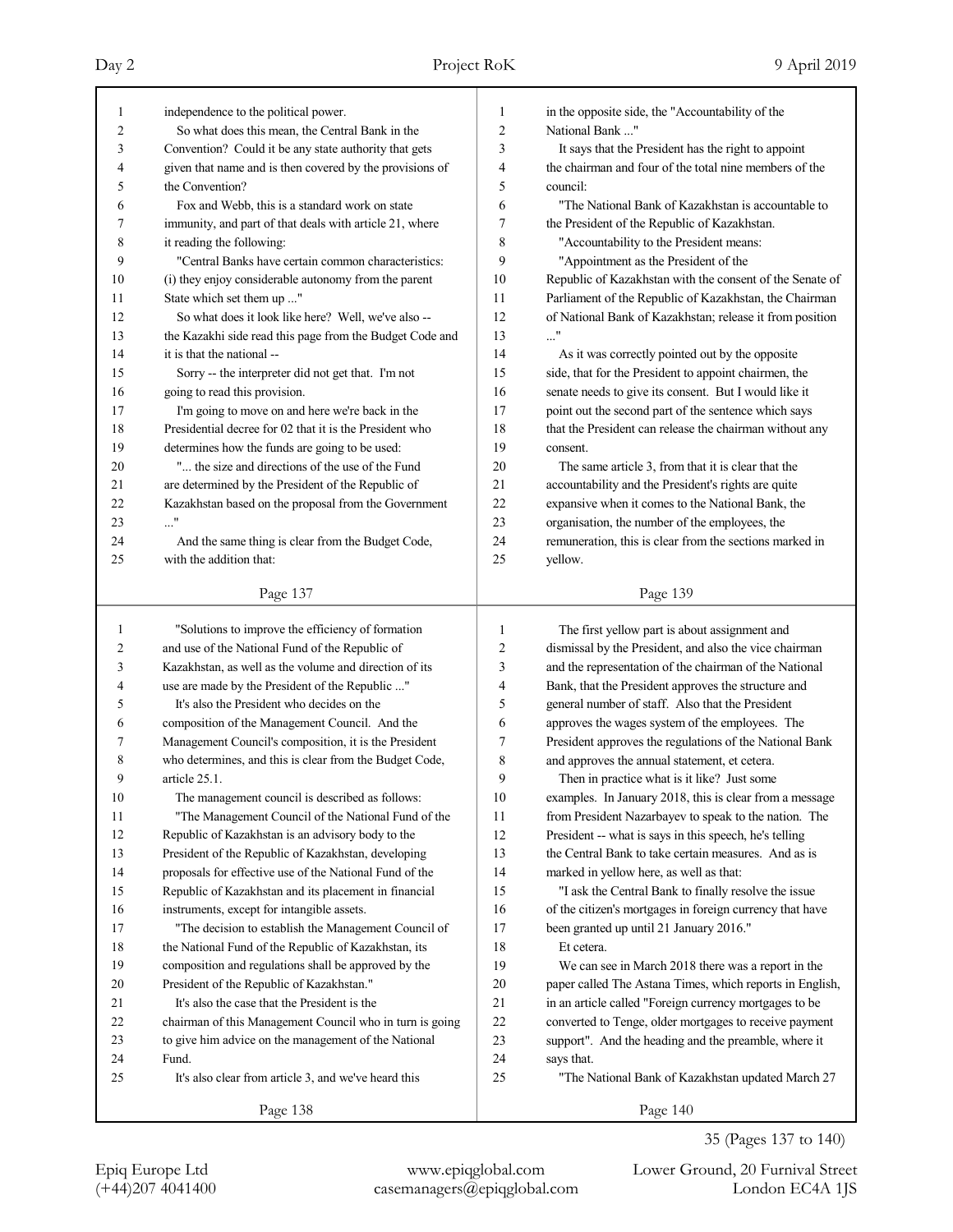independence to the political power.

So what does this mean, the Central Bank in the Convention? Could it be any state authority that gets given that name and is then covered by the provisions of the Convention?

Fox and Webb, this is a standard work on state immunity, and part of that deals with article 21, where it reading the following:

"Central Banks have certain common characteristics: (i) they enjoy considerable autonomy from the parent State which set them up ..."

So what does it look like here? Well, we've also -- the Kazakhi side read this page from the Budget Code and it is that the national --

Sorry -- the interpreter did not get that. I'm not going to read this provision.

I'm going to move on and here we're back in the Presidential decree for 02 that it is the President who determines how the funds are going to be used:

"... the size and directions of the use of the Fund are determined by the President of the Republic of Kazakhstan based on the proposal from the Government ..."

And the same thing is clear from the Budget Code, with the addition that:

"Solutions to improve the efficiency of formation and use of the National Fund of the Republic of Kazakhstan, as well as the volume and direction of its use are made by the President of the Republic ..."

It's also the President who decides on the composition of the Management Council. And the Management Council's composition, it is the President who determines, and this is clear from the Budget Code, article 25.1.

The management council is described as follows:

"The Management Council of the National Fund of the Republic of Kazakhstan is an advisory body to the President of the Republic of Kazakhstan, developing proposals for effective use of the National Fund of the Republic of Kazakhstan and its placement in financial instruments, except for intangible assets.

"The decision to establish the Management Council of the National Fund of the Republic of Kazakhstan, its composition and regulations shall be approved by the President of the Republic of Kazakhstan."

It's also the case that the President is the chairman of this Management Council who in turn is going to give him advice on the management of the National Fund.

It's also clear from article 3, and we've heard this in the opposite side, the "Accountability of the National Bank ..."

It says that the President has the right to appoint the chairman and four of the total nine members of the council:

"The National Bank of Kazakhstan is accountable to the President of the Republic of Kazakhstan.

"Accountability to the President means:

"Appointment as the President of the Republic of Kazakhstan with the consent of the Senate of Parliament of the Republic of Kazakhstan, the Chairman of National Bank of Kazakhstan; release it from position ..."

As it was correctly pointed out by the opposite side, that for the President to appoint chairmen, the senate needs to give its consent. But I would like it point out the second part of the sentence which says that the President can release the chairman without any consent.

The same article 3, from that it is clear that the accountability and the President's rights are quite expansive when it comes to the National Bank, the organisation, the number of the employees, the remuneration, this is clear from the sections marked in yellow.

The first yellow part is about assignment and dismissal by the President, and also the vice chairman and the representation of the chairman of the National Bank, that the President approves the structure and general number of staff. Also that the President approves the wages system of the employees. The President approves the regulations of the National Bank and approves the annual statement, et cetera.

Then in practice what is it like? Just some examples. In January 2018, this is clear from a message from President Nazarbayev to speak to the nation. The President -- what is says in this speech, he's telling the Central Bank to take certain measures. And as is marked in yellow here, as well as that:

"I ask the Central Bank to finally resolve the issue of the citizen's mortgages in foreign currency that have been granted up until 21 January 2016."

Et cetera.

We can see in March 2018 there was a report in the paper called The Astana Times, which reports in English, in an article called "Foreign currency mortgages to be converted to Tenge, older mortgages to receive payment support". And the heading and the preamble, where it says that.

"The National Bank of Kazakhstan updated March 27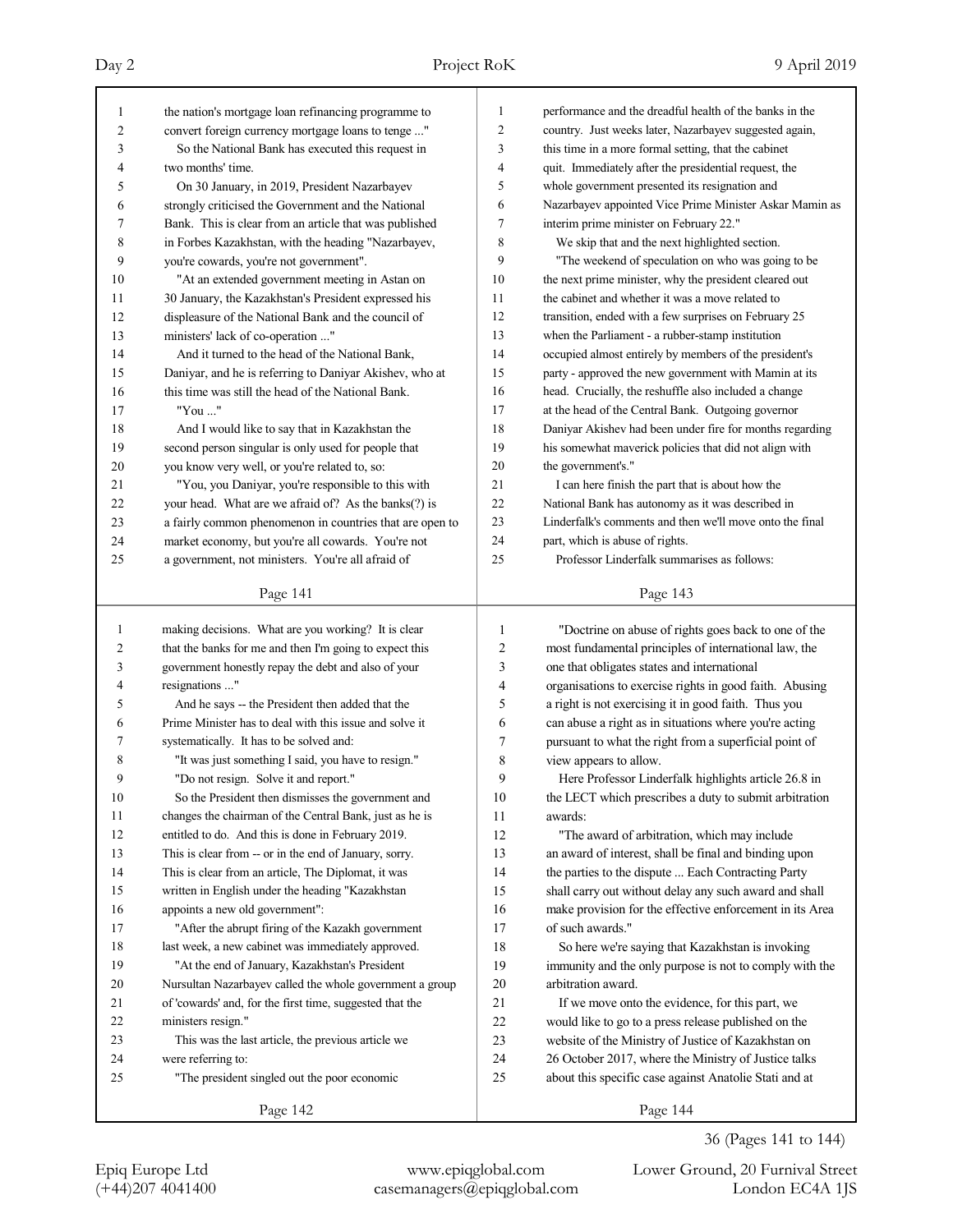the nation's mortgage loan refinancing programme to convert foreign currency mortgage loans to tenge ..."

So the National Bank has executed this request in two months' time.

On 30 January, in 2019, President Nazarbayev strongly criticised the Government and the National Bank. This is clear from an article that was published in Forbes Kazakhstan, with the heading "Nazarbayev, you're cowards, you're not government".

"At an extended government meeting in Astan on 30 January, the Kazakhstan's President expressed his displeasure of the National Bank and the council of ministers' lack of co-operation ..."

And it turned to the head of the National Bank, Daniyar, and he is referring to Daniyar Akishev, who at this time was still the head of the National Bank.

"You ..."

And I would like to say that in Kazakhstan the second person singular is only used for people that you know very well, or you're related to, so:

"You, you Daniyar, you're responsible to this with your head. What are we afraid of? As the banks(?) is a fairly common phenomenon in countries that are open to market economy, but you're all cowards. You're not a government, not ministers. You're all afraid of making decisions. What are you working? It is clear that the banks for me and then I'm going to expect this government honestly repay the debt and also of your resignations ..."

And he says -- the President then added that the Prime Minister has to deal with this issue and solve it systematically. It has to be solved and:

"It was just something I said, you have to resign."

"Do not resign. Solve it and report."

So the President then dismisses the government and changes the chairman of the Central Bank, just as he is entitled to do. And this is done in February 2019. This is clear from -- or in the end of January, sorry. This is clear from an article, The Diplomat, it was written in English under the heading "Kazakhstan appoints a new old government":

"After the abrupt firing of the Kazakh government last week, a new cabinet was immediately approved."

"At the end of January, Kazakhstan's President Nursultan Nazarbayev called the whole government a group of 'cowards' and, for the first time, suggested that the ministers resign."

This was the last article, the previous article we were referring to:

"The president singled out the poor economic performance and the dreadful health of the banks in the country. Just weeks later, Nazarbayev suggested again, this time in a more formal setting, that the cabinet quit. Immediately after the presidential request, the whole government presented its resignation and Nazarbayev appointed Vice Prime Minister Askar Mamin as interim prime minister on February 22."

We skip that and the next highlighted section.

"The weekend of speculation on who was going to be the next prime minister, why the president cleared out the cabinet and whether it was a move related to transition, ended with a few surprises on February 25 when the Parliament - a rubber-stamp institution occupied almost entirely by members of the president's party - approved the new government with Mamin at its head. Crucially, the reshuffle also included a change at the head of the Central Bank. Outgoing governor Daniyar Akishev had been under fire for months regarding his somewhat maverick policies that did not align with the government's."

I can here finish the part that is about how the National Bank has autonomy as it was described in Linderfalk's comments and then we'll move onto the final part, which is abuse of rights.

Professor Linderfalk summarises as follows:

"Doctrine on abuse of rights goes back to one of the most fundamental principles of international law, the one that obligates states and international organisations to exercise rights in good faith. Abusing a right is not exercising it in good faith. Thus you can abuse a right as in situations where you're acting pursuant to what the right from a superficial point of view appears to allow.

Here Professor Linderfalk highlights article 26.8 in the LECT which prescribes a duty to submit arbitration awards:

"The award of arbitration, which may include an award of interest, shall be final and binding upon the parties to the dispute ... Each Contracting Party shall carry out without delay any such award and shall make provision for the effective enforcement in its Area of such awards."

So here we're saying that Kazakhstan is invoking immunity and the only purpose is not to comply with the arbitration award.

If we move onto the evidence, for this part, we would like to go to a press release published on the website of the Ministry of Justice of Kazakhstan on 26 October 2017, where the Ministry of Justice talks about this specific case against Anatolie Stati and at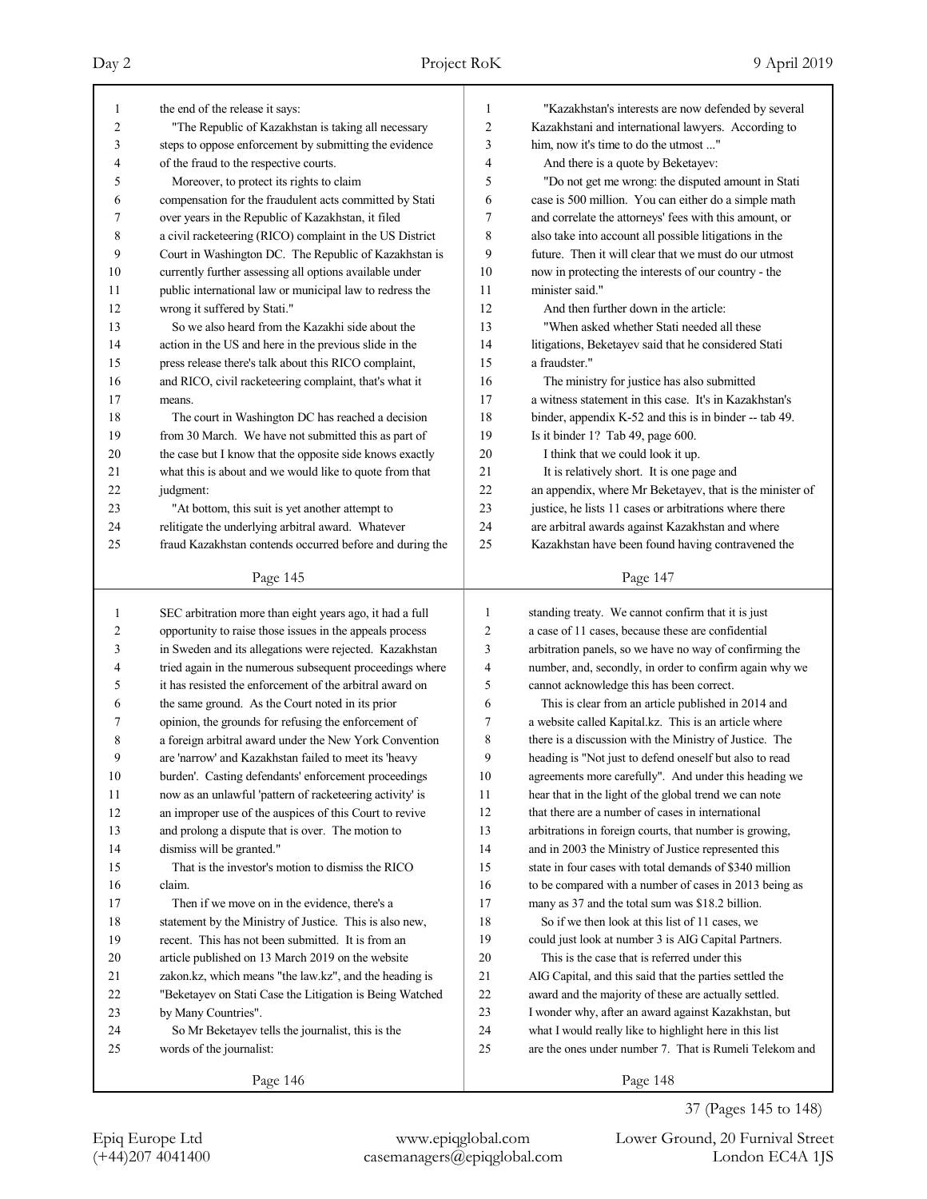the end of the release it says:

"The Republic of Kazakhstan is taking all necessary steps to oppose enforcement by submitting the evidence of the fraud to the respective courts.

Moreover, to protect its rights to claim compensation for the fraudulent acts committed by Stati over years in the Republic of Kazakhstan, it filed a civil racketeering (RICO) complaint in the US District Court in Washington DC. The Republic of Kazakhstan is currently further assessing all options available under public international law or municipal law to redress the wrong it suffered by Stati."

So we also heard from the Kazakhi side about the action in the US and here in the previous slide in the press release there's talk about this RICO complaint, and RICO, civil racketeering complaint, that's what it means.

The court in Washington DC has reached a decision from 30 March. We have not submitted this as part of the case but I know that the opposite side knows exactly what this is about and we would like to quote from that judgment:

"At bottom, this suit is yet another attempt to relitigate the underlying arbitral award. Whatever fraud Kazakhstan contends occurred before and during the SEC arbitration more than eight years ago, it had a full opportunity to raise those issues in the appeals process in Sweden and its allegations were rejected. Kazakhstan tried again in the numerous subsequent proceedings where it has resisted the enforcement of the arbitral award on the same ground. As the Court noted in its prior opinion, the grounds for refusing the enforcement of a foreign arbitral award under the New York Convention are 'narrow' and Kazakhstan failed to meet its 'heavy burden'. Casting defendants' enforcement proceedings now as an unlawful 'pattern of racketeering activity' is an improper use of the auspices of this Court to revive and prolong a dispute that is over. The motion to dismiss will be granted."

That is the investor's motion to dismiss the RICO claim.

Then if we move on in the evidence, there's a statement by the Ministry of Justice. This is also new, recent. This has not been submitted. It is from an article published on 13 March 2019 on the website zakon.kz, which means "the law.kz", and the heading is "Beketayev on Stati Case the Litigation is Being Watched by Many Countries".

So Mr Beketayev tells the journalist, this is the words of the journalist:

"Kazakhstan's interests are now defended by several Kazakhstani and international lawyers. According to him, now it's time to do the utmost ..."

And there is a quote by Beketayev:

"Do not get me wrong: the disputed amount in Stati case is 500 million. You can either do a simple math and correlate the attorneys' fees with this amount, or also take into account all possible litigations in the future. Then it will clear that we must do our utmost now in protecting the interests of our country - the minister said."

And then further down in the article:

"When asked whether Stati needed all these litigations, Beketayev said that he considered Stati a fraudster."

The ministry for justice has also submitted a witness statement in this case. It's in Kazakhstan's binder, appendix K-52 and this is in binder -- tab 49. Is it binder 1? Tab 49, page 600.

I think that we could look it up.

It is relatively short. It is one page and an appendix, where Mr Beketayev, that is the minister of justice, he lists 11 cases or arbitrations where there are arbitral awards against Kazakhstan and where Kazakhstan have been found having contravened the standing treaty. We cannot confirm that it is just a case of 11 cases, because these are confidential arbitration panels, so we have no way of confirming the number, and, secondly, in order to confirm again why we cannot acknowledge this has been correct.

This is clear from an article published in 2014 and a website called Kapital.kz. This is an article where there is a discussion with the Ministry of Justice. The heading is "Not just to defend oneself but also to read agreements more carefully". And under this heading we hear that in the light of the global trend we can note that there are a number of cases in international arbitrations in foreign courts, that number is growing, and in 2003 the Ministry of Justice represented this state in four cases with total demands of $340 million to be compared with a number of cases in 2013 being as many as 37 and the total sum was $18.2 billion.

So if we then look at this list of 11 cases, we could just look at number 3 is AIG Capital Partners.

This is the case that is referred under this AIG Capital, and this said that the parties settled the award and the majority of these are actually settled. I wonder why, after an award against Kazakhstan, but what I would really like to highlight here in this list are the ones under number 7. That is Rumeli Telekom and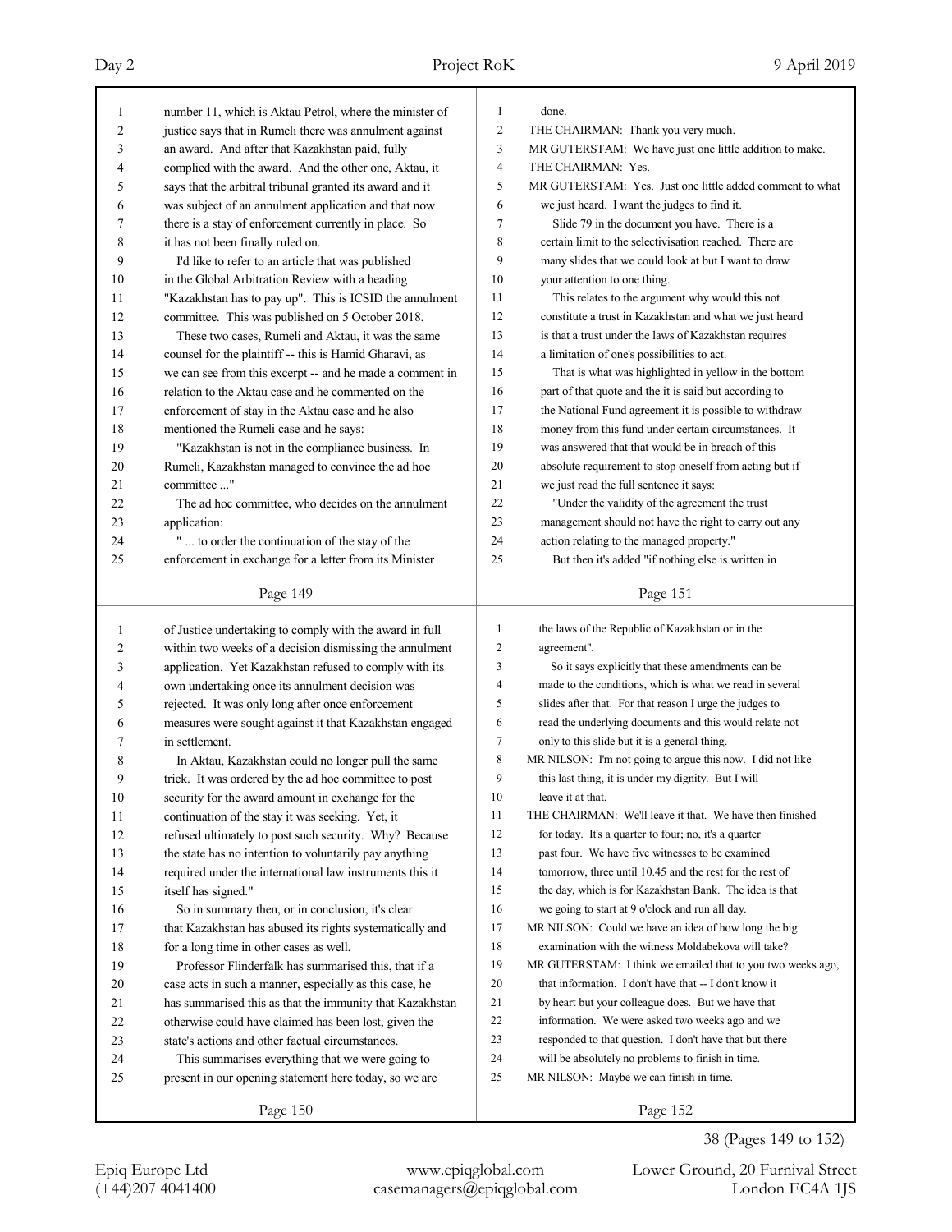number 11, which is Aktau Petrol, where the minister of justice says that in Rumeli there was annulment against an award. And after that Kazakhstan paid, fully complied with the award. And the other one, Aktau, it says that the arbitral tribunal granted its award and it was subject of an annulment application and that now there is a stay of enforcement currently in place. So it has not been finally ruled on.

I'd like to refer to an article that was published in the Global Arbitration Review with a heading "Kazakhstan has to pay up". This is ICSID the annulment committee. This was published on 5 October 2018.

These two cases, Rumeli and Aktau, it was the same counsel for the plaintiff -- this is Hamid Gharavi, as we can see from this excerpt -- and he made a comment in relation to the Aktau case and he commented on the enforcement of stay in the Aktau case and he also mentioned the Rumeli case and he says:

"Kazakhstan is not in the compliance business. In Rumeli, Kazakhstan managed to convince the ad hoc committee ..."

The ad hoc committee, who decides on the annulment application:

" ... to order the continuation of the stay of the enforcement in exchange for a letter from its Minister of Justice undertaking to comply with the award in full within two weeks of a decision dismissing the annulment application. Yet Kazakhstan refused to comply with its own undertaking once its annulment decision was rejected. It was only long after once enforcement measures were sought against it that Kazakhstan engaged in settlement.

In Aktau, Kazakhstan could no longer pull the same trick. It was ordered by the ad hoc committee to post security for the award amount in exchange for the continuation of the stay it was seeking. Yet, it refused ultimately to post such security. Why? Because the state has no intention to voluntarily pay anything required under the international law instruments this it itself has signed."

So in summary then, or in conclusion, it's clear that Kazakhstan has abused its rights systematically and for a long time in other cases as well.

Professor Flinderfalk has summarised this, that if a case acts in such a manner, especially as this case, he has summarised this as that the immunity that Kazakhstan otherwise could have claimed has been lost, given the state's actions and other factual circumstances.

This summarises everything that we were going to present in our opening statement here today, so we are done.

THE CHAIRMAN: Thank you very much.

MR GUTERSTAM: We have just one little addition to make.

THE CHAIRMAN: Yes.

MR GUTERSTAM: Yes. Just one little added comment to what we just heard. I want the judges to find it.

Slide 79 in the document you have. There is a certain limit to the selectivisation reached. There are many slides that we could look at but I want to draw your attention to one thing.

This relates to the argument why would this not constitute a trust in Kazakhstan and what we just heard is that a trust under the laws of Kazakhstan requires a limitation of one's possibilities to act.

That is what was highlighted in yellow in the bottom part of that quote and the it is said but according to the National Fund agreement it is possible to withdraw money from this fund under certain circumstances. It was answered that that would be in breach of this absolute requirement to stop oneself from acting but if we just read the full sentence it says:

"Under the validity of the agreement the trust management should not have the right to carry out any action relating to the managed property."

But then it's added "if nothing else is written in the laws of the Republic of Kazakhstan or in the agreement".

So it says explicitly that these amendments can be made to the conditions, which is what we read in several slides after that. For that reason I urge the judges to read the underlying documents and this would relate not only to this slide but it is a general thing.

MR NILSON: I'm not going to argue this now. I did not like this last thing, it is under my dignity. But I will leave it at that.

THE CHAIRMAN: We'll leave it that. We have then finished for today. It's a quarter to four; no, it's a quarter past four. We have five witnesses to be examined tomorrow, three until 10.45 and the rest for the rest of the day, which is for Kazakhstan Bank. The idea is that we going to start at 9 o'clock and run all day.

MR NILSON: Could we have an idea of how long the big examination with the witness Moldabekova will take?

MR GUTERSTAM: I think we emailed that to you two weeks ago, that information. I don't have that -- I don't know it by heart but your colleague does. But we have that information. We were asked two weeks ago and we responded to that question. I don't have that but there will be absolutely no problems to finish in time.

MR NILSON: Maybe we can finish in time.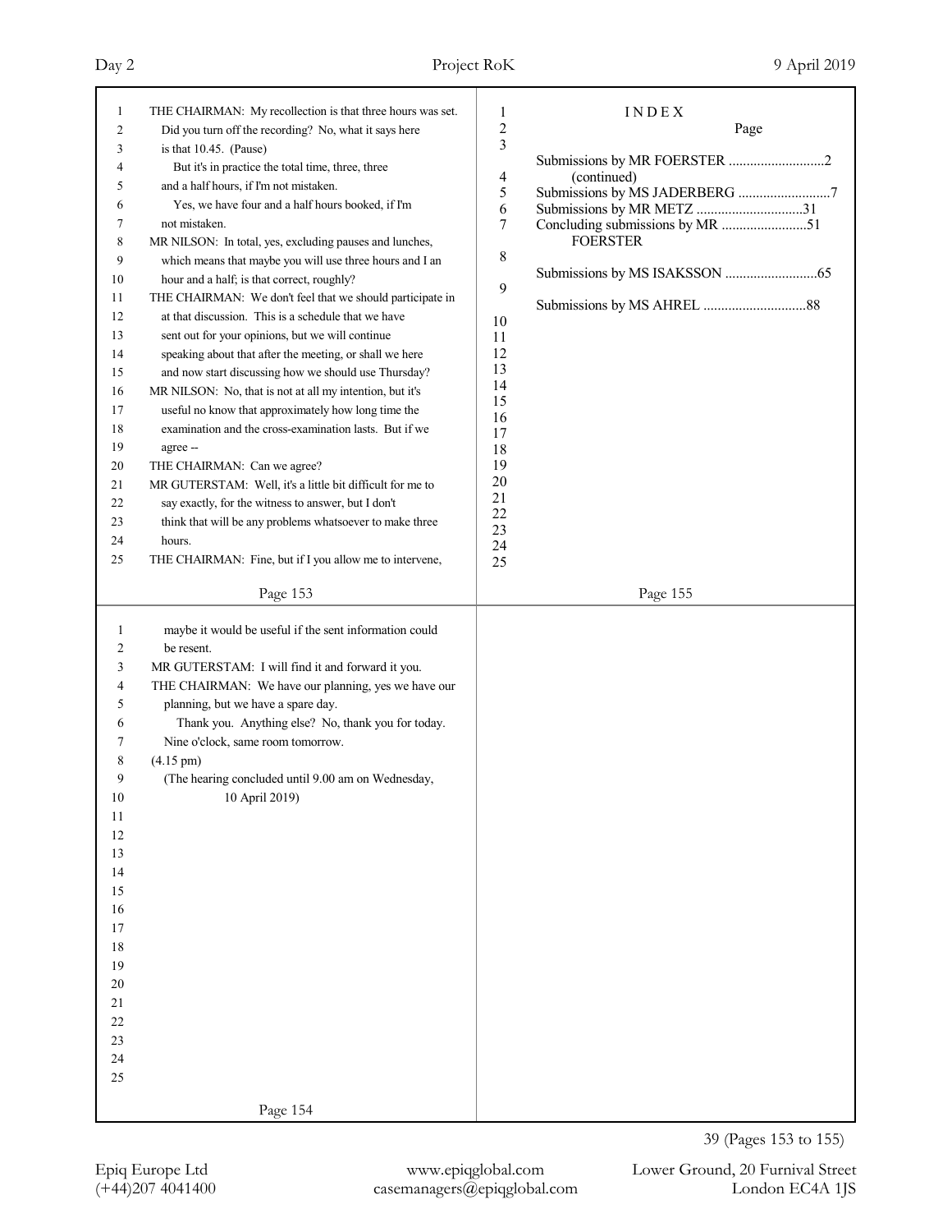THE CHAIRMAN: My recollection is that three hours was set. Did you turn off the recording? No, what it says here is that 10.45. (Pause)

But it's in practice the total time, three, three and a half hours, if I'm not mistaken.

Yes, we have four and a half hours booked, if I'm not mistaken.

MR NILSON: In total, yes, excluding pauses and lunches, which means that maybe you will use three hours and I an hour and a half; is that correct, roughly?

THE CHAIRMAN: We don't feel that we should participate in at that discussion. This is a schedule that we have sent out for your opinions, but we will continue speaking about that after the meeting, or shall we here and now start discussing how we should use Thursday?

MR NILSON: No, that is not at all my intention, but it's useful no know that approximately how long time the examination and the cross-examination lasts. But if we agree --

THE CHAIRMAN: Can we agree?

MR GUTERSTAM: Well, it's a little bit difficult for me to say exactly, for the witness to answer, but I don't think that will be any problems whatsoever to make three hours.

THE CHAIRMAN: Fine, but if I you allow me to intervene, maybe it would be useful if the sent information could be resent.

MR GUTERSTAM: I will find it and forward it you.

THE CHAIRMAN: We have our planning, yes we have our planning, but we have a spare day.

Thank you. Anything else? No, thank you for today. Nine o'clock, same room tomorrow.

(4.15 pm)

(The hearing concluded until 9.00 am on Wednesday, 10 April 2019)

## INDEX

| | Page |
|---|---|
| Submissions by MR FOERSTER (continued) | 2 |
| Submissions by MS JADERBERG | 7 |
| Submissions by MR METZ | 31 |
| Concluding submissions by MR FOERSTER | 51 |
| Submissions by MS ISAKSSON | 65 |
| Submissions by MS AHREL | 88 |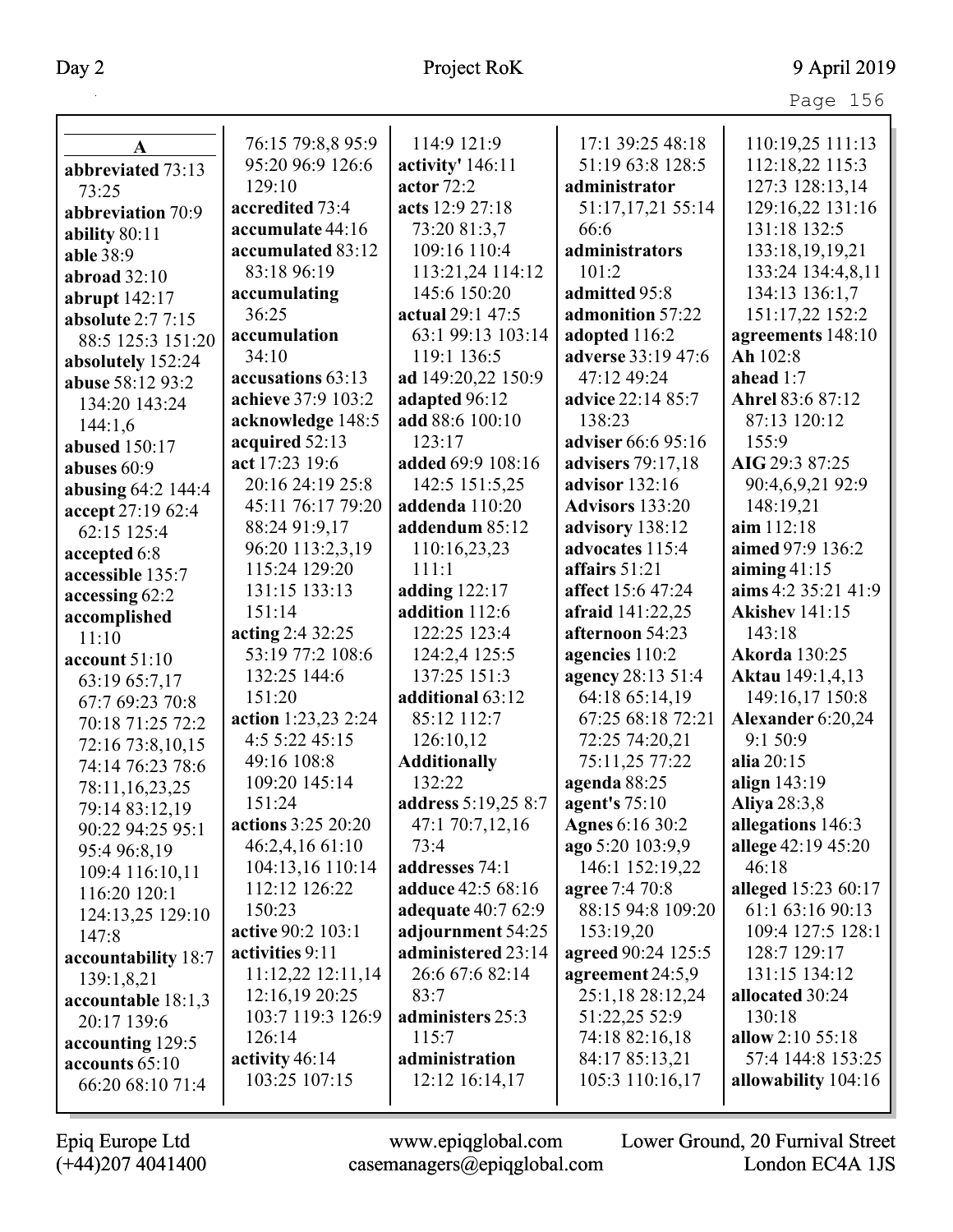**A**

**abbreviated** 73:13 73:25
**abbreviation** 70:9
**ability** 80:11
**able** 38:9
**abroad** 32:10
**abrupt** 142:17
**absolute** 2:7 7:15 88:5 125:3 151:20
**absolutely** 152:24
**abuse** 58:12 93:2 134:20 143:24 144:1,6
**abused** 150:17
**abuses** 60:9
**abusing** 64:2 144:4
**accept** 27:19 62:4 62:15 125:4
**accepted** 6:8
**accessible** 135:7
**accessing** 62:2
**accomplished** 11:10
**account** 51:10 63:19 65:7,17 67:7 69:23 70:8 70:18 71:25 72:2 72:16 73:8,10,15 74:14 76:23 78:6 78:11,16,23,25 79:14 83:12,19 90:22 94:25 95:1 95:4 96:8,19 109:4 116:10,11 116:20 120:1 124:13,25 129:10 147:8
**accountability** 18:7 139:1,8,21
**accountable** 18:1,3 20:17 139:6
**accounting** 129:5
**accounts** 65:10 66:20 68:10 71:4 76:15 79:8,8 95:9 95:20 96:9 126:6 129:10
**accredited** 73:4
**accumulate** 44:16
**accumulated** 83:12 83:18 96:19
**accumulating** 36:25
**accumulation** 34:10
**accusations** 63:13
**achieve** 37:9 103:2
**acknowledge** 148:5
**acquired** 52:13
**act** 17:23 19:6 20:16 24:19 25:8 45:11 76:17 79:20 88:24 91:9,17 96:20 113:2,3,19 115:24 129:20 131:15 133:13 151:14
**acting** 2:4 32:25 53:19 77:2 108:6 132:25 144:6 151:20
**action** 1:23,23 2:24 4:5 5:22 45:15 49:16 108:8 109:20 145:14 151:24
**actions** 3:25 20:20 46:2,4,16 61:10 104:13,16 110:14 112:12 126:22 150:23
**active** 90:2 103:1
**activities** 9:11 11:12,22 12:11,14 12:16,19 20:25 103:7 119:3 126:9 126:14
**activity** 46:14 103:25 107:15 114:9 121:9
**activity'** 146:11
**actor** 72:2
**acts** 12:9 27:18 73:20 81:3,7 109:16 110:4 113:21,24 114:12 145:6 150:20
**actual** 29:1 47:5 63:1 99:13 103:14 119:1 136:5
**ad** 149:20,22 150:9
**adapted** 96:12
**add** 88:6 100:10 123:17
**added** 69:9 108:16 142:5 151:5,25
**addenda** 110:20
**addendum** 85:12 110:16,23,23 111:1
**adding** 122:17
**addition** 112:6 122:25 123:4 124:2,4 125:5 137:25 151:3
**additional** 63:12 85:12 112:7 126:10,12
**Additionally** 132:22
**address** 5:19,25 8:7 47:1 70:7,12,16 73:4
**addresses** 74:1
**adduce** 42:5 68:16
**adequate** 40:7 62:9
**adjournment** 54:25
**administered** 23:14 26:6 67:6 82:14 83:7
**administers** 25:3 115:7
**administration** 12:12 16:14,17 17:1 39:25 48:18 51:19 63:8 128:5
**administrator** 51:17,17,21 55:14 66:6
**administrators** 101:2
**admitted** 95:8
**admonition** 57:22
**adopted** 116:2
**adverse** 33:19 47:6 47:12 49:24
**advice** 22:14 85:7 138:23
**adviser** 66:6 95:16
**advisers** 79:17,18
**advisor** 132:16
**Advisors** 133:20
**advisory** 138:12
**advocates** 115:4
**affairs** 51:21
**affect** 15:6 47:24
**afraid** 141:22,25
**afternoon** 54:23
**agencies** 110:2
**agency** 28:13 51:4 64:18 65:14,19 67:25 68:18 72:21 72:25 74:20,21 75:11,25 77:22
**agenda** 88:25
**agent's** 75:10
**Agnes** 6:16 30:2
**ago** 5:20 103:9,9 146:1 152:19,22
**agree** 7:4 70:8 88:15 94:8 109:20 153:19,20
**agreed** 90:24 125:5
**agreement** 24:5,9 25:1,18 28:12,24 51:22,25 52:9 74:18 82:16,18 84:17 85:13,21 105:3 110:16,17 110:19,25 111:13 112:18,22 115:3 127:3 128:13,14 129:16,22 131:16 131:18 132:5 133:18,19,19,21 133:24 134:4,8,11 134:13 136:1,7 151:17,22 152:2
**agreements** 148:10
**Ah** 102:8
**ahead** 1:7
**Ahrel** 83:6 87:12 87:13 120:12 155:9
**AIG** 29:3 87:25 90:4,6,9,21 92:9 148:19,21
**aim** 112:18
**aimed** 97:9 136:2
**aiming** 41:15
**aims** 4:2 35:21 41:9
**Akishev** 141:15 143:18
**Akorda** 130:25
**Aktau** 149:1,4,13 149:16,17 150:8
**Alexander** 6:20,24 9:1 50:9
**alia** 20:15
**align** 143:19
**Aliya** 28:3,8
**allegations** 146:3
**allege** 42:19 45:20 46:18
**alleged** 15:23 60:17 61:1 63:16 90:13 109:4 127:5 128:1 128:7 129:17 131:15 134:12
**allocated** 30:24 130:18
**allow** 2:10 55:18 57:4 144:8 153:25
**allowability** 104:16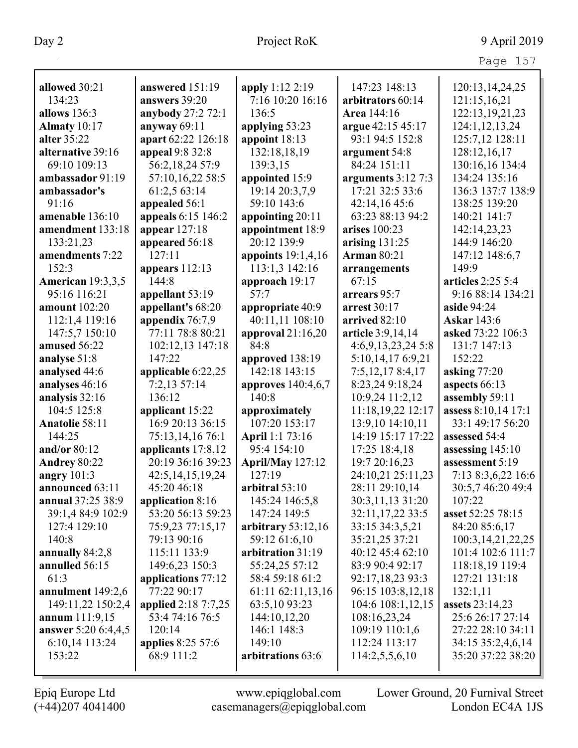**allowed** 30:21 134:23
**allows** 136:3
**Almaty** 10:17
**alter** 35:22
**alternative** 39:16 69:10 109:13
**ambassador** 91:19
**ambassador's** 91:16
**amenable** 136:10
**amendment** 133:18 133:21,23
**amendments** 7:22 152:3
**American** 19:3,3,5 95:16 116:21
**amount** 102:20 112:1,4 119:16 147:5,7 150:10
**amused** 56:22
**analyse** 51:8
**analysed** 44:6
**analyses** 46:16
**analysis** 32:16 104:5 125:8
**Anatolie** 58:11 144:25
**and/or** 80:12
**Andrey** 80:22
**angry** 101:3
**announced** 63:11
**annual** 37:25 38:9 39:1,4 84:9 102:9 127:4 129:10 140:8
**annually** 84:2,8
**annulled** 56:15 61:3
**annulment** 149:2,6 149:11,22 150:2,4
**annum** 111:9,15
**answer** 5:20 6:4,4,5 6:10,14 113:24 153:22

**answered** 151:19
**answers** 39:20
**anybody** 27:2 72:1
**anyway** 69:11
**apart** 62:22 126:18
**appeal** 9:8 32:8 56:2,18,24 57:9 57:10,16,22 58:5 61:2,5 63:14
**appealed** 56:1
**appeals** 6:15 146:2
**appear** 127:18
**appeared** 56:18 127:11
**appears** 112:13 144:8
**appellant** 53:19
**appellant's** 68:20
**appendix** 76:7,9 77:11 78:8 80:21 102:12,13 147:18 147:22
**applicable** 6:22,25 7:2,13 57:14 136:12
**applicant** 15:22 16:9 20:13 36:15 75:13,14,16 76:1
**applicants** 17:8,12 20:19 36:16 39:23 42:5,14,15,19,24 45:20 46:18
**application** 8:16 53:20 56:13 59:23 75:9,23 77:15,17 79:13 90:16 115:11 133:9 149:6,23 150:3
**applications** 77:12 77:22 90:17
**applied** 2:18 7:7,25 53:4 74:16 76:5 120:14
**applies** 8:25 57:6 68:9 111:2

**apply** 1:12 2:19 7:16 10:20 16:16 136:5
**applying** 53:23
**appoint** 18:13 132:18,18,19 139:3,15
**appointed** 15:9 19:14 20:3,7,9 59:10 143:6
**appointing** 20:11
**appointment** 18:9 20:12 139:9
**appoints** 19:1,4,16 113:1,3 142:16
**approach** 19:17 57:7
**appropriate** 40:9 40:11,11 108:10
**approval** 21:16,20 84:8
**approved** 138:19 142:18 143:15
**approves** 140:4,6,7 140:8
**approximately** 107:20 153:17
**April** 1:1 73:16 95:4 154:10
**April/May** 127:12 127:19
**arbitral** 53:10 145:24 146:5,8 147:24 149:5
**arbitrary** 53:12,16 59:12 61:6,10
**arbitration** 31:19 55:24,25 57:12 58:4 59:18 61:2 61:11 62:11,13,16 63:5,10 93:23 144:10,12,20 146:1 148:3 149:10
**arbitrations** 63:6

147:23 148:13
**arbitrators** 60:14
**Area** 144:16
**argue** 42:15 45:17 93:1 94:5 152:8
**argument** 54:8 84:24 151:11
**arguments** 3:12 7:3 17:21 32:5 33:6 42:14,16 45:6 63:23 88:13 94:2
**arises** 100:23
**arising** 131:25
**Arman** 80:21
**arrangements** 67:15
**arrears** 95:7
**arrest** 30:17
**arrived** 82:10
**article** 3:9,14,14 4:6,9,13,23,24 5:8 5:10,14,17 6:9,21 7:5,12,17 8:4,17 8:23,24 9:18,24 10:9,24 11:2,12 11:18,19,22 12:17 13:9,10 14:10,11 14:19 15:17 17:22 17:25 18:4,18 19:7 20:16,23 24:10,21 25:11,23 28:11 29:10,14 30:3,11,13 31:20 32:11,17,22 33:5 33:15 34:3,5,21 35:21,25 37:21 40:12 45:4 62:10 83:9 90:4 92:17 92:17,18,23 93:3 96:15 103:8,12,18 104:6 108:1,12,15 108:16,23,24 109:19 110:1,6 112:24 113:17 114:2,5,5,6,10

120:13,14,24,25 121:15,16,21 122:13,19,21,23 124:1,12,13,24 125:7,12 128:11 128:12,16,17 130:16,16 134:4 134:24 135:16 136:3 137:7 138:9 138:25 139:20 140:21 141:7 142:14,23,23 144:9 146:20 147:12 148:6,7 149:9
**articles** 2:25 5:4 9:16 88:14 134:21
**aside** 94:24
**Askar** 143:6
**asked** 73:22 106:3 131:7 147:13 152:22
**asking** 77:20
**aspects** 66:13
**assembly** 59:11
**assess** 8:10,14 17:1 33:1 49:17 56:20
**assessed** 54:4
**assessing** 145:10
**assessment** 5:19 7:13 8:3,6,22 16:6 30:5,7 46:20 49:4 107:22
**asset** 52:25 78:15 84:20 85:6,17 100:3,14,21,22,25 101:4 102:6 111:7 118:18,19 119:4 127:21 131:18 132:1,11
**assets** 23:14,23 25:6 26:17 27:14 27:22 28:10 34:11 34:15 35:2,4,6,14 35:20 37:22 38:20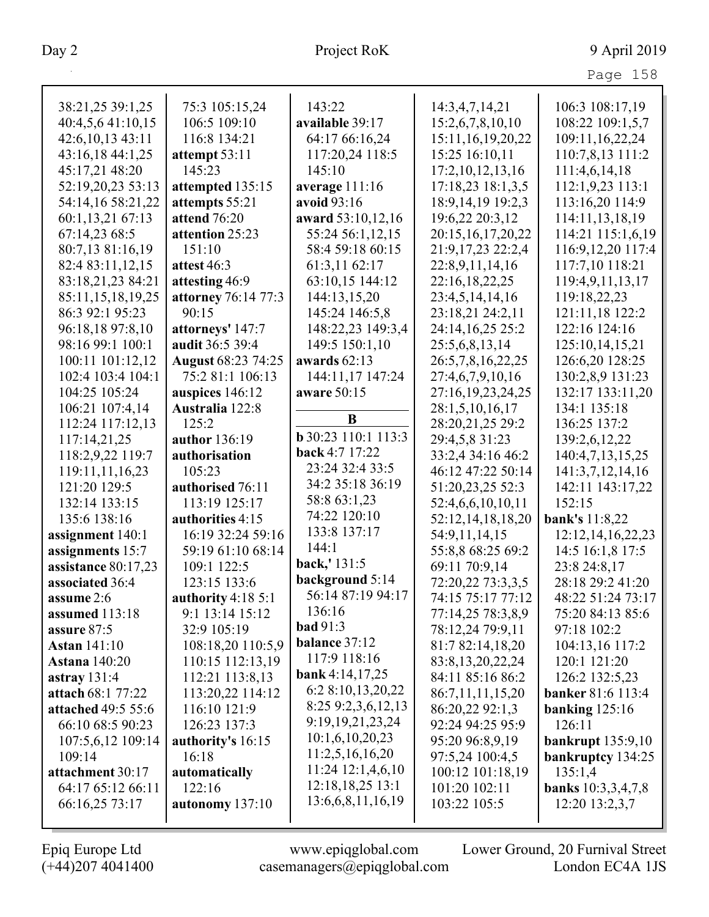38:21,25 39:1,25
40:4,5,6 41:10,15
42:6,10,13 43:11
43:16,18 44:1,25
45:17,21 48:20
52:19,20,23 53:13
54:14,16 58:21,22
60:1,13,21 67:13
67:14,23 68:5
80:7,13 81:16,19
82:4 83:11,12,15
83:18,21,23 84:21
85:11,15,18,19,25
86:3 92:1 95:23
96:18,18 97:8,10
98:16 99:1 100:1
100:11 101:12,12
102:4 103:4 104:1
104:25 105:24
106:21 107:4,14
112:24 117:12,13
117:14,21,25
118:2,9,22 119:7
119:11,11,16,23
121:20 129:5
132:14 133:15
135:6 138:16
**assignment** 140:1
**assignments** 15:7
**assistance** 80:17,23
**associated** 36:4
**assume** 2:6
**assumed** 113:18
**assure** 87:5
**Astan** 141:10
**Astana** 140:20
**astray** 131:4
**attach** 68:1 77:22
**attached** 49:5 55:6
66:10 68:5 90:23
107:5,6,12 109:14
109:14
**attachment** 30:17
64:17 65:12 66:11
66:16,25 73:17

75:3 105:15,24
106:5 109:10
116:8 134:21
**attempt** 53:11
145:23
**attempted** 135:15
**attempts** 55:21
**attend** 76:20
**attention** 25:23
151:10
**attest** 46:3
**attesting** 46:9
**attorney** 76:14 77:3
90:15
**attorneys'** 147:7
**audit** 36:5 39:4
**August** 68:23 74:25
75:2 81:1 106:13
**auspices** 146:12
**Australia** 122:8
125:2
**author** 136:19
**authorisation**
105:23
**authorised** 76:11
113:19 125:17
**authorities** 4:15
16:19 32:24 59:16
59:19 61:10 68:14
109:1 122:5
123:15 133:6
**authority** 4:18 5:1
9:1 13:14 15:12
32:9 105:19
108:18,20 110:5,9
110:15 112:13,19
112:21 113:8,13
113:20,22 114:12
116:10 121:9
126:23 137:3
**authority's** 16:15
16:18
**automatically**
122:16
**autonomy** 137:10

143:22
**available** 39:17
64:17 66:16,24
117:20,24 118:5
145:10
**average** 111:16
**avoid** 93:16
**award** 53:10,12,16
55:24 56:1,12,15
58:4 59:18 60:15
61:3,11 62:17
63:10,15 144:12
144:13,15,20
145:24 146:5,8
148:22,23 149:3,4
149:5 150:1,10
**awards** 62:13
144:11,17 147:24
**aware** 50:15

## B

**b** 30:23 110:1 113:3
**back** 4:7 17:22
23:24 32:4 33:5
34:2 35:18 36:19
58:8 63:1,23
74:22 120:10
133:8 137:17
144:1
**back,'** 131:5
**background** 5:14
56:14 87:19 94:17
136:16
**bad** 91:3
**balance** 37:12
117:9 118:16
**bank** 4:14,17,25
6:2 8:10,13,20,22
8:25 9:2,3,6,12,13
9:19,19,21,23,24
10:1,6,10,20,23
11:2,5,16,16,20
11:24 12:1,4,6,10
12:18,18,25 13:1
13:6,6,8,11,16,19

14:3,4,7,14,21
15:2,6,7,8,10,10
15:11,16,19,20,22
15:25 16:10,11
17:2,10,12,13,16
17:18,23 18:1,3,5
18:9,14,19 19:2,3
19:6,22 20:3,12
20:15,16,17,20,22
21:9,17,23 22:2,4
22:8,9,11,14,16
22:16,18,22,25
23:4,5,14,14,16
23:18,21 24:2,11
24:14,16,25 25:2
25:5,6,8,13,14
26:5,7,8,16,22,25
27:4,6,7,9,10,16
27:16,19,23,24,25
28:1,5,10,16,17
28:20,21,25 29:2
29:4,5,8 31:23
33:2,4 34:16 46:2
46:12 47:22 50:14
51:20,23,25 52:3
52:4,6,6,10,10,11
52:12,14,18,18,20
54:9,11,14,15
55:8,8 68:25 69:2
69:11 70:9,14
72:20,22 73:3,3,5
74:15 75:17 77:12
77:14,25 78:3,8,9
78:12,24 79:9,11
81:7 82:14,18,20
83:8,13,20,22,24
84:11 85:16 86:2
86:7,11,11,15,20
86:20,22 92:1,3
92:24 94:25 95:9
95:20 96:8,9,19
97:5,24 100:4,5
100:12 101:18,19
101:20 102:11
103:22 105:5

106:3 108:17,19
108:22 109:1,5,7
109:11,16,22,24
110:7,8,13 111:2
111:4,6,14,18
112:1,9,23 113:1
113:16,20 114:9
114:11,13,18,19
114:21 115:1,6,19
116:9,12,20 117:4
117:7,10 118:21
119:4,9,11,13,17
119:18,22,23
121:11,18 122:2
122:16 124:16
125:10,14,15,21
126:6,20 128:25
130:2,8,9 131:23
132:17 133:11,20
134:1 135:18
136:25 137:2
139:2,6,12,22
140:4,7,13,15,25
141:3,7,12,14,16
142:11 143:17,22
152:15
**bank's** 11:8,22
12:12,14,16,22,23
14:5 16:1,8 17:5
23:8 24:8,17
28:18 29:2 41:20
48:22 51:24 73:17
75:20 84:13 85:6
97:18 102:2
104:13,16 117:2
120:1 121:20
126:2 132:5,23
**banker** 81:6 113:4
**banking** 125:16
126:11
**bankrupt** 135:9,10
**bankruptcy** 134:25
135:1,4
**banks** 10:3,3,4,7,8
12:20 13:2,3,7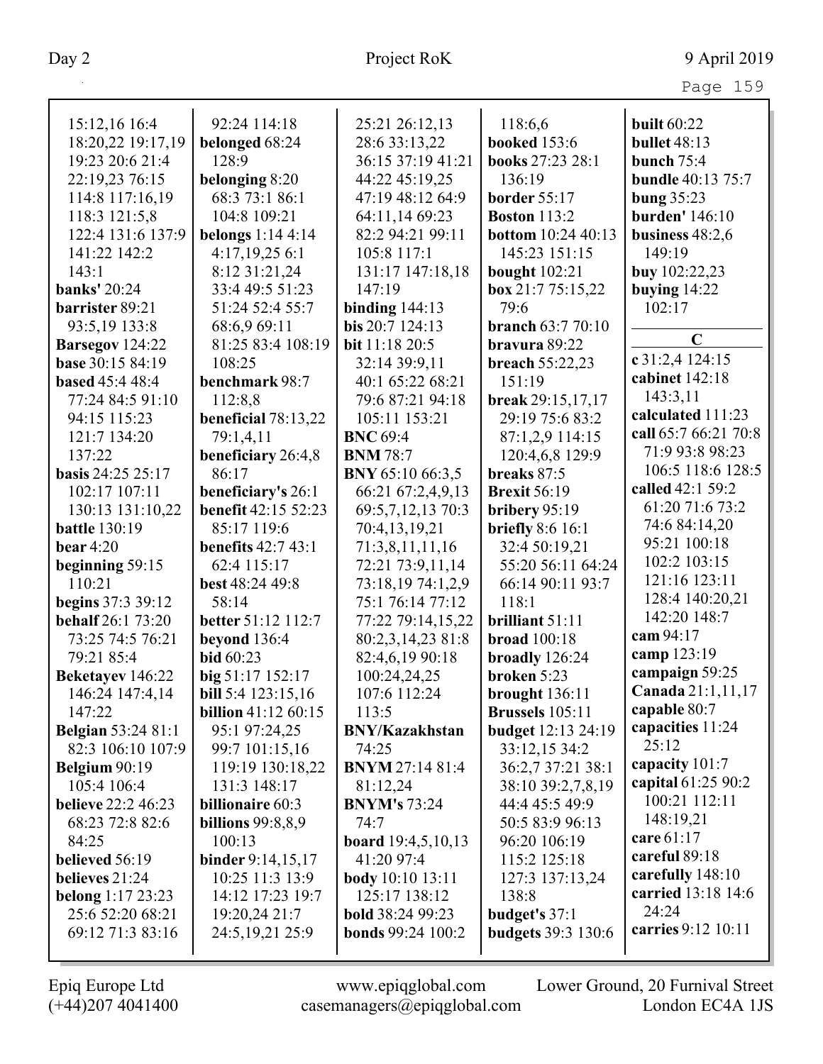15:12,16 16:4
18:20,22 19:17,19
19:23 20:6 21:4
22:19,23 76:15
114:8 117:16,19
118:3 121:5,8
122:4 131:6 137:9
141:22 142:2
143:1
**banks'** 20:24
**barrister** 89:21
93:5,19 133:8
**Barsegov** 124:22
**base** 30:15 84:19
**based** 45:4 48:4
77:24 84:5 91:10
94:15 115:23
121:7 134:20
137:22
**basis** 24:25 25:17
102:17 107:11
130:13 131:10,22
**battle** 130:19
**bear** 4:20
**beginning** 59:15
110:21
**begins** 37:3 39:12
**behalf** 26:1 73:20
73:25 74:5 76:21
79:21 85:4
**Beketayev** 146:22
146:24 147:4,14
147:22
**Belgian** 53:24 81:1
82:3 106:10 107:9
**Belgium** 90:19
105:4 106:4
**believe** 22:2 46:23
68:23 72:8 82:6
84:25
**believed** 56:19
**believes** 21:24
**belong** 1:17 23:23
25:6 52:20 68:21
69:12 71:3 83:16
92:24 114:18
**belonged** 68:24
128:9
**belonging** 8:20
68:3 73:1 86:1
104:8 109:21
**belongs** 1:14 4:14
4:17,19,25 6:1
8:12 31:21,24
33:4 49:5 51:23
51:24 52:4 55:7
68:6,9 69:11
81:25 83:4 108:19
108:25
**benchmark** 98:7
112:8,8
**beneficial** 78:13,22
79:1,4,11
**beneficiary** 26:4,8
86:17
**beneficiary's** 26:1
**benefit** 42:15 52:23
85:17 119:6
**benefits** 42:7 43:1
62:4 115:17
**best** 48:24 49:8
58:14
**better** 51:12 112:7
**beyond** 136:4
**bid** 60:23
**big** 51:17 152:17
**bill** 5:4 123:15,16
**billion** 41:12 60:15
95:1 97:24,25
99:7 101:15,16
119:19 130:18,22
131:3 148:17
**billionaire** 60:3
**billions** 99:8,8,9
100:13
**binder** 9:14,15,17
10:25 11:3 13:9
14:12 17:23 19:7
19:20,24 21:7
24:5,19,21 25:9
25:21 26:12,13
28:6 33:13,22
36:15 37:19 41:21
44:22 45:19,25
47:19 48:12 64:9
64:11,14 69:23
82:2 94:21 99:11
105:8 117:1
131:17 147:18,18
147:19
**binding** 144:13
**bis** 20:7 124:13
**bit** 11:18 20:5
32:14 39:9,11
40:1 65:22 68:21
79:6 87:21 94:18
105:11 153:21
**BNC** 69:4
**BNM** 78:7
**BNY** 65:10 66:3,5
66:21 67:2,4,9,13
69:5,7,12,13 70:3
70:4,13,19,21
71:3,8,11,11,16
72:21 73:9,11,14
73:18,19 74:1,2,9
75:1 76:14 77:12
77:22 79:14,15,22
80:2,3,14,23 81:8
82:4,6,19 90:18
100:24,24,25
107:6 112:24
113:5
**BNY/Kazakhstan**
74:25
**BNYM** 27:14 81:4
81:12,24
**BNYM's** 73:24
74:7
**board** 19:4,5,10,13
41:20 97:4
**body** 10:10 13:11
125:17 138:12
**bold** 38:24 99:23
**bonds** 99:24 100:2
118:6,6
**booked** 153:6
**books** 27:23 28:1
136:19
**border** 55:17
**Boston** 113:2
**bottom** 10:24 40:13
145:23 151:15
**bought** 102:21
**box** 21:7 75:15,22
79:6
**branch** 63:7 70:10
**bravura** 89:22
**breach** 55:22,23
151:19
**break** 29:15,17,17
29:19 75:6 83:2
87:1,2,9 114:15
120:4,6,8 129:9
**breaks** 87:5
**Brexit** 56:19
**bribery** 95:19
**briefly** 8:6 16:1
32:4 50:19,21
55:20 56:11 64:24
66:14 90:11 93:7
118:1
**brilliant** 51:11
**broad** 100:18
**broadly** 126:24
**broken** 5:23
**brought** 136:11
**Brussels** 105:11
**budget** 12:13 24:19
33:12,15 34:2
36:2,7 37:21 38:1
38:10 39:2,7,8,19
44:4 45:5 49:9
50:5 83:9 96:13
96:20 106:19
115:2 125:18
127:3 137:13,24
138:8
**budget's** 37:1
**budgets** 39:3 130:6
**built** 60:22
**bullet** 48:13
**bunch** 75:4
**bundle** 40:13 75:7
**bung** 35:23
**burden'** 146:10
**business** 48:2,6
149:19
**buy** 102:22,23
**buying** 14:22
102:17

## C

**c** 31:2,4 124:15
**cabinet** 142:18
143:3,11
**calculated** 111:23
**call** 65:7 66:21 70:8
71:9 93:8 98:23
106:5 118:6 128:5
**called** 42:1 59:2
61:20 71:6 73:2
74:6 84:14,20
95:21 100:18
102:2 103:15
121:16 123:11
128:4 140:20,21
142:20 148:7
**cam** 94:17
**camp** 123:19
**campaign** 59:25
**Canada** 21:1,11,17
**capable** 80:7
**capacities** 11:24
25:12
**capacity** 101:7
**capital** 61:25 90:2
100:21 112:11
148:19,21
**care** 61:17
**careful** 89:18
**carefully** 148:10
**carried** 13:18 14:6
24:24
**carries** 9:12 10:11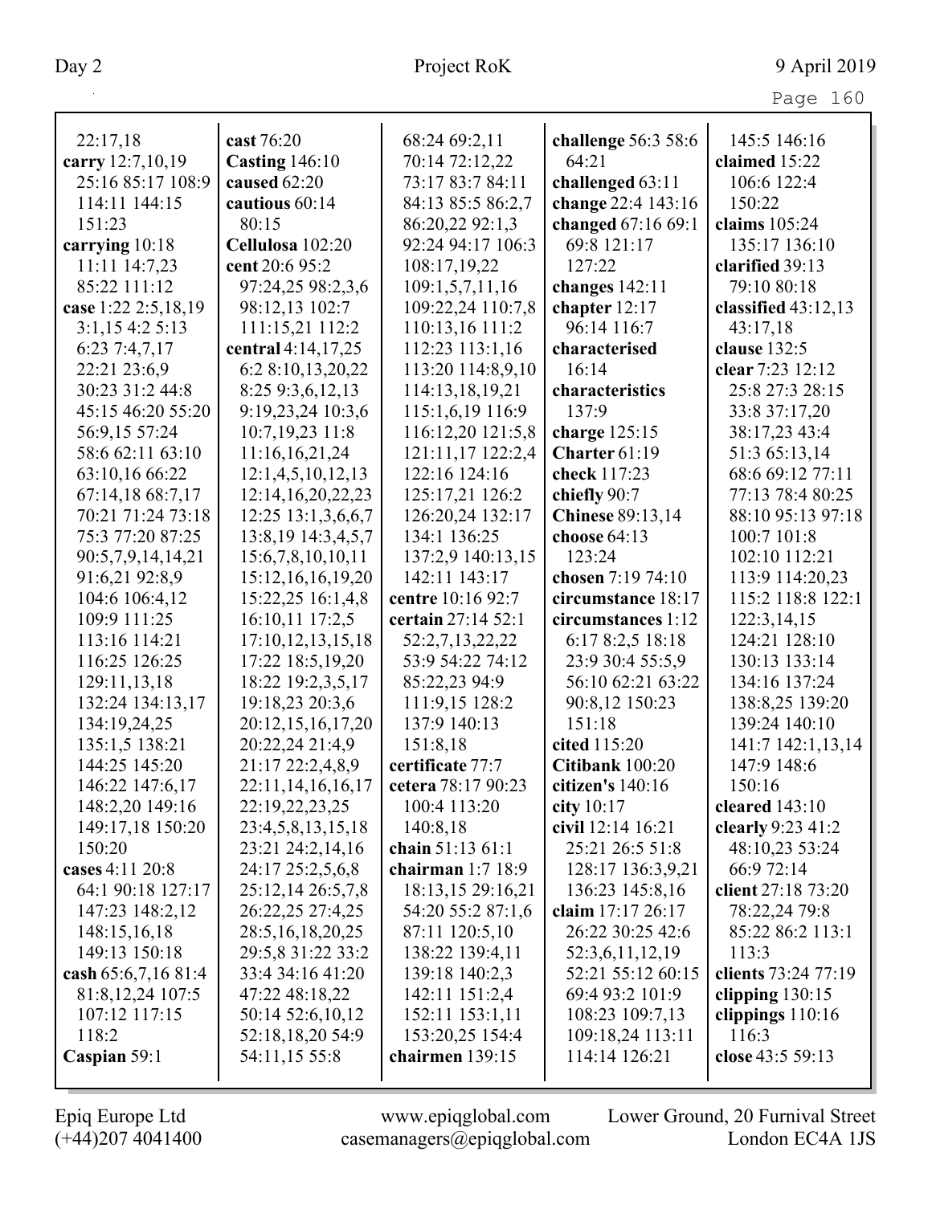22:17,18
**carry** 12:7,10,19
25:16 85:17 108:9
114:11 144:15
151:23
**carrying** 10:18
11:11 14:7,23
85:22 111:12
**case** 1:22 2:5,18,19
3:1,15 4:2 5:13
6:23 7:4,7,17
22:21 23:6,9
30:23 31:2 44:8
45:15 46:20 55:20
56:9,15 57:24
58:6 62:11 63:10
63:10,16 66:22
67:14,18 68:7,17
70:21 71:24 73:18
75:3 77:20 87:25
90:5,7,9,14,14,21
91:6,21 92:8,9
104:6 106:4,12
109:9 111:25
113:16 114:21
116:25 126:25
129:11,13,18
132:24 134:13,17
134:19,24,25
135:1,5 138:21
144:25 145:20
146:22 147:6,17
148:2,20 149:16
149:17,18 150:20
150:20
**cases** 4:11 20:8
64:1 90:18 127:17
147:23 148:2,12
148:15,16,18
149:13 150:18
**cash** 65:6,7,16 81:4
81:8,12,24 107:5
107:12 117:15
118:2
**Caspian** 59:1

**cast** 76:20
**Casting** 146:10
**caused** 62:20
**cautious** 60:14
80:15
**Cellulosa** 102:20
**cent** 20:6 95:2
97:24,25 98:2,3,6
98:12,13 102:7
111:15,21 112:2
**central** 4:14,17,25
6:2 8:10,13,20,22
8:25 9:3,6,12,13
9:19,23,24 10:3,6
10:7,19,23 11:8
11:16,16,21,24
12:1,4,5,10,12,13
12:14,16,20,22,23
12:25 13:1,3,6,6,7
13:8,19 14:3,4,5,7
15:6,7,8,10,10,11
15:12,16,16,19,20
15:22,25 16:1,4,8
16:10,11 17:2,5
17:10,12,13,15,18
17:22 18:5,19,20
18:22 19:2,3,5,17
19:18,23 20:3,6
20:12,15,16,17,20
20:22,24 21:4,9
21:17 22:2,4,8,9
22:11,14,16,16,17
22:19,22,23,25
23:4,5,8,13,15,18
23:21 24:2,14,16
24:17 25:2,5,6,8
25:12,14 26:5,7,8
26:22,25 27:4,25
28:5,16,18,20,25
29:5,8 31:22 33:2
33:4 34:16 41:20
47:22 48:18,22
50:14 52:6,10,12
52:18,18,20 54:9
54:11,15 55:8

68:24 69:2,11
70:14 72:12,22
73:17 83:7 84:11
84:13 85:5 86:2,7
86:20,22 92:1,3
92:24 94:17 106:3
108:17,19,22
109:1,5,7,11,16
109:22,24 110:7,8
110:13,16 111:2
112:23 113:1,16
113:20 114:8,9,10
114:13,18,19,21
115:1,6,19 116:9
116:12,20 121:5,8
121:11,17 122:2,4
122:16 124:16
125:17,21 126:2
126:20,24 132:17
134:1 136:25
137:2,9 140:13,15
142:11 143:17
**centre** 10:16 92:7
**certain** 27:14 52:1
52:2,7,13,22,22
53:9 54:22 74:12
85:22,23 94:9
111:9,15 128:2
137:9 140:13
151:8,18
**certificate** 77:7
**cetera** 78:17 90:23
100:4 113:20
140:8,18
**chain** 51:13 61:1
**chairman** 1:7 18:9
18:13,15 29:16,21
54:20 55:2 87:1,6
87:11 120:5,10
138:22 139:4,11
139:18 140:2,3
142:11 151:2,4
152:11 153:1,11
153:20,25 154:4
**chairmen** 139:15

**challenge** 56:3 58:6
64:21
**challenged** 63:11
**change** 22:4 143:16
**changed** 67:16 69:1
69:8 121:17
127:22
**changes** 142:11
**chapter** 12:17
96:14 116:7
**characterised**
16:14
**characteristics**
137:9
**charge** 125:15
**Charter** 61:19
**check** 117:23
**chiefly** 90:7
**Chinese** 89:13,14
**choose** 64:13
123:24
**chosen** 7:19 74:10
**circumstance** 18:17
**circumstances** 1:12
6:17 8:2,5 18:18
23:9 30:4 55:5,9
56:10 62:21 63:22
90:8,12 150:23
151:18
**cited** 115:20
**Citibank** 100:20
**citizen's** 140:16
**city** 10:17
**civil** 12:14 16:21
25:21 26:5 51:8
128:17 136:3,9,21
136:23 145:8,16
**claim** 17:17 26:17
26:22 30:25 42:6
52:3,6,11,12,19
52:21 55:12 60:15
69:4 93:2 101:9
108:23 109:7,13
109:18,24 113:11
114:14 126:21

145:5 146:16
**claimed** 15:22
106:6 122:4
150:22
**claims** 105:24
135:17 136:10
**clarified** 39:13
79:10 80:18
**classified** 43:12,13
43:17,18
**clause** 132:5
**clear** 7:23 12:12
25:8 27:3 28:15
33:8 37:17,20
38:17,23 43:4
51:3 65:13,14
68:6 69:12 77:11
77:13 78:4 80:25
88:10 95:13 97:18
100:7 101:8
102:10 112:21
113:9 114:20,23
115:2 118:8 122:1
122:3,14,15
124:21 128:10
130:13 133:14
134:16 137:24
138:8,25 139:20
139:24 140:10
141:7 142:1,13,14
147:9 148:6
150:16
**cleared** 143:10
**clearly** 9:23 41:2
48:10,23 53:24
66:9 72:14
**client** 27:18 73:20
78:22,24 79:8
85:22 86:2 113:1
113:3
**clients** 73:24 77:19
**clipping** 130:15
**clippings** 110:16
116:3
**close** 43:5 59:13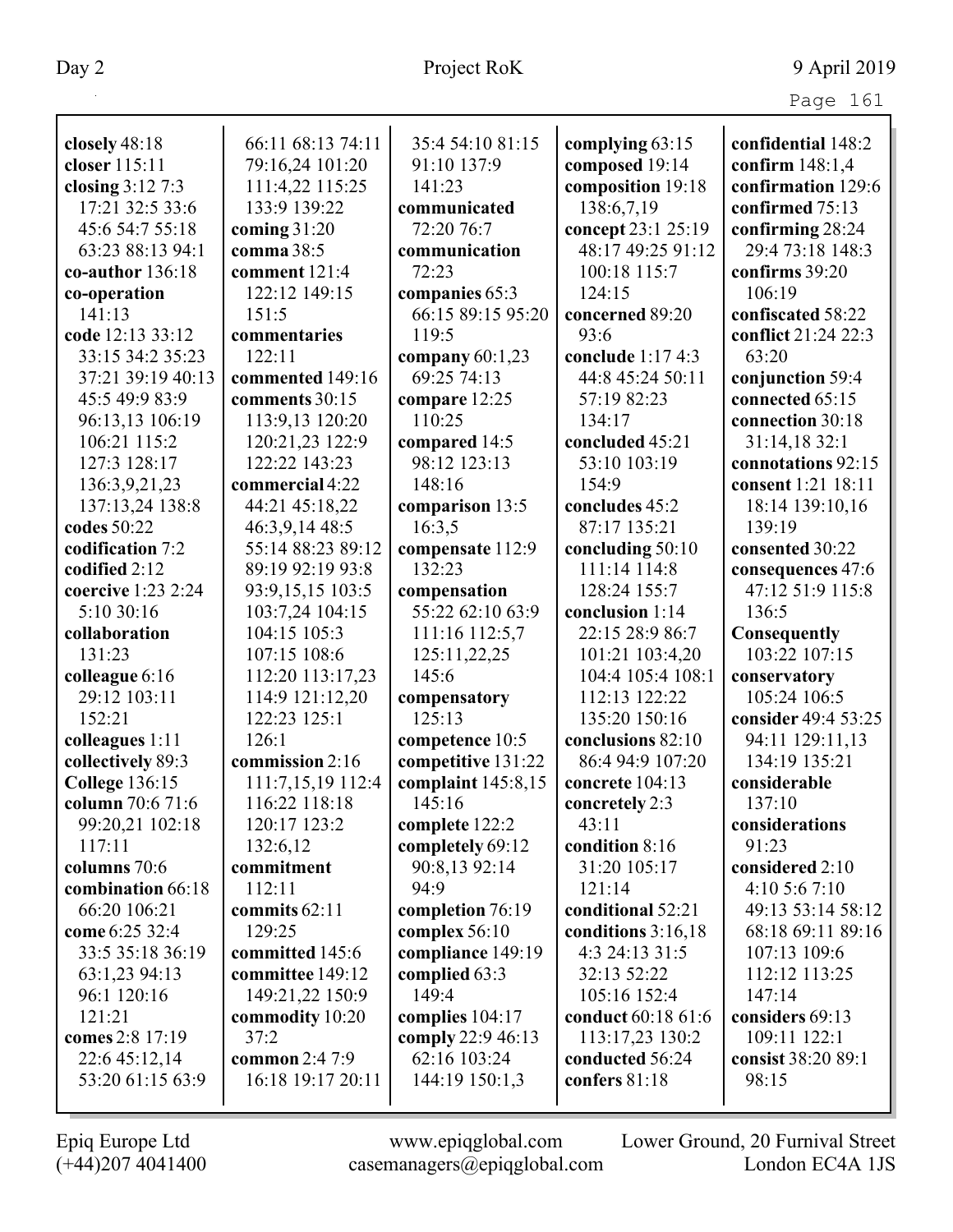**closely** 48:18
**closer** 115:11
**closing** 3:12 7:3 17:21 32:5 33:6 45:6 54:7 55:18 63:23 88:13 94:1
**co-author** 136:18
**co-operation** 141:13
**code** 12:13 33:12 33:15 34:2 35:23 37:21 39:19 40:13 45:5 49:9 83:9 96:13,13 106:19 106:21 115:2 127:3 128:17 136:3,9,21,23 137:13,24 138:8
**codes** 50:22
**codification** 7:2
**codified** 2:12
**coercive** 1:23 2:24 5:10 30:16
**collaboration** 131:23
**colleague** 6:16 29:12 103:11 152:21
**colleagues** 1:11
**collectively** 89:3
**College** 136:15
**column** 70:6 71:6 99:20,21 102:18 117:11
**columns** 70:6
**combination** 66:18 66:20 106:21
**come** 6:25 32:4 33:5 35:18 36:19 63:1,23 94:13 96:1 120:16 121:21
**comes** 2:8 17:19 22:6 45:12,14 53:20 61:15 63:9 66:11 68:13 74:11 79:16,24 101:20 111:4,22 115:25 133:9 139:22
**coming** 31:20
**comma** 38:5
**comment** 121:4 122:12 149:15 151:5
**commentaries** 122:11
**commented** 149:16
**comments** 30:15 113:9,13 120:20 120:21,23 122:9 122:22 143:23
**commercial** 4:22 44:21 45:18,22 46:3,9,14 48:5 55:14 88:23 89:12 89:19 92:19 93:8 93:9,15,15 103:5 103:7,24 104:15 104:15 105:3 107:15 108:6 112:20 113:17,23 114:9 121:12,20 122:23 125:1 126:1
**commission** 2:16 111:7,15,19 112:4 116:22 118:18 120:17 123:2 132:6,12
**commitment** 112:11
**commits** 62:11 129:25
**committed** 145:6
**committee** 149:12 149:21,22 150:9
**commodity** 10:20 37:2
**common** 2:4 7:9 16:18 19:17 20:11 35:4 54:10 81:15 91:10 137:9 141:23
**communicated** 72:20 76:7
**communication** 72:23
**companies** 65:3 66:15 89:15 95:20 119:5
**company** 60:1,23 69:25 74:13
**compare** 12:25 110:25
**compared** 14:5 98:12 123:13 148:16
**comparison** 13:5 16:3,5
**compensate** 112:9 132:23
**compensation** 55:22 62:10 63:9 111:16 112:5,7 125:11,22,25 145:6
**compensatory** 125:13
**competence** 10:5
**competitive** 131:22
**complaint** 145:8,15 145:16
**complete** 122:2
**completely** 69:12 90:8,13 92:14 94:9
**completion** 76:19
**complex** 56:10
**compliance** 149:19
**complied** 63:3 149:4
**complies** 104:17
**comply** 22:9 46:13 62:16 103:24 144:19 150:1,3
**complying** 63:15
**composed** 19:14
**composition** 19:18 138:6,7,19
**concept** 23:1 25:19 48:17 49:25 91:12 100:18 115:7 124:15
**concerned** 89:20 93:6
**conclude** 1:17 4:3 44:8 45:24 50:11 57:19 82:23 134:17
**concluded** 45:21 53:10 103:19 154:9
**concludes** 45:2 87:17 135:21
**concluding** 50:10 111:14 114:8 128:24 155:7
**conclusion** 1:14 22:15 28:9 86:7 101:21 103:4,20 104:4 105:4 108:1 112:13 122:22 135:20 150:16
**conclusions** 82:10 86:4 94:9 107:20
**concrete** 104:13
**concretely** 2:3 43:11
**condition** 8:16 31:20 105:17 121:14
**conditional** 52:21
**conditions** 3:16,18 4:3 24:13 31:5 32:13 52:22 105:16 152:4
**conduct** 60:18 61:6 113:17,23 130:2
**conducted** 56:24
**confers** 81:18
**confidential** 148:2
**confirm** 148:1,4
**confirmation** 129:6
**confirmed** 75:13
**confirming** 28:24 29:4 73:18 148:3
**confirms** 39:20 106:19
**confiscated** 58:22
**conflict** 21:24 22:3 63:20
**conjunction** 59:4
**connected** 65:15
**connection** 30:18 31:14,18 32:1
**connotations** 92:15
**consent** 1:21 18:11 18:14 139:10,16 139:19
**consented** 30:22
**consequences** 47:6 47:12 51:9 115:8 136:5
**Consequently** 103:22 107:15
**conservatory** 105:24 106:5
**consider** 49:4 53:25 94:11 129:11,13 134:19 135:21
**considerable** 137:10
**considerations** 91:23
**considered** 2:10 4:10 5:6 7:10 49:13 53:14 58:12 68:18 69:11 89:16 107:13 109:6 112:12 113:25 147:14
**considers** 69:13 109:11 122:1
**consist** 38:20 89:1 98:15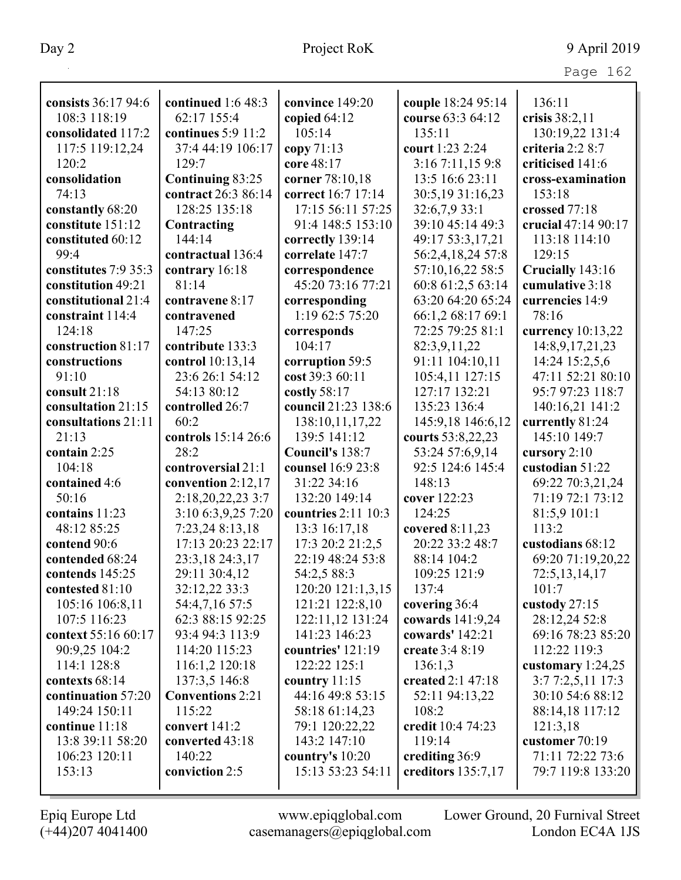**consists** 36:17 94:6 108:3 118:19
**consolidated** 117:2 117:5 119:12,24 120:2
**consolidation** 74:13
**constantly** 68:20
**constitute** 151:12
**constituted** 60:12 99:4
**constitutes** 7:9 35:3
**constitution** 49:21
**constitutional** 21:4
**constraint** 114:4 124:18
**construction** 81:17
**constructions** 91:10
**consult** 21:18
**consultation** 21:15
**consultations** 21:11 21:13
**contain** 2:25 104:18
**contained** 4:6 50:16
**contains** 11:23 48:12 85:25
**contend** 90:6
**contended** 68:24
**contends** 145:25
**contested** 81:10 105:16 106:8,11 107:5 116:23
**context** 55:16 60:17 90:9,25 104:2 114:1 128:8
**contexts** 68:14
**continuation** 57:20 149:24 150:11
**continue** 11:18 13:8 39:11 58:20 106:23 120:11 153:13
**continued** 1:6 48:3 62:17 155:4
**continues** 5:9 11:2 37:4 44:19 106:17 129:7
**Continuing** 83:25
**contract** 26:3 86:14 128:25 135:18
**Contracting** 144:14
**contractual** 136:4
**contrary** 16:18 81:14
**contravene** 8:17
**contravened** 147:25
**contribute** 133:3
**control** 10:13,14 23:6 26:1 54:12 54:13 80:12
**controlled** 26:7 60:2
**controls** 15:14 26:6 28:2
**controversial** 21:1
**convention** 2:12,17 2:18,20,22,23 3:7 3:10 6:3,9,25 7:20 7:23,24 8:13,18 17:13 20:23 22:17 23:3,18 24:3,17 29:11 30:4,12 32:12,22 33:3 54:4,7,16 57:5 62:3 88:15 92:25 93:4 94:3 113:9 114:20 115:23 116:1,2 120:18 137:3,5 146:8
**Conventions** 2:21 115:22
**convert** 141:2
**converted** 43:18 140:22
**conviction** 2:5
**convince** 149:20
**copied** 64:12 105:14
**copy** 71:13
**core** 48:17
**corner** 78:10,18
**correct** 16:7 17:14 17:15 56:11 57:25 91:4 148:5 153:10
**correctly** 139:14
**correlate** 147:7
**correspondence** 45:20 73:16 77:21
**corresponding** 1:19 62:5 75:20
**corresponds** 104:17
**corruption** 59:5
**cost** 39:3 60:11
**costly** 58:17
**council** 21:23 138:6 138:10,11,17,22 139:5 141:12
**Council's** 138:7
**counsel** 16:9 23:8 31:22 34:16 132:20 149:14
**countries** 2:11 10:3 13:3 16:17,18 17:3 20:2 21:2,5 22:19 48:24 53:8 54:2,5 88:3 120:20 121:1,3,15 121:21 122:8,10 122:11,12 131:24 141:23 146:23
**countries'** 121:19 122:22 125:1
**country** 11:15 44:16 49:8 53:15 58:18 61:14,23 79:1 120:22,22 143:2 147:10
**country's** 10:20 15:13 53:23 54:11
**couple** 18:24 95:14
**course** 63:3 64:12 135:11
**court** 1:23 2:24 3:16 7:11,15 9:8 13:5 16:6 23:11 30:5,19 31:16,23 32:6,7,9 33:1 39:10 45:14 49:3 49:17 53:3,17,21 56:2,4,18,24 57:8 57:10,16,22 58:5 60:8 61:2,5 63:14 63:20 64:20 65:24 66:1,2 68:17 69:1 72:25 79:25 81:1 82:3,9,11,22 91:11 104:10,11 105:4,11 127:15 127:17 132:21 135:23 136:4 145:9,18 146:6,12
**courts** 53:8,22,23 53:24 57:6,9,14 92:5 124:6 145:4 148:13
**cover** 122:23 124:25
**covered** 8:11,23 20:22 33:2 48:7 88:14 104:2 109:25 121:9 137:4
**covering** 36:4
**cowards** 141:9,24
**cowards'** 142:21
**create** 3:4 8:19 136:1,3
**created** 2:1 47:18 52:11 94:13,22 108:2
**credit** 10:4 74:23 119:14
**crediting** 36:9
**creditors** 135:7,17 136:11
**crisis** 38:2,11 130:19,22 131:4
**criteria** 2:2 8:7
**criticised** 141:6
**cross-examination** 153:18
**crossed** 77:18
**crucial** 47:14 90:17 113:18 114:10 129:15
**Crucially** 143:16
**cumulative** 3:18
**currencies** 14:9 78:16
**currency** 10:13,22 14:8,9,17,21,23 14:24 15:2,5,6 47:11 52:21 80:10 95:7 97:23 118:7 140:16,21 141:2
**currently** 81:24 145:10 149:7
**cursory** 2:10
**custodian** 51:22 69:22 70:3,21,24 71:19 72:1 73:12 81:5,9 101:1 113:2
**custodians** 68:12 69:20 71:19,20,22 72:5,13,14,17 101:7
**custody** 27:15 28:12,24 52:8 69:16 78:23 85:20 112:22 119:3
**customary** 1:24,25 3:7 7:2,5,11 17:3 30:10 54:6 88:12 88:14,18 117:12 121:3,18
**customer** 70:19 71:11 72:22 73:6 79:7 119:8 133:20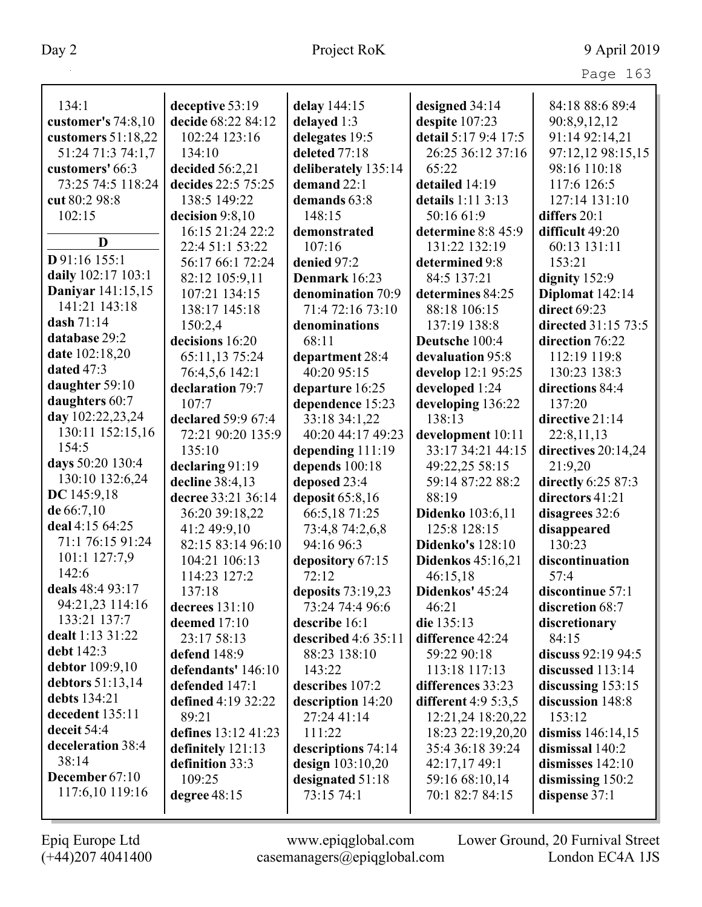134:1
**customer's** 74:8,10
**customers** 51:18,22 51:24 71:3 74:1,7
**customers'** 66:3 73:25 74:5 118:24
**cut** 80:2 98:8 102:15

## D

**D** 91:16 155:1
**daily** 102:17 103:1
**Daniyar** 141:15,15 141:21 143:18
**dash** 71:14
**database** 29:2
**date** 102:18,20
**dated** 47:3
**daughter** 59:10
**daughters** 60:7
**day** 102:22,23,24 130:11 152:15,16 154:5
**days** 50:20 130:4 130:10 132:6,24
**DC** 145:9,18
**de** 66:7,10
**deal** 4:15 64:25 71:1 76:15 91:24 101:1 127:7,9 142:6
**deals** 48:4 93:17 94:21,23 114:16 133:21 137:7
**dealt** 1:13 31:22
**debt** 142:3
**debtor** 109:9,10
**debtors** 51:13,14
**debts** 134:21
**decedent** 135:11
**deceit** 54:4
**deceleration** 38:4 38:14
**December** 67:10 117:6,10 119:16
**deceptive** 53:19
**decide** 68:22 84:12 102:24 123:16 134:10
**decided** 56:2,21
**decides** 22:5 75:25 138:5 149:22
**decision** 9:8,10 16:15 21:24 22:2 22:4 51:1 53:22 56:17 66:1 72:24 82:12 105:9,11 107:21 134:15 138:17 145:18 150:2,4
**decisions** 16:20 65:11,13 75:24 76:4,5,6 142:1
**declaration** 79:7 107:7
**declared** 59:9 67:4 72:21 90:20 135:9 135:10
**declaring** 91:19
**decline** 38:4,13
**decree** 33:21 36:14 36:20 39:18,22 41:2 49:9,10 82:15 83:14 96:10 104:21 106:13 114:23 127:2 137:18
**decrees** 131:10
**deemed** 17:10 23:17 58:13
**defend** 148:9
**defendants'** 146:10
**defended** 147:1
**defined** 4:19 32:22 89:21
**defines** 13:12 41:23
**definitely** 121:13
**definition** 33:3 109:25
**degree** 48:15
**delay** 144:15
**delayed** 1:3
**delegates** 19:5
**deleted** 77:18
**deliberately** 135:14
**demand** 22:1
**demands** 63:8 148:15
**demonstrated** 107:16
**denied** 97:2
**Denmark** 16:23
**denomination** 70:9 71:4 72:16 73:10
**denominations** 68:11
**department** 28:4 40:20 95:15
**departure** 16:25
**dependence** 15:23 33:18 34:1,22 40:20 44:17 49:23
**depending** 111:19
**depends** 100:18
**deposed** 23:4
**deposit** 65:8,16 66:5,18 71:25 73:4,8 74:2,6,8 94:16 96:3
**depository** 67:15 72:12
**deposits** 73:19,23 73:24 74:4 96:6
**describe** 16:1
**described** 4:6 35:11 88:23 138:10 143:22
**describes** 107:2
**description** 14:20 27:24 41:14 111:22
**descriptions** 74:14
**design** 103:10,20
**designated** 51:18 73:15 74:1
**designed** 34:14
**despite** 107:23
**detail** 5:17 9:4 17:5 26:25 36:12 37:16 65:22
**detailed** 14:19
**details** 1:11 3:13 50:16 61:9
**determine** 8:8 45:9 131:22 132:19
**determined** 9:8 84:5 137:21
**determines** 84:25 88:18 106:15 137:19 138:8
**Deutsche** 100:4
**devaluation** 95:8
**develop** 12:1 95:25
**developed** 1:24
**developing** 136:22 138:13
**development** 10:11 33:17 34:21 44:15 49:22,25 58:15 59:14 87:22 88:2 88:19
**Didenko** 103:6,11 125:8 128:15
**Didenko's** 128:10
**Didenkos** 45:16,21 46:15,18
**Didenkos'** 45:24 46:21
**die** 135:13
**difference** 42:24 59:22 90:18 113:18 117:13
**differences** 33:23
**different** 4:9 5:3,5 12:21,24 18:20,22 18:23 22:19,20,20 35:4 36:18 39:24 42:17,17 49:1 59:16 68:10,14 70:1 82:7 84:15 84:18 88:6 89:4 90:8,9,12,12 91:14 92:14,21 97:12,12 98:15,15 98:16 110:18 117:6 126:5 127:14 131:10
**differs** 20:1
**difficult** 49:20 60:13 131:11 153:21
**dignity** 152:9
**Diplomat** 142:14
**direct** 69:23
**directed** 31:15 73:5
**direction** 76:22 112:19 119:8 130:23 138:3
**directions** 84:4 137:20
**directive** 21:14 22:8,11,13
**directives** 20:14,24 21:9,20
**directly** 6:25 87:3
**directors** 41:21
**disagrees** 32:6
**disappeared** 130:23
**discontinuation** 57:4
**discontinue** 57:1
**discretion** 68:7
**discretionary** 84:15
**discuss** 92:19 94:5
**discussed** 113:14
**discussing** 153:15
**discussion** 148:8 153:12
**dismiss** 146:14,15
**dismissal** 140:2
**dismisses** 142:10
**dismissing** 150:2
**dispense** 37:1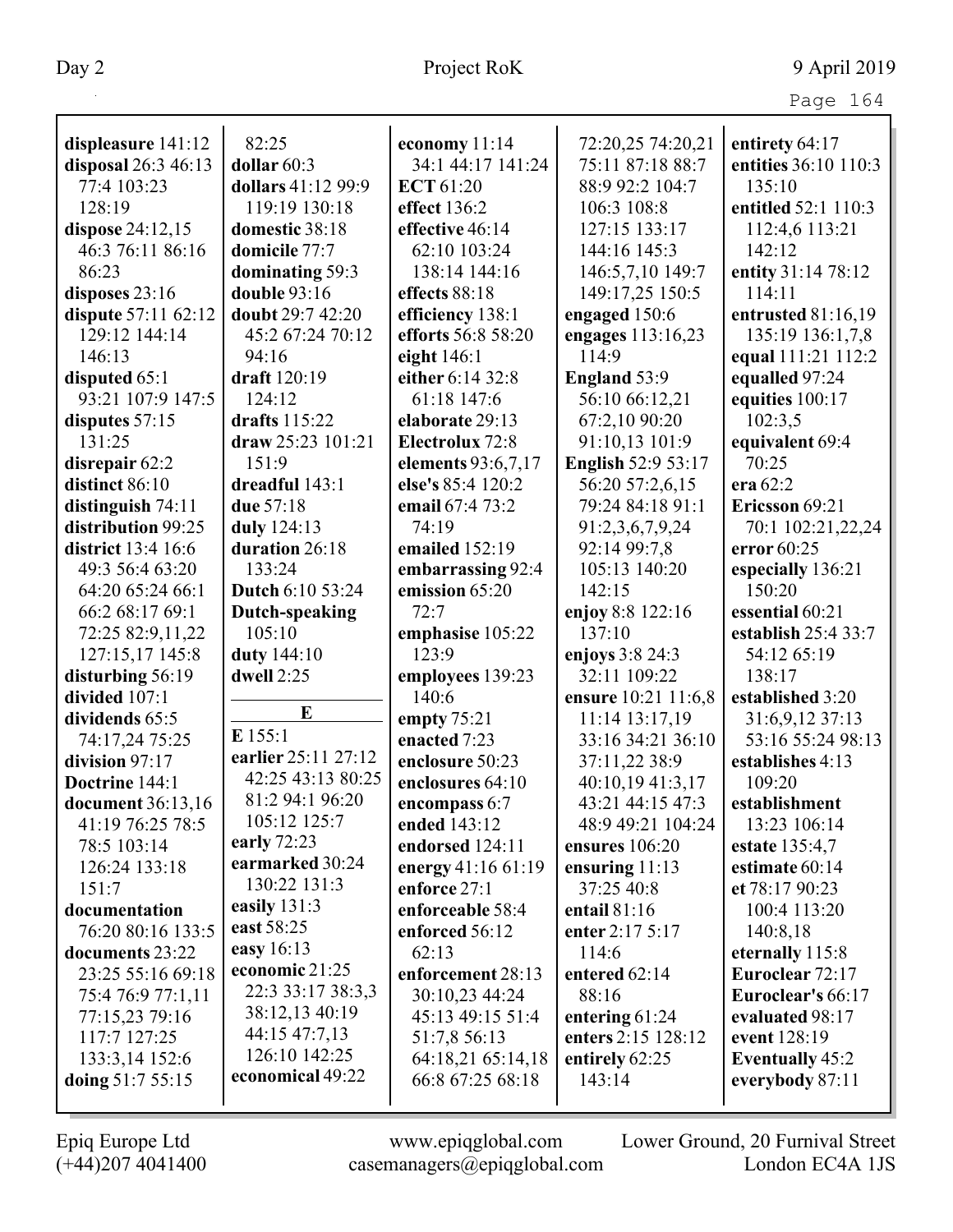**displeasure** 141:12
**disposal** 26:3 46:13 77:4 103:23 128:19
**dispose** 24:12,15 46:3 76:11 86:16 86:23
**disposes** 23:16
**dispute** 57:11 62:12 129:12 144:14 146:13
**disputed** 65:1 93:21 107:9 147:5
**disputes** 57:15 131:25
**disrepair** 62:2
**distinct** 86:10
**distinguish** 74:11
**distribution** 99:25
**district** 13:4 16:6 49:3 56:4 63:20 64:20 65:24 66:1 66:2 68:17 69:1 72:25 82:9,11,22 127:15,17 145:8
**disturbing** 56:19
**divided** 107:1
**dividends** 65:5 74:17,24 75:25
**division** 97:17
**Doctrine** 144:1
**document** 36:13,16 41:19 76:25 78:5 78:5 103:14 126:24 133:18 151:7
**documentation** 76:20 80:16 133:5
**documents** 23:22 23:25 55:16 69:18 75:4 76:9 77:1,11 77:15,23 79:16 117:7 127:25 133:3,14 152:6
**doing** 51:7 55:15 82:25
**dollar** 60:3
**dollars** 41:12 99:9 119:19 130:18
**domestic** 38:18
**domicile** 77:7
**dominating** 59:3
**double** 93:16
**doubt** 29:7 42:20 45:2 67:24 70:12 94:16
**draft** 120:19 124:12
**drafts** 115:22
**draw** 25:23 101:21 151:9
**dreadful** 143:1
**due** 57:18
**duly** 124:13
**duration** 26:18 133:24
**Dutch** 6:10 53:24
**Dutch-speaking** 105:10
**duty** 144:10
**dwell** 2:25

## E

**E** 155:1
**earlier** 25:11 27:12 42:25 43:13 80:25 81:2 94:1 96:20 105:12 125:7
**early** 72:23
**earmarked** 30:24 130:22 131:3
**easily** 131:3
**east** 58:25
**easy** 16:13
**economic** 21:25 22:3 33:17 38:3,3 38:12,13 40:19 44:15 47:7,13 126:10 142:25
**economical** 49:22
**economy** 11:14 34:1 44:17 141:24
**ECT** 61:20
**effect** 136:2
**effective** 46:14 62:10 103:24 138:14 144:16
**effects** 88:18
**efficiency** 138:1
**efforts** 56:8 58:20
**eight** 146:1
**either** 6:14 32:8 61:18 147:6
**elaborate** 29:13
**Electrolux** 72:8
**elements** 93:6,7,17
**else's** 85:4 120:2
**email** 67:4 73:2 74:19
**emailed** 152:19
**embarrassing** 92:4
**emission** 65:20 72:7
**emphasise** 105:22 123:9
**employees** 139:23 140:6
**empty** 75:21
**enacted** 7:23
**enclosure** 50:23
**enclosures** 64:10
**encompass** 6:7
**ended** 143:12
**endorsed** 124:11
**energy** 41:16 61:19
**enforce** 27:1
**enforceable** 58:4
**enforced** 56:12 62:13
**enforcement** 28:13 30:10,23 44:24 45:13 49:15 51:4 51:7,8 56:13 64:18,21 65:14,18 66:8 67:25 68:18 72:20,25 74:20,21 75:11 87:18 88:7 88:9 92:2 104:7 106:3 108:8 127:15 133:17 144:16 145:3 146:5,7,10 149:7 149:17,25 150:5
**engaged** 150:6
**engages** 113:16,23 114:9
**England** 53:9 56:10 66:12,21 67:2,10 90:20 91:10,13 101:9
**English** 52:9 53:17 56:20 57:2,6,15 79:24 84:18 91:1 91:2,3,6,7,9,24 92:14 99:7,8 105:13 140:20 142:15
**enjoy** 8:8 122:16 137:10
**enjoys** 3:8 24:3 32:11 109:22
**ensure** 10:21 11:6,8 11:14 13:17,19 33:16 34:21 36:10 37:11,22 38:9 40:10,19 41:3,17 43:21 44:15 47:3 48:9 49:21 104:24
**ensures** 106:20
**ensuring** 11:13 37:25 40:8
**entail** 81:16
**enter** 2:17 5:17 114:6
**entered** 62:14 88:16
**entering** 61:24
**enters** 2:15 128:12
**entirely** 62:25 143:14
**entirety** 64:17
**entities** 36:10 110:3 135:10
**entitled** 52:1 110:3 112:4,6 113:21 142:12
**entity** 31:14 78:12 114:11
**entrusted** 81:16,19 135:19 136:1,7,8
**equal** 111:21 112:2
**equalled** 97:24
**equities** 100:17 102:3,5
**equivalent** 69:4 70:25
**era** 62:2
**Ericsson** 69:21 70:1 102:21,22,24
**error** 60:25
**especially** 136:21 150:20
**essential** 60:21
**establish** 25:4 33:7 54:12 65:19 138:17
**established** 3:20 31:6,9,12 37:13 53:16 55:24 98:13
**establishes** 4:13 109:20
**establishment** 13:23 106:14
**estate** 135:4,7
**estimate** 60:14
**et** 78:17 90:23 100:4 113:20 140:8,18
**eternally** 115:8
**Euroclear** 72:17
**Euroclear's** 66:17
**evaluated** 98:17
**event** 128:19
**Eventually** 45:2
**everybody** 87:11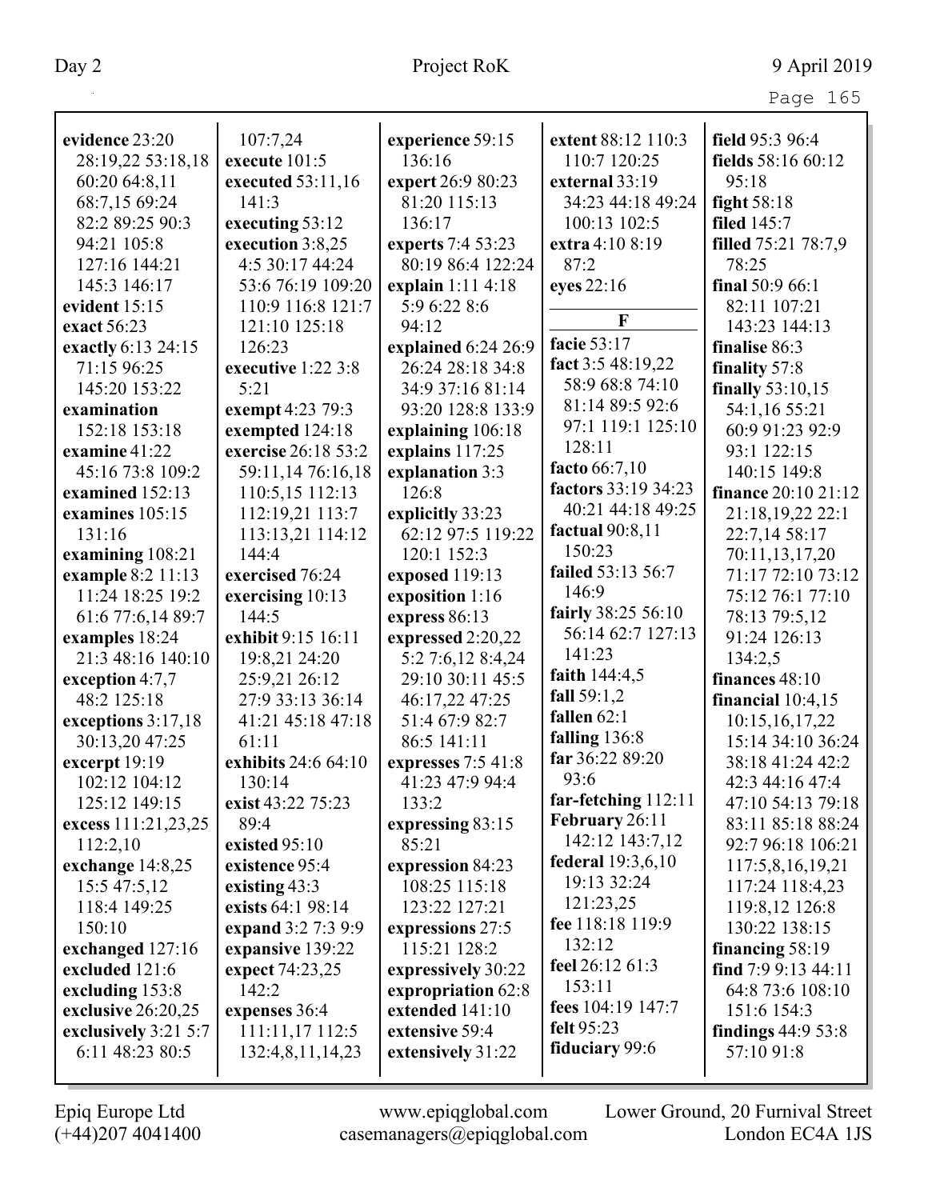**evidence** 23:20 28:19,22 53:18,18 60:20 64:8,11 68:7,15 69:24 82:2 89:25 90:3 94:21 105:8 127:16 144:21 145:3 146:17 107:7,24
**evident** 15:15
**exact** 56:23
**exactly** 6:13 24:15 71:15 96:25 145:20 153:22
**examination** 152:18 153:18
**examine** 41:22 45:16 73:8 109:2
**examined** 152:13
**examines** 105:15 131:16
**examining** 108:21
**example** 8:2 11:13 11:24 18:25 19:2 61:6 77:6,14 89:7
**examples** 18:24 21:3 48:16 140:10
**exception** 4:7,7 48:2 125:18
**exceptions** 3:17,18 30:13,20 47:25
**excerpt** 19:19 102:12 104:12 125:12 149:15
**excess** 111:21,23,25 112:2,10
**exchange** 14:8,25 15:5 47:5,12 118:4 149:25 150:10
**exchanged** 127:16
**excluded** 121:6
**excluding** 153:8
**exclusive** 26:20,25
**exclusively** 3:21 5:7 6:11 48:23 80:5
**execute** 101:5
**executed** 53:11,16 141:3
**executing** 53:12
**execution** 3:8,25 4:5 30:17 44:24 53:6 76:19 109:20 110:9 116:8 121:7 121:10 125:18 126:23
**executive** 1:22 3:8 5:21
**exempt** 4:23 79:3
**exempted** 124:18
**exercise** 26:18 53:2 59:11,14 76:16,18 110:5,15 112:13 112:19,21 113:7 113:13,21 114:12 144:4
**exercised** 76:24
**exercising** 10:13 144:5
**exhibit** 9:15 16:11 19:8,21 24:20 25:9,21 26:12 27:9 33:13 36:14 41:21 45:18 47:18 61:11
**exhibits** 24:6 64:10 130:14
**exist** 43:22 75:23 89:4
**existed** 95:10
**existence** 95:4
**existing** 43:3
**exists** 64:1 98:14
**expand** 3:2 7:3 9:9
**expansive** 139:22
**expect** 74:23,25 142:2
**expenses** 36:4 111:11,17 112:5 132:4,8,11,14,23
**experience** 59:15 136:16
**expert** 26:9 80:23 81:20 115:13 136:17
**experts** 7:4 53:23 80:19 86:4 122:24
**explain** 1:11 4:18 5:9 6:22 8:6 94:12
**explained** 6:24 26:9 26:24 28:18 34:8 34:9 37:16 81:14 93:20 128:8 133:9
**explaining** 106:18
**explains** 117:25
**explanation** 3:3 126:8
**explicitly** 33:23 62:12 97:5 119:22 120:1 152:3
**exposed** 119:13
**exposition** 1:16
**express** 86:13
**expressed** 2:20,22 5:2 7:6,12 8:4,24 29:10 30:11 45:5 46:17,22 47:25 51:4 67:9 82:7 86:5 141:11
**expresses** 7:5 41:8 41:23 47:9 94:4 133:2
**expressing** 83:15 85:21
**expression** 84:23 108:25 115:18 123:22 127:21
**expressions** 27:5 115:21 128:2
**expressively** 30:22
**expropriation** 62:8
**extended** 141:10
**extensive** 59:4
**extensively** 31:22
**extent** 88:12 110:3 110:7 120:25
**external** 33:19 34:23 44:18 49:24 100:13 102:5
**extra** 4:10 8:19 87:2
**eyes** 22:16

**F**

**facie** 53:17
**fact** 3:5 48:19,22 58:9 68:8 74:10 81:14 89:5 92:6 97:1 119:1 125:10 128:11
**facto** 66:7,10
**factors** 33:19 34:23 40:21 44:18 49:25
**factual** 90:8,11 150:23
**failed** 53:13 56:7 146:9
**fairly** 38:25 56:10 56:14 62:7 127:13 141:23
**faith** 144:4,5
**fall** 59:1,2
**fallen** 62:1
**falling** 136:8
**far** 36:22 89:20 93:6
**far-fetching** 112:11
**February** 26:11 142:12 143:7,12
**federal** 19:3,6,10 19:13 32:24 121:23,25
**fee** 118:18 119:9 132:12
**feel** 26:12 61:3 153:11
**fees** 104:19 147:7
**felt** 95:23
**fiduciary** 99:6
**field** 95:3 96:4
**fields** 58:16 60:12 95:18
**fight** 58:18
**filed** 145:7
**filled** 75:21 78:7,9 78:25
**final** 50:9 66:1 82:11 107:21 143:23 144:13
**finalise** 86:3
**finality** 57:8
**finally** 53:10,15 54:1,16 55:21 60:9 91:23 92:9 93:1 122:15 140:15 149:8
**finance** 20:10 21:12 21:18,19,22 22:1 22:7,14 58:17 70:11,13,17,20 71:17 72:10 73:12 75:12 76:1 77:10 78:13 79:5,12 91:24 126:13 134:2,5
**finances** 48:10
**financial** 10:4,15 10:15,16,17,22 15:14 34:10 36:24 38:18 41:24 42:2 42:3 44:16 47:4 47:10 54:13 79:18 83:11 85:18 88:24 92:7 96:18 106:21 117:5,8,16,19,21 117:24 118:4,23 119:8,12 126:8 130:22 138:15
**financing** 58:19
**find** 7:9 9:13 44:11 64:8 73:6 108:10 151:6 154:3
**findings** 44:9 53:8 57:10 91:8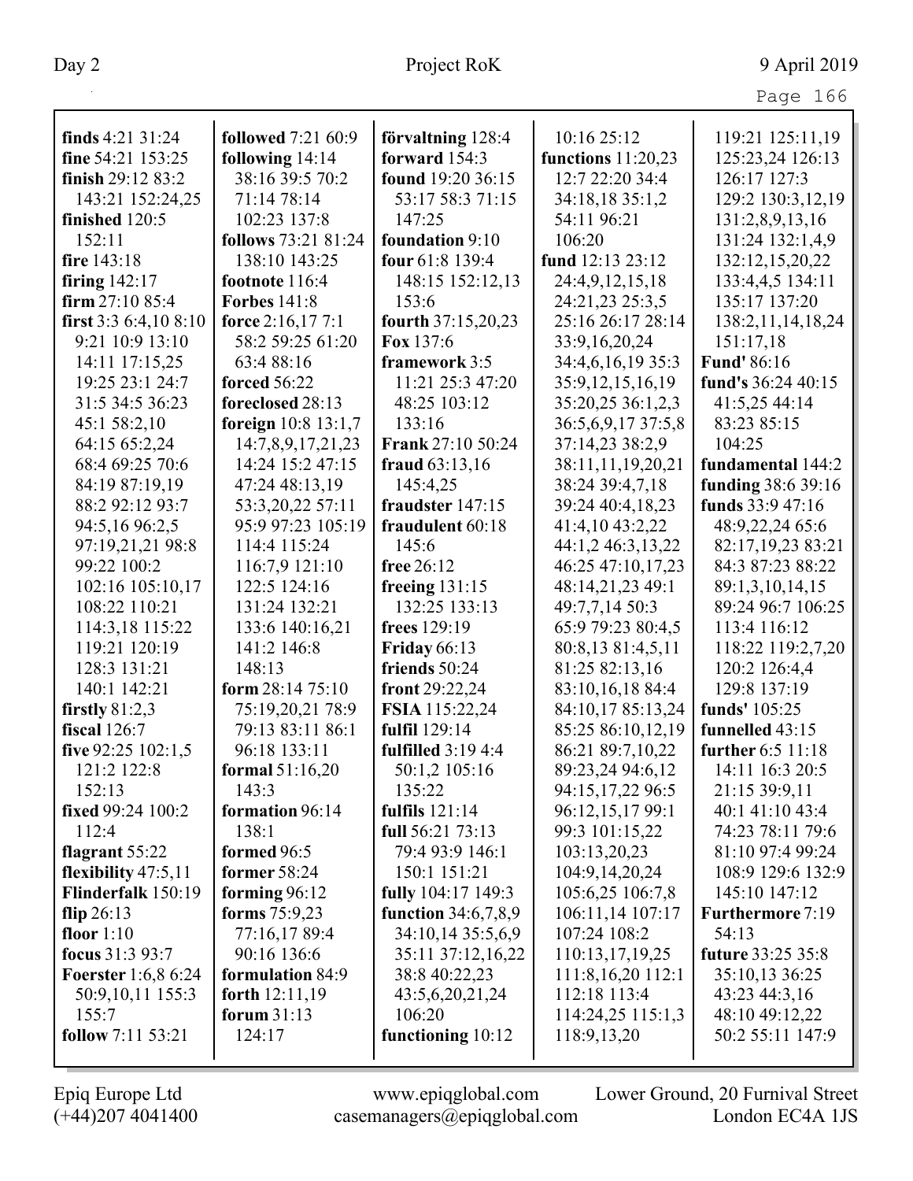**finds** 4:21 31:24
**fine** 54:21 153:25
**finish** 29:12 83:2 143:21 152:24,25
**finished** 120:5 152:11
**fire** 143:18
**firing** 142:17
**firm** 27:10 85:4
**first** 3:3 6:4,10 8:10 9:21 10:9 13:10 14:11 17:15,25 19:25 23:1 24:7 31:5 34:5 36:23 45:1 58:2,10 64:15 65:2,24 68:4 69:25 70:6 84:19 87:19,19 88:2 92:12 93:7 94:5,16 96:2,5 97:19,21,21 98:8 99:22 100:2 102:16 105:10,17 108:22 110:21 114:3,18 115:22 119:21 120:19 128:3 131:21 140:1 142:21
**firstly** 81:2,3
**fiscal** 126:7
**five** 92:25 102:1,5 121:2 122:8 152:13
**fixed** 99:24 100:2 112:4
**flagrant** 55:22
**flexibility** 47:5,11
**Flinderfalk** 150:19
**flip** 26:13
**floor** 1:10
**focus** 31:3 93:7
**Foerster** 1:6,8 6:24 50:9,10,11 155:3 155:7
**follow** 7:11 53:21
**followed** 7:21 60:9
**following** 14:14 38:16 39:5 70:2 71:14 78:14 102:23 137:8
**follows** 73:21 81:24 138:10 143:25
**footnote** 116:4
**Forbes** 141:8
**force** 2:16,17 7:1 58:2 59:25 61:20 63:4 88:16
**forced** 56:22
**foreclosed** 28:13
**foreign** 10:8 13:1,7 14:7,8,9,17,21,23 14:24 15:2 47:15 47:24 48:13,19 53:3,20,22 57:11 95:9 97:23 105:19 114:4 115:24 116:7,9 121:10 122:5 124:16 131:24 132:21 133:6 140:16,21 141:2 146:8 148:13
**form** 28:14 75:10 75:19,20,21 78:9 79:13 83:11 86:1 96:18 133:11
**formal** 51:16,20 143:3
**formation** 96:14 138:1
**formed** 96:5
**former** 58:24
**forming** 96:12
**forms** 75:9,23 77:16,17 89:4 90:16 136:6
**formulation** 84:9
**forth** 12:11,19
**forum** 31:13 124:17
**förvaltning** 128:4
**forward** 154:3
**found** 19:20 36:15 53:17 58:3 71:15 147:25
**foundation** 9:10
**four** 61:8 139:4 148:15 152:12,13 153:6
**fourth** 37:15,20,23
**Fox** 137:6
**framework** 3:5 11:21 25:3 47:20 48:25 103:12 133:16
**Frank** 27:10 50:24
**fraud** 63:13,16 145:4,25
**fraudster** 147:15
**fraudulent** 60:18 145:6
**free** 26:12
**freeing** 131:15 132:25 133:13
**frees** 129:19
**Friday** 66:13
**friends** 50:24
**front** 29:22,24
**FSIA** 115:22,24
**fulfil** 129:14
**fulfilled** 3:19 4:4 50:1,2 105:16 135:22
**fulfils** 121:14
**full** 56:21 73:13 79:4 93:9 146:1 150:1 151:21
**fully** 104:17 149:3
**function** 34:6,7,8,9 34:10,14 35:5,6,9 35:11 37:12,16,22 38:8 40:22,23 43:5,6,20,21,24 106:20
**functioning** 10:12 10:16 25:12
**functions** 11:20,23 12:7 22:20 34:4 34:18,18 35:1,2 54:11 96:21 106:20
**fund** 12:13 23:12 24:4,9,12,15,18 24:21,23 25:3,5 25:16 26:17 28:14 33:9,16,20,24 34:4,6,16,19 35:3 35:9,12,15,16,19 35:20,25 36:1,2,3 36:5,6,9,17 37:5,8 37:14,23 38:2,9 38:11,11,19,20,21 38:24 39:4,7,18 39:24 40:4,18,23 41:4,10 43:2,22 44:1,2 46:3,13,22 46:25 47:10,17,23 48:14,21,23 49:1 49:7,7,14 50:3 65:9 79:23 80:4,5 80:8,13 81:4,5,11 81:25 82:13,16 83:10,16,18 84:4 84:10,17 85:13,24 85:25 86:10,12,19 86:21 89:7,10,22 89:23,24 94:6,12 94:15,17,22 96:5 96:12,15,17 99:1 99:3 101:15,22 103:13,20,23 104:9,14,20,24 105:6,25 106:7,8 106:11,14 107:17 107:24 108:2 110:13,17,19,25 111:8,16,20 112:1 112:18 113:4 114:24,25 115:1,3 118:9,13,20 119:21 125:11,19 125:23,24 126:13 126:17 127:3 129:2 130:3,12,19 131:2,8,9,13,16 131:24 132:1,4,9 132:12,15,20,22 133:4,4,5 134:11 135:17 137:20 138:2,11,14,18,24 151:17,18
**Fund'** 86:16
**fund's** 36:24 40:15 41:5,25 44:14 83:23 85:15 104:25
**fundamental** 144:2
**funding** 38:6 39:16
**funds** 33:9 47:16 48:9,22,24 65:6 82:17,19,23 83:21 84:3 87:23 88:22 89:1,3,10,14,15 89:24 96:7 106:25 113:4 116:12 118:22 119:2,7,20 120:2 126:4,4 129:8 137:19
**funds'** 105:25
**funnelled** 43:15
**further** 6:5 11:18 14:11 16:3 20:5 21:15 39:9,11 40:1 41:10 43:4 74:23 78:11 79:6 81:10 97:4 99:24 108:9 129:6 132:9 145:10 147:12
**Furthermore** 7:19 54:13
**future** 33:25 35:8 35:10,13 36:25 43:23 44:3,16 48:10 49:12,22 50:2 55:11 147:9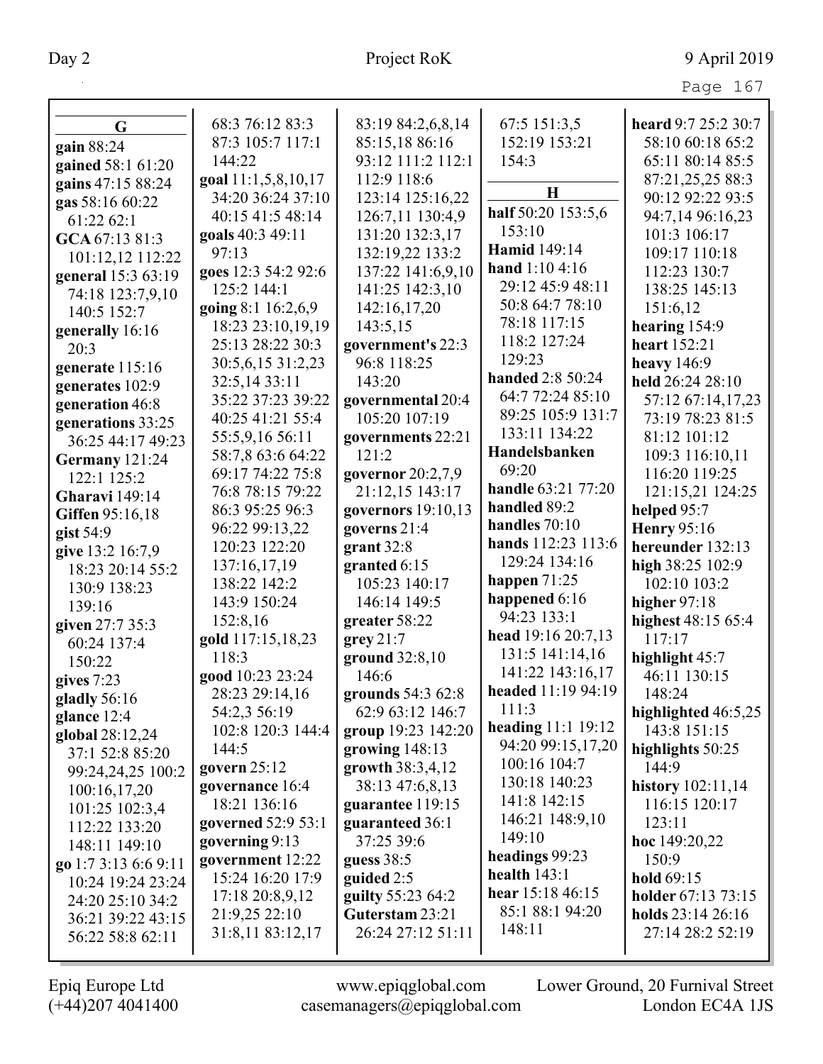## G

**gain** 88:24
**gained** 58:1 61:20
**gains** 47:15 88:24
**gas** 58:16 60:22 61:22 62:1
**GCA** 67:13 81:3 101:12,12 112:22
**general** 15:3 63:19 74:18 123:7,9,10 140:5 152:7
**generally** 16:16 20:3
**generate** 115:16
**generates** 102:9
**generation** 46:8
**generations** 33:25 36:25 44:17 49:23
**Germany** 121:24 122:1 125:2
**Gharavi** 149:14
**Giffen** 95:16,18
**gist** 54:9
**give** 13:2 16:7,9 18:23 20:14 55:2 130:9 138:23 139:16
**given** 27:7 35:3 60:24 137:4 150:22
**gives** 7:23
**gladly** 56:16
**glance** 12:4
**global** 28:12,24 37:1 52:8 85:20 99:24,24,25 100:2 100:16,17,20 101:25 102:3,4 112:22 133:20 148:11 149:10
**go** 1:7 3:13 6:6 9:11 10:24 19:24 23:24 24:20 25:10 34:2 36:21 39:22 43:15 56:22 58:8 62:11 68:3 76:12 83:3 87:3 105:7 117:1 144:22
**goal** 11:1,5,8,10,17 34:20 36:24 37:10 40:15 41:5 48:14
**goals** 40:3 49:11 97:13
**goes** 12:3 54:2 92:6 125:2 144:1
**going** 8:1 16:2,6,9 18:23 23:10,19,19 25:13 28:22 30:3 30:5,6,15 31:2,23 32:5,14 33:11 35:22 37:23 39:22 40:25 41:21 55:4 55:5,9,16 56:11 58:7,8 63:6 64:22 69:17 74:22 75:8 76:8 78:15 79:22 86:3 95:25 96:3 96:22 99:13,22 120:23 122:20 137:16,17,19 138:22 142:2 143:9 150:24 152:8,16
**gold** 117:15,18,23 118:3
**good** 10:23 23:24 28:23 29:14,16 54:2,3 56:19 102:8 120:3 144:4 144:5
**govern** 25:12
**governance** 16:4 18:21 136:16
**governed** 52:9 53:1
**governing** 9:13
**government** 12:22 15:24 16:20 17:9 17:18 20:8,9,12 21:9,25 22:10 31:8,11 83:12,17 83:19 84:2,6,8,14 85:15,18 86:16 93:12 111:2 112:1 112:9 118:6 123:14 125:16,22 126:7,11 130:4,9 131:20 132:3,17 132:19,22 133:2 137:22 141:6,9,10 141:25 142:3,10 142:16,17,20 143:5,15
**government's** 22:3 96:8 118:25 143:20
**governmental** 20:4 105:20 107:19
**governments** 22:21 121:2
**governor** 20:2,7,9 21:12,15 143:17
**governors** 19:10,13
**governs** 21:4
**grant** 32:8
**granted** 6:15 105:23 140:17 146:14 149:5
**greater** 58:22
**grey** 21:7
**ground** 32:8,10 146:6
**grounds** 54:3 62:8 62:9 63:12 146:7
**group** 19:23 142:20
**growing** 148:13
**growth** 38:3,4,12 38:13 47:6,8,13
**guarantee** 119:15
**guaranteed** 36:1 37:25 39:6
**guess** 38:5
**guided** 2:5
**guilty** 55:23 64:2
**Guterstam** 23:21 26:24 27:12 51:11 67:5 151:3,5 152:19 153:21 154:3

## H

**half** 50:20 153:5,6 153:10
**Hamid** 149:14
**hand** 1:10 4:16 29:12 45:9 48:11 50:8 64:7 78:10 78:18 117:15 118:2 127:24 129:23
**handed** 2:8 50:24 64:7 72:24 85:10 89:25 105:9 131:7 133:11 134:22
**Handelsbanken** 69:20
**handle** 63:21 77:20
**handled** 89:2
**handles** 70:10
**hands** 112:23 113:6 129:24 134:16
**happen** 71:25
**happened** 6:16 94:23 133:1
**head** 19:16 20:7,13 131:5 141:14,16 141:22 143:16,17
**headed** 11:19 94:19 111:3
**heading** 11:1 19:12 94:20 99:15,17,20 100:16 104:7 130:18 140:23 141:8 142:15 146:21 148:9,10 149:10
**headings** 99:23
**health** 143:1
**hear** 15:18 46:15 85:1 88:1 94:20 148:11
**heard** 9:7 25:2 30:7 58:10 60:18 65:2 65:11 80:14 85:5 87:21,25,25 88:3 90:12 92:22 93:5 94:7,14 96:16,23 101:3 106:17 109:17 110:18 112:23 130:7 138:25 145:13 151:6,12
**hearing** 154:9
**heart** 152:21
**heavy** 146:9
**held** 26:24 28:10 57:12 67:14,17,23 73:19 78:23 81:5 81:12 101:12 109:3 116:10,11 116:20 119:25 121:15,21 124:25
**helped** 95:7
**Henry** 95:16
**hereunder** 132:13
**high** 38:25 102:9 102:10 103:2
**higher** 97:18
**highest** 48:15 65:4 117:17
**highlight** 45:7 46:11 130:15 148:24
**highlighted** 46:5,25 143:8 151:15
**highlights** 50:25 144:9
**history** 102:11,14 116:15 120:17 123:11
**hoc** 149:20,22 150:9
**hold** 69:15
**holder** 67:13 73:15
**holds** 23:14 26:16 27:14 28:2 52:19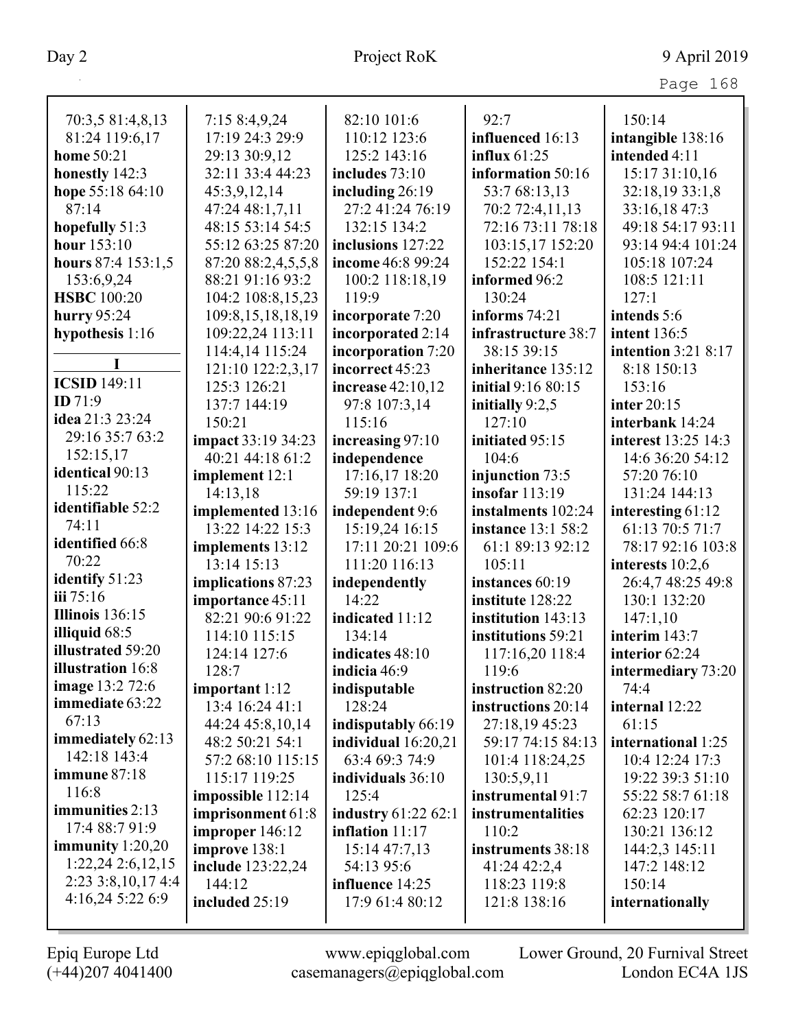70:3,5 81:4,8,13
81:24 119:6,17
**home** 50:21
**honestly** 142:3
**hope** 55:18 64:10
87:14
**hopefully** 51:3
**hour** 153:10
**hours** 87:4 153:1,5
153:6,9,24
**HSBC** 100:20
**hurry** 95:24
**hypothesis** 1:16

**I**

**ICSID** 149:11
**ID** 71:9
**idea** 21:3 23:24
29:16 35:7 63:2
152:15,17
**identical** 90:13
115:22
**identifiable** 52:2
74:11
**identified** 66:8
70:22
**identify** 51:23
**iii** 75:16
**Illinois** 136:15
**illiquid** 68:5
**illustrated** 59:20
**illustration** 16:8
**image** 13:2 72:6
**immediate** 63:22
67:13
**immediately** 62:13
142:18 143:4
**immune** 87:18
116:8
**immunities** 2:13
17:4 88:7 91:9
**immunity** 1:20,20
1:22,24 2:6,12,15
2:23 3:8,10,17 4:4
4:16,24 5:22 6:9
7:15 8:4,9,24
17:19 24:3 29:9
29:13 30:9,12
32:11 33:4 44:23
45:3,9,12,14
47:24 48:1,7,11
48:15 53:14 54:5
55:12 63:25 87:20
87:20 88:2,4,5,5,8
88:21 91:16 93:2
104:2 108:8,15,23
109:8,15,18,18,19
109:22,24 113:11
114:4,14 115:24
121:10 122:2,3,17
125:3 126:21
137:7 144:19
150:21
**impact** 33:19 34:23
40:21 44:18 61:2
**implement** 12:1
14:13,18
**implemented** 13:16
13:22 14:22 15:3
**implements** 13:12
13:14 15:13
**implications** 87:23
**importance** 45:11
82:21 90:6 91:22
114:10 115:15
124:14 127:6
128:7
**important** 1:12
13:4 16:24 41:1
44:24 45:8,10,14
48:2 50:21 54:1
57:2 68:10 115:15
115:17 119:25
**impossible** 112:14
**imprisonment** 61:8
**improper** 146:12
**improve** 138:1
**include** 123:22,24
144:12
**included** 25:19
82:10 101:6
110:12 123:6
125:2 143:16
**includes** 73:10
**including** 26:19
27:2 41:24 76:19
132:15 134:2
**inclusions** 127:22
**income** 46:8 99:24
100:2 118:18,19
119:9
**incorporate** 7:20
**incorporated** 2:14
**incorporation** 7:20
**incorrect** 45:23
**increase** 42:10,12
97:8 107:3,14
115:16
**increasing** 97:10
**independence**
17:16,17 18:20
59:19 137:1
**independent** 9:6
15:19,24 16:15
17:11 20:21 109:6
111:20 116:13
**independently**
14:22
**indicated** 11:12
134:14
**indicates** 48:10
**indicia** 46:9
**indisputable**
128:24
**indisputably** 66:19
**individual** 16:20,21
63:4 69:3 74:9
**individuals** 36:10
125:4
**industry** 61:22 62:1
**inflation** 11:17
15:14 47:7,13
54:13 95:6
**influence** 14:25
17:9 61:4 80:12
92:7
**influenced** 16:13
**influx** 61:25
**information** 50:16
53:7 68:13,13
70:2 72:4,11,13
72:16 73:11 78:18
103:15,17 152:20
152:22 154:1
**informed** 96:2
130:24
**informs** 74:21
**infrastructure** 38:7
38:15 39:15
**inheritance** 135:12
**initial** 9:16 80:15
**initially** 9:2,5
127:10
**initiated** 95:15
104:6
**injunction** 73:5
**insofar** 113:19
**instalments** 102:24
**instance** 13:1 58:2
61:1 89:13 92:12
105:11
**instances** 60:19
**institute** 128:22
**institution** 143:13
**institutions** 59:21
117:16,20 118:4
119:6
**instruction** 82:20
**instructions** 20:14
27:18,19 45:23
59:17 74:15 84:13
101:4 118:24,25
130:5,9,11
**instrumental** 91:7
**instrumentalities**
110:2
**instruments** 38:18
41:24 42:2,4
118:23 119:8
121:8 138:16
150:14
**intangible** 138:16
**intended** 4:11
15:17 31:10,16
32:18,19 33:1,8
33:16,18 47:3
49:18 54:17 93:11
93:14 94:4 101:24
105:18 107:24
108:5 121:11
127:1
**intends** 5:6
**intent** 136:5
**intention** 3:21 8:17
8:18 150:13
153:16
**inter** 20:15
**interbank** 14:24
**interest** 13:25 14:3
14:6 36:20 54:12
57:20 76:10
131:24 144:13
**interesting** 61:12
61:13 70:5 71:7
78:17 92:16 103:8
**interests** 10:2,6
26:4,7 48:25 49:8
130:1 132:20
147:1,10
**interim** 143:7
**interior** 62:24
**intermediary** 73:20
74:4
**internal** 12:22
61:15
**international** 1:25
10:4 12:24 17:3
19:22 39:3 51:10
55:22 58:7 61:18
62:23 120:17
130:21 136:12
144:2,3 145:11
147:2 148:12
150:14
**internationally**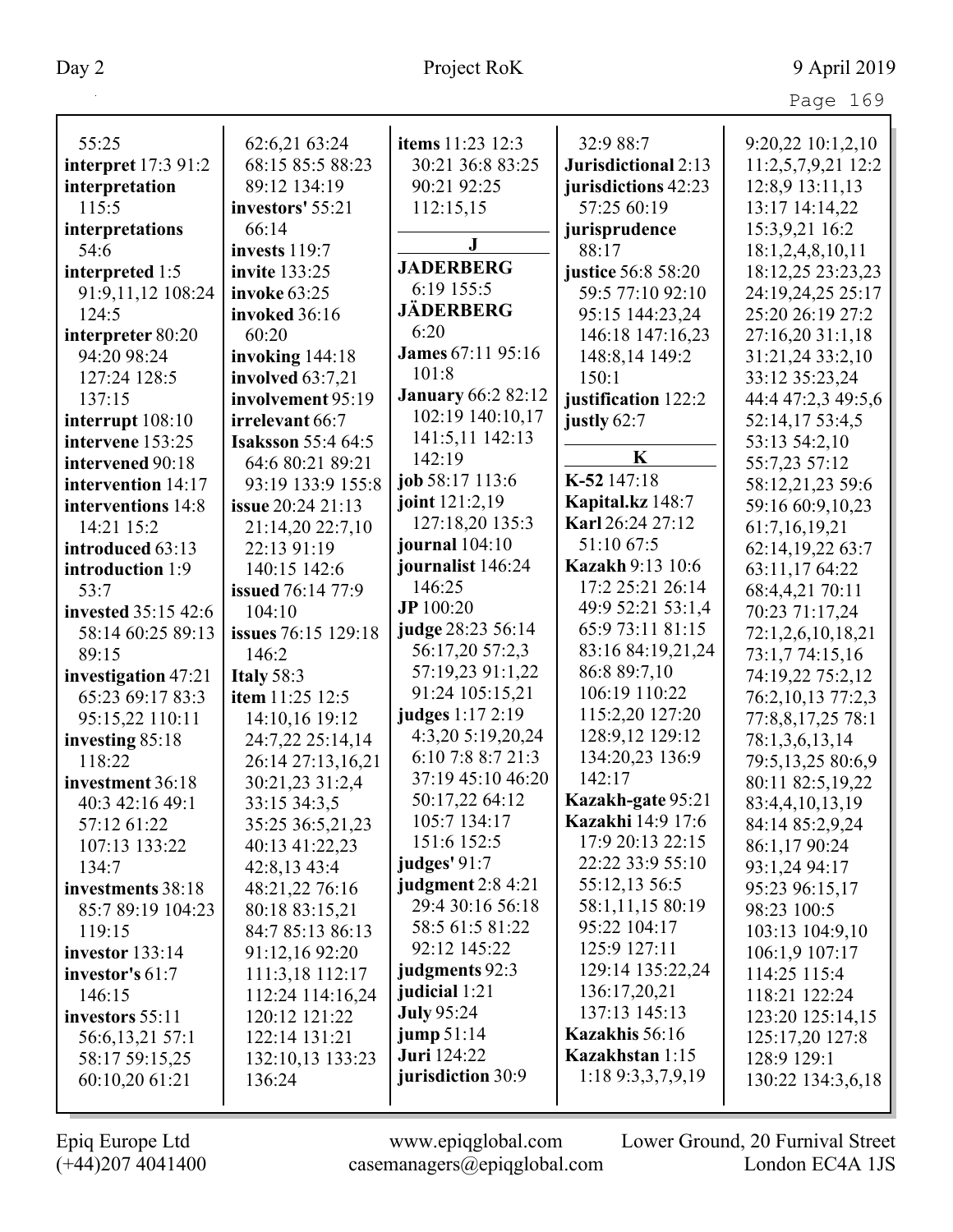55:25
**interpret** 17:3 91:2
**interpretation** 115:5
**interpretations** 54:6
**interpreted** 1:5 91:9,11,12 108:24 124:5
**interpreter** 80:20 94:20 98:24 127:24 128:5 137:15
**interrupt** 108:10
**intervene** 153:25
**intervened** 90:18
**intervention** 14:17
**interventions** 14:8 14:21 15:2
**introduced** 63:13
**introduction** 1:9 53:7
**invested** 35:15 42:6 58:14 60:25 89:13 89:15
**investigation** 47:21 65:23 69:17 83:3 95:15,22 110:11
**investing** 85:18 118:22
**investment** 36:18 40:3 42:16 49:1 57:12 61:22 107:13 133:22 134:7
**investments** 38:18 85:7 89:19 104:23 119:15
**investor** 133:14
**investor's** 61:7 146:15
**investors** 55:11 56:6,13,21 57:1 58:17 59:15,25 60:10,20 61:21 62:6,21 63:24 68:15 85:5 88:23 89:12 134:19
**investors'** 55:21 66:14
**invests** 119:7
**invite** 133:25
**invoke** 63:25
**invoked** 36:16 60:20
**invoking** 144:18
**involved** 63:7,21
**involvement** 95:19
**irrelevant** 66:7
**Isaksson** 55:4 64:5 64:6 80:21 89:21 93:19 133:9 155:8
**issue** 20:24 21:13 21:14,20 22:7,10 22:13 91:19 140:15 142:6
**issued** 76:14 77:9 104:10
**issues** 76:15 129:18 146:2
**Italy** 58:3
**item** 11:25 12:5 14:10,16 19:12 24:7,22 25:14,14 26:14 27:13,16,21 30:21,23 31:2,4 33:15 34:3,5 35:25 36:5,21,23 40:13 41:22,23 42:8,13 43:4 48:21,22 76:16 80:18 83:15,21 84:7 85:13 86:13 91:12,16 92:20 111:3,18 112:17 112:24 114:16,24 120:12 121:22 122:14 131:21 132:10,13 133:23 136:24
**items** 11:23 12:3 30:21 36:8 83:25 90:21 92:25 112:15,15

**J**

**JADERBERG** 6:19 155:5
**JÄDERBERG** 6:20
**James** 67:11 95:16 101:8
**January** 66:2 82:12 102:19 140:10,17 141:5,11 142:13 142:19
**job** 58:17 113:6
**joint** 121:2,19 127:18,20 135:3
**journal** 104:10
**journalist** 146:24 146:25
**JP** 100:20
**judge** 28:23 56:14 56:17,20 57:2,3 57:19,23 91:1,22 91:24 105:15,21
**judges** 1:17 2:19 4:3,20 5:19,20,24 6:10 7:8 8:7 21:3 37:19 45:10 46:20 50:17,22 64:12 105:7 134:17 151:6 152:5
**judges'** 91:7
**judgment** 2:8 4:21 29:4 30:16 56:18 58:5 61:5 81:22 92:12 145:22
**judgments** 92:3
**judicial** 1:21
**July** 95:24
**jump** 51:14
**Juri** 124:22
**jurisdiction** 30:9 32:9 88:7
**Jurisdictional** 2:13
**jurisdictions** 42:23 57:25 60:19
**jurisprudence** 88:17
**justice** 56:8 58:20 59:5 77:10 92:10 95:15 144:23,24 146:18 147:16,23 148:8,14 149:2 150:1
**justification** 122:2
**justly** 62:7

**K**

**K-52** 147:18
**Kapital.kz** 148:7
**Karl** 26:24 27:12 51:10 67:5
**Kazakh** 9:13 10:6 17:2 25:21 26:14 49:9 52:21 53:1,4 65:9 73:11 81:15 83:16 84:19,21,24 86:8 89:7,10 106:19 110:22 115:2,20 127:20 128:9,12 129:12 134:20,23 136:9 142:17
**Kazakh-gate** 95:21
**Kazakhi** 14:9 17:6 17:9 20:13 22:15 22:22 33:9 55:10 55:12,13 56:5 58:1,11,15 80:19 95:22 104:17 125:9 127:11 129:14 135:22,24 136:17,20,21 137:13 145:13
**Kazakhis** 56:16
**Kazakhstan** 1:15 1:18 9:3,3,7,9,19 9:20,22 10:1,2,10 11:2,5,7,9,21 12:2 12:8,9 13:11,13 13:17 14:14,22 15:3,9,21 16:2 18:1,2,4,8,10,11 18:12,25 23:23,23 24:19,24,25 25:17 25:20 26:19 27:2 27:16,20 31:1,18 31:21,24 33:2,10 33:12 35:23,24 44:4 47:2,3 49:5,6 52:14,17 53:4,5 53:13 54:2,10 55:7,23 57:12 58:12,21,23 59:6 59:16 60:9,10,23 61:7,16,19,21 62:14,19,22 63:7 63:11,17 64:22 68:4,4,21 70:11 70:23 71:17,24 72:1,2,6,10,18,21 73:1,7 74:15,16 74:19,22 75:2,12 76:2,10,13 77:2,3 77:8,8,17,25 78:1 78:1,3,6,13,14 79:5,13,25 80:6,9 80:11 82:5,19,22 83:4,4,10,13,19 84:14 85:2,9,24 86:1,17 90:24 93:1,24 94:17 95:23 96:15,17 98:23 100:5 103:13 104:9,10 106:1,9 107:17 114:25 115:4 118:21 122:24 123:20 125:14,15 125:17,20 127:8 128:9 129:1 130:22 134:3,6,18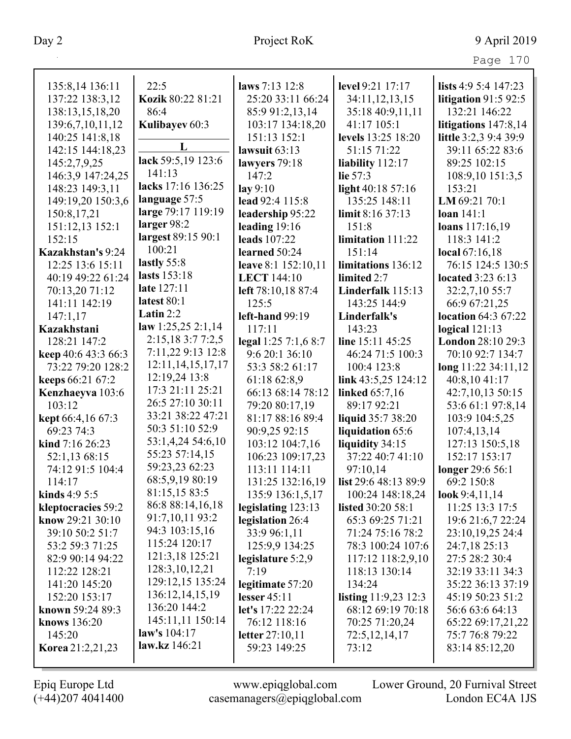135:8,14 136:11
137:22 138:3,12
138:13,15,18,20
139:6,7,10,11,12
140:25 141:8,18
142:15 144:18,23
145:2,7,9,25
146:3,9 147:24,25
148:23 149:3,11
149:19,20 150:3,6
150:8,17,21
151:12,13 152:1
152:15
**Kazakhstan's** 9:24
12:25 13:6 15:11
40:19 49:22 61:24
70:13,20 71:12
141:11 142:19
147:1,17
**Kazakhstani**
128:21 147:2
**keep** 40:6 43:3 66:3
73:22 79:20 128:2
**keeps** 66:21 67:2
**Kenzhaeyva** 103:6
103:12
**kept** 66:4,16 67:3
69:23 74:3
**kind** 7:16 26:23
52:1,13 68:15
74:12 91:5 104:4
114:17
**kinds** 4:9 5:5
**kleptocracies** 59:2
**know** 29:21 30:10
39:10 50:2 51:7
53:2 59:3 71:25
82:9 90:14 94:22
112:22 128:21
141:20 145:20
152:20 153:17
**known** 59:24 89:3
**knows** 136:20
145:20
**Korea** 21:2,21,23
22:5
**Kozik** 80:22 81:21
86:4
**Kulibayev** 60:3

**L**

**lack** 59:5,19 123:6
141:13
**lacks** 17:16 136:25
**language** 57:5
**large** 79:17 119:19
**larger** 98:2
**largest** 89:15 90:1
100:21
**lastly** 55:8
**lasts** 153:18
**late** 127:11
**latest** 80:1
**Latin** 2:2
**law** 1:25,25 2:1,14
2:15,18 3:7 7:2,5
7:11,22 9:13 12:8
12:11,14,15,17,17
12:19,24 13:8
17:3 21:11 25:21
26:5 27:10 30:11
33:21 38:22 47:21
50:3 51:10 52:9
53:1,4,24 54:6,10
55:23 57:14,15
59:23,23 62:23
68:5,9,19 80:19
81:15,15 83:5
86:8 88:14,16,18
91:7,10,11 93:2
94:3 103:15,16
115:24 120:17
121:3,18 125:21
128:3,10,12,21
129:12,15 135:24
136:12,14,15,19
136:20 144:2
145:11,11 150:14
**law's** 104:17
**law.kz** 146:21
**laws** 7:13 12:8
25:20 33:11 66:24
85:9 91:2,13,14
103:17 134:18,20
151:13 152:1
**lawsuit** 63:13
**lawyers** 79:18
147:2
**lay** 9:10
**lead** 92:4 115:8
**leadership** 95:22
**leading** 19:16
**leads** 107:22
**learned** 50:24
**leave** 8:1 152:10,11
**LECT** 144:10
**left** 78:10,18 87:4
125:5
**left-hand** 99:19
117:11
**legal** 1:25 7:1,6 8:7
9:6 20:1 36:10
53:3 58:2 61:17
61:18 62:8,9
66:13 68:14 78:12
79:20 80:17,19
81:17 88:16 89:4
90:9,25 92:15
103:12 104:7,16
106:23 109:17,23
113:11 114:11
131:25 132:16,19
135:9 136:1,5,17
**legislating** 123:13
**legislation** 26:4
33:9 96:1,11
125:9,9 134:25
**legislature** 5:2,9
7:19
**legitimate** 57:20
**lesser** 45:11
**let's** 17:22 22:24
76:12 118:16
**letter** 27:10,11
59:23 149:25
**level** 9:21 17:17
34:11,12,13,15
35:18 40:9,11,11
41:17 105:1
**levels** 13:25 18:20
51:15 71:22
**liability** 112:17
**lie** 57:3
**light** 40:18 57:16
135:25 148:11
**limit** 8:16 37:13
151:8
**limitation** 111:22
151:14
**limitations** 136:12
**limited** 2:7
**Linderfalk** 115:13
143:25 144:9
**Linderfalk's**
143:23
**line** 15:11 45:25
46:24 71:5 100:3
100:4 123:8
**link** 43:5,25 124:12
**linked** 65:7,16
89:17 92:21
**liquid** 35:7 38:20
**liquidation** 65:6
**liquidity** 34:15
37:22 40:7 41:10
97:10,14
**list** 29:6 48:13 89:9
100:24 148:18,24
**listed** 30:20 58:1
65:3 69:25 71:21
71:24 75:16 78:2
78:3 100:24 107:6
117:12 118:2,9,10
118:13 130:14
134:24
**listing** 11:9,23 12:3
68:12 69:19 70:18
70:25 71:20,24
72:5,12,14,17
73:12
**lists** 4:9 5:4 147:23
**litigation** 91:5 92:5
132:21 146:22
**litigations** 147:8,14
**little** 3:2,3 9:4 39:9
39:11 65:22 83:6
89:25 102:15
108:9,10 151:3,5
153:21
**LM** 69:21 70:1
**loan** 141:1
**loans** 117:16,19
118:3 141:2
**local** 67:16,18
76:15 124:5 130:5
**located** 3:23 6:13
32:2,7,10 55:7
66:9 67:21,25
**location** 64:3 67:22
**logical** 121:13
**London** 28:10 29:3
70:10 92:7 134:7
**long** 11:22 34:11,12
40:8,10 41:17
42:7,10,13 50:15
53:6 61:1 97:8,14
103:9 104:5,25
107:4,13,14
127:13 150:5,18
152:17 153:17
**longer** 29:6 56:1
69:2 150:8
**look** 9:4,11,14
11:25 13:3 17:5
19:6 21:6,7 22:24
23:10,19,25 24:4
24:7,18 25:13
27:5 28:2 30:4
32:19 33:11 34:3
35:22 36:13 37:19
45:19 50:23 51:2
56:6 63:6 64:13
65:22 69:17,21,22
75:7 76:8 79:22
83:14 85:12,20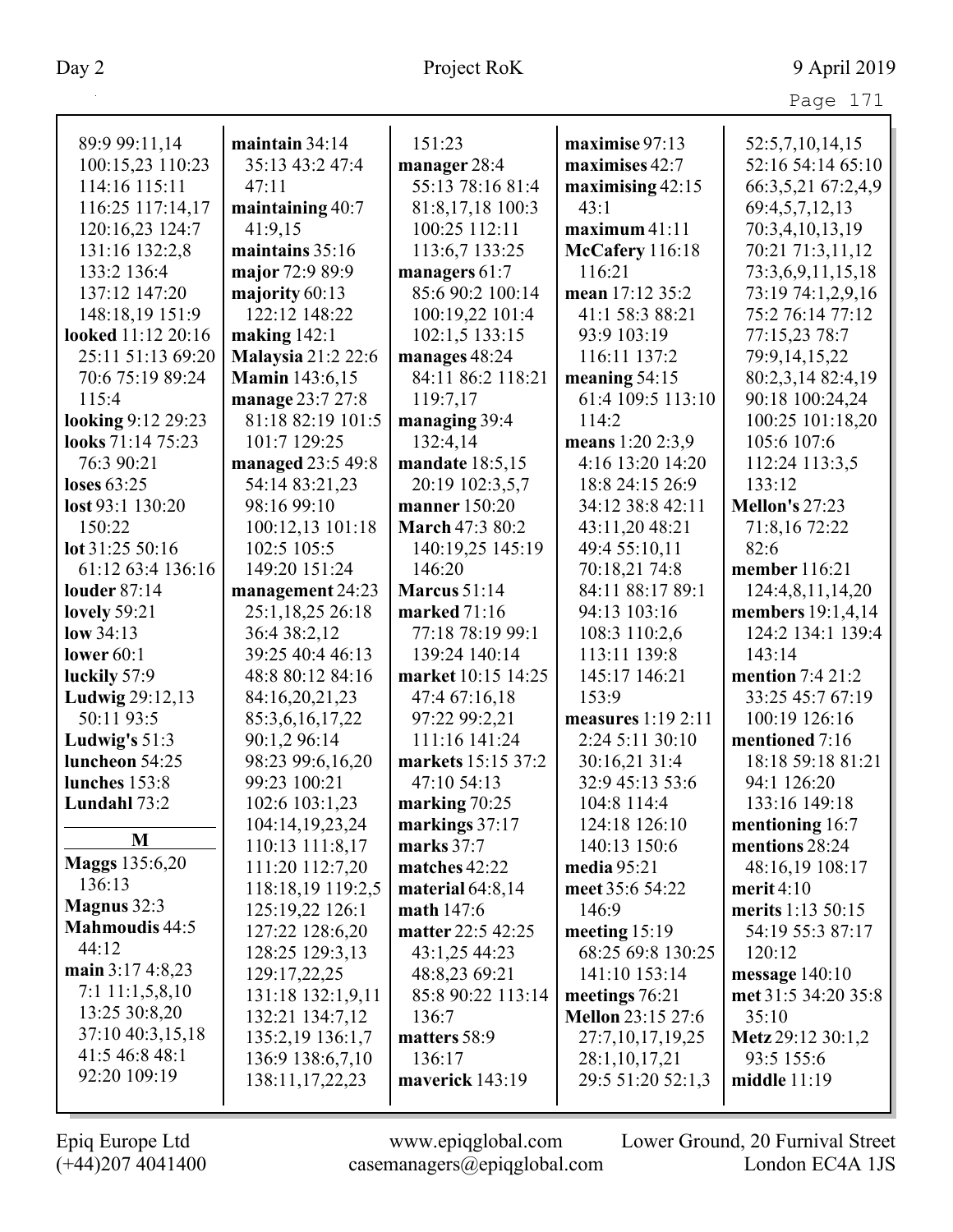89:9 99:11,14
100:15,23 110:23
114:16 115:11
116:25 117:14,17
120:16,23 124:7
131:16 132:2,8
133:2 136:4
137:12 147:20
148:18,19 151:9
**looked** 11:12 20:16
25:11 51:13 69:20
70:6 75:19 89:24
115:4
**looking** 9:12 29:23
**looks** 71:14 75:23
76:3 90:21
**loses** 63:25
**lost** 93:1 130:20
150:22
**lot** 31:25 50:16
61:12 63:4 136:16
**louder** 87:14
**lovely** 59:21
**low** 34:13
**lower** 60:1
**luckily** 57:9
**Ludwig** 29:12,13
50:11 93:5
**Ludwig's** 51:3
**luncheon** 54:25
**lunches** 153:8
**Lundahl** 73:2

**M**

**Maggs** 135:6,20
136:13
**Magnus** 32:3
**Mahmoudis** 44:5
44:12
**main** 3:17 4:8,23
7:1 11:1,5,8,10
13:25 30:8,20
37:10 40:3,15,18
41:5 46:8 48:1
92:20 109:19
**maintain** 34:14
35:13 43:2 47:4
47:11
**maintaining** 40:7
41:9,15
**maintains** 35:16
**major** 72:9 89:9
**majority** 60:13
122:12 148:22
**making** 142:1
**Malaysia** 21:2 22:6
**Mamin** 143:6,15
**manage** 23:7 27:8
81:18 82:19 101:5
101:7 129:25
**managed** 23:5 49:8
54:14 83:21,23
98:16 99:10
100:12,13 101:18
102:5 105:5
149:20 151:24
**management** 24:23
25:1,18,25 26:18
36:4 38:2,12
39:25 40:4 46:13
48:8 80:12 84:16
84:16,20,21,23
85:3,6,16,17,22
90:1,2 96:14
98:23 99:6,16,20
99:23 100:21
102:6 103:1,23
104:14,19,23,24
110:13 111:8,17
111:20 112:7,20
118:18,19 119:2,5
125:19,22 126:1
127:22 128:6,20
128:25 129:3,13
129:17,22,25
131:18 132:1,9,11
132:21 134:7,12
135:2,19 136:1,7
136:9 138:6,7,10
138:11,17,22,23
151:23
**manager** 28:4
55:13 78:16 81:4
81:8,17,18 100:3
100:25 112:11
113:6,7 133:25
**managers** 61:7
85:6 90:2 100:14
100:19,22 101:4
102:1,5 133:15
**manages** 48:24
84:11 86:2 118:21
119:7,17
**managing** 39:4
132:4,14
**mandate** 18:5,15
20:19 102:3,5,7
**manner** 150:20
**March** 47:3 80:2
140:19,25 145:19
146:20
**Marcus** 51:14
**marked** 71:16
77:18 78:19 99:1
139:24 140:14
**market** 10:15 14:25
47:4 67:16,18
97:22 99:2,21
111:16 141:24
**markets** 15:15 37:2
47:10 54:13
**marking** 70:25
**markings** 37:17
**marks** 37:7
**matches** 42:22
**material** 64:8,14
**math** 147:6
**matter** 22:5 42:25
43:1,25 44:23
48:8,23 69:21
85:8 90:22 113:14
136:7
**matters** 58:9
136:17
**maverick** 143:19
**maximise** 97:13
**maximises** 42:7
**maximising** 42:15
43:1
**maximum** 41:11
**McCafery** 116:18
116:21
**mean** 17:12 35:2
41:1 58:3 88:21
93:9 103:19
116:11 137:2
**meaning** 54:15
61:4 109:5 113:10
114:2
**means** 1:20 2:3,9
4:16 13:20 14:20
18:8 24:15 26:9
34:12 38:8 42:11
43:11,20 48:21
49:4 55:10,11
70:18,21 74:8
84:11 88:17 89:1
94:13 103:16
108:3 110:2,6
113:11 139:8
145:17 146:21
153:9
**measures** 1:19 2:11
2:24 5:11 30:10
30:16,21 31:4
32:9 45:13 53:6
104:8 114:4
124:18 126:10
140:13 150:6
**media** 95:21
**meet** 35:6 54:22
146:9
**meeting** 15:19
68:25 69:8 130:25
141:10 153:14
**meetings** 76:21
**Mellon** 23:15 27:6
27:7,10,17,19,25
28:1,10,17,21
29:5 51:20 52:1,3
52:5,7,10,14,15
52:16 54:14 65:10
66:3,5,21 67:2,4,9
69:4,5,7,12,13
70:3,4,10,13,19
70:21 71:3,11,12
73:3,6,9,11,15,18
73:19 74:1,2,9,16
75:2 76:14 77:12
77:15,23 78:7
79:9,14,15,22
80:2,3,14 82:4,19
90:18 100:24,24
100:25 101:18,20
105:6 107:6
112:24 113:3,5
133:12
**Mellon's** 27:23
71:8,16 72:22
82:6
**member** 116:21
124:4,8,11,14,20
**members** 19:1,4,14
124:2 134:1 139:4
143:14
**mention** 7:4 21:2
33:25 45:7 67:19
100:19 126:16
**mentioned** 7:16
18:18 59:18 81:21
94:1 126:20
133:16 149:18
**mentioning** 16:7
**mentions** 28:24
48:16,19 108:17
**merit** 4:10
**merits** 1:13 50:15
54:19 55:3 87:17
120:12
**message** 140:10
**met** 31:5 34:20 35:8
35:10
**Metz** 29:12 30:1,2
93:5 155:6
**middle** 11:19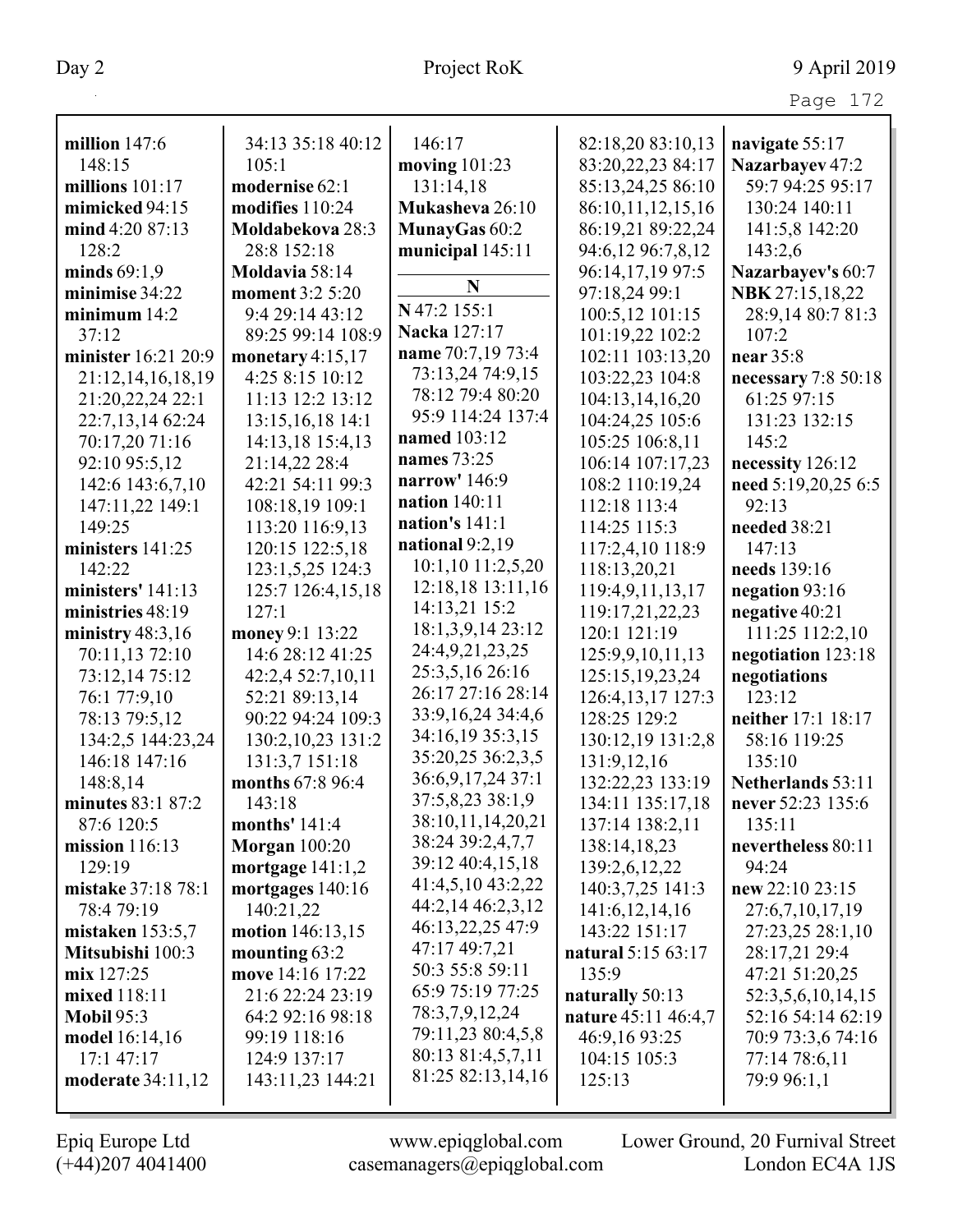**million** 147:6 148:15
**millions** 101:17
**mimicked** 94:15
**mind** 4:20 87:13 128:2
**minds** 69:1,9
**minimise** 34:22
**minimum** 14:2 37:12
**minister** 16:21 20:9 21:12,14,16,18,19 21:20,22,24 22:1 22:7,13,14 62:24 70:17,20 71:16 92:10 95:5,12 142:6 143:6,7,10 147:11,22 149:1 149:25
**ministers** 141:25 142:22
**ministers'** 141:13
**ministries** 48:19
**ministry** 48:3,16 70:11,13 72:10 73:12,14 75:12 76:1 77:9,10 78:13 79:5,12 134:2,5 144:23,24 146:18 147:16 148:8,14
**minutes** 83:1 87:2 87:6 120:5
**mission** 116:13 129:19
**mistake** 37:18 78:1 78:4 79:19
**mistaken** 153:5,7
**Mitsubishi** 100:3
**mix** 127:25
**mixed** 118:11
**Mobil** 95:3
**model** 16:14,16 17:1 47:17
**moderate** 34:11,12 34:13 35:18 40:12 105:1
**modernise** 62:1
**modifies** 110:24
**Moldabekova** 28:3 28:8 152:18
**Moldavia** 58:14
**moment** 3:2 5:20 9:4 29:14 43:12 89:25 99:14 108:9
**monetary** 4:15,17 4:25 8:15 10:12 11:13 12:2 13:12 13:15,16,18 14:1 14:13,18 15:4,13 21:14,22 28:4 42:21 54:11 99:3 108:18,19 109:1 113:20 116:9,13 120:15 122:5,18 123:1,5,25 124:3 125:7 126:4,15,18 127:1
**money** 9:1 13:22 14:6 28:12 41:25 42:2,4 52:7,10,11 52:21 89:13,14 90:22 94:24 109:3 130:2,10,23 131:2 131:3,7 151:18
**months** 67:8 96:4 143:18
**months'** 141:4
**Morgan** 100:20
**mortgage** 141:1,2
**mortgages** 140:16 140:21,22
**motion** 146:13,15
**mounting** 63:2
**move** 14:16 17:22 21:6 22:24 23:19 64:2 92:16 98:18 99:19 118:16 124:9 137:17 143:11,23 144:21 146:17
**moving** 101:23 131:14,18
**Mukasheva** 26:10
**MunayGas** 60:2
**municipal** 145:11

## N

**N** 47:2 155:1
**Nacka** 127:17
**name** 70:7,19 73:4 73:13,24 74:9,15 78:12 79:4 80:20 95:9 114:24 137:4
**named** 103:12
**names** 73:25
**narrow'** 146:9
**nation** 140:11
**nation's** 141:1
**national** 9:2,19 10:1,10 11:2,5,20 12:18,18 13:11,16 14:13,21 15:2 18:1,3,9,14 23:12 24:4,9,21,23,25 25:3,5,16 26:16 26:17 27:16 28:14 33:9,16,24 34:4,6 34:16,19 35:3,15 35:20,25 36:2,3,5 36:6,9,17,24 37:1 37:5,8,23 38:1,9 38:10,11,14,20,21 38:24 39:2,4,7,7 39:12 40:4,15,18 41:4,5,10 43:2,22 44:2,14 46:2,3,12 46:13,22,25 47:9 47:17 49:7,21 50:3 55:8 59:11 65:9 75:19 77:25 78:3,7,9,12,24 79:11,23 80:4,5,8 80:13 81:4,5,7,11 81:25 82:13,14,16 82:18,20 83:10,13 83:20,22,23 84:17 85:13,24,25 86:10 86:10,11,12,15,16 86:19,21 89:22,24 94:6,12 96:7,8,12 96:14,17,19 97:5 97:18,24 99:1 100:5,12 101:15 101:19,22 102:2 102:11 103:13,20 103:22,23 104:8 104:13,14,16,20 104:24,25 105:6 105:25 106:8,11 106:14 107:17,23 108:2 110:19,24 112:18 113:4 114:25 115:3 117:2,4,10 118:9 118:13,20,21 119:4,9,11,13,17 119:17,21,22,23 120:1 121:19 125:9,9,10,11,13 125:15,19,23,24 126:4,13,17 127:3 128:25 129:2 130:12,19 131:2,8 131:9,12,16 132:22,23 133:19 134:11 135:17,18 137:14 138:2,11 138:14,18,23 139:2,6,12,22 140:3,7,25 141:3 141:6,12,14,16 143:22 151:17
**natural** 5:15 63:17 135:9
**naturally** 50:13
**nature** 45:11 46:4,7 46:9,16 93:25 104:15 105:3 125:13
**navigate** 55:17
**Nazarbayev** 47:2 59:7 94:25 95:17 130:24 140:11 141:5,8 142:20 143:2,6
**Nazarbayev's** 60:7
**NBK** 27:15,18,22 28:9,14 80:7 81:3 107:2
**near** 35:8
**necessary** 7:8 50:18 61:25 97:15 131:23 132:15 145:2
**necessity** 126:12
**need** 5:19,20,25 6:5 92:13
**needed** 38:21 147:13
**needs** 139:16
**negation** 93:16
**negative** 40:21 111:25 112:2,10
**negotiation** 123:18
**negotiations** 123:12
**neither** 17:1 18:17 58:16 119:25 135:10
**Netherlands** 53:11
**never** 52:23 135:6 135:11
**nevertheless** 80:11 94:24
**new** 22:10 23:15 27:6,7,10,17,19 27:23,25 28:1,10 28:17,21 29:4 47:21 51:20,25 52:3,5,6,10,14,15 52:16 54:14 62:19 70:9 73:3,6 74:16 77:14 78:6,11 79:9 96:1,1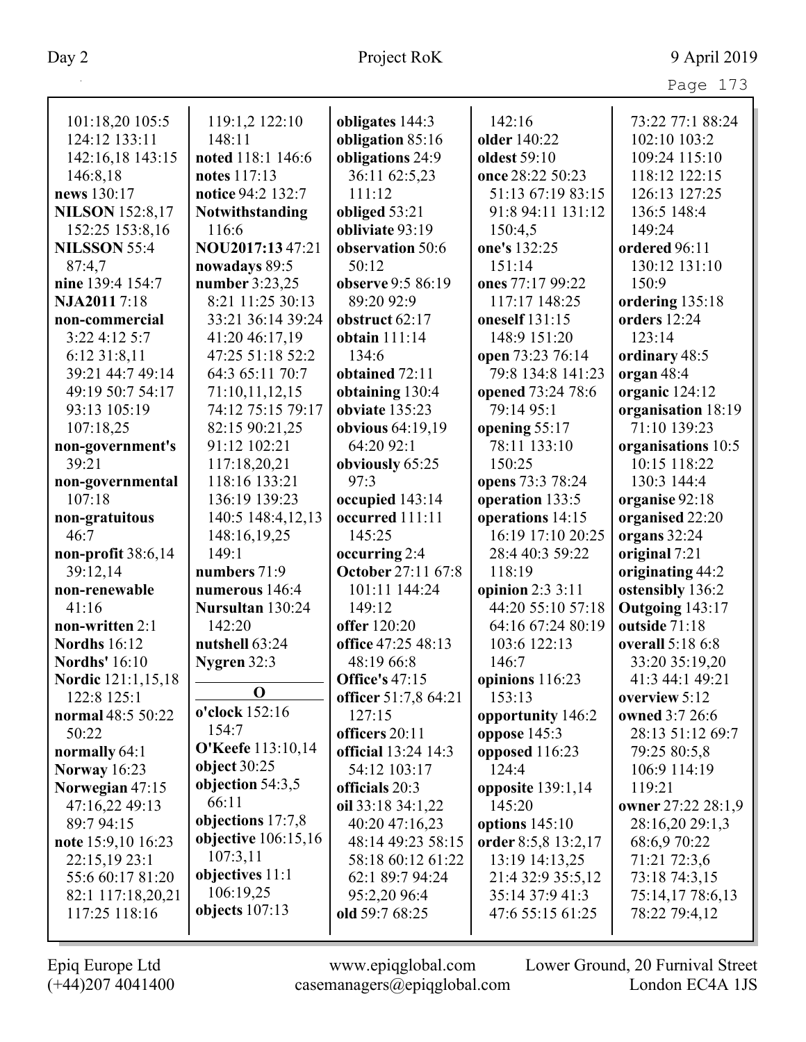101:18,20 105:5
124:12 133:11
142:16,18 143:15
146:8,18

**news** 130:17

**NILSON** 152:8,17
152:25 153:8,16

**NILSSON** 55:4
87:4,7

**nine** 139:4 154:7

**NJA2011** 7:18

**non-commercial**
3:22 4:12 5:7
6:12 31:8,11
39:21 44:7 49:14
49:19 50:7 54:17
93:13 105:19
107:18,25

**non-government's**
39:21

**non-governmental**
107:18

**non-gratuitous**
46:7

**non-profit** 38:6,14
39:12,14

**non-renewable**
41:16

**non-written** 2:1

**Nordhs** 16:12

**Nordhs'** 16:10

**Nordic** 121:1,15,18
122:8 125:1

**normal** 48:5 50:22
50:22

**normally** 64:1

**Norway** 16:23

**Norwegian** 47:15
47:16,22 49:13
89:7 94:15

**note** 15:9,10 16:23
22:15,19 23:1
55:6 60:17 81:20
82:1 117:18,20,21
117:25 118:16

119:1,2 122:10
148:11

**noted** 118:1 146:6

**notes** 117:13

**notice** 94:2 132:7

**Notwithstanding**
116:6

**NOU2017:13** 47:21

**nowadays** 89:5

**number** 3:23,25
8:21 11:25 30:13
33:21 36:14 39:24
41:20 46:17,19
47:25 51:18 52:2
64:3 65:11 70:7
71:10,11,12,15
74:12 75:15 79:17
82:15 90:21,25
91:12 102:21
117:18,20,21
118:16 133:21
136:19 139:23
140:5 148:4,12,13
148:16,19,25
149:1

**numbers** 71:9

**numerous** 146:4

**Nursultan** 130:24
142:20

**nutshell** 63:24

**Nygren** 32:3

## O

**o'clock** 152:16
154:7

**O'Keefe** 113:10,14

**object** 30:25

**objection** 54:3,5
66:11

**objections** 17:7,8

**objective** 106:15,16
107:3,11

**objectives** 11:1
106:19,25

**objects** 107:13

**obligates** 144:3

**obligation** 85:16

**obligations** 24:9
36:11 62:5,23
111:12

**obliged** 53:21

**obliviate** 93:19

**observation** 50:6
50:12

**observe** 9:5 86:19
89:20 92:9

**obstruct** 62:17

**obtain** 111:14
134:6

**obtained** 72:11

**obtaining** 130:4

**obviate** 135:23

**obvious** 64:19,19
64:20 92:1

**obviously** 65:25
97:3

**occupied** 143:14

**occurred** 111:11
145:25

**occurring** 2:4

**October** 27:11 67:8
101:11 144:24
149:12

**offer** 120:20

**office** 47:25 48:13
48:19 66:8

**Office's** 47:15

**officer** 51:7,8 64:21
127:15

**officers** 20:11

**official** 13:24 14:3
54:12 103:17

**officials** 20:3

**oil** 33:18 34:1,22
40:20 47:16,23
48:14 49:23 58:15
58:18 60:12 61:22
62:1 89:7 94:24
95:2,20 96:4

**old** 59:7 68:25

142:16

**older** 140:22

**oldest** 59:10

**once** 28:22 50:23
51:13 67:19 83:15
91:8 94:11 131:12
150:4,5

**one's** 132:25
151:14

**ones** 77:17 99:22
117:17 148:25

**oneself** 131:15
148:9 151:20

**open** 73:23 76:14
79:8 134:8 141:23

**opened** 73:24 78:6
79:14 95:1

**opening** 55:17
78:11 133:10
150:25

**opens** 73:3 78:24

**operation** 133:5

**operations** 14:15
16:19 17:10 20:25
28:4 40:3 59:22
118:19

**opinion** 2:3 3:11
44:20 55:10 57:18
64:16 67:24 80:19
103:6 122:13
146:7

**opinions** 116:23
153:13

**opportunity** 146:2

**oppose** 145:3

**opposed** 116:23
124:4

**opposite** 139:1,14
145:20

**options** 145:10

**order** 8:5,8 13:2,17
13:19 14:13,25
21:4 32:9 35:5,12
35:14 37:9 41:3
47:6 55:15 61:25

73:22 77:1 88:24
102:10 103:2
109:24 115:10
118:12 122:15
126:13 127:25
136:5 148:4
149:24

**ordered** 96:11
130:12 131:10
150:9

**ordering** 135:18

**orders** 12:24
123:14

**ordinary** 48:5

**organ** 48:4

**organic** 124:12

**organisation** 18:19
71:10 139:23

**organisations** 10:5
10:15 118:22
130:3 144:4

**organise** 92:18

**organised** 22:20

**organs** 32:24

**original** 7:21

**originating** 44:2

**ostensibly** 136:2

**Outgoing** 143:17

**outside** 71:18

**overall** 5:18 6:8
33:20 35:19,20
41:3 44:1 49:21

**overview** 5:12

**owned** 3:7 26:6
28:13 51:12 69:7
79:25 80:5,8
106:9 114:19
119:21

**owner** 27:22 28:1,9
28:16,20 29:1,3
68:6,9 70:22
71:21 72:3,6
73:18 74:3,15
75:14,17 78:6,13
78:22 79:4,12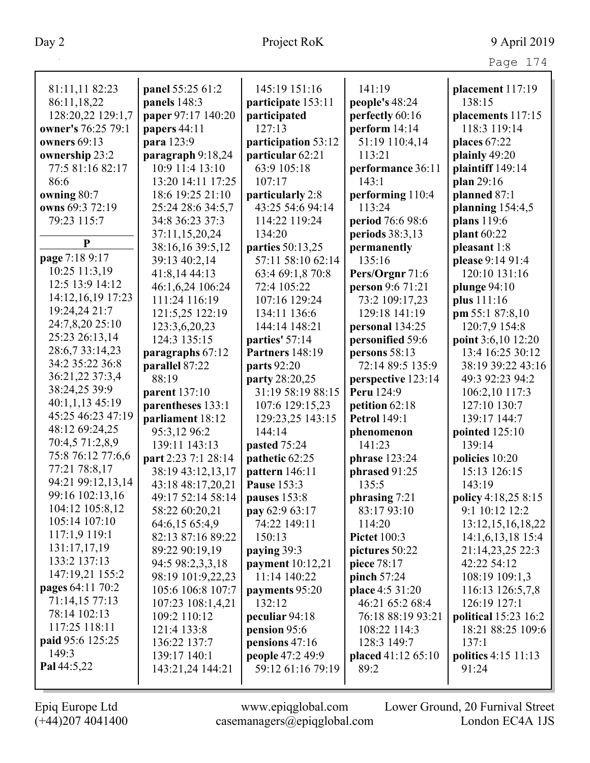81:11,11 82:23
86:11,18,22
128:20,22 129:1,7
**owner's** 76:25 79:1
**owners** 69:13
**ownership** 23:2
77:5 81:16 82:17
86:6
**owning** 80:7
**owns** 69:3 72:19
79:23 115:7

**P**

**page** 7:18 9:17
10:25 11:3,19
12:5 13:9 14:12
14:12,16,19 17:23
19:24,24 21:7
24:7,8,20 25:10
25:23 26:13,14
28:6,7 33:14,23
34:2 35:22 36:8
36:21,22 37:3,4
38:24,25 39:9
40:1,1,13 45:19
45:25 46:23 47:19
48:12 69:24,25
70:4,5 71:2,8,9
75:8 76:12 77:6,6
77:21 78:8,17
94:21 99:12,13,14
99:16 102:13,16
104:12 105:8,12
105:14 107:10
117:1,9 119:1
131:17,17,19
133:2 137:13
147:19,21 155:2
**pages** 64:11 70:2
71:14,15 77:13
78:14 102:13
117:25 118:11
**paid** 95:6 125:25
149:3
**Pal** 44:5,22
**panel** 55:25 61:2
**panels** 148:3
**paper** 97:17 140:20
**papers** 44:11
**para** 123:9
**paragraph** 9:18,24
10:9 11:4 13:10
13:20 14:11 17:25
18:6 19:25 21:10
25:24 28:6 34:5,7
34:8 36:23 37:3
37:11,15,20,24
38:16,16 39:5,12
39:13 40:2,14
41:8,14 44:13
46:1,6,24 106:24
111:24 116:19
121:5,25 122:19
123:3,6,20,23
124:3 135:15
**paragraphs** 67:12
**parallel** 87:22
88:19
**parent** 137:10
**parentheses** 133:1
**parliament** 18:12
95:3,12 96:2
139:11 143:13
**part** 2:23 7:1 28:14
38:19 43:12,13,17
43:18 48:17,20,21
49:17 52:14 58:14
58:22 60:20,21
64:6,15 65:4,9
82:13 87:16 89:22
89:22 90:19,19
94:5 98:2,3,3,18
98:19 101:9,22,23
105:6 106:8 107:7
107:23 108:1,4,21
109:2 110:12
121:4 133:8
136:22 137:7
139:17 140:1
143:21,24 144:21
145:19 151:16
**participate** 153:11
**participated**
127:13
**participation** 53:12
**particular** 62:21
63:9 105:18
107:17
**particularly** 2:8
43:25 54:6 94:14
114:22 119:24
134:20
**parties** 50:13,25
57:11 58:10 62:14
63:4 69:1,8 70:8
72:4 105:22
107:16 129:24
134:11 136:6
144:14 148:21
**parties'** 57:14
**Partners** 148:19
**parts** 92:20
**party** 28:20,25
31:19 58:19 88:15
107:6 129:15,23
129:23,25 143:15
144:14
**pasted** 75:24
**pathetic** 62:25
**pattern** 146:11
**Pause** 153:3
**pauses** 153:8
**pay** 62:9 63:17
74:22 149:11
150:13
**paying** 39:3
**payment** 10:12,21
11:14 140:22
**payments** 95:20
132:12
**peculiar** 94:18
**pension** 95:6
**pensions** 47:16
**people** 47:2 49:9
59:12 61:16 79:19
141:19
**people's** 48:24
**perfectly** 60:16
**perform** 14:14
51:19 110:4,14
113:21
**performance** 36:11
143:1
**performing** 110:4
113:24
**period** 76:6 98:6
**periods** 38:3,13
**permanently**
135:16
**Pers/Orgnr** 71:6
**person** 9:6 71:21
73:2 109:17,23
129:18 141:19
**personal** 134:25
**personified** 59:6
**persons** 58:13
72:14 89:5 135:9
**perspective** 123:14
**Peru** 124:9
**petition** 62:18
**Petrol** 149:1
**phenomenon**
141:23
**phrase** 123:24
**phrased** 91:25
135:5
**phrasing** 7:21
83:17 93:10
114:20
**Pictet** 100:3
**pictures** 50:22
**piece** 78:17
**pinch** 57:24
**place** 4:5 31:20
46:21 65:2 68:4
76:18 88:19 93:21
108:22 114:3
128:3 149:7
**placed** 41:12 65:10
89:2
**placement** 117:19
138:15
**placements** 117:15
118:3 119:14
**places** 67:22
**plainly** 49:20
**plaintiff** 149:14
**plan** 29:16
**planned** 87:1
**planning** 154:4,5
**plans** 119:6
**plant** 60:22
**pleasant** 1:8
**please** 9:14 91:4
120:10 131:16
**plunge** 94:10
**plus** 111:16
**pm** 55:1 87:8,10
120:7,9 154:8
**point** 3:6,10 12:20
13:4 16:25 30:12
38:19 39:22 43:16
49:3 92:23 94:2
106:2,10 117:3
127:10 130:7
139:17 144:7
**pointed** 125:10
139:14
**policies** 10:20
15:13 126:15
143:19
**policy** 4:18,25 8:15
9:1 10:12 12:2
13:12,15,16,18,22
14:1,6,13,18 15:4
21:14,23,25 22:3
42:22 54:12
108:19 109:1,3
116:13 126:5,7,8
126:19 127:1
**political** 15:23 16:2
18:21 88:25 109:6
137:1
**politics** 4:15 11:13
91:24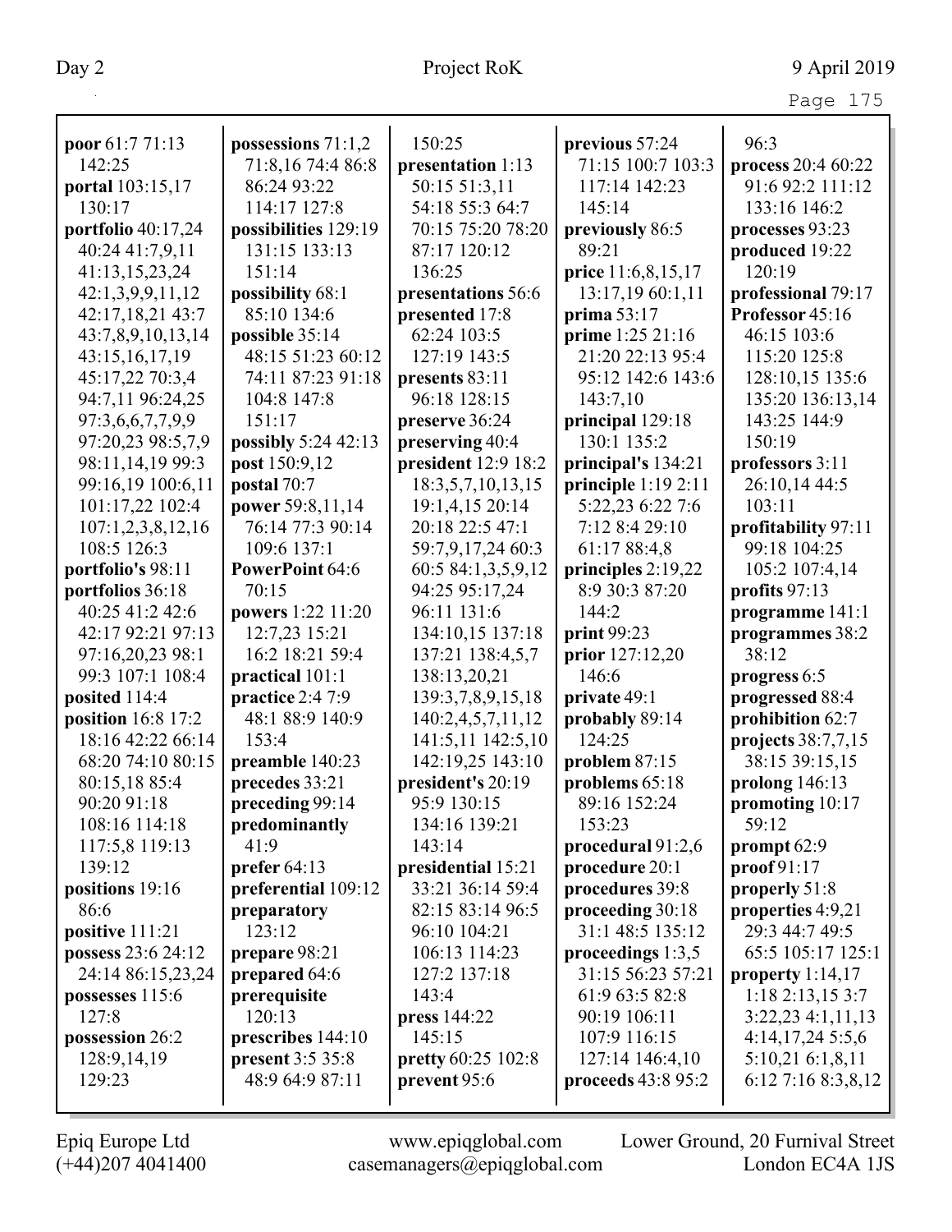**poor** 61:7 71:13 142:25
**portal** 103:15,17 130:17
**portfolio** 40:17,24 40:24 41:7,9,11 41:13,15,23,24 42:1,3,9,9,11,12 42:17,18,21 43:7 43:7,8,9,10,13,14 43:15,16,17,19 45:17,22 70:3,4 94:7,11 96:24,25 97:3,6,6,7,7,9,9 97:20,23 98:5,7,9 98:11,14,19 99:3 99:16,19 100:6,11 101:17,22 102:4 107:1,2,3,8,12,16 108:5 126:3
**portfolio's** 98:11
**portfolios** 36:18 40:25 41:2 42:6 42:17 92:21 97:13 97:16,20,23 98:1 99:3 107:1 108:4
**posited** 114:4
**position** 16:8 17:2 18:16 42:22 66:14 68:20 74:10 80:15 80:15,18 85:4 90:20 91:18 108:16 114:18 117:5,8 119:13 139:12
**positions** 19:16 86:6
**positive** 111:21
**possess** 23:6 24:12 24:14 86:15,23,24
**possesses** 115:6 127:8
**possession** 26:2 128:9,14,19 129:23
**possessions** 71:1,2 71:8,16 74:4 86:8 86:24 93:22 114:17 127:8
**possibilities** 129:19 131:15 133:13 151:14
**possibility** 68:1 85:10 134:6
**possible** 35:14 48:15 51:23 60:12 74:11 87:23 91:18 104:8 147:8 151:17
**possibly** 5:24 42:13
**post** 150:9,12
**postal** 70:7
**power** 59:8,11,14 76:14 77:3 90:14 109:6 137:1
**PowerPoint** 64:6 70:15
**powers** 1:22 11:20 12:7,23 15:21 16:2 18:21 59:4
**practical** 101:1
**practice** 2:4 7:9 48:1 88:9 140:9 153:4
**preamble** 140:23
**precedes** 33:21
**preceding** 99:14
**predominantly** 41:9
**prefer** 64:13
**preferential** 109:12
**preparatory** 123:12
**prepare** 98:21
**prepared** 64:6
**prerequisite** 120:13
**prescribes** 144:10
**present** 3:5 35:8 48:9 64:9 87:11 150:25
**presentation** 1:13 50:15 51:3,11 54:18 55:3 64:7 70:15 75:20 78:20 87:17 120:12 136:25
**presentations** 56:6
**presented** 17:8 62:24 103:5 127:19 143:5
**presents** 83:11 96:18 128:15
**preserve** 36:24
**preserving** 40:4
**president** 12:9 18:2 18:3,5,7,10,13,15 19:1,4,15 20:14 20:18 22:5 47:1 59:7,9,17,24 60:3 60:5 84:1,3,5,9,12 94:25 95:17,24 96:11 131:6 134:10,15 137:18 137:21 138:4,5,7 138:13,20,21 139:3,7,8,9,15,18 140:2,4,5,7,11,12 141:5,11 142:5,10 142:19,25 143:10
**president's** 20:19 95:9 130:15 134:16 139:21 143:14
**presidential** 15:21 33:21 36:14 59:4 82:15 83:14 96:5 96:10 104:21 106:13 114:23 127:2 137:18 143:4
**press** 144:22 145:15
**pretty** 60:25 102:8
**prevent** 95:6
**previous** 57:24 71:15 100:7 103:3 117:14 142:23 145:14
**previously** 86:5 89:21
**price** 11:6,8,15,17 13:17,19 60:1,11
**prima** 53:17
**prime** 1:25 21:16 21:20 22:13 95:4 95:12 142:6 143:6 143:7,10
**principal** 129:18 130:1 135:2
**principal's** 134:21
**principle** 1:19 2:11 5:22,23 6:22 7:6 7:12 8:4 29:10 61:17 88:4,8
**principles** 2:19,22 8:9 30:3 87:20 144:2
**print** 99:23
**prior** 127:12,20 146:6
**private** 49:1
**probably** 89:14 124:25
**problem** 87:15
**problems** 65:18 89:16 152:24 153:23
**procedural** 91:2,6
**procedure** 20:1
**procedures** 39:8
**proceeding** 30:18 31:1 48:5 135:12
**proceedings** 1:3,5 31:15 56:23 57:21 61:9 63:5 82:8 90:19 106:11 107:9 116:15 127:14 146:4,10
**proceeds** 43:8 95:2 96:3
**process** 20:4 60:22 91:6 92:2 111:12 133:16 146:2
**processes** 93:23
**produced** 19:22 120:19
**professional** 79:17
**Professor** 45:16 46:15 103:6 115:20 125:8 128:10,15 135:6 135:20 136:13,14 143:25 144:9 150:19
**professors** 3:11 26:10,14 44:5 103:11
**profitability** 97:11 99:18 104:25 105:2 107:4,14
**profits** 97:13
**programme** 141:1
**programmes** 38:2 38:12
**progress** 6:5
**progressed** 88:4
**prohibition** 62:7
**projects** 38:7,7,15 38:15 39:15,15
**prolong** 146:13
**promoting** 10:17 59:12
**prompt** 62:9
**proof** 91:17
**properly** 51:8
**properties** 4:9,21 29:3 44:7 49:5 65:5 105:17 125:1
**property** 1:14,17 1:18 2:13,15 3:7 3:22,23 4:1,11,13 4:14,17,24 5:5,6 5:10,21 6:1,8,11 6:12 7:16 8:3,8,12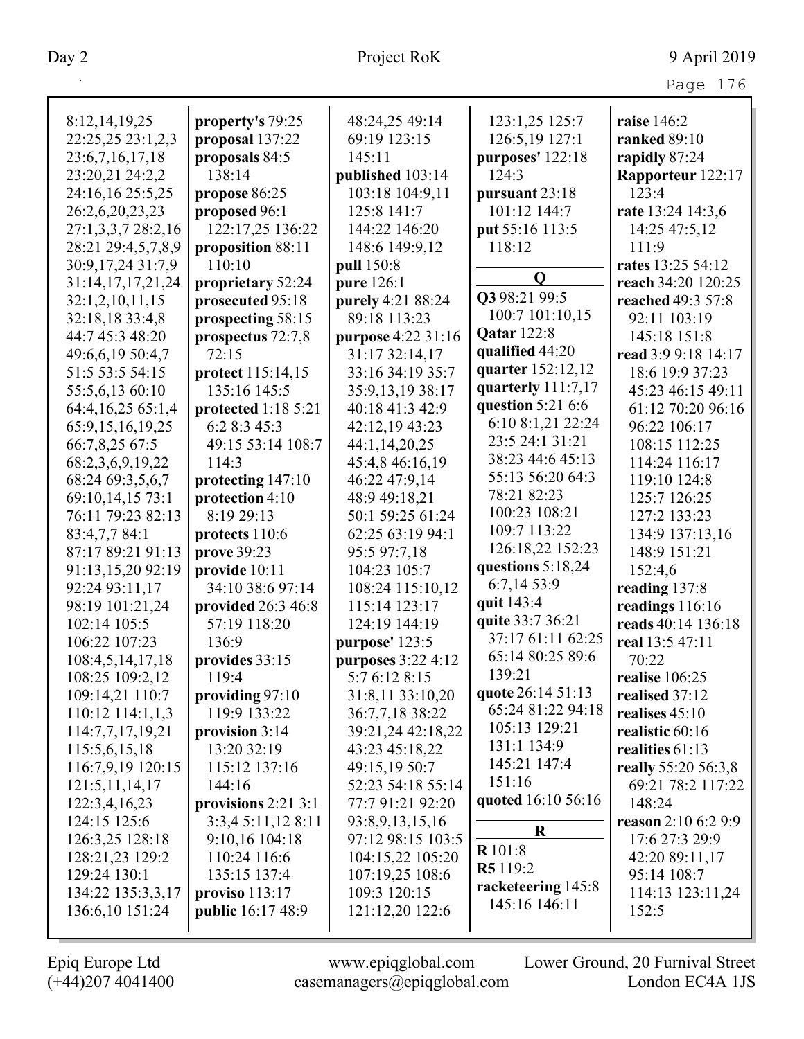8:12,14,19,25
22:25,25 23:1,2,3
23:6,7,16,17,18
23:20,21 24:2,2
24:16,16 25:5,25
26:2,6,20,23,23
27:1,3,3,7 28:2,16
28:21 29:4,5,7,8,9
30:9,17,24 31:7,9
31:14,17,17,21,24
32:1,2,10,11,15
32:18,18 33:4,8
44:7 45:3 48:20
49:6,6,19 50:4,7
51:5 53:5 54:15
55:5,6,13 60:10
64:4,16,25 65:1,4
65:9,15,16,19,25
66:7,8,25 67:5
68:2,3,6,9,19,22
68:24 69:3,5,6,7
69:10,14,15 73:1
76:11 79:23 82:13
83:4,7,7 84:1
87:17 89:21 91:13
91:13,15,20 92:19
92:24 93:11,17
98:19 101:21,24
102:14 105:5
106:22 107:23
108:4,5,14,17,18
108:25 109:2,12
109:14,21 110:7
110:12 114:1,1,3
114:7,7,17,19,21
115:5,6,15,18
116:7,9,19 120:15
121:5,11,14,17
122:3,4,16,23
124:15 125:6
126:3,25 128:18
128:21,23 129:2
129:24 130:1
134:22 135:3,3,17
136:6,10 151:24

**property's** 79:25
**proposal** 137:22
**proposals** 84:5 138:14
**propose** 86:25
**proposed** 96:1 122:17,25 136:22
**proposition** 88:11 110:10
**proprietary** 52:24
**prosecuted** 95:18
**prospecting** 58:15
**prospectus** 72:7,8 72:15
**protect** 115:14,15 135:16 145:5
**protected** 1:18 5:21 6:2 8:3 45:3 49:15 53:14 108:7 114:3
**protecting** 147:10
**protection** 4:10 8:19 29:13
**protects** 110:6
**prove** 39:23
**provide** 10:11 34:10 38:6 97:14
**provided** 26:3 46:8 57:19 118:20 136:9
**provides** 33:15 119:4
**providing** 97:10 119:9 133:22
**provision** 3:14 13:20 32:19 115:12 137:16 144:16
**provisions** 2:21 3:1 3:3,4 5:11,12 8:11 9:10,16 104:18 110:24 116:6 135:15 137:4
**proviso** 113:17
**public** 16:17 48:9 48:24,25 49:14 69:19 123:15 145:11
**published** 103:14 103:18 104:9,11 125:8 141:7 144:22 146:20 148:6 149:9,12
**pull** 150:8
**pure** 126:1
**purely** 4:21 88:24 89:18 113:23
**purpose** 4:22 31:16 31:17 32:14,17 33:16 34:19 35:7 35:9,13,19 38:17 40:18 41:3 42:9 42:12,19 43:23 44:1,14,20,25 45:4,8 46:16,19 46:22 47:9,14 48:9 49:18,21 50:1 59:25 61:24 62:25 63:19 94:1 95:5 97:7,18 104:23 105:7 108:24 115:10,12 115:14 123:17 124:19 144:19
**purpose'** 123:5
**purposes** 3:22 4:12 5:7 6:12 8:15 31:8,11 33:10,20 36:7,7,18 38:22 39:21,24 42:18,22 43:23 45:18,22 49:15,19 50:7 52:23 54:18 55:14 77:7 91:21 92:20 93:8,9,13,15,16 97:12 98:15 103:5 104:15,22 105:20 107:19,25 108:6 109:3 120:15 121:12,20 122:6 123:1,25 125:7 126:5,19 127:1
**purposes'** 122:18 124:3
**pursuant** 23:18 101:12 144:7
**put** 55:16 113:5 118:12

**Q**

**Q3** 98:21 99:5 100:7 101:10,15
**Qatar** 122:8
**qualified** 44:20
**quarter** 152:12,12
**quarterly** 111:7,17
**question** 5:21 6:6 6:10 8:1,21 22:24 23:5 24:1 31:21 38:23 44:6 45:13 55:13 56:20 64:3 78:21 82:23 100:23 108:21 109:7 113:22 126:18,22 152:23
**questions** 5:18,24 6:7,14 53:9
**quit** 143:4
**quite** 33:7 36:21 37:17 61:11 62:25 65:14 80:25 89:6 139:21
**quote** 26:14 51:13 65:24 81:22 94:18 105:13 129:21 131:1 134:9 145:21 147:4 151:16
**quoted** 16:10 56:16

**R**

**R** 101:8
**R5** 119:2
**racketeering** 145:8 145:16 146:11
**raise** 146:2
**ranked** 89:10
**rapidly** 87:24
**Rapporteur** 122:17 123:4
**rate** 13:24 14:3,6 14:25 47:5,12 111:9
**rates** 13:25 54:12
**reach** 34:20 120:25
**reached** 49:3 57:8 92:11 103:19 145:18 151:8
**read** 3:9 9:18 14:17 18:6 19:9 37:23 45:23 46:15 49:11 61:12 70:20 96:16 96:22 106:17 108:15 112:25 114:24 116:17 119:10 124:8 125:7 126:25 127:2 133:23 134:9 137:13,16 148:9 151:21 152:4,6
**reading** 137:8
**readings** 116:16
**reads** 40:14 136:18
**real** 13:5 47:11 70:22
**realise** 106:25
**realised** 37:12
**realises** 45:10
**realistic** 60:16
**realities** 61:13
**really** 55:20 56:3,8 69:21 78:2 117:22 148:24
**reason** 2:10 6:2 9:9 17:6 27:3 29:9 42:20 89:11,17 95:14 108:7 114:13 123:11,24 152:5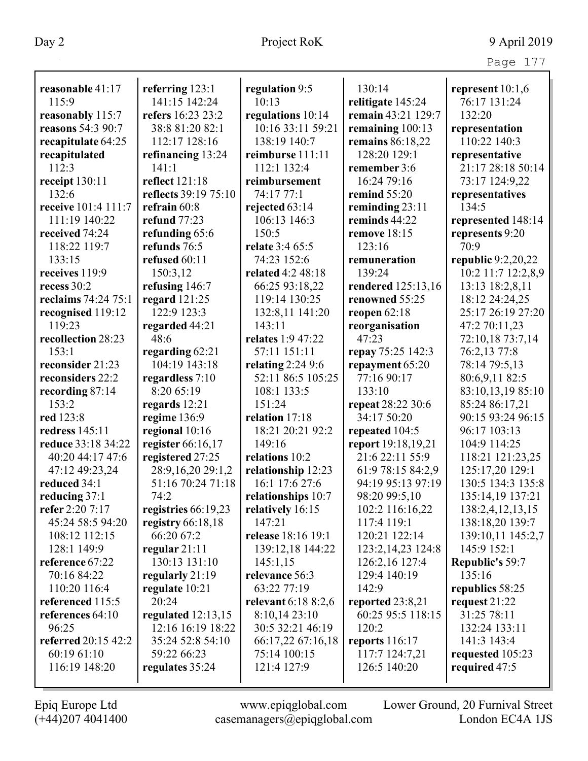**reasonable** 41:17 115:9
**reasonably** 115:7
**reasons** 54:3 90:7
**recapitulate** 64:25
**recapitulated** 112:3
**receipt** 130:11 132:6
**receive** 101:4 111:7 111:19 140:22
**received** 74:24 118:22 119:7 133:15
**receives** 119:9
**recess** 30:2
**reclaims** 74:24 75:1
**recognised** 119:12 119:23
**recollection** 28:23 153:1
**reconsider** 21:23
**reconsiders** 22:2
**recording** 87:14 153:2
**red** 123:8
**redress** 145:11
**reduce** 33:18 34:22 40:20 44:17 47:6 47:12 49:23,24
**reduced** 34:1
**reducing** 37:1
**refer** 2:20 7:17 45:24 58:5 94:20 108:12 112:15 128:1 149:9
**reference** 67:22 70:16 84:22 110:20 116:4
**referenced** 115:5
**references** 64:10 96:25
**referred** 20:15 42:2 60:19 61:10 116:19 148:20
**referring** 123:1 141:15 142:24
**refers** 16:23 23:2 38:8 81:20 82:1 112:17 128:16
**refinancing** 13:24 141:1
**reflect** 121:18
**reflects** 39:19 75:10
**refrain** 60:8
**refund** 77:23
**refunding** 65:6
**refunds** 76:5
**refused** 60:11 150:3,12
**refusing** 146:7
**regard** 121:25 122:9 123:3
**regarded** 44:21 48:6
**regarding** 62:21 104:19 143:18
**regardless** 7:10 8:20 65:19
**regards** 12:21
**regime** 136:9
**regional** 10:16
**register** 66:16,17
**registered** 27:25 28:9,16,20 29:1,2 51:16 70:24 71:18 74:2
**registries** 66:19,23
**registry** 66:18,18 66:20 67:2
**regular** 21:11 130:13 131:10
**regularly** 21:19
**regulate** 10:21 20:24
**regulated** 12:13,15 12:16 16:19 18:22 35:24 52:8 54:10 59:22 66:23
**regulates** 35:24
**regulation** 9:5 10:13
**regulations** 10:14 10:16 33:11 59:21 138:19 140:7
**reimburse** 111:11 112:1 132:4
**reimbursement** 74:17 77:1
**rejected** 63:14 106:13 146:3 150:5
**relate** 3:4 65:5 74:23 152:6
**related** 4:2 48:18 66:25 93:18,22 119:14 130:25 132:8,11 141:20 143:11
**relates** 1:9 47:22 57:11 151:11
**relating** 2:24 9:6 52:11 86:5 105:25 108:1 133:5 151:24
**relation** 17:18 18:21 20:21 92:2 149:16
**relations** 10:2
**relationship** 12:23 16:1 17:6 27:6
**relationships** 10:7
**relatively** 16:15 147:21
**release** 18:16 19:1 139:12,18 144:22 145:1,15
**relevance** 56:3 63:22 77:19
**relevant** 6:18 8:2,6 8:10,14 23:10 30:5 32:21 46:19 66:17,22 67:16,18 75:14 100:15 121:4 127:9 130:14
**relitigate** 145:24
**remain** 43:21 129:7
**remaining** 100:13
**remains** 86:18,22 128:20 129:1
**remember** 3:6 16:24 79:16
**remind** 55:20
**reminding** 23:11
**reminds** 44:22
**remove** 18:15 123:16
**remuneration** 139:24
**rendered** 125:13,16
**renowned** 55:25
**reopen** 62:18
**reorganisation** 47:23
**repay** 75:25 142:3
**repayment** 65:20 77:16 90:17 133:10
**repeat** 28:22 30:6 34:17 50:20
**repeated** 104:5
**report** 19:18,19,21 21:6 22:11 55:9 61:9 78:15 84:2,9 94:19 95:13 97:19 98:20 99:5,10 102:2 116:16,22 117:4 119:1 120:21 122:14 123:2,14,23 124:8 126:2,16 127:4 129:4 140:19 142:9
**reported** 23:8,21 60:25 95:5 118:15 120:2
**reports** 116:17 117:7 124:7,21 126:5 140:20
**represent** 10:1,6 76:17 131:24 132:20
**representation** 110:22 140:3
**representative** 21:17 28:18 50:14 73:17 124:9,22
**representatives** 134:5
**represented** 148:14
**represents** 9:20 70:9
**republic** 9:2,20,22 10:2 11:7 12:2,8,9 13:13 18:2,8,11 18:12 24:24,25 25:17 26:19 27:20 47:2 70:11,23 72:10,18 73:7,14 76:2,13 77:8 78:14 79:5,13 80:6,9,11 82:5 83:10,13,19 85:10 85:24 86:17,21 90:15 93:24 96:15 96:17 103:13 104:9 114:25 118:21 121:23,25 125:17,20 129:1 130:5 134:3 135:8 135:14,19 137:21 138:2,4,12,13,15 138:18,20 139:7 139:10,11 145:2,7 145:9 152:1
**Republic's** 59:7 135:16
**republics** 58:25
**request** 21:22 31:25 78:11 132:24 133:11 141:3 143:4
**requested** 105:23
**required** 47:5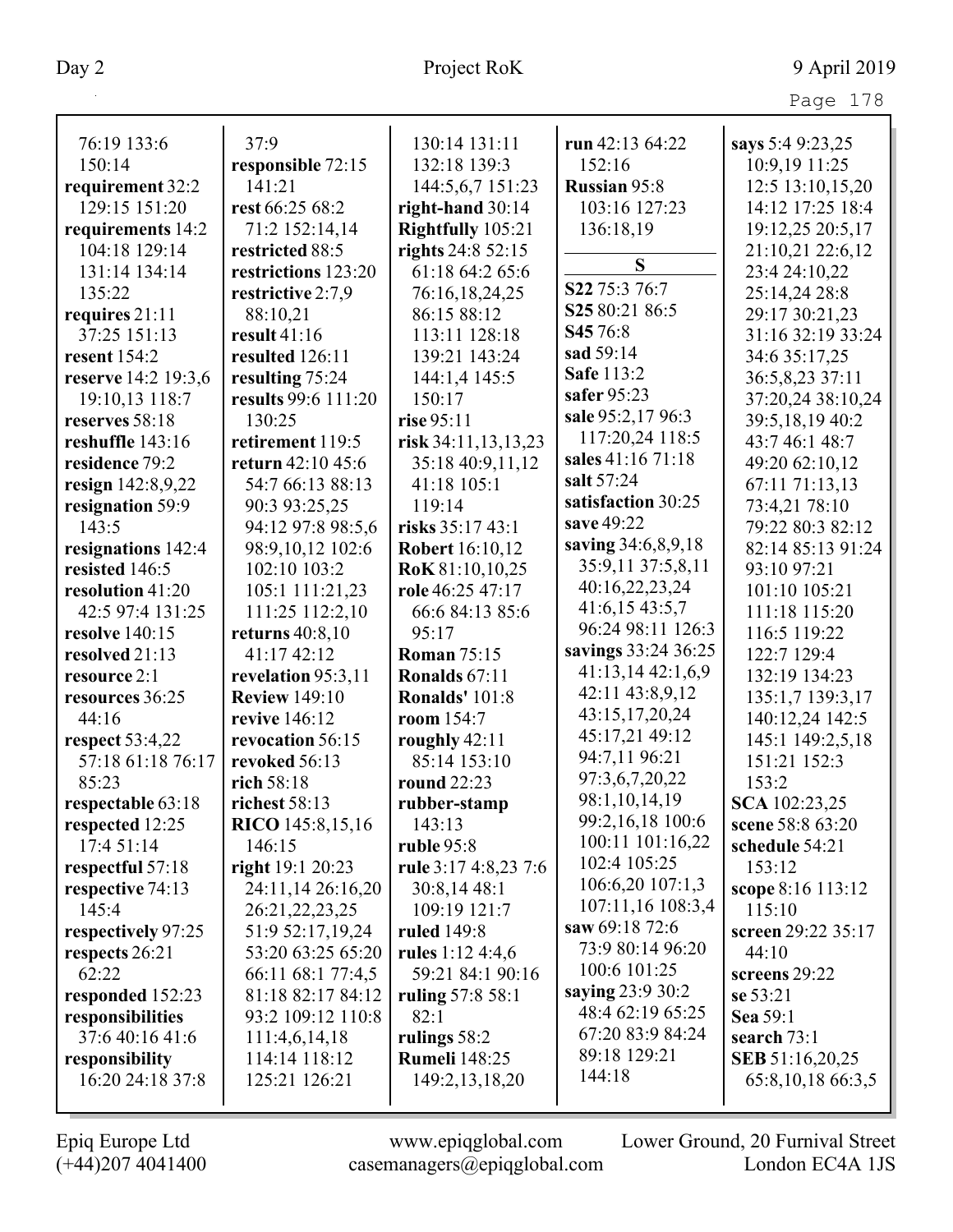76:19 133:6 150:14
**requirement** 32:2 129:15 151:20
**requirements** 14:2 104:18 129:14 131:14 134:14 135:22
**requires** 21:11 37:25 151:13
**resent** 154:2
**reserve** 14:2 19:3,6 19:10,13 118:7
**reserves** 58:18
**reshuffle** 143:16
**residence** 79:2
**resign** 142:8,9,22
**resignation** 59:9 143:5
**resignations** 142:4
**resisted** 146:5
**resolution** 41:20 42:5 97:4 131:25
**resolve** 140:15
**resolved** 21:13
**resource** 2:1
**resources** 36:25 44:16
**respect** 53:4,22 57:18 61:18 76:17 85:23
**respectable** 63:18
**respected** 12:25 17:4 51:14
**respectful** 57:18
**respective** 74:13 145:4
**respectively** 97:25
**respects** 26:21 62:22
**responded** 152:23
**responsibilities** 37:6 40:16 41:6
**responsibility** 16:20 24:18 37:8 37:9
**responsible** 72:15 141:21
**rest** 66:25 68:2 71:2 152:14,14
**restricted** 88:5
**restrictions** 123:20
**restrictive** 2:7,9 88:10,21
**result** 41:16
**resulted** 126:11
**resulting** 75:24
**results** 99:6 111:20 130:25
**retirement** 119:5
**return** 42:10 45:6 54:7 66:13 88:13 90:3 93:25,25 94:12 97:8 98:5,6 98:9,10,12 102:6 102:10 103:2 105:1 111:21,23 111:25 112:2,10
**returns** 40:8,10 41:17 42:12
**revelation** 95:3,11
**Review** 149:10
**revive** 146:12
**revocation** 56:15
**revoked** 56:13
**rich** 58:18
**richest** 58:13
**RICO** 145:8,15,16 146:15
**right** 19:1 20:23 24:11,14 26:16,20 26:21,22,23,25 51:9 52:17,19,24 53:20 63:25 65:20 66:11 68:1 77:4,5 81:18 82:17 84:12 93:2 109:12 110:8 111:4,6,14,18 114:14 118:12 125:21 126:21 130:14 131:11 132:18 139:3 144:5,6,7 151:23
**right-hand** 30:14
**Rightfully** 105:21
**rights** 24:8 52:15 61:18 64:2 65:6 76:16,18,24,25 86:15 88:12 113:11 128:18 139:21 143:24 144:1,4 145:5 150:17
**rise** 95:11
**risk** 34:11,13,13,23 35:18 40:9,11,12 41:18 105:1 119:14
**risks** 35:17 43:1
**Robert** 16:10,12
**RoK** 81:10,10,25
**role** 46:25 47:17 66:6 84:13 85:6 95:17
**Roman** 75:15
**Ronalds** 67:11
**Ronalds'** 101:8
**room** 154:7
**roughly** 42:11 85:14 153:10
**round** 22:23
**rubber-stamp** 143:13
**ruble** 95:8
**rule** 3:17 4:8,23 7:6 30:8,14 48:1 109:19 121:7
**ruled** 149:8
**rules** 1:12 4:4,6 59:21 84:1 90:16
**ruling** 57:8 58:1 82:1
**rulings** 58:2
**Rumeli** 148:25 149:2,13,18,20
**run** 42:13 64:22 152:16
**Russian** 95:8 103:16 127:23 136:18,19

## S

**S22** 75:3 76:7
**S25** 80:21 86:5
**S45** 76:8
**sad** 59:14
**Safe** 113:2
**safer** 95:23
**sale** 95:2,17 96:3 117:20,24 118:5
**sales** 41:16 71:18
**salt** 57:24
**satisfaction** 30:25
**save** 49:22
**saving** 34:6,8,9,18 35:9,11 37:5,8,11 40:16,22,23,24 41:6,15 43:5,7 96:24 98:11 126:3
**savings** 33:24 36:25 41:13,14 42:1,6,9 42:11 43:8,9,12 43:15,17,20,24 45:17,21 49:12 94:7,11 96:21 97:3,6,7,20,22 98:1,10,14,19 99:2,16,18 100:6 100:11 101:16,22 102:4 105:25 106:6,20 107:1,3 107:11,16 108:3,4
**saw** 69:18 72:6 73:9 80:14 96:20 100:6 101:25
**saying** 23:9 30:2 48:4 62:19 65:25 67:20 83:9 84:24 89:18 129:21 144:18
**says** 5:4 9:23,25 10:9,19 11:25 12:5 13:10,15,20 14:12 17:25 18:4 19:12,25 20:5,17 21:10,21 22:6,12 23:4 24:10,22 25:14,24 28:8 29:17 30:21,23 31:16 32:19 33:24 34:6 35:17,25 36:5,8,23 37:11 37:20,24 38:10,24 39:5,18,19 40:2 43:7 46:1 48:7 49:20 62:10,12 67:11 71:13,13 73:4,21 78:10 79:22 80:3 82:12 82:14 85:13 91:24 93:10 97:21 101:10 105:21 111:18 115:20 116:5 119:22 122:7 129:4 132:19 134:23 135:1,7 139:3,17 140:12,24 142:5 145:1 149:2,5,18 151:21 152:3 153:2
**SCA** 102:23,25
**scene** 58:8 63:20
**schedule** 54:21 153:12
**scope** 8:16 113:12 115:10
**screen** 29:22 35:17 44:10
**screens** 29:22
**se** 53:21
**Sea** 59:1
**search** 73:1
**SEB** 51:16,20,25 65:8,10,18 66:3,5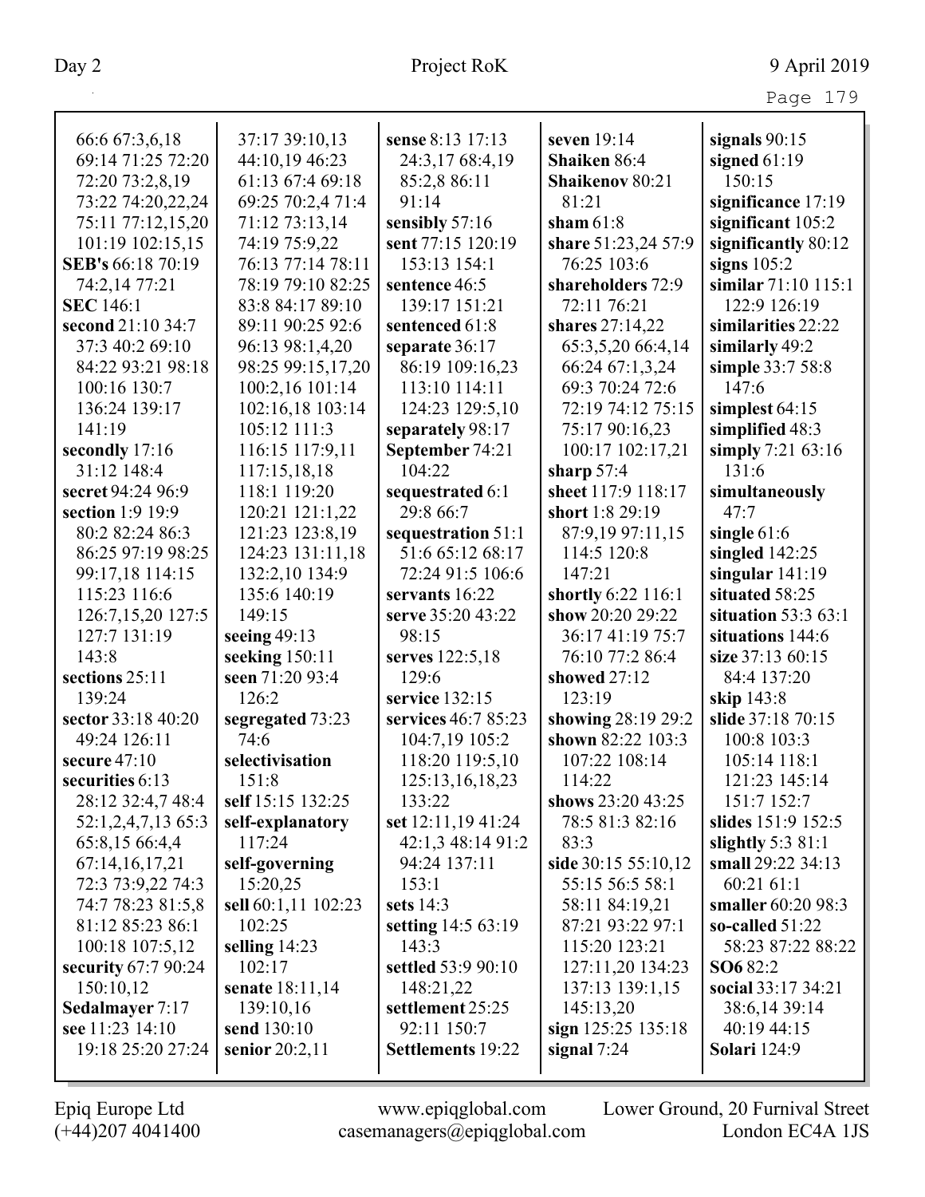66:6 67:3,6,18
69:14 71:25 72:20
72:20 73:2,8,19
73:22 74:20,22,24
75:11 77:12,15,20
101:19 102:15,15
**SEB's** 66:18 70:19
74:2,14 77:21
**SEC** 146:1
**second** 21:10 34:7
37:3 40:2 69:10
84:22 93:21 98:18
100:16 130:7
136:24 139:17
141:19
**secondly** 17:16
31:12 148:4
**secret** 94:24 96:9
**section** 1:9 19:9
80:2 82:24 86:3
86:25 97:19 98:25
99:17,18 114:15
115:23 116:6
126:7,15,20 127:5
127:7 131:19
143:8
**sections** 25:11
139:24
**sector** 33:18 40:20
49:24 126:11
**secure** 47:10
**securities** 6:13
28:12 32:4,7 48:4
52:1,2,4,7,13 65:3
65:8,15 66:4,4
67:14,16,17,21
72:3 73:9,22 74:3
74:7 78:23 81:5,8
81:12 85:23 86:1
100:18 107:5,12
**security** 67:7 90:24
150:10,12
**Sedalmayer** 7:17
**see** 11:23 14:10
19:18 25:20 27:24
37:17 39:10,13
44:10,19 46:23
61:13 67:4 69:18
69:25 70:2,4 71:4
71:12 73:13,14
74:19 75:9,22
76:13 77:14 78:11
78:19 79:10 82:25
83:8 84:17 89:10
89:11 90:25 92:6
96:13 98:1,4,20
98:25 99:15,17,20
100:2,16 101:14
102:16,18 103:14
105:12 111:3
116:15 117:9,11
117:15,18,18
118:1 119:20
120:21 121:1,22
121:23 123:8,19
124:23 131:11,18
132:2,10 134:9
135:6 140:19
149:15
**seeing** 49:13
**seeking** 150:11
**seen** 71:20 93:4
126:2
**segregated** 73:23
74:6
**selectivisation**
151:8
**self** 15:15 132:25
**self-explanatory**
117:24
**self-governing**
15:20,25
**sell** 60:1,11 102:23
102:25
**selling** 14:23
102:17
**senate** 18:11,14
139:10,16
**send** 130:10
**senior** 20:2,11
**sense** 8:13 17:13
24:3,17 68:4,19
85:2,8 86:11
91:14
**sensibly** 57:16
**sent** 77:15 120:19
153:13 154:1
**sentence** 46:5
139:17 151:21
**sentenced** 61:8
**separate** 36:17
86:19 109:16,23
113:10 114:11
124:23 129:5,10
**separately** 98:17
**September** 74:21
104:22
**sequestrated** 6:1
29:8 66:7
**sequestration** 51:1
51:6 65:12 68:17
72:24 91:5 106:6
**servants** 16:22
**serve** 35:20 43:22
98:15
**serves** 122:5,18
129:6
**service** 132:15
**services** 46:7 85:23
104:7,19 105:2
118:20 119:5,10
125:13,16,18,23
133:22
**set** 12:11,19 41:24
42:1,3 48:14 91:2
94:24 137:11
153:1
**sets** 14:3
**setting** 14:5 63:19
143:3
**settled** 53:9 90:10
148:21,22
**settlement** 25:25
92:11 150:7
**Settlements** 19:22
**seven** 19:14
**Shaiken** 86:4
**Shaikenov** 80:21
81:21
**sham** 61:8
**share** 51:23,24 57:9
76:25 103:6
**shareholders** 72:9
72:11 76:21
**shares** 27:14,22
65:3,5,20 66:4,14
66:24 67:1,3,24
69:3 70:24 72:6
72:19 74:12 75:15
75:17 90:16,23
100:17 102:17,21
**sharp** 57:4
**sheet** 117:9 118:17
**short** 1:8 29:19
87:9,19 97:11,15
114:5 120:8
147:21
**shortly** 6:22 116:1
**show** 20:20 29:22
36:17 41:19 75:7
76:10 77:2 86:4
**showed** 27:12
123:19
**showing** 28:19 29:2
**shown** 82:22 103:3
107:22 108:14
114:22
**shows** 23:20 43:25
78:5 81:3 82:16
83:3
**side** 30:15 55:10,12
55:15 56:5 58:1
58:11 84:19,21
87:21 93:22 97:1
115:20 123:21
127:11,20 134:23
137:13 139:1,15
145:13,20
**sign** 125:25 135:18
**signal** 7:24
**signals** 90:15
**signed** 61:19
150:15
**significance** 17:19
**significant** 105:2
**significantly** 80:12
**signs** 105:2
**similar** 71:10 115:1
122:9 126:19
**similarities** 22:22
**similarly** 49:2
**simple** 33:7 58:8
147:6
**simplest** 64:15
**simplified** 48:3
**simply** 7:21 63:16
131:6
**simultaneously**
47:7
**single** 61:6
**singled** 142:25
**singular** 141:19
**situated** 58:25
**situation** 53:3 63:1
**situations** 144:6
**size** 37:13 60:15
84:4 137:20
**skip** 143:8
**slide** 37:18 70:15
100:8 103:3
105:14 118:1
121:23 145:14
151:7 152:7
**slides** 151:9 152:5
**slightly** 5:3 81:1
**small** 29:22 34:13
60:21 61:1
**smaller** 60:20 98:3
**so-called** 51:22
58:23 87:22 88:22
**SO6** 82:2
**social** 33:17 34:21
38:6,14 39:14
40:19 44:15
**Solari** 124:9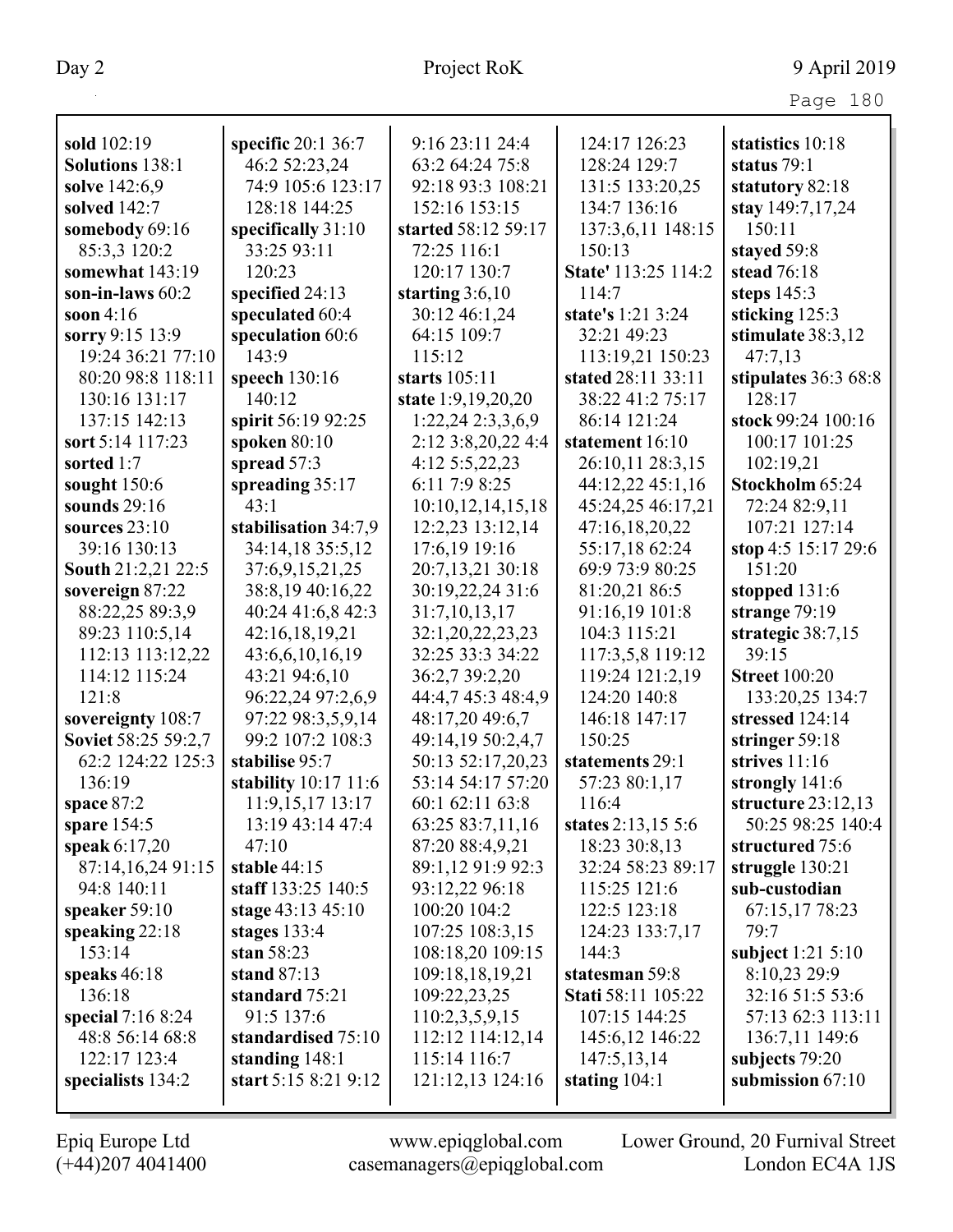**sold** 102:19
**Solutions** 138:1
**solve** 142:6,9
**solved** 142:7
**somebody** 69:16 85:3,3 120:2
**somewhat** 143:19
**son-in-laws** 60:2
**soon** 4:16
**sorry** 9:15 13:9 19:24 36:21 77:10 80:20 98:8 118:11 130:16 131:17 137:15 142:13
**sort** 5:14 117:23
**sorted** 1:7
**sought** 150:6
**sounds** 29:16
**sources** 23:10 39:16 130:13
**South** 21:2,21 22:5
**sovereign** 87:22 88:22,25 89:3,9 89:23 110:5,14 112:13 113:12,22 114:12 115:24 121:8
**sovereignty** 108:7
**Soviet** 58:25 59:2,7 62:2 124:22 125:3 136:19
**space** 87:2
**spare** 154:5
**speak** 6:17,20 87:14,16,24 91:15 94:8 140:11
**speaker** 59:10
**speaking** 22:18 153:14
**speaks** 46:18 136:18
**special** 7:16 8:24 48:8 56:14 68:8 122:17 123:4
**specialists** 134:2
**specific** 20:1 36:7 46:2 52:23,24 74:9 105:6 123:17 128:18 144:25
**specifically** 31:10 33:25 93:11 120:23
**specified** 24:13
**speculated** 60:4
**speculation** 60:6 143:9
**speech** 130:16 140:12
**spirit** 56:19 92:25
**spoken** 80:10
**spread** 57:3
**spreading** 35:17 43:1
**stabilisation** 34:7,9 34:14,18 35:5,12 37:6,9,15,21,25 38:8,19 40:16,22 40:24 41:6,8 42:3 42:16,18,19,21 43:6,6,10,16,19 43:21 94:6,10 96:22,24 97:2,6,9 97:22 98:3,5,9,14 99:2 107:2 108:3
**stabilise** 95:7
**stability** 10:17 11:6 11:9,15,17 13:17 13:19 43:14 47:4 47:10
**stable** 44:15
**staff** 133:25 140:5
**stage** 43:13 45:10
**stages** 133:4
**stan** 58:23
**stand** 87:13
**standard** 75:21 91:5 137:6
**standardised** 75:10
**standing** 148:1
**start** 5:15 8:21 9:12 9:16 23:11 24:4 63:2 64:24 75:8 92:18 93:3 108:21 152:16 153:15
**started** 58:12 59:17 72:25 116:1 120:17 130:7
**starting** 3:6,10 30:12 46:1,24 64:15 109:7 115:12
**starts** 105:11
**state** 1:9,19,20,20 1:22,24 2:3,3,6,9 2:12 3:8,20,22 4:4 4:12 5:5,22,23 6:11 7:9 8:25 10:10,12,14,15,18 12:2,23 13:12,14 17:6,19 19:16 20:7,13,21 30:18 30:19,22,24 31:6 31:7,10,13,17 32:1,20,22,23,23 32:25 33:3 34:22 36:2,7 39:2,20 44:4,7 45:3 48:4,9 48:17,20 49:6,7 49:14,19 50:2,4,7 50:13 52:17,20,23 53:14 54:17 57:20 60:1 62:11 63:8 63:25 83:7,11,16 87:20 88:4,9,21 89:1,12 91:9 92:3 93:12,22 96:18 100:20 104:2 107:25 108:3,15 108:18,20 109:15 109:18,18,19,21 109:22,23,25 110:2,3,5,9,15 112:12 114:12,14 115:14 116:7 121:12,13 124:16 124:17 126:23 128:24 129:7 131:5 133:20,25 134:7 136:16 137:3,6,11 148:15 150:13
**State'** 113:25 114:2 114:7
**state's** 1:21 3:24 32:21 49:23 113:19,21 150:23
**stated** 28:11 33:11 38:22 41:2 75:17 86:14 121:24
**statement** 16:10 26:10,11 28:3,15 44:12,22 45:1,16 45:24,25 46:17,21 47:16,18,20,22 55:17,18 62:24 69:9 73:9 80:25 81:20,21 86:5 91:16,19 101:8 104:3 115:21 117:3,5,8 119:12 119:24 121:2,19 124:20 140:8 146:18 147:17 150:25
**statements** 29:1 57:23 80:1,17 116:4
**states** 2:13,15 5:6 18:23 30:8,13 32:24 58:23 89:17 115:25 121:6 122:5 123:18 124:23 133:7,17 144:3
**statesman** 59:8
**Stati** 58:11 105:22 107:15 144:25 145:6,12 146:22 147:5,13,14
**stating** 104:1
**statistics** 10:18
**status** 79:1
**statutory** 82:18
**stay** 149:7,17,24 150:11
**stayed** 59:8
**stead** 76:18
**steps** 145:3
**sticking** 125:3
**stimulate** 38:3,12 47:7,13
**stipulates** 36:3 68:8 128:17
**stock** 99:24 100:16 100:17 101:25 102:19,21
**Stockholm** 65:24 72:24 82:9,11 107:21 127:14
**stop** 4:5 15:17 29:6 151:20
**stopped** 131:6
**strange** 79:19
**strategic** 38:7,15 39:15
**Street** 100:20 133:20,25 134:7
**stressed** 124:14
**stringer** 59:18
**strives** 11:16
**strongly** 141:6
**structure** 23:12,13 50:25 98:25 140:4
**structured** 75:6
**struggle** 130:21
**sub-custodian** 67:15,17 78:23 79:7
**subject** 1:21 5:10 8:10,23 29:9 32:16 51:5 53:6 57:13 62:3 113:11 136:7,11 149:6
**subjects** 79:20
**submission** 67:10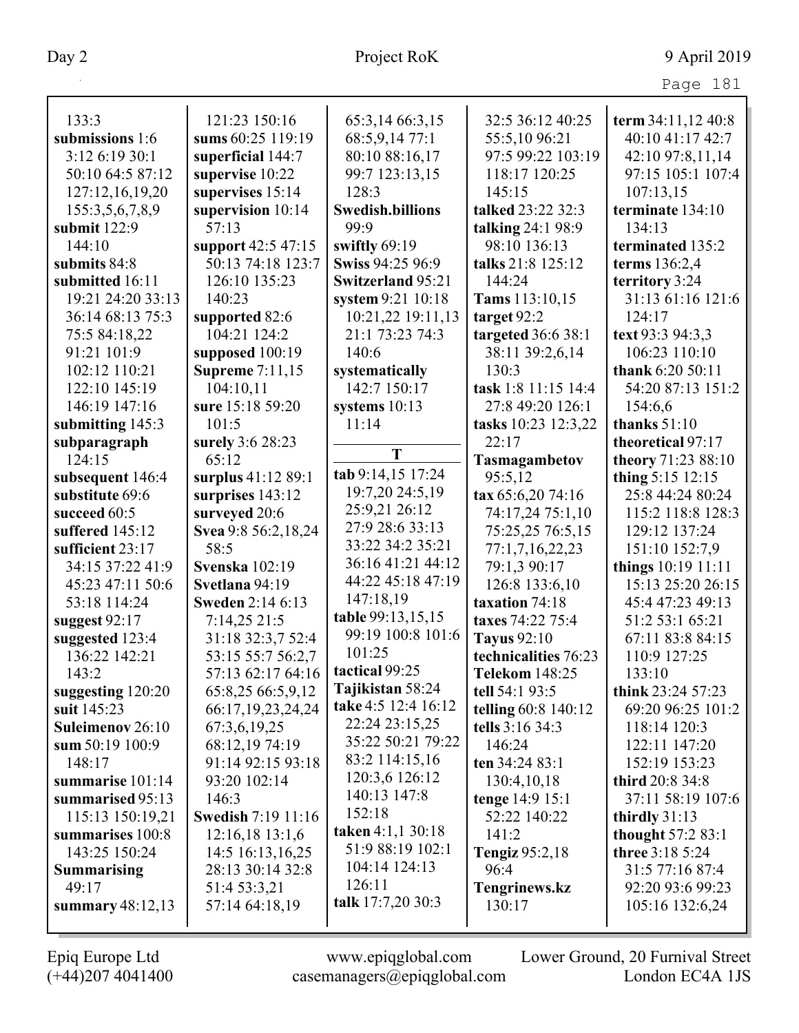133:3
**submissions** 1:6
3:12 6:19 30:1
50:10 64:5 87:12
127:12,16,19,20
155:3,5,6,7,8,9
**submit** 122:9
144:10
**submits** 84:8
**submitted** 16:11
19:21 24:20 33:13
36:14 68:13 75:3
75:5 84:18,22
91:21 101:9
102:12 110:21
122:10 145:19
146:19 147:16
**submitting** 145:3
**subparagraph**
124:15
**subsequent** 146:4
**substitute** 69:6
**succeed** 60:5
**suffered** 145:12
**sufficient** 23:17
34:15 37:22 41:9
45:23 47:11 50:6
53:18 114:24
**suggest** 92:17
**suggested** 123:4
136:22 142:21
143:2
**suggesting** 120:20
**suit** 145:23
**Suleimenov** 26:10
**sum** 50:19 100:9
148:17
**summarise** 101:14
**summarised** 95:13
115:13 150:19,21
**summarises** 100:8
143:25 150:24
**Summarising**
49:17
**summary** 48:12,13

121:23 150:16
**sums** 60:25 119:19
**superficial** 144:7
**supervise** 10:22
**supervises** 15:14
**supervision** 10:14
57:13
**support** 42:5 47:15
50:13 74:18 123:7
126:10 135:23
140:23
**supported** 82:6
104:21 124:2
**supposed** 100:19
**Supreme** 7:11,15
104:10,11
**sure** 15:18 59:20
101:5
**surely** 3:6 28:23
65:12
**surplus** 41:12 89:1
**surprises** 143:12
**surveyed** 20:6
**Svea** 9:8 56:2,18,24
58:5
**Svenska** 102:19
**Svetlana** 94:19
**Sweden** 2:14 6:13
7:14,25 21:5
31:18 32:3,7 52:4
53:15 55:7 56:2,7
57:13 62:17 64:16
65:8,25 66:5,9,12
66:17,19,23,24,24
67:3,6,19,25
68:12,19 74:19
91:14 92:15 93:18
93:20 102:14
146:3
**Swedish** 7:19 11:16
12:16,18 13:1,6
14:5 16:13,16,25
28:13 30:14 32:8
51:4 53:3,21
57:14 64:18,19

65:3,14 66:3,15
68:5,9,14 77:1
80:10 88:16,17
99:7 123:13,15
128:3
**Swedish.billions**
99:9
**swiftly** 69:19
**Swiss** 94:25 96:9
**Switzerland** 95:21
**system** 9:21 10:18
10:21,22 19:11,13
21:1 73:23 74:3
140:6
**systematically**
142:7 150:17
**systems** 10:13
11:14

**T**

**tab** 9:14,15 17:24
19:7,20 24:5,19
25:9,21 26:12
27:9 28:6 33:13
33:22 34:2 35:21
36:16 41:21 44:12
44:22 45:18 47:19
147:18,19
**table** 99:13,15,15
99:19 100:8 101:6
101:25
**tactical** 99:25
**Tajikistan** 58:24
**take** 4:5 12:4 16:12
22:24 23:15,25
35:22 50:21 79:22
83:2 114:15,16
120:3,6 126:12
140:13 147:8
152:18
**taken** 4:1,1 30:18
51:9 88:19 102:1
104:14 124:13
126:11
**talk** 17:7,20 30:3

32:5 36:12 40:25
55:5,10 96:21
97:5 99:22 103:19
118:17 120:25
145:15
**talked** 23:22 32:3
**talking** 24:1 98:9
98:10 136:13
**talks** 21:8 125:12
144:24
**Tams** 113:10,15
**target** 92:2
**targeted** 36:6 38:1
38:11 39:2,6,14
130:3
**task** 1:8 11:15 14:4
27:8 49:20 126:1
**tasks** 10:23 12:3,22
22:17
**Tasmagambetov**
95:5,12
**tax** 65:6,20 74:16
74:17,24 75:1,10
75:25,25 76:5,15
77:1,7,16,22,23
79:1,3 90:17
126:8 133:6,10
**taxation** 74:18
**taxes** 74:22 75:4
**Tayus** 92:10
**technicalities** 76:23
**Telekom** 148:25
**tell** 54:1 93:5
**telling** 60:8 140:12
**tells** 3:16 34:3
146:24
**ten** 34:24 83:1
130:4,10,18
**tenge** 14:9 15:1
52:22 140:22
141:2
**Tengiz** 95:2,18
96:4
**Tengrinews.kz**
130:17

**term** 34:11,12 40:8
40:10 41:17 42:7
42:10 97:8,11,14
97:15 105:1 107:4
107:13,15
**terminate** 134:10
134:13
**terminated** 135:2
**terms** 136:2,4
**territory** 3:24
31:13 61:16 121:6
124:17
**text** 93:3 94:3,3
106:23 110:10
**thank** 6:20 50:11
54:20 87:13 151:2
154:6,6
**thanks** 51:10
**theoretical** 97:17
**theory** 71:23 88:10
**thing** 5:15 12:15
25:8 44:24 80:24
115:2 118:8 128:3
129:12 137:24
151:10 152:7,9
**things** 10:19 11:11
15:13 25:20 26:15
45:4 47:23 49:13
51:2 53:1 65:21
67:11 83:8 84:15
110:9 127:25
133:10
**think** 23:24 57:23
69:20 96:25 101:2
118:14 120:3
122:11 147:20
152:19 153:23
**third** 20:8 34:8
37:11 58:19 107:6
**thirdly** 31:13
**thought** 57:2 83:1
**three** 3:18 5:24
31:5 77:16 87:4
92:20 93:6 99:23
105:16 132:6,24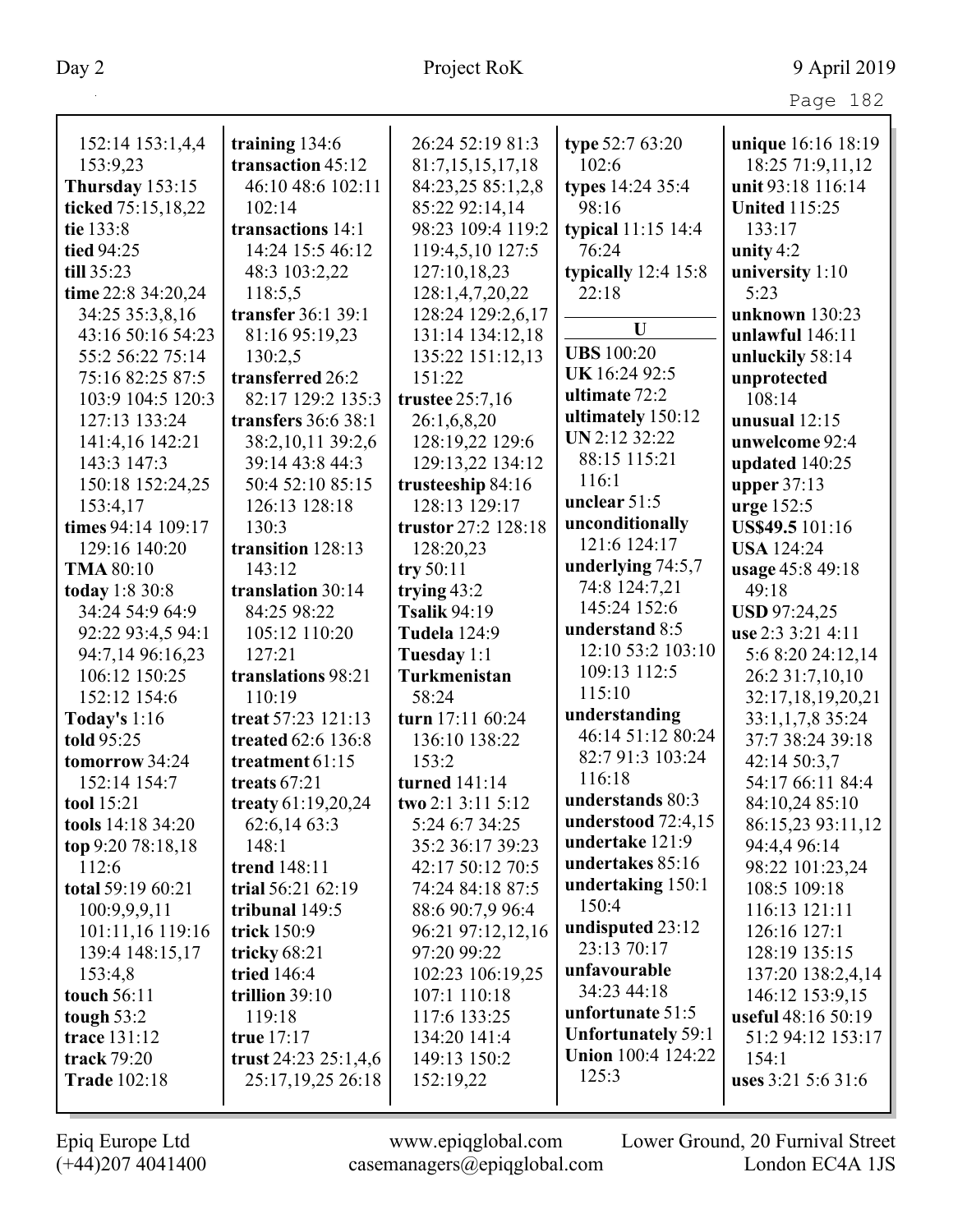152:14 153:1,4,4 153:9,23
**Thursday** 153:15
**ticked** 75:15,18,22
**tie** 133:8
**tied** 94:25
**till** 35:23
**time** 22:8 34:20,24 34:25 35:3,8,16 43:16 50:16 54:23 55:2 56:22 75:14 75:16 82:25 87:5 103:9 104:5 120:3 127:13 133:24 141:4,16 142:21 143:3 147:3 150:18 152:24,25 153:4,17
**times** 94:14 109:17 129:16 140:20
**TMA** 80:10
**today** 1:8 30:8 34:24 54:9 64:9 92:22 93:4,5 94:1 94:7,14 96:16,23 106:12 150:25 152:12 154:6
**Today's** 1:16
**told** 95:25
**tomorrow** 34:24 152:14 154:7
**tool** 15:21
**tools** 14:18 34:20
**top** 9:20 78:18,18 112:6
**total** 59:19 60:21 100:9,9,9,11 101:11,16 119:16 139:4 148:15,17 153:4,8
**touch** 56:11
**tough** 53:2
**trace** 131:12
**track** 79:20
**Trade** 102:18
**training** 134:6
**transaction** 45:12 46:10 48:6 102:11 102:14
**transactions** 14:1 14:24 15:5 46:12 48:3 103:2,22 118:5,5
**transfer** 36:1 39:1 81:16 95:19,23 130:2,5
**transferred** 26:2 82:17 129:2 135:3
**transfers** 36:6 38:1 38:2,10,11 39:2,6 39:14 43:8 44:3 50:4 52:10 85:15 126:13 128:18 130:3
**transition** 128:13 143:12
**translation** 30:14 84:25 98:22 105:12 110:20 127:21
**translations** 98:21 110:19
**treat** 57:23 121:13
**treated** 62:6 136:8
**treatment** 61:15
**treats** 67:21
**treaty** 61:19,20,24 62:6,14 63:3 148:1
**trend** 148:11
**trial** 56:21 62:19
**tribunal** 149:5
**trick** 150:9
**tricky** 68:21
**tried** 146:4
**trillion** 39:10 119:18
**true** 17:17
**trust** 24:23 25:1,4,6 25:17,19,25 26:18 26:24 52:19 81:3 81:7,15,15,17,18 84:23,25 85:1,2,8 85:22 92:14,14 98:23 109:4 119:2 119:4,5,10 127:5 127:10,18,23 128:1,4,7,20,22 128:24 129:2,6,17 131:14 134:12,18 135:22 151:12,13 151:22
**trustee** 25:7,16 26:1,6,8,20 128:19,22 129:6 129:13,22 134:12
**trusteeship** 84:16 128:13 129:17
**trustor** 27:2 128:18 128:20,23
**try** 50:11
**trying** 43:2
**Tsalik** 94:19
**Tudela** 124:9
**Tuesday** 1:1
**Turkmenistan** 58:24
**turn** 17:11 60:24 136:10 138:22 153:2
**turned** 141:14
**two** 2:1 3:11 5:12 5:24 6:7 34:25 35:2 36:17 39:23 42:17 50:12 70:5 74:24 84:18 87:5 88:6 90:7,9 96:4 96:21 97:12,12,16 97:20 99:22 102:23 106:19,25 107:1 110:18 117:6 133:25 134:20 141:4 149:13 150:2 152:19,22
**type** 52:7 63:20 102:6
**types** 14:24 35:4 98:16
**typical** 11:15 14:4 76:24
**typically** 12:4 15:8 22:18

## U

**UBS** 100:20
**UK** 16:24 92:5
**ultimate** 72:2
**ultimately** 150:12
**UN** 2:12 32:22 88:15 115:21 116:1
**unclear** 51:5
**unconditionally** 121:6 124:17
**underlying** 74:5,7 74:8 124:7,21 145:24 152:6
**understand** 8:5 12:10 53:2 103:10 109:13 112:5 115:10
**understanding** 46:14 51:12 80:24 82:7 91:3 103:24 116:18
**understands** 80:3
**understood** 72:4,15
**undertake** 121:9
**undertakes** 85:16
**undertaking** 150:1 150:4
**undisputed** 23:12 23:13 70:17
**unfavourable** 34:23 44:18
**unfortunate** 51:5
**Unfortunately** 59:1
**Union** 100:4 124:22 125:3
**unique** 16:16 18:19 18:25 71:9,11,12
**unit** 93:18 116:14
**United** 115:25 133:17
**unity** 4:2
**university** 1:10 5:23
**unknown** 130:23
**unlawful** 146:11
**unluckily** 58:14
**unprotected** 108:14
**unusual** 12:15
**unwelcome** 92:4
**updated** 140:25
**upper** 37:13
**urge** 152:5
**US$49.5** 101:16
**USA** 124:24
**usage** 45:8 49:18 49:18
**USD** 97:24,25
**use** 2:3 3:21 4:11 5:6 8:20 24:12,14 26:2 31:7,10,10 32:17,18,19,20,21 33:1,1,7,8 35:24 37:7 38:24 39:18 42:14 50:3,7 54:17 66:11 84:4 84:10,24 85:10 86:15,23 93:11,12 94:4,4 96:14 98:22 101:23,24 108:5 109:18 116:13 121:11 126:16 127:1 128:19 135:15 137:20 138:2,4,14 146:12 153:9,15
**useful** 48:16 50:19 51:2 94:12 153:17 154:1
**uses** 3:21 5:6 31:6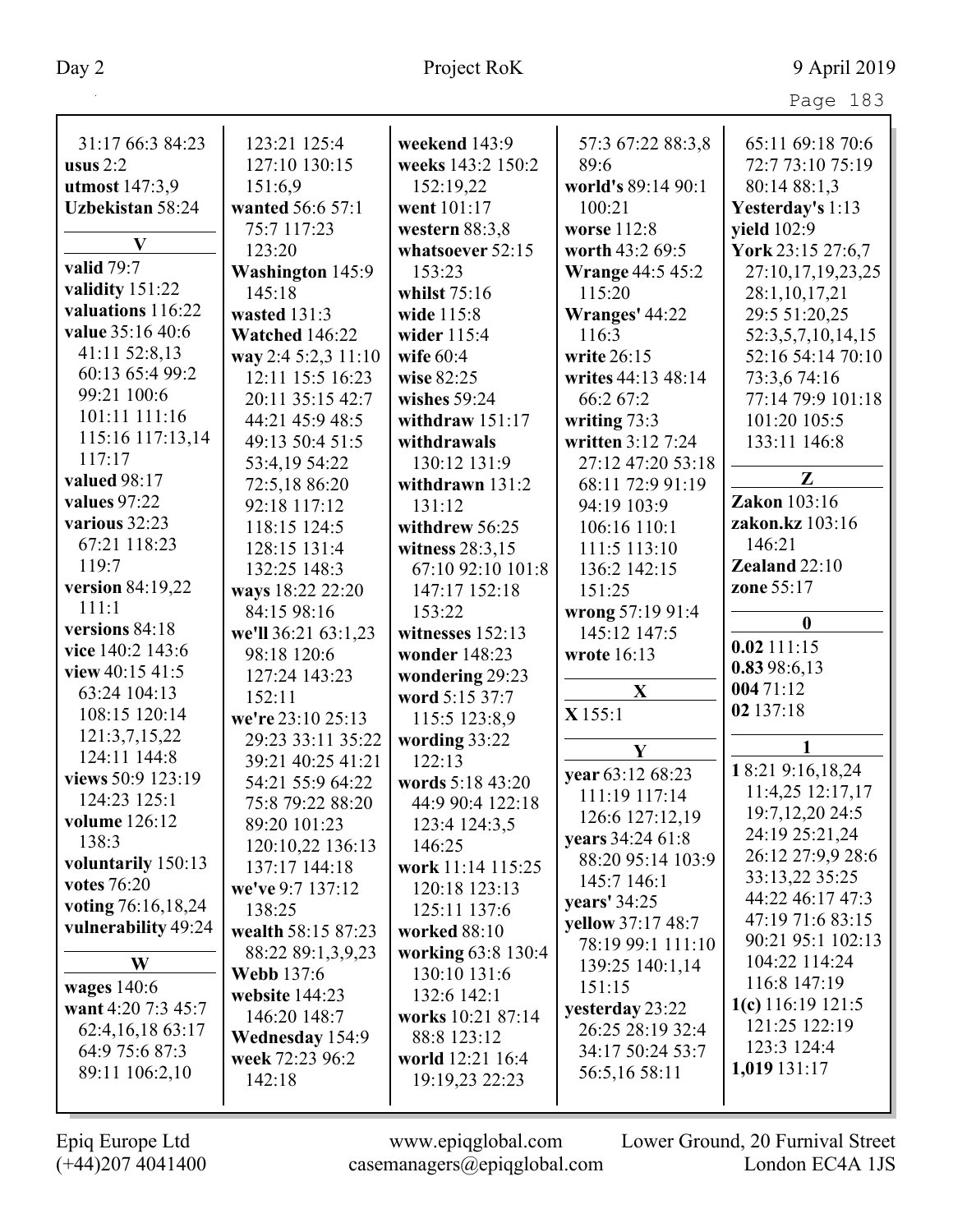31:17 66:3 84:23
**usus** 2:2
**utmost** 147:3,9
**Uzbekistan** 58:24

**V**

**valid** 79:7
**validity** 151:22
**valuations** 116:22
**value** 35:16 40:6 41:11 52:8,13 60:13 65:4 99:2 99:21 100:6 101:11 111:16 115:16 117:13,14 117:17
**valued** 98:17
**values** 97:22
**various** 32:23 67:21 118:23 119:7
**version** 84:19,22 111:1
**versions** 84:18
**vice** 140:2 143:6
**view** 40:15 41:5 63:24 104:13 108:15 120:14 121:3,7,15,22 124:11 144:8
**views** 50:9 123:19 124:23 125:1
**volume** 126:12 138:3
**voluntarily** 150:13
**votes** 76:20
**voting** 76:16,18,24
**vulnerability** 49:24

**W**

**wages** 140:6
**want** 4:20 7:3 45:7 62:4,16,18 63:17 64:9 75:6 87:3 89:11 106:2,10 123:21 125:4 127:10 130:15 151:6,9
**wanted** 56:6 57:1 75:7 117:23 123:20
**Washington** 145:9 145:18
**wasted** 131:3
**Watched** 146:22
**way** 2:4 5:2,3 11:10 12:11 15:5 16:23 20:11 35:15 42:7 44:21 45:9 48:5 49:13 50:4 51:5 53:4,19 54:22 72:5,18 86:20 92:18 117:12 118:15 124:5 128:15 131:4 132:25 148:3
**ways** 18:22 22:20 84:15 98:16
**we'll** 36:21 63:1,23 98:18 120:6 127:24 143:23 152:11
**we're** 23:10 25:13 29:23 33:11 35:22 39:21 40:25 41:21 54:21 55:9 64:22 75:8 79:22 88:20 89:20 101:23 120:10,22 136:13 137:17 144:18
**we've** 9:7 137:12 138:25
**wealth** 58:15 87:23 88:22 89:1,3,9,23
**Webb** 137:6
**website** 144:23 146:20 148:7
**Wednesday** 154:9
**week** 72:23 96:2 142:18
**weekend** 143:9
**weeks** 143:2 150:2 152:19,22
**went** 101:17
**western** 88:3,8
**whatsoever** 52:15 153:23
**whilst** 75:16
**wide** 115:8
**wider** 115:4
**wife** 60:4
**wise** 82:25
**wishes** 59:24
**withdraw** 151:17
**withdrawals** 130:12 131:9
**withdrawn** 131:2 131:12
**withdrew** 56:25
**witness** 28:3,15 67:10 92:10 101:8 147:17 152:18 153:22
**witnesses** 152:13
**wonder** 148:23
**wondering** 29:23
**word** 5:15 37:7 115:5 123:8,9
**wording** 33:22 122:13
**words** 5:18 43:20 44:9 90:4 122:18 123:4 124:3,5 146:25
**work** 11:14 115:25 120:18 123:13 125:11 137:6
**worked** 88:10
**working** 63:8 130:4 130:10 131:6 132:6 142:1
**works** 10:21 87:14 88:8 123:12
**world** 12:21 16:4 19:19,23 22:23 57:3 67:22 88:3,8 89:6
**world's** 89:14 90:1 100:21
**worse** 112:8
**worth** 43:2 69:5
**Wrange** 44:5 45:2 115:20
**Wranges'** 44:22 116:3
**write** 26:15
**writes** 44:13 48:14 66:2 67:2
**writing** 73:3
**written** 3:12 7:24 27:12 47:20 53:18 68:11 72:9 91:19 94:19 103:9 106:16 110:1 111:5 113:10 136:2 142:15 151:25
**wrong** 57:19 91:4 145:12 147:5
**wrote** 16:13

**X**

**X** 155:1

**Y**

**year** 63:12 68:23 111:19 117:14 126:6 127:12,19
**years** 34:24 61:8 88:20 95:14 103:9 145:7 146:1
**years'** 34:25
**yellow** 37:17 48:7 78:19 99:1 111:10 139:25 140:1,14 151:15
**yesterday** 23:22 26:25 28:19 32:4 34:17 50:24 53:7 56:5,16 58:11 65:11 69:18 70:6 72:7 73:10 75:19 80:14 88:1,3
**Yesterday's** 1:13
**yield** 102:9
**York** 23:15 27:6,7 27:10,17,19,23,25 28:1,10,17,21 29:5 51:20,25 52:3,5,7,10,14,15 52:16 54:14 70:10 73:3,6 74:16 77:14 79:9 101:18 101:20 105:5 133:11 146:8

**Z**

**Zakon** 103:16
**zakon.kz** 103:16 146:21
**Zealand** 22:10
**zone** 55:17

**0**

**0.02** 111:15
**0.83** 98:6,13
**004** 71:12
**02** 137:18

**1**

**1** 8:21 9:16,18,24 11:4,25 12:17,17 19:7,12,20 24:5 24:19 25:21,24 26:12 27:9,9 28:6 33:13,22 35:25 44:22 46:17 47:3 47:19 71:6 83:15 90:21 95:1 102:13 104:22 114:24 116:8 147:19
**1(c)** 116:19 121:5 121:25 122:19 123:3 124:4
**1,019** 131:17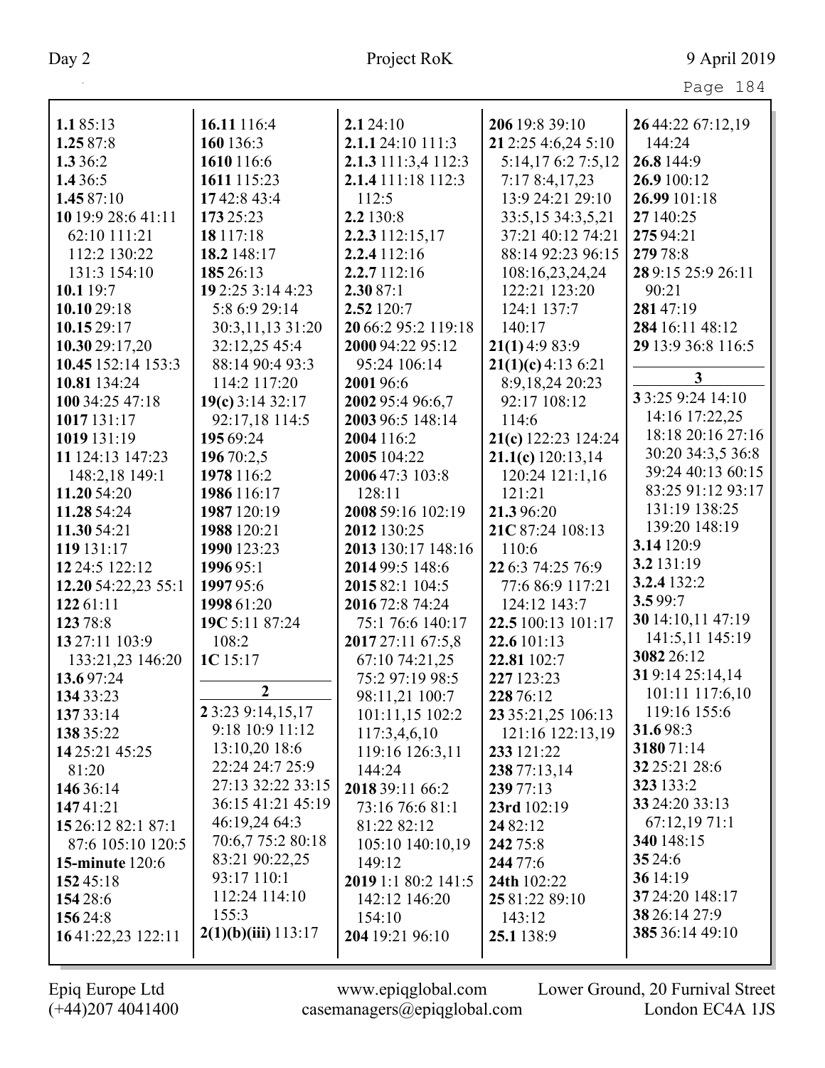**1.1** 85:13
**1.25** 87:8
**1.3** 36:2
**1.4** 36:5
**1.45** 87:10
**10** 19:9 28:6 41:11 62:10 111:21 112:2 130:22 131:3 154:10
**10.1** 19:7
**10.10** 29:18
**10.15** 29:17
**10.30** 29:17,20
**10.45** 152:14 153:3
**10.81** 134:24
**100** 34:25 47:18
**1017** 131:17
**1019** 131:19
**11** 124:13 147:23 148:2,18 149:1
**11.20** 54:20
**11.28** 54:24
**11.30** 54:21
**119** 131:17
**12** 24:5 122:12
**12.20** 54:22,23 55:1
**122** 61:11
**123** 78:8
**13** 27:11 103:9 133:21,23 146:20
**13.6** 97:24
**134** 33:23
**137** 33:14
**138** 35:22
**14** 25:21 45:25 81:20
**146** 36:14
**147** 41:21
**15** 26:12 82:1 87:1 87:6 105:10 120:5
**15-minute** 120:6
**152** 45:18
**154** 28:6
**156** 24:8
**16** 41:22,23 122:11
**16.11** 116:4
**160** 136:3
**1610** 116:6
**1611** 115:23
**17** 42:8 43:4
**173** 25:23
**18** 117:18
**18.2** 148:17
**185** 26:13
**19** 2:25 3:14 4:23 5:8 6:9 29:14 30:3,11,13 31:20 32:12,25 45:4 88:14 90:4 93:3 114:2 117:20
**19(c)** 3:14 32:17 92:17,18 114:5
**195** 69:24
**196** 70:2,5
**1978** 116:2
**1986** 116:17
**1987** 120:19
**1988** 120:21
**1990** 123:23
**1996** 95:1
**1997** 95:6
**1998** 61:20
**19C** 5:11 87:24 108:2
**1C** 15:17

## 2

**2** 3:23 9:14,15,17 9:18 10:9 11:12 13:10,20 18:6 22:24 24:7 25:9 27:13 32:22 33:15 36:15 41:21 45:19 46:19,24 64:3 70:6,7 75:2 80:18 83:21 90:22,25 93:17 110:1 112:24 114:10 155:3
**2(1)(b)(iii)** 113:17
**2.1** 24:10
**2.1.1** 24:10 111:3
**2.1.3** 111:3,4 112:3
**2.1.4** 111:18 112:3 112:5
**2.2** 130:8
**2.2.3** 112:15,17
**2.2.4** 112:16
**2.2.7** 112:16
**2.30** 87:1
**2.52** 120:7
**20** 66:2 95:2 119:18
**2000** 94:22 95:12 95:24 106:14
**2001** 96:6
**2002** 95:4 96:6,7
**2003** 96:5 148:14
**2004** 116:2
**2005** 104:22
**2006** 47:3 103:8 128:11
**2008** 59:16 102:19
**2012** 130:25
**2013** 130:17 148:16
**2014** 99:5 148:6
**2015** 82:1 104:5
**2016** 72:8 74:24 75:1 76:6 140:17
**2017** 27:11 67:5,8 67:10 74:21,25 75:2 97:19 98:5 98:11,21 100:7 101:11,15 102:2 117:3,4,6,10 119:16 126:3,11 144:24
**2018** 39:11 66:2 73:16 76:6 81:1 81:22 82:12 105:10 140:10,19 149:12
**2019** 1:1 80:2 141:5 142:12 146:20 154:10
**204** 19:21 96:10
**206** 19:8 39:10
**21** 2:25 4:6,24 5:10 5:14,17 6:2 7:5,12 7:17 8:4,17,23 13:9 24:21 29:10 33:5,15 34:3,5,21 37:21 40:12 74:21 88:14 92:23 96:15 108:16,23,24,24 122:21 123:20 124:1 137:7 140:17
**21(1)** 4:9 83:9
**21(1)(c)** 4:13 6:21 8:9,18,24 20:23 92:17 108:12 114:6
**21(c)** 122:23 124:24
**21.1(c)** 120:13,14 120:24 121:1,16 121:21
**21.3** 96:20
**21C** 87:24 108:13 110:6
**22** 6:3 74:25 76:9 77:6 86:9 117:21 124:12 143:7
**22.5** 100:13 101:17
**22.6** 101:13
**22.81** 102:7
**227** 123:23
**228** 76:12
**23** 35:21,25 106:13 121:16 122:13,19
**233** 121:22
**238** 77:13,14
**239** 77:13
**23rd** 102:19
**24** 82:12
**242** 75:8
**244** 77:6
**24th** 102:22
**25** 81:22 89:10 143:12
**25.1** 138:9
**26** 44:22 67:12,19 144:24
**26.8** 144:9
**26.9** 100:12
**26.99** 101:18
**27** 140:25
**275** 94:21
**279** 78:8
**28** 9:15 25:9 26:11 90:21
**281** 47:19
**284** 16:11 48:12
**29** 13:9 36:8 116:5

## 3

**3** 3:25 9:24 14:10 14:16 17:22,25 18:18 20:16 27:16 30:20 34:3,5 36:8 39:24 40:13 60:15 83:25 91:12 93:17 131:19 138:25 139:20 148:19
**3.14** 120:9
**3.2** 131:19
**3.2.4** 132:2
**3.5** 99:7
**30** 14:10,11 47:19 141:5,11 145:19
**3082** 26:12
**31** 9:14 25:14,14 101:11 117:6,10 119:16 155:6
**31.6** 98:3
**3180** 71:14
**32** 25:21 28:6
**323** 133:2
**33** 24:20 33:13 67:12,19 71:1
**340** 148:15
**35** 24:6
**36** 14:19
**37** 24:20 148:17
**38** 26:14 27:9
**385** 36:14 49:10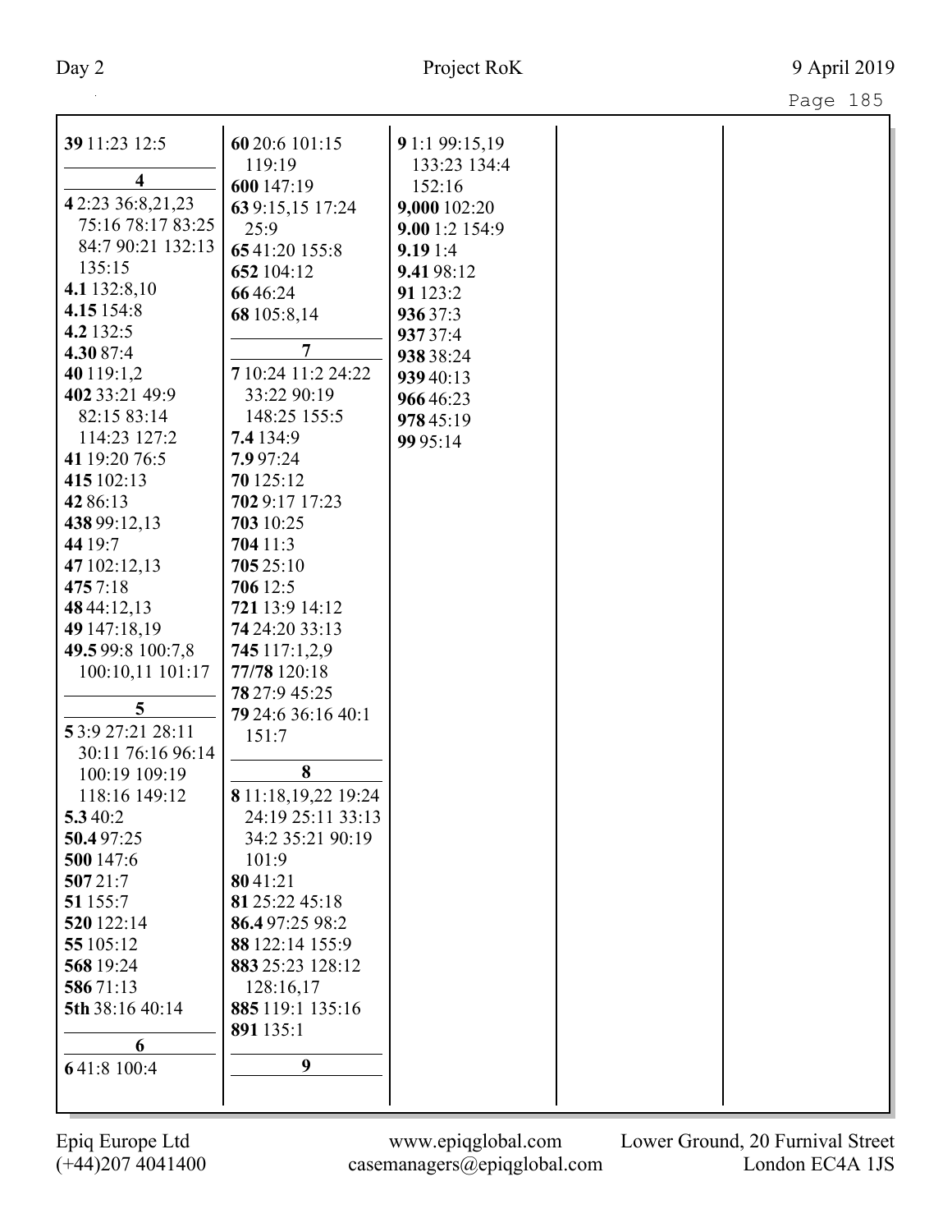**39** 11:23 12:5

**4**

**4** 2:23 36:8,21,23 75:16 78:17 83:25 84:7 90:21 132:13 135:15
**4.1** 132:8,10
**4.15** 154:8
**4.2** 132:5
**4.30** 87:4
**40** 119:1,2
**402** 33:21 49:9 82:15 83:14 114:23 127:2
**41** 19:20 76:5
**415** 102:13
**42** 86:13
**438** 99:12,13
**44** 19:7
**47** 102:12,13
**475** 7:18
**48** 44:12,13
**49** 147:18,19
**49.5** 99:8 100:7,8 100:10,11 101:17

**5**

**5** 3:9 27:21 28:11 30:11 76:16 96:14 100:19 109:19 118:16 149:12
**5.3** 40:2
**50.4** 97:25
**500** 147:6
**507** 21:7
**51** 155:7
**520** 122:14
**55** 105:12
**568** 19:24
**586** 71:13
**5th** 38:16 40:14

**6**

**6** 41:8 100:4
**60** 20:6 101:15 119:19
**600** 147:19
**63** 9:15,15 17:24 25:9
**65** 41:20 155:8
**652** 104:12
**66** 46:24
**68** 105:8,14

**7**

**7** 10:24 11:2 24:22 33:22 90:19 148:25 155:5
**7.4** 134:9
**7.9** 97:24
**70** 125:12
**702** 9:17 17:23
**703** 10:25
**704** 11:3
**705** 25:10
**706** 12:5
**721** 13:9 14:12
**74** 24:20 33:13
**745** 117:1,2,9
**77/78** 120:18
**78** 27:9 45:25
**79** 24:6 36:16 40:1 151:7

**8**

**8** 11:18,19,22 19:24 24:19 25:11 33:13 34:2 35:21 90:19 101:9
**80** 41:21
**81** 25:22 45:18
**86.4** 97:25 98:2
**88** 122:14 155:9
**883** 25:23 128:12 128:16,17
**885** 119:1 135:16
**891** 135:1

**9**

**9** 1:1 99:15,19 133:23 134:4 152:16
**9,000** 102:20
**9.00** 1:2 154:9
**9.19** 1:4
**9.41** 98:12
**91** 123:2
**936** 37:3
**937** 37:4
**938** 38:24
**939** 40:13
**966** 46:23
**978** 45:19
**99** 95:14